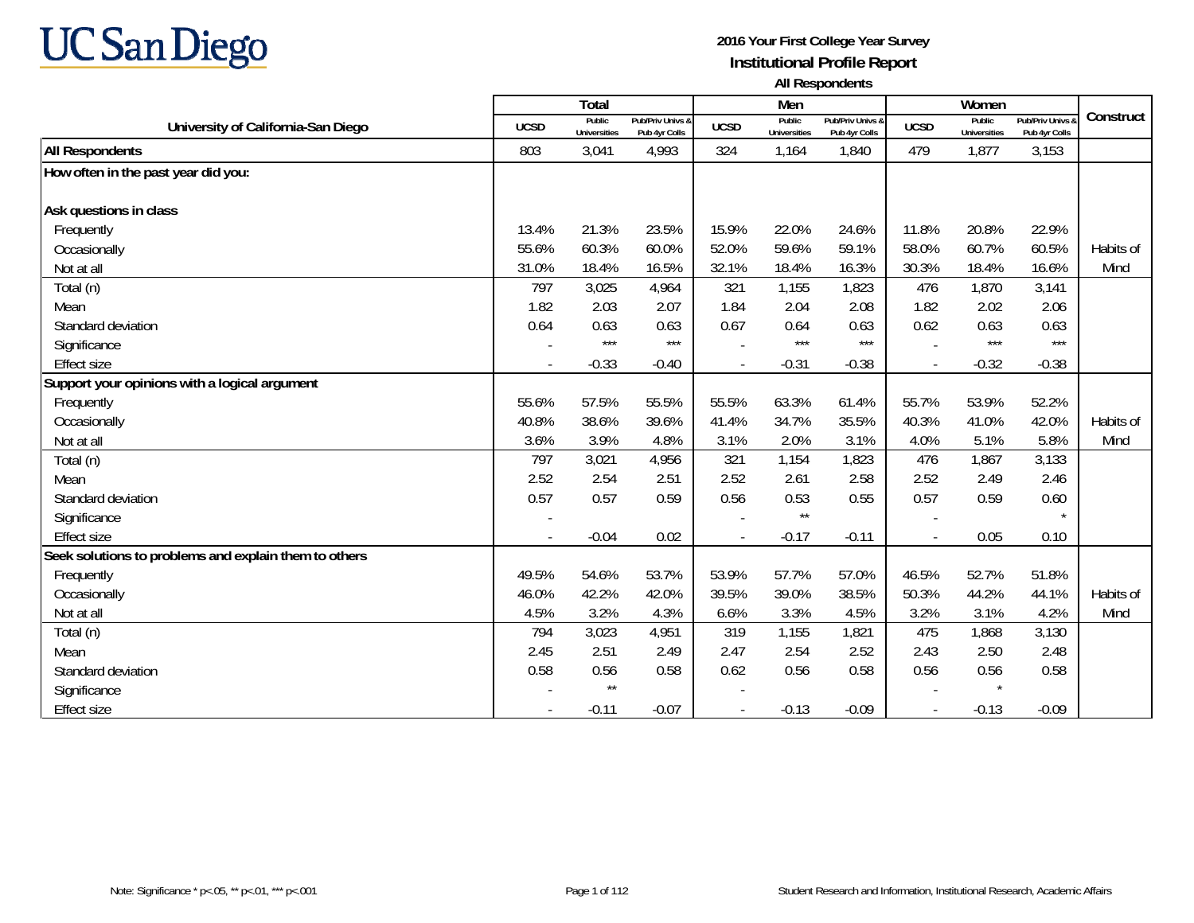UC San Diego

# 2016 Your First College Year Survey
## Institutional Profile Report
### All Respondents

| University of California-San Diego | Total | | | Men | | | Women | | | Construct |
|---|---|---|---|---|---|---|---|---|---|---|
| | UCSD | Public Universities | Pub/Priv Univs & Pub 4yr Colls | UCSD | Public Universities | Pub/Priv Univs & Pub 4yr Colls | UCSD | Public Universities | Pub/Priv Univs & Pub 4yr Colls | |
| **All Respondents** | 803 | 3,041 | 4,993 | 324 | 1,164 | 1,840 | 479 | 1,877 | 3,153 | |
| **How often in the past year did you:** | | | | | | | | | | |
| **Ask questions in class** | | | | | | | | | | |
| Frequently | 13.4% | 21.3% | 23.5% | 15.9% | 22.0% | 24.6% | 11.8% | 20.8% | 22.9% | |
| Occasionally | 55.6% | 60.3% | 60.0% | 52.0% | 59.6% | 59.1% | 58.0% | 60.7% | 60.5% | Habits of |
| Not at all | 31.0% | 18.4% | 16.5% | 32.1% | 18.4% | 16.3% | 30.3% | 18.4% | 16.6% | Mind |
| Total (n) | 797 | 3,025 | 4,964 | 321 | 1,155 | 1,823 | 476 | 1,870 | 3,141 | |
| Mean | 1.82 | 2.03 | 2.07 | 1.84 | 2.04 | 2.08 | 1.82 | 2.02 | 2.06 | |
| Standard deviation | 0.64 | 0.63 | 0.63 | 0.67 | 0.64 | 0.63 | 0.62 | 0.63 | 0.63 | |
| Significance | - | *** | *** | - | *** | *** | - | *** | *** | |
| Effect size | - | -0.33 | -0.40 | - | -0.31 | -0.38 | - | -0.32 | -0.38 | |
| **Support your opinions with a logical argument** | | | | | | | | | | |
| Frequently | 55.6% | 57.5% | 55.5% | 55.5% | 63.3% | 61.4% | 55.7% | 53.9% | 52.2% | |
| Occasionally | 40.8% | 38.6% | 39.6% | 41.4% | 34.7% | 35.5% | 40.3% | 41.0% | 42.0% | Habits of |
| Not at all | 3.6% | 3.9% | 4.8% | 3.1% | 2.0% | 3.1% | 4.0% | 5.1% | 5.8% | Mind |
| Total (n) | 797 | 3,021 | 4,956 | 321 | 1,154 | 1,823 | 476 | 1,867 | 3,133 | |
| Mean | 2.52 | 2.54 | 2.51 | 2.52 | 2.61 | 2.58 | 2.52 | 2.49 | 2.46 | |
| Standard deviation | 0.57 | 0.57 | 0.59 | 0.56 | 0.53 | 0.55 | 0.57 | 0.59 | 0.60 | |
| Significance | - | | | - | ** | | - | | * | |
| Effect size | - | -0.04 | 0.02 | - | -0.17 | -0.11 | - | 0.05 | 0.10 | |
| **Seek solutions to problems and explain them to others** | | | | | | | | | | |
| Frequently | 49.5% | 54.6% | 53.7% | 53.9% | 57.7% | 57.0% | 46.5% | 52.7% | 51.8% | |
| Occasionally | 46.0% | 42.2% | 42.0% | 39.5% | 39.0% | 38.5% | 50.3% | 44.2% | 44.1% | Habits of |
| Not at all | 4.5% | 3.2% | 4.3% | 6.6% | 3.3% | 4.5% | 3.2% | 3.1% | 4.2% | Mind |
| Total (n) | 794 | 3,023 | 4,951 | 319 | 1,155 | 1,821 | 475 | 1,868 | 3,130 | |
| Mean | 2.45 | 2.51 | 2.49 | 2.47 | 2.54 | 2.52 | 2.43 | 2.50 | 2.48 | |
| Standard deviation | 0.58 | 0.56 | 0.58 | 0.62 | 0.56 | 0.58 | 0.56 | 0.56 | 0.58 | |
| Significance | - | ** | | - | | | - | * | | |
| Effect size | - | -0.11 | -0.07 | - | -0.13 | -0.09 | - | -0.13 | -0.09 | |

Note: Significance * p<.05, ** p<.01, *** p<.001

Student Research and Information, Institutional Research, Academic Affairs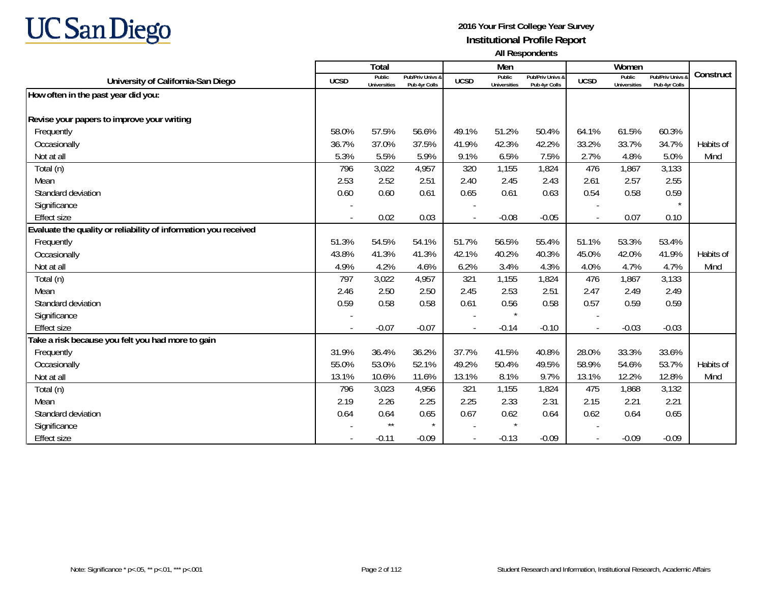UC San Diego

**2016 Your First College Year Survey**
**Institutional Profile Report**
**All Respondents**

| University of California-San Diego | Total | | | Men | | | Women | | | Construct |
|---|---|---|---|---|---|---|---|---|---|---|
| | UCSD | Public Universities | Pub/Priv Univs & Pub 4yr Colls | UCSD | Public Universities | Pub/Priv Univs & Pub 4yr Colls | UCSD | Public Universities | Pub/Priv Univs & Pub 4yr Colls | |
| **How often in the past year did you:** | | | | | | | | | | |
| **Revise your papers to improve your writing** | | | | | | | | | | |
| Frequently | 58.0% | 57.5% | 56.6% | 49.1% | 51.2% | 50.4% | 64.1% | 61.5% | 60.3% | |
| Occasionally | 36.7% | 37.0% | 37.5% | 41.9% | 42.3% | 42.2% | 33.2% | 33.7% | 34.7% | Habits of |
| Not at all | 5.3% | 5.5% | 5.9% | 9.1% | 6.5% | 7.5% | 2.7% | 4.8% | 5.0% | Mind |
| Total (n) | 796 | 3,022 | 4,957 | 320 | 1,155 | 1,824 | 476 | 1,867 | 3,133 | |
| Mean | 2.53 | 2.52 | 2.51 | 2.40 | 2.45 | 2.43 | 2.61 | 2.57 | 2.55 | |
| Standard deviation | 0.60 | 0.60 | 0.61 | 0.65 | 0.61 | 0.63 | 0.54 | 0.58 | 0.59 | |
| Significance | - | | | - | | | - | | * | |
| Effect size | - | 0.02 | 0.03 | - | -0.08 | -0.05 | - | 0.07 | 0.10 | |
| **Evaluate the quality or reliability of information you received** | | | | | | | | | | |
| Frequently | 51.3% | 54.5% | 54.1% | 51.7% | 56.5% | 55.4% | 51.1% | 53.3% | 53.4% | |
| Occasionally | 43.8% | 41.3% | 41.3% | 42.1% | 40.2% | 40.3% | 45.0% | 42.0% | 41.9% | Habits of |
| Not at all | 4.9% | 4.2% | 4.6% | 6.2% | 3.4% | 4.3% | 4.0% | 4.7% | 4.7% | Mind |
| Total (n) | 797 | 3,022 | 4,957 | 321 | 1,155 | 1,824 | 476 | 1,867 | 3,133 | |
| Mean | 2.46 | 2.50 | 2.50 | 2.45 | 2.53 | 2.51 | 2.47 | 2.49 | 2.49 | |
| Standard deviation | 0.59 | 0.58 | 0.58 | 0.61 | 0.56 | 0.58 | 0.57 | 0.59 | 0.59 | |
| Significance | - | | | - | * | | - | | | |
| Effect size | - | -0.07 | -0.07 | - | -0.14 | -0.10 | - | -0.03 | -0.03 | |
| **Take a risk because you felt you had more to gain** | | | | | | | | | | |
| Frequently | 31.9% | 36.4% | 36.2% | 37.7% | 41.5% | 40.8% | 28.0% | 33.3% | 33.6% | |
| Occasionally | 55.0% | 53.0% | 52.1% | 49.2% | 50.4% | 49.5% | 58.9% | 54.6% | 53.7% | Habits of |
| Not at all | 13.1% | 10.6% | 11.6% | 13.1% | 8.1% | 9.7% | 13.1% | 12.2% | 12.8% | Mind |
| Total (n) | 796 | 3,023 | 4,956 | 321 | 1,155 | 1,824 | 475 | 1,868 | 3,132 | |
| Mean | 2.19 | 2.26 | 2.25 | 2.25 | 2.33 | 2.31 | 2.15 | 2.21 | 2.21 | |
| Standard deviation | 0.64 | 0.64 | 0.65 | 0.67 | 0.62 | 0.64 | 0.62 | 0.64 | 0.65 | |
| Significance | - | ** | * | - | * | | - | | | |
| Effect size | - | -0.11 | -0.09 | - | -0.13 | -0.09 | - | -0.09 | -0.09 | |

Note: Significance * p<.05, ** p<.01, *** p<.001

Student Research and Information, Institutional Research, Academic Affairs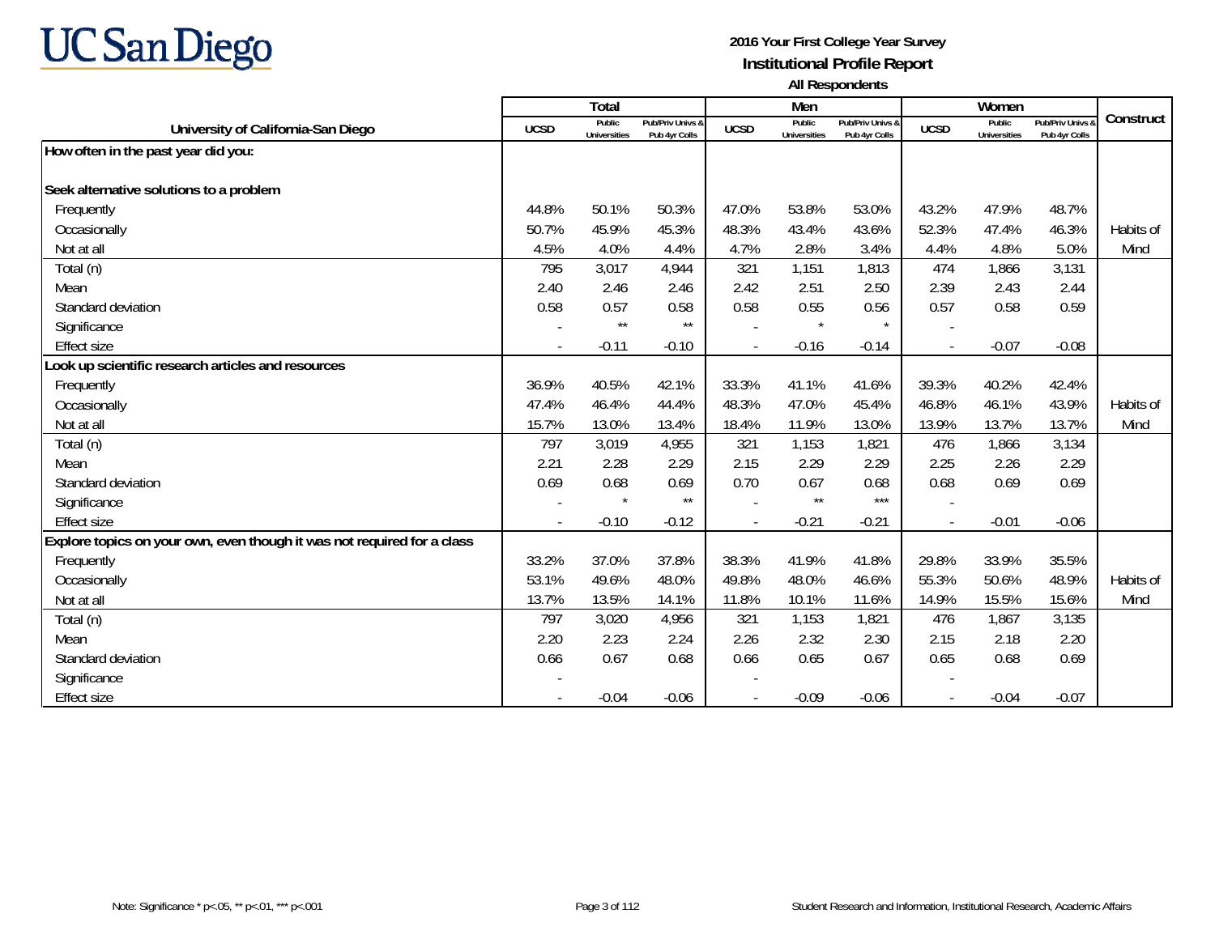UC San Diego

**2016 Your First College Year Survey**

**Institutional Profile Report**

**All Respondents**

| University of California-San Diego | Total | | | Men | | | Women | | | Construct |
|---|---|---|---|---|---|---|---|---|---|---|
| | UCSD | Public Universities | Pub/Priv Univs & Pub 4yr Colls | UCSD | Public Universities | Pub/Priv Univs & Pub 4yr Colls | UCSD | Public Universities | Pub/Priv Univs & Pub 4yr Colls | |
| **How often in the past year did you:** | | | | | | | | | | |
| **Seek alternative solutions to a problem** | | | | | | | | | | |
| Frequently | 44.8% | 50.1% | 50.3% | 47.0% | 53.8% | 53.0% | 43.2% | 47.9% | 48.7% | |
| Occasionally | 50.7% | 45.9% | 45.3% | 48.3% | 43.4% | 43.6% | 52.3% | 47.4% | 46.3% | Habits of |
| Not at all | 4.5% | 4.0% | 4.4% | 4.7% | 2.8% | 3.4% | 4.4% | 4.8% | 5.0% | Mind |
| Total (n) | 795 | 3,017 | 4,944 | 321 | 1,151 | 1,813 | 474 | 1,866 | 3,131 | |
| Mean | 2.40 | 2.46 | 2.46 | 2.42 | 2.51 | 2.50 | 2.39 | 2.43 | 2.44 | |
| Standard deviation | 0.58 | 0.57 | 0.58 | 0.58 | 0.55 | 0.56 | 0.57 | 0.58 | 0.59 | |
| Significance | - | ** | ** | - | * | * | - | | | |
| Effect size | - | -0.11 | -0.10 | - | -0.16 | -0.14 | - | -0.07 | -0.08 | |
| **Look up scientific research articles and resources** | | | | | | | | | | |
| Frequently | 36.9% | 40.5% | 42.1% | 33.3% | 41.1% | 41.6% | 39.3% | 40.2% | 42.4% | |
| Occasionally | 47.4% | 46.4% | 44.4% | 48.3% | 47.0% | 45.4% | 46.8% | 46.1% | 43.9% | Habits of |
| Not at all | 15.7% | 13.0% | 13.4% | 18.4% | 11.9% | 13.0% | 13.9% | 13.7% | 13.7% | Mind |
| Total (n) | 797 | 3,019 | 4,955 | 321 | 1,153 | 1,821 | 476 | 1,866 | 3,134 | |
| Mean | 2.21 | 2.28 | 2.29 | 2.15 | 2.29 | 2.29 | 2.25 | 2.26 | 2.29 | |
| Standard deviation | 0.69 | 0.68 | 0.69 | 0.70 | 0.67 | 0.68 | 0.68 | 0.69 | 0.69 | |
| Significance | - | * | ** | - | ** | *** | - | | | |
| Effect size | - | -0.10 | -0.12 | - | -0.21 | -0.21 | - | -0.01 | -0.06 | |
| **Explore topics on your own, even though it was not required for a class** | | | | | | | | | | |
| Frequently | 33.2% | 37.0% | 37.8% | 38.3% | 41.9% | 41.8% | 29.8% | 33.9% | 35.5% | |
| Occasionally | 53.1% | 49.6% | 48.0% | 49.8% | 48.0% | 46.6% | 55.3% | 50.6% | 48.9% | Habits of |
| Not at all | 13.7% | 13.5% | 14.1% | 11.8% | 10.1% | 11.6% | 14.9% | 15.5% | 15.6% | Mind |
| Total (n) | 797 | 3,020 | 4,956 | 321 | 1,153 | 1,821 | 476 | 1,867 | 3,135 | |
| Mean | 2.20 | 2.23 | 2.24 | 2.26 | 2.32 | 2.30 | 2.15 | 2.18 | 2.20 | |
| Standard deviation | 0.66 | 0.67 | 0.68 | 0.66 | 0.65 | 0.67 | 0.65 | 0.68 | 0.69 | |
| Significance | - | | | - | | | - | | | |
| Effect size | - | -0.04 | -0.06 | - | -0.09 | -0.06 | - | -0.04 | -0.07 | |

Note: Significance * p<.05, ** p<.01, *** p<.001

Student Research and Information, Institutional Research, Academic Affairs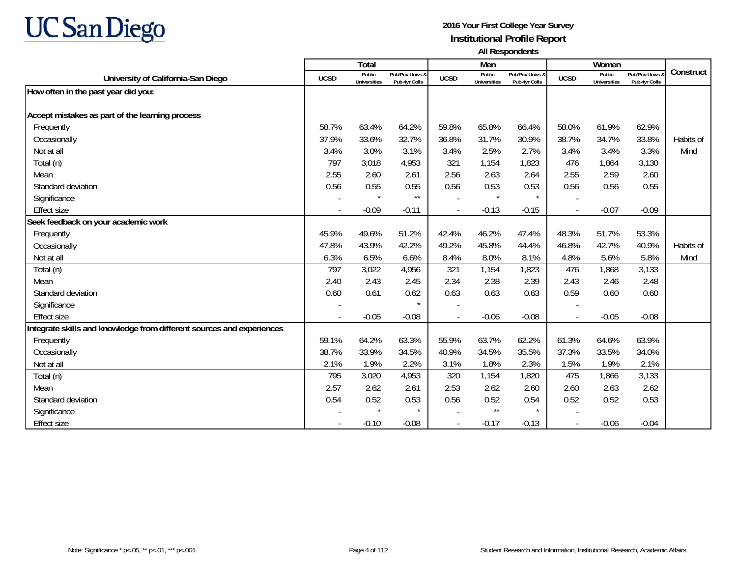**2016 Your First College Year Survey**
**Institutional Profile Report**
**All Respondents**

| University of California-San Diego | Total | | | Men | | | Women | | | Construct |
|---|---|---|---|---|---|---|---|---|---|---|
| | UCSD | Public Universities | Pub/Priv Univs & Pub 4yr Colls | UCSD | Public Universities | Pub/Priv Univs & Pub 4yr Colls | UCSD | Public Universities | Pub/Priv Univs & Pub 4yr Colls | |
| **How often in the past year did you:** | | | | | | | | | | |
| **Accept mistakes as part of the learning process** | | | | | | | | | | |
| Frequently | 58.7% | 63.4% | 64.2% | 59.8% | 65.8% | 66.4% | 58.0% | 61.9% | 62.9% | |
| Occasionally | 37.9% | 33.6% | 32.7% | 36.8% | 31.7% | 30.9% | 38.7% | 34.7% | 33.8% | Habits of |
| Not at all | 3.4% | 3.0% | 3.1% | 3.4% | 2.5% | 2.7% | 3.4% | 3.4% | 3.3% | Mind |
| Total (n) | 797 | 3,018 | 4,953 | 321 | 1,154 | 1,823 | 476 | 1,864 | 3,130 | |
| Mean | 2.55 | 2.60 | 2.61 | 2.56 | 2.63 | 2.64 | 2.55 | 2.59 | 2.60 | |
| Standard deviation | 0.56 | 0.55 | 0.55 | 0.56 | 0.53 | 0.53 | 0.56 | 0.56 | 0.55 | |
| Significance | - | * | ** | - | * | * | - | | | |
| Effect size | - | -0.09 | -0.11 | - | -0.13 | -0.15 | - | -0.07 | -0.09 | |
| **Seek feedback on your academic work** | | | | | | | | | | |
| Frequently | 45.9% | 49.6% | 51.2% | 42.4% | 46.2% | 47.4% | 48.3% | 51.7% | 53.3% | |
| Occasionally | 47.8% | 43.9% | 42.2% | 49.2% | 45.8% | 44.4% | 46.8% | 42.7% | 40.9% | Habits of |
| Not at all | 6.3% | 6.5% | 6.6% | 8.4% | 8.0% | 8.1% | 4.8% | 5.6% | 5.8% | Mind |
| Total (n) | 797 | 3,022 | 4,956 | 321 | 1,154 | 1,823 | 476 | 1,868 | 3,133 | |
| Mean | 2.40 | 2.43 | 2.45 | 2.34 | 2.38 | 2.39 | 2.43 | 2.46 | 2.48 | |
| Standard deviation | 0.60 | 0.61 | 0.62 | 0.63 | 0.63 | 0.63 | 0.59 | 0.60 | 0.60 | |
| Significance | - | | * | - | | | - | | | |
| Effect size | - | -0.05 | -0.08 | - | -0.06 | -0.08 | - | -0.05 | -0.08 | |
| **Integrate skills and knowledge from different sources and experiences** | | | | | | | | | | |
| Frequently | 59.1% | 64.2% | 63.3% | 55.9% | 63.7% | 62.2% | 61.3% | 64.6% | 63.9% | |
| Occasionally | 38.7% | 33.9% | 34.5% | 40.9% | 34.5% | 35.5% | 37.3% | 33.5% | 34.0% | |
| Not at all | 2.1% | 1.9% | 2.2% | 3.1% | 1.8% | 2.3% | 1.5% | 1.9% | 2.1% | |
| Total (n) | 795 | 3,020 | 4,953 | 320 | 1,154 | 1,820 | 475 | 1,866 | 3,133 | |
| Mean | 2.57 | 2.62 | 2.61 | 2.53 | 2.62 | 2.60 | 2.60 | 2.63 | 2.62 | |
| Standard deviation | 0.54 | 0.52 | 0.53 | 0.56 | 0.52 | 0.54 | 0.52 | 0.52 | 0.53 | |
| Significance | - | * | * | - | ** | * | - | | | |
| Effect size | - | -0.10 | -0.08 | - | -0.17 | -0.13 | - | -0.06 | -0.04 | |

Note: Significance * p<.05, ** p<.01, *** p<.001

Student Research and Information, Institutional Research, Academic Affairs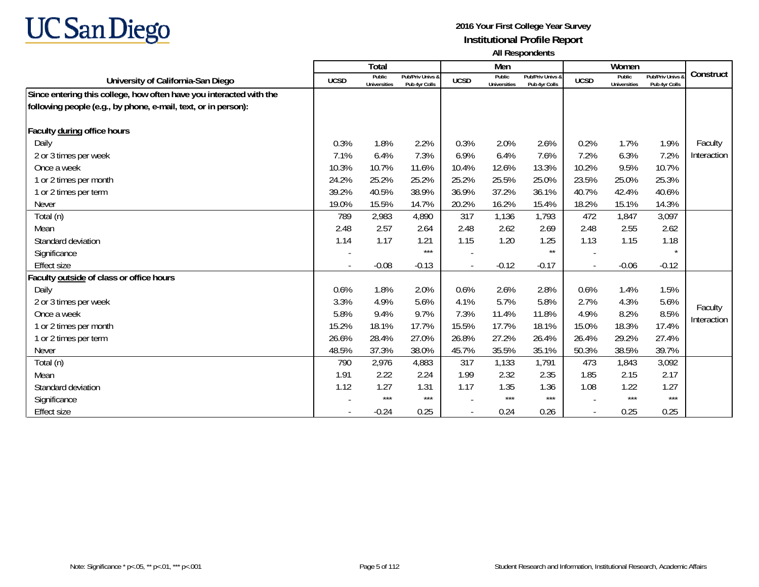UC San Diego

**2016 Your First College Year Survey**
**Institutional Profile Report**
**All Respondents**

| University of California-San Diego | Total | | | Men | | | Women | | | Construct |
|---|---|---|---|---|---|---|---|---|---|---|
| | UCSD | Public Universities | Pub/Priv Univs & Pub 4yr Colls | UCSD | Public Universities | Pub/Priv Univs & Pub 4yr Colls | UCSD | Public Universities | Pub/Priv Univs & Pub 4yr Colls | |
| **Since entering this college, how often have you interacted with the following people (e.g., by phone, e-mail, text, or in person):** | | | | | | | | | | |
| **Faculty during office hours** | | | | | | | | | | |
| Daily | 0.3% | 1.8% | 2.2% | 0.3% | 2.0% | 2.6% | 0.2% | 1.7% | 1.9% | Faculty Interaction |
| 2 or 3 times per week | 7.1% | 6.4% | 7.3% | 6.9% | 6.4% | 7.6% | 7.2% | 6.3% | 7.2% | |
| Once a week | 10.3% | 10.7% | 11.6% | 10.4% | 12.6% | 13.3% | 10.2% | 9.5% | 10.7% | |
| 1 or 2 times per month | 24.2% | 25.2% | 25.2% | 25.2% | 25.5% | 25.0% | 23.5% | 25.0% | 25.3% | |
| 1 or 2 times per term | 39.2% | 40.5% | 38.9% | 36.9% | 37.2% | 36.1% | 40.7% | 42.4% | 40.6% | |
| Never | 19.0% | 15.5% | 14.7% | 20.2% | 16.2% | 15.4% | 18.2% | 15.1% | 14.3% | |
| Total (n) | 789 | 2,983 | 4,890 | 317 | 1,136 | 1,793 | 472 | 1,847 | 3,097 | |
| Mean | 2.48 | 2.57 | 2.64 | 2.48 | 2.62 | 2.69 | 2.48 | 2.55 | 2.62 | |
| Standard deviation | 1.14 | 1.17 | 1.21 | 1.15 | 1.20 | 1.25 | 1.13 | 1.15 | 1.18 | |
| Significance | - | | *** | - | | ** | - | | * | |
| Effect size | - | -0.08 | -0.13 | - | -0.12 | -0.17 | - | -0.06 | -0.12 | |
| **Faculty outside of class or office hours** | | | | | | | | | | |
| Daily | 0.6% | 1.8% | 2.0% | 0.6% | 2.6% | 2.8% | 0.6% | 1.4% | 1.5% | Faculty Interaction |
| 2 or 3 times per week | 3.3% | 4.9% | 5.6% | 4.1% | 5.7% | 5.8% | 2.7% | 4.3% | 5.6% | |
| Once a week | 5.8% | 9.4% | 9.7% | 7.3% | 11.4% | 11.8% | 4.9% | 8.2% | 8.5% | |
| 1 or 2 times per month | 15.2% | 18.1% | 17.7% | 15.5% | 17.7% | 18.1% | 15.0% | 18.3% | 17.4% | |
| 1 or 2 times per term | 26.6% | 28.4% | 27.0% | 26.8% | 27.2% | 26.4% | 26.4% | 29.2% | 27.4% | |
| Never | 48.5% | 37.3% | 38.0% | 45.7% | 35.5% | 35.1% | 50.3% | 38.5% | 39.7% | |
| Total (n) | 790 | 2,976 | 4,883 | 317 | 1,133 | 1,791 | 473 | 1,843 | 3,092 | |
| Mean | 1.91 | 2.22 | 2.24 | 1.99 | 2.32 | 2.35 | 1.85 | 2.15 | 2.17 | |
| Standard deviation | 1.12 | 1.27 | 1.31 | 1.17 | 1.35 | 1.36 | 1.08 | 1.22 | 1.27 | |
| Significance | - | *** | *** | - | *** | *** | - | *** | *** | |
| Effect size | - | -0.24 | 0.25 | - | 0.24 | 0.26 | - | 0.25 | 0.25 | |

Note: Significance * p<.05, ** p<.01, *** p<.001

Student Research and Information, Institutional Research, Academic Affairs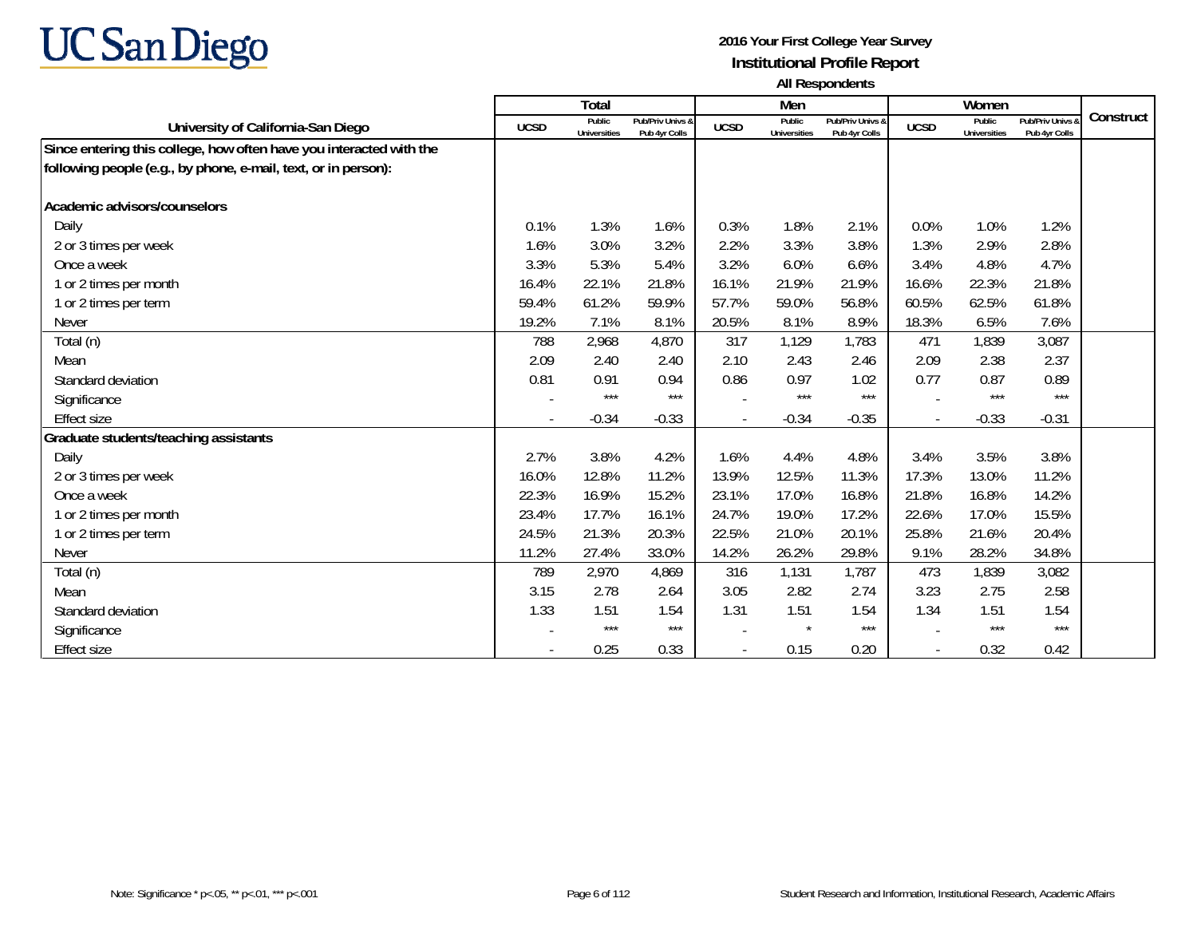**2016 Your First College Year Survey**
**Institutional Profile Report**
**All Respondents**

| University of California-San Diego | Total | | | Men | | | Women | | | Construct |
|---|---|---|---|---|---|---|---|---|---|---|
| | UCSD | Public Universities | Pub/Priv Univs & Pub 4yr Colls | UCSD | Public Universities | Pub/Priv Univs & Pub 4yr Colls | UCSD | Public Universities | Pub/Priv Univs & Pub 4yr Colls | |
| **Since entering this college, how often have you interacted with the following people (e.g., by phone, e-mail, text, or in person):** | | | | | | | | | | |
| **Academic advisors/counselors** | | | | | | | | | | |
| Daily | 0.1% | 1.3% | 1.6% | 0.3% | 1.8% | 2.1% | 0.0% | 1.0% | 1.2% | |
| 2 or 3 times per week | 1.6% | 3.0% | 3.2% | 2.2% | 3.3% | 3.8% | 1.3% | 2.9% | 2.8% | |
| Once a week | 3.3% | 5.3% | 5.4% | 3.2% | 6.0% | 6.6% | 3.4% | 4.8% | 4.7% | |
| 1 or 2 times per month | 16.4% | 22.1% | 21.8% | 16.1% | 21.9% | 21.9% | 16.6% | 22.3% | 21.8% | |
| 1 or 2 times per term | 59.4% | 61.2% | 59.9% | 57.7% | 59.0% | 56.8% | 60.5% | 62.5% | 61.8% | |
| Never | 19.2% | 7.1% | 8.1% | 20.5% | 8.1% | 8.9% | 18.3% | 6.5% | 7.6% | |
| Total (n) | 788 | 2,968 | 4,870 | 317 | 1,129 | 1,783 | 471 | 1,839 | 3,087 | |
| Mean | 2.09 | 2.40 | 2.40 | 2.10 | 2.43 | 2.46 | 2.09 | 2.38 | 2.37 | |
| Standard deviation | 0.81 | 0.91 | 0.94 | 0.86 | 0.97 | 1.02 | 0.77 | 0.87 | 0.89 | |
| Significance | - | *** | *** | - | *** | *** | - | *** | *** | |
| Effect size | - | -0.34 | -0.33 | - | -0.34 | -0.35 | - | -0.33 | -0.31 | |
| **Graduate students/teaching assistants** | | | | | | | | | | |
| Daily | 2.7% | 3.8% | 4.2% | 1.6% | 4.4% | 4.8% | 3.4% | 3.5% | 3.8% | |
| 2 or 3 times per week | 16.0% | 12.8% | 11.2% | 13.9% | 12.5% | 11.3% | 17.3% | 13.0% | 11.2% | |
| Once a week | 22.3% | 16.9% | 15.2% | 23.1% | 17.0% | 16.8% | 21.8% | 16.8% | 14.2% | |
| 1 or 2 times per month | 23.4% | 17.7% | 16.1% | 24.7% | 19.0% | 17.2% | 22.6% | 17.0% | 15.5% | |
| 1 or 2 times per term | 24.5% | 21.3% | 20.3% | 22.5% | 21.0% | 20.1% | 25.8% | 21.6% | 20.4% | |
| Never | 11.2% | 27.4% | 33.0% | 14.2% | 26.2% | 29.8% | 9.1% | 28.2% | 34.8% | |
| Total (n) | 789 | 2,970 | 4,869 | 316 | 1,131 | 1,787 | 473 | 1,839 | 3,082 | |
| Mean | 3.15 | 2.78 | 2.64 | 3.05 | 2.82 | 2.74 | 3.23 | 2.75 | 2.58 | |
| Standard deviation | 1.33 | 1.51 | 1.54 | 1.31 | 1.51 | 1.54 | 1.34 | 1.51 | 1.54 | |
| Significance | - | *** | *** | - | * | *** | - | *** | *** | |
| Effect size | - | 0.25 | 0.33 | - | 0.15 | 0.20 | - | 0.32 | 0.42 | |

Note: Significance * p<.05, ** p<.01, *** p<.001

Student Research and Information, Institutional Research, Academic Affairs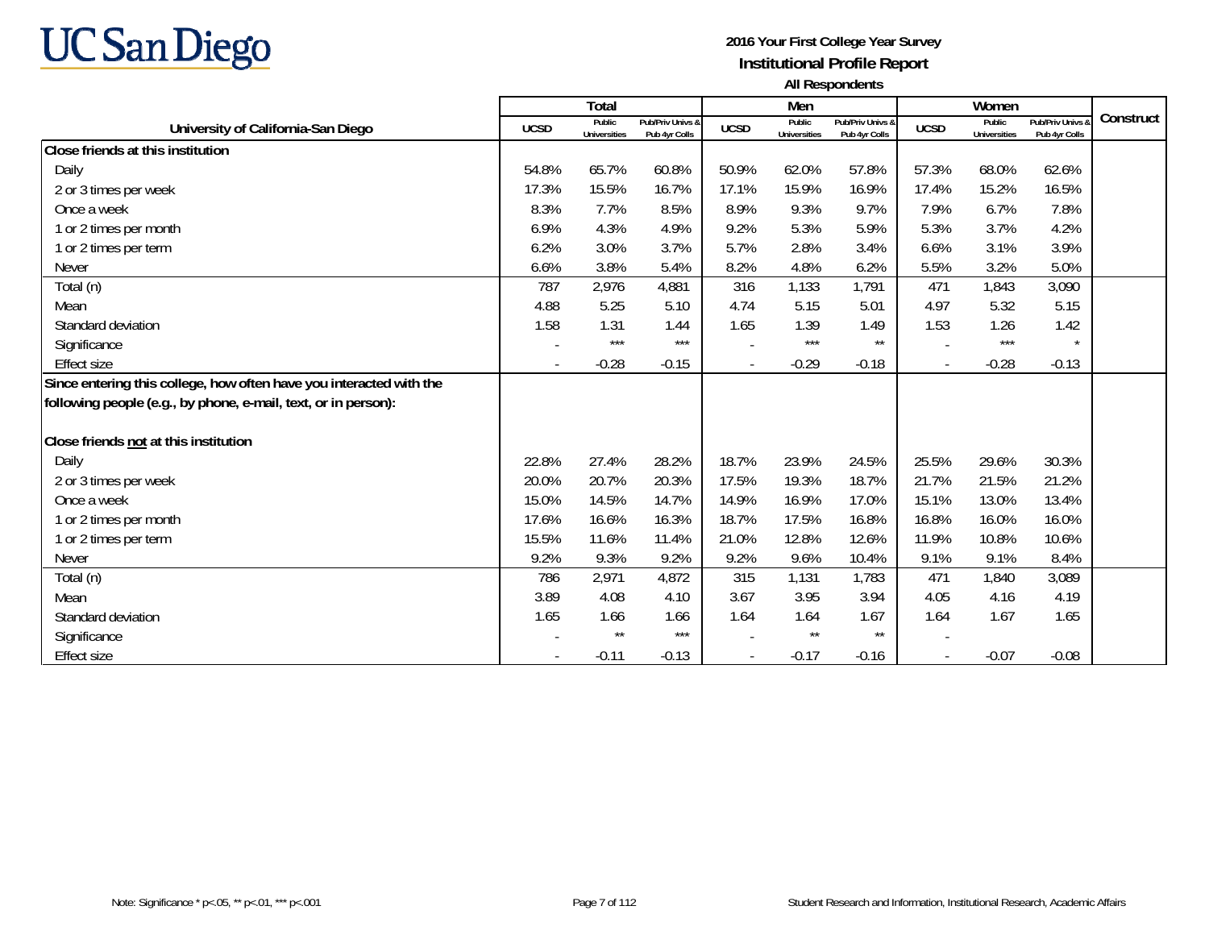UC San Diego

**2016 Your First College Year Survey**
**Institutional Profile Report**
**All Respondents**

| University of California-San Diego | Total | | | Men | | | Women | | | Construct |
|---|---|---|---|---|---|---|---|---|---|---|
| | UCSD | Public Universities | Pub/Priv Univs & Pub 4yr Colls | UCSD | Public Universities | Pub/Priv Univs & Pub 4yr Colls | UCSD | Public Universities | Pub/Priv Univs & Pub 4yr Colls | |
| **Close friends at this institution** | | | | | | | | | | |
| Daily | 54.8% | 65.7% | 60.8% | 50.9% | 62.0% | 57.8% | 57.3% | 68.0% | 62.6% | |
| 2 or 3 times per week | 17.3% | 15.5% | 16.7% | 17.1% | 15.9% | 16.9% | 17.4% | 15.2% | 16.5% | |
| Once a week | 8.3% | 7.7% | 8.5% | 8.9% | 9.3% | 9.7% | 7.9% | 6.7% | 7.8% | |
| 1 or 2 times per month | 6.9% | 4.3% | 4.9% | 9.2% | 5.3% | 5.9% | 5.3% | 3.7% | 4.2% | |
| 1 or 2 times per term | 6.2% | 3.0% | 3.7% | 5.7% | 2.8% | 3.4% | 6.6% | 3.1% | 3.9% | |
| Never | 6.6% | 3.8% | 5.4% | 8.2% | 4.8% | 6.2% | 5.5% | 3.2% | 5.0% | |
| Total (n) | 787 | 2,976 | 4,881 | 316 | 1,133 | 1,791 | 471 | 1,843 | 3,090 | |
| Mean | 4.88 | 5.25 | 5.10 | 4.74 | 5.15 | 5.01 | 4.97 | 5.32 | 5.15 | |
| Standard deviation | 1.58 | 1.31 | 1.44 | 1.65 | 1.39 | 1.49 | 1.53 | 1.26 | 1.42 | |
| Significance | - | *** | *** | - | *** | ** | - | *** | * | |
| Effect size | - | -0.28 | -0.15 | - | -0.29 | -0.18 | - | -0.28 | -0.13 | |
| **Since entering this college, how often have you interacted with the following people (e.g., by phone, e-mail, text, or in person):** | | | | | | | | | | |
| **Close friends not at this institution** | | | | | | | | | | |
| Daily | 22.8% | 27.4% | 28.2% | 18.7% | 23.9% | 24.5% | 25.5% | 29.6% | 30.3% | |
| 2 or 3 times per week | 20.0% | 20.7% | 20.3% | 17.5% | 19.3% | 18.7% | 21.7% | 21.5% | 21.2% | |
| Once a week | 15.0% | 14.5% | 14.7% | 14.9% | 16.9% | 17.0% | 15.1% | 13.0% | 13.4% | |
| 1 or 2 times per month | 17.6% | 16.6% | 16.3% | 18.7% | 17.5% | 16.8% | 16.8% | 16.0% | 16.0% | |
| 1 or 2 times per term | 15.5% | 11.6% | 11.4% | 21.0% | 12.8% | 12.6% | 11.9% | 10.8% | 10.6% | |
| Never | 9.2% | 9.3% | 9.2% | 9.2% | 9.6% | 10.4% | 9.1% | 9.1% | 8.4% | |
| Total (n) | 786 | 2,971 | 4,872 | 315 | 1,131 | 1,783 | 471 | 1,840 | 3,089 | |
| Mean | 3.89 | 4.08 | 4.10 | 3.67 | 3.95 | 3.94 | 4.05 | 4.16 | 4.19 | |
| Standard deviation | 1.65 | 1.66 | 1.66 | 1.64 | 1.64 | 1.67 | 1.64 | 1.67 | 1.65 | |
| Significance | - | ** | *** | - | ** | ** | - | | | |
| Effect size | - | -0.11 | -0.13 | - | -0.17 | -0.16 | - | -0.07 | -0.08 | |

Note: Significance * p<.05, ** p<.01, *** p<.001

Student Research and Information, Institutional Research, Academic Affairs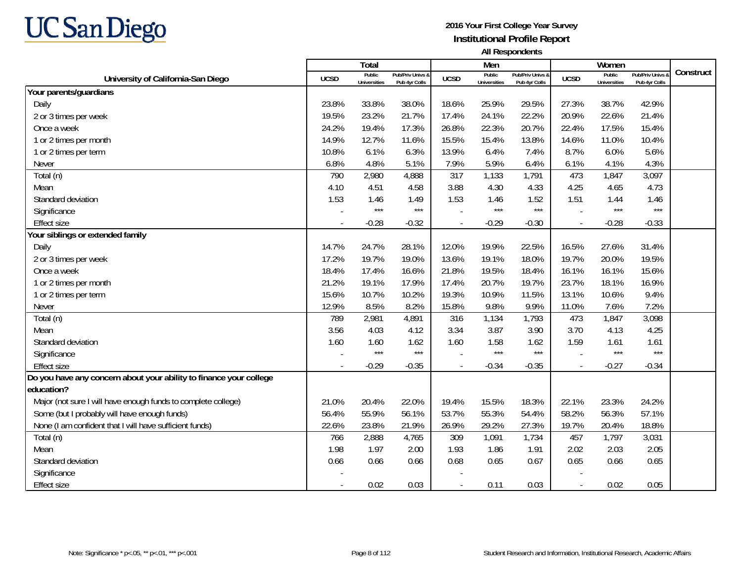UC San Diego

**2016 Your First College Year Survey**
**Institutional Profile Report**
**All Respondents**

| University of California-San Diego | Total | | | Men | | | Women | | | Construct |
|---|---|---|---|---|---|---|---|---|---|---|
| | UCSD | Public Universities | Pub/Priv Univs & Pub 4yr Colls | UCSD | Public Universities | Pub/Priv Univs & Pub 4yr Colls | UCSD | Public Universities | Pub/Priv Univs & Pub 4yr Colls | |
| **Your parents/guardians** | | | | | | | | | | |
| Daily | 23.8% | 33.8% | 38.0% | 18.6% | 25.9% | 29.5% | 27.3% | 38.7% | 42.9% | |
| 2 or 3 times per week | 19.5% | 23.2% | 21.7% | 17.4% | 24.1% | 22.2% | 20.9% | 22.6% | 21.4% | |
| Once a week | 24.2% | 19.4% | 17.3% | 26.8% | 22.3% | 20.7% | 22.4% | 17.5% | 15.4% | |
| 1 or 2 times per month | 14.9% | 12.7% | 11.6% | 15.5% | 15.4% | 13.8% | 14.6% | 11.0% | 10.4% | |
| 1 or 2 times per term | 10.8% | 6.1% | 6.3% | 13.9% | 6.4% | 7.4% | 8.7% | 6.0% | 5.6% | |
| Never | 6.8% | 4.8% | 5.1% | 7.9% | 5.9% | 6.4% | 6.1% | 4.1% | 4.3% | |
| Total (n) | 790 | 2,980 | 4,888 | 317 | 1,133 | 1,791 | 473 | 1,847 | 3,097 | |
| Mean | 4.10 | 4.51 | 4.58 | 3.88 | 4.30 | 4.33 | 4.25 | 4.65 | 4.73 | |
| Standard deviation | 1.53 | 1.46 | 1.49 | 1.53 | 1.46 | 1.52 | 1.51 | 1.44 | 1.46 | |
| Significance | - | *** | *** | - | *** | *** | - | *** | *** | |
| Effect size | - | -0.28 | -0.32 | - | -0.29 | -0.30 | - | -0.28 | -0.33 | |
| **Your siblings or extended family** | | | | | | | | | | |
| Daily | 14.7% | 24.7% | 28.1% | 12.0% | 19.9% | 22.5% | 16.5% | 27.6% | 31.4% | |
| 2 or 3 times per week | 17.2% | 19.7% | 19.0% | 13.6% | 19.1% | 18.0% | 19.7% | 20.0% | 19.5% | |
| Once a week | 18.4% | 17.4% | 16.6% | 21.8% | 19.5% | 18.4% | 16.1% | 16.1% | 15.6% | |
| 1 or 2 times per month | 21.2% | 19.1% | 17.9% | 17.4% | 20.7% | 19.7% | 23.7% | 18.1% | 16.9% | |
| 1 or 2 times per term | 15.6% | 10.7% | 10.2% | 19.3% | 10.9% | 11.5% | 13.1% | 10.6% | 9.4% | |
| Never | 12.9% | 8.5% | 8.2% | 15.8% | 9.8% | 9.9% | 11.0% | 7.6% | 7.2% | |
| Total (n) | 789 | 2,981 | 4,891 | 316 | 1,134 | 1,793 | 473 | 1,847 | 3,098 | |
| Mean | 3.56 | 4.03 | 4.12 | 3.34 | 3.87 | 3.90 | 3.70 | 4.13 | 4.25 | |
| Standard deviation | 1.60 | 1.60 | 1.62 | 1.60 | 1.58 | 1.62 | 1.59 | 1.61 | 1.61 | |
| Significance | - | *** | *** | - | *** | *** | - | *** | *** | |
| Effect size | - | -0.29 | -0.35 | - | -0.34 | -0.35 | - | -0.27 | -0.34 | |
| **Do you have any concern about your ability to finance your college education?** | | | | | | | | | | |
| Major (not sure I will have enough funds to complete college) | 21.0% | 20.4% | 22.0% | 19.4% | 15.5% | 18.3% | 22.1% | 23.3% | 24.2% | |
| Some (but I probably will have enough funds) | 56.4% | 55.9% | 56.1% | 53.7% | 55.3% | 54.4% | 58.2% | 56.3% | 57.1% | |
| None (I am confident that I will have sufficient funds) | 22.6% | 23.8% | 21.9% | 26.9% | 29.2% | 27.3% | 19.7% | 20.4% | 18.8% | |
| Total (n) | 766 | 2,888 | 4,765 | 309 | 1,091 | 1,734 | 457 | 1,797 | 3,031 | |
| Mean | 1.98 | 1.97 | 2.00 | 1.93 | 1.86 | 1.91 | 2.02 | 2.03 | 2.05 | |
| Standard deviation | 0.66 | 0.66 | 0.66 | 0.68 | 0.65 | 0.67 | 0.65 | 0.66 | 0.65 | |
| Significance | - | | | - | | | - | | | |
| Effect size | - | 0.02 | 0.03 | - | 0.11 | 0.03 | - | 0.02 | 0.05 | |

Note: Significance * p<.05, ** p<.01, *** p<.001

Student Research and Information, Institutional Research, Academic Affairs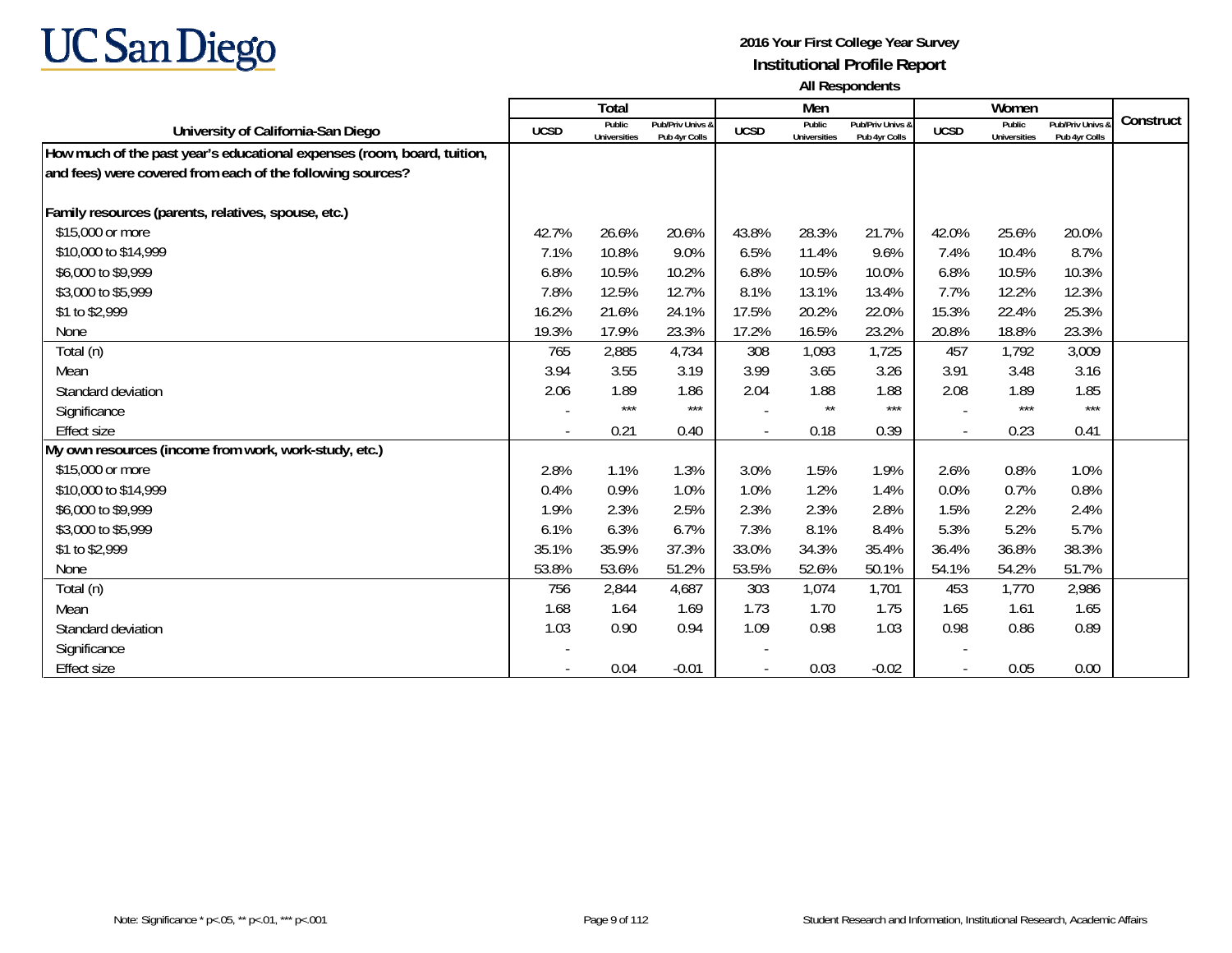# UC San Diego

**2016 Your First College Year Survey**
**Institutional Profile Report**
**All Respondents**

| University of California-San Diego | Total | | | Men | | | Women | | | Construct |
|---|---|---|---|---|---|---|---|---|---|---|
| | UCSD | Public Universities | Pub/Priv Univs & Pub 4yr Colls | UCSD | Public Universities | Pub/Priv Univs & Pub 4yr Colls | UCSD | Public Universities | Pub/Priv Univs & Pub 4yr Colls | |
| **How much of the past year's educational expenses (room, board, tuition, and fees) were covered from each of the following sources?** | | | | | | | | | | |
| **Family resources (parents, relatives, spouse, etc.)** | | | | | | | | | | |
| $15,000 or more | 42.7% | 26.6% | 20.6% | 43.8% | 28.3% | 21.7% | 42.0% | 25.6% | 20.0% | |
| $10,000 to $14,999 | 7.1% | 10.8% | 9.0% | 6.5% | 11.4% | 9.6% | 7.4% | 10.4% | 8.7% | |
| $6,000 to $9,999 | 6.8% | 10.5% | 10.2% | 6.8% | 10.5% | 10.0% | 6.8% | 10.5% | 10.3% | |
| $3,000 to $5,999 | 7.8% | 12.5% | 12.7% | 8.1% | 13.1% | 13.4% | 7.7% | 12.2% | 12.3% | |
| $1 to $2,999 | 16.2% | 21.6% | 24.1% | 17.5% | 20.2% | 22.0% | 15.3% | 22.4% | 25.3% | |
| None | 19.3% | 17.9% | 23.3% | 17.2% | 16.5% | 23.2% | 20.8% | 18.8% | 23.3% | |
| Total (n) | 765 | 2,885 | 4,734 | 308 | 1,093 | 1,725 | 457 | 1,792 | 3,009 | |
| Mean | 3.94 | 3.55 | 3.19 | 3.99 | 3.65 | 3.26 | 3.91 | 3.48 | 3.16 | |
| Standard deviation | 2.06 | 1.89 | 1.86 | 2.04 | 1.88 | 1.88 | 2.08 | 1.89 | 1.85 | |
| Significance | - | *** | *** | - | ** | *** | - | *** | *** | |
| Effect size | - | 0.21 | 0.40 | - | 0.18 | 0.39 | - | 0.23 | 0.41 | |
| **My own resources (income from work, work-study, etc.)** | | | | | | | | | | |
| $15,000 or more | 2.8% | 1.1% | 1.3% | 3.0% | 1.5% | 1.9% | 2.6% | 0.8% | 1.0% | |
| $10,000 to $14,999 | 0.4% | 0.9% | 1.0% | 1.0% | 1.2% | 1.4% | 0.0% | 0.7% | 0.8% | |
| $6,000 to $9,999 | 1.9% | 2.3% | 2.5% | 2.3% | 2.3% | 2.8% | 1.5% | 2.2% | 2.4% | |
| $3,000 to $5,999 | 6.1% | 6.3% | 6.7% | 7.3% | 8.1% | 8.4% | 5.3% | 5.2% | 5.7% | |
| $1 to $2,999 | 35.1% | 35.9% | 37.3% | 33.0% | 34.3% | 35.4% | 36.4% | 36.8% | 38.3% | |
| None | 53.8% | 53.6% | 51.2% | 53.5% | 52.6% | 50.1% | 54.1% | 54.2% | 51.7% | |
| Total (n) | 756 | 2,844 | 4,687 | 303 | 1,074 | 1,701 | 453 | 1,770 | 2,986 | |
| Mean | 1.68 | 1.64 | 1.69 | 1.73 | 1.70 | 1.75 | 1.65 | 1.61 | 1.65 | |
| Standard deviation | 1.03 | 0.90 | 0.94 | 1.09 | 0.98 | 1.03 | 0.98 | 0.86 | 0.89 | |
| Significance | - | | | - | | | - | | | |
| Effect size | - | 0.04 | -0.01 | - | 0.03 | -0.02 | - | 0.05 | 0.00 | |

Note: Significance * p<.05, ** p<.01, *** p<.001

Student Research and Information, Institutional Research, Academic Affairs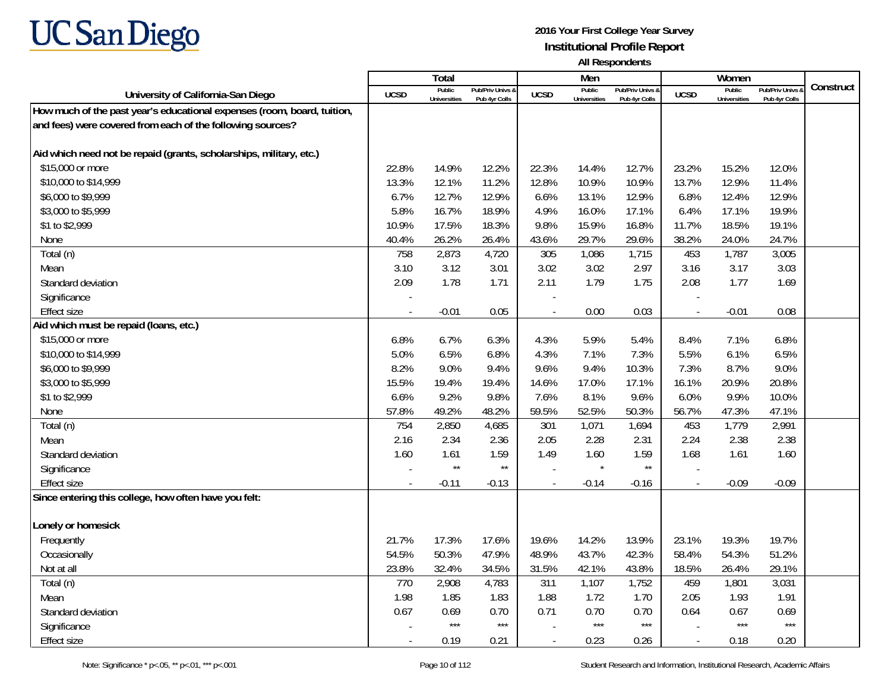# UC San Diego

**2016 Your First College Year Survey**
**Institutional Profile Report**
**All Respondents**

| University of California-San Diego | Total | | | Men | | | Women | | | Construct |
|---|---|---|---|---|---|---|---|---|---|---|
| | UCSD | Public Universities | Pub/Priv Univs & Pub 4yr Colls | UCSD | Public Universities | Pub/Priv Univs & Pub 4yr Colls | UCSD | Public Universities | Pub/Priv Univs & Pub 4yr Colls | |
| **How much of the past year's educational expenses (room, board, tuition, and fees) were covered from each of the following sources?** | | | | | | | | | | |
| **Aid which need not be repaid (grants, scholarships, military, etc.)** | | | | | | | | | | |
| $15,000 or more | 22.8% | 14.9% | 12.2% | 22.3% | 14.4% | 12.7% | 23.2% | 15.2% | 12.0% | |
| $10,000 to $14,999 | 13.3% | 12.1% | 11.2% | 12.8% | 10.9% | 10.9% | 13.7% | 12.9% | 11.4% | |
| $6,000 to $9,999 | 6.7% | 12.7% | 12.9% | 6.6% | 13.1% | 12.9% | 6.8% | 12.4% | 12.9% | |
| $3,000 to $5,999 | 5.8% | 16.7% | 18.9% | 4.9% | 16.0% | 17.1% | 6.4% | 17.1% | 19.9% | |
| $1 to $2,999 | 10.9% | 17.5% | 18.3% | 9.8% | 15.9% | 16.8% | 11.7% | 18.5% | 19.1% | |
| None | 40.4% | 26.2% | 26.4% | 43.6% | 29.7% | 29.6% | 38.2% | 24.0% | 24.7% | |
| Total (n) | 758 | 2,873 | 4,720 | 305 | 1,086 | 1,715 | 453 | 1,787 | 3,005 | |
| Mean | 3.10 | 3.12 | 3.01 | 3.02 | 3.02 | 2.97 | 3.16 | 3.17 | 3.03 | |
| Standard deviation | 2.09 | 1.78 | 1.71 | 2.11 | 1.79 | 1.75 | 2.08 | 1.77 | 1.69 | |
| Significance | - | | | - | | | - | | | |
| Effect size | - | -0.01 | 0.05 | - | 0.00 | 0.03 | - | -0.01 | 0.08 | |
| **Aid which must be repaid (loans, etc.)** | | | | | | | | | | |
| $15,000 or more | 6.8% | 6.7% | 6.3% | 4.3% | 5.9% | 5.4% | 8.4% | 7.1% | 6.8% | |
| $10,000 to $14,999 | 5.0% | 6.5% | 6.8% | 4.3% | 7.1% | 7.3% | 5.5% | 6.1% | 6.5% | |
| $6,000 to $9,999 | 8.2% | 9.0% | 9.4% | 9.6% | 9.4% | 10.3% | 7.3% | 8.7% | 9.0% | |
| $3,000 to $5,999 | 15.5% | 19.4% | 19.4% | 14.6% | 17.0% | 17.1% | 16.1% | 20.9% | 20.8% | |
| $1 to $2,999 | 6.6% | 9.2% | 9.8% | 7.6% | 8.1% | 9.6% | 6.0% | 9.9% | 10.0% | |
| None | 57.8% | 49.2% | 48.2% | 59.5% | 52.5% | 50.3% | 56.7% | 47.3% | 47.1% | |
| Total (n) | 754 | 2,850 | 4,685 | 301 | 1,071 | 1,694 | 453 | 1,779 | 2,991 | |
| Mean | 2.16 | 2.34 | 2.36 | 2.05 | 2.28 | 2.31 | 2.24 | 2.38 | 2.38 | |
| Standard deviation | 1.60 | 1.61 | 1.59 | 1.49 | 1.60 | 1.59 | 1.68 | 1.61 | 1.60 | |
| Significance | - | ** | ** | - | * | ** | - | | | |
| Effect size | - | -0.11 | -0.13 | - | -0.14 | -0.16 | - | -0.09 | -0.09 | |
| **Since entering this college, how often have you felt:** | | | | | | | | | | |
| **Lonely or homesick** | | | | | | | | | | |
| Frequently | 21.7% | 17.3% | 17.6% | 19.6% | 14.2% | 13.9% | 23.1% | 19.3% | 19.7% | |
| Occasionally | 54.5% | 50.3% | 47.9% | 48.9% | 43.7% | 42.3% | 58.4% | 54.3% | 51.2% | |
| Not at all | 23.8% | 32.4% | 34.5% | 31.5% | 42.1% | 43.8% | 18.5% | 26.4% | 29.1% | |
| Total (n) | 770 | 2,908 | 4,783 | 311 | 1,107 | 1,752 | 459 | 1,801 | 3,031 | |
| Mean | 1.98 | 1.85 | 1.83 | 1.88 | 1.72 | 1.70 | 2.05 | 1.93 | 1.91 | |
| Standard deviation | 0.67 | 0.69 | 0.70 | 0.71 | 0.70 | 0.70 | 0.64 | 0.67 | 0.69 | |
| Significance | - | *** | *** | - | *** | *** | - | *** | *** | |
| Effect size | - | 0.19 | 0.21 | - | 0.23 | 0.26 | - | 0.18 | 0.20 | |

Note: Significance * p<.05, ** p<.01, *** p<.001

Student Research and Information, Institutional Research, Academic Affairs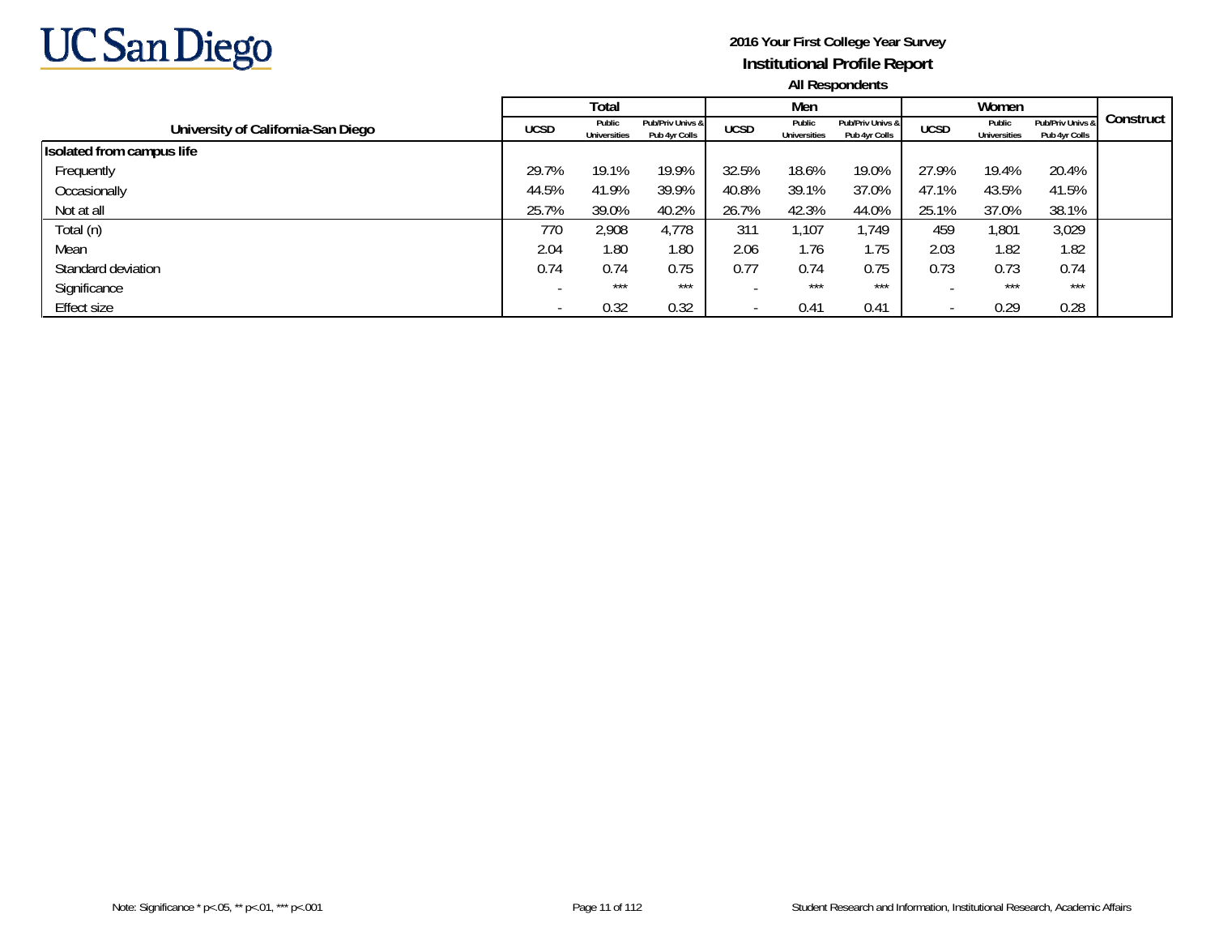# UC San Diego

**2016 Your First College Year Survey**

**Institutional Profile Report**

**All Respondents**

| University of California-San Diego | Total | | | Men | | | Women | | | Construct |
|---|---|---|---|---|---|---|---|---|---|---|
| | UCSD | Public Universities | Pub/Priv Univs & Pub 4yr Colls | UCSD | Public Universities | Pub/Priv Univs & Pub 4yr Colls | UCSD | Public Universities | Pub/Priv Univs & Pub 4yr Colls | |
| **Isolated from campus life** | | | | | | | | | | |
| Frequently | 29.7% | 19.1% | 19.9% | 32.5% | 18.6% | 19.0% | 27.9% | 19.4% | 20.4% | |
| Occasionally | 44.5% | 41.9% | 39.9% | 40.8% | 39.1% | 37.0% | 47.1% | 43.5% | 41.5% | |
| Not at all | 25.7% | 39.0% | 40.2% | 26.7% | 42.3% | 44.0% | 25.1% | 37.0% | 38.1% | |
| Total (n) | 770 | 2,908 | 4,778 | 311 | 1,107 | 1,749 | 459 | 1,801 | 3,029 | |
| Mean | 2.04 | 1.80 | 1.80 | 2.06 | 1.76 | 1.75 | 2.03 | 1.82 | 1.82 | |
| Standard deviation | 0.74 | 0.74 | 0.75 | 0.77 | 0.74 | 0.75 | 0.73 | 0.73 | 0.74 | |
| Significance | - | *** | *** | - | *** | *** | - | *** | *** | |
| Effect size | - | 0.32 | 0.32 | - | 0.41 | 0.41 | - | 0.29 | 0.28 | |

Note: Significance * p<.05, ** p<.01, *** p<.001

Student Research and Information, Institutional Research, Academic Affairs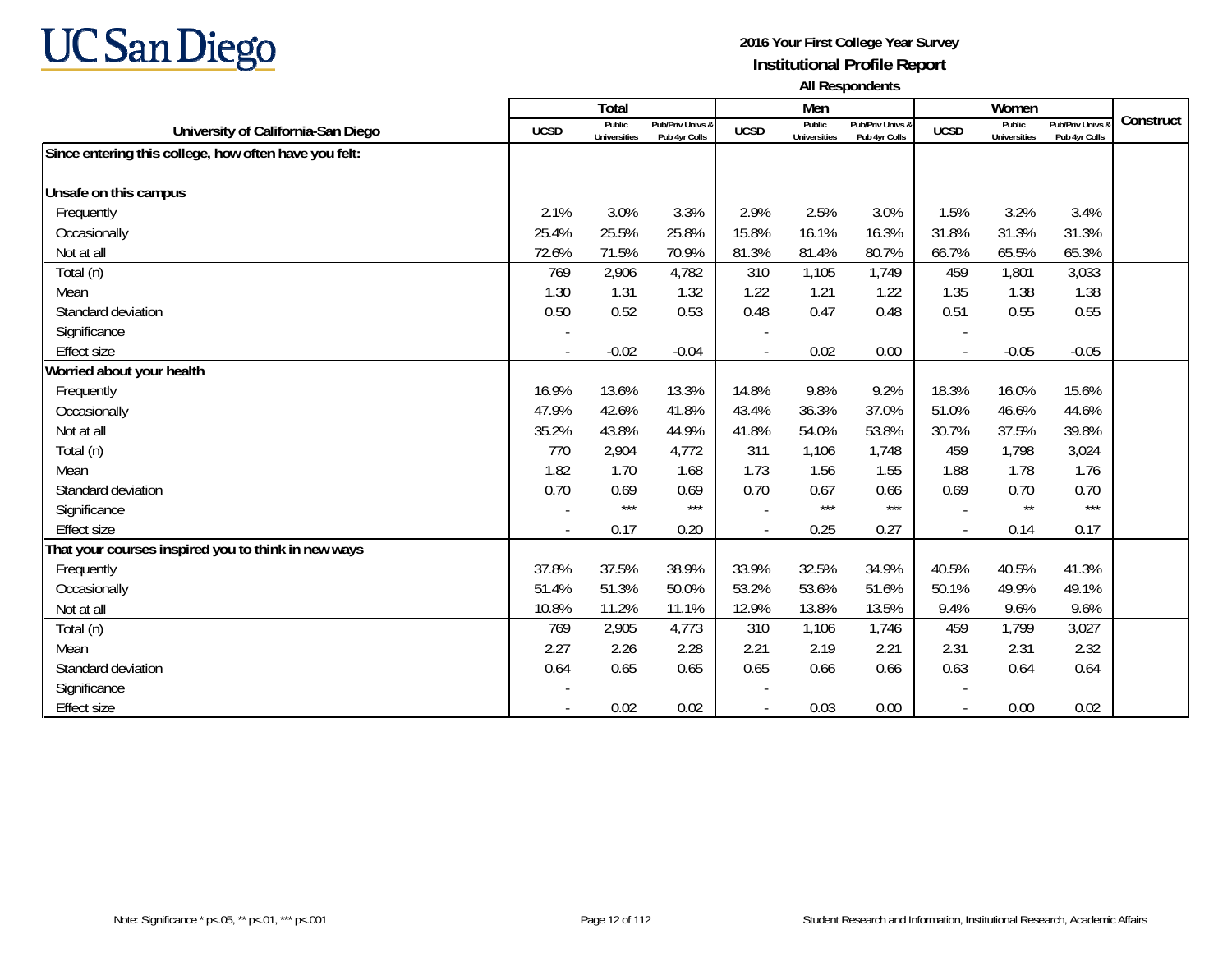# UC San Diego

**2016 Your First College Year Survey**
**Institutional Profile Report**
**All Respondents**

| University of California-San Diego | Total | | | Men | | | Women | | | Construct |
|---|---|---|---|---|---|---|---|---|---|---|
| | UCSD | Public Universities | Pub/Priv Univs & Pub 4yr Colls | UCSD | Public Universities | Pub/Priv Univs & Pub 4yr Colls | UCSD | Public Universities | Pub/Priv Univs & Pub 4yr Colls | |
| **Since entering this college, how often have you felt:** | | | | | | | | | | |
| **Unsafe on this campus** | | | | | | | | | | |
| Frequently | 2.1% | 3.0% | 3.3% | 2.9% | 2.5% | 3.0% | 1.5% | 3.2% | 3.4% | |
| Occasionally | 25.4% | 25.5% | 25.8% | 15.8% | 16.1% | 16.3% | 31.8% | 31.3% | 31.3% | |
| Not at all | 72.6% | 71.5% | 70.9% | 81.3% | 81.4% | 80.7% | 66.7% | 65.5% | 65.3% | |
| Total (n) | 769 | 2,906 | 4,782 | 310 | 1,105 | 1,749 | 459 | 1,801 | 3,033 | |
| Mean | 1.30 | 1.31 | 1.32 | 1.22 | 1.21 | 1.22 | 1.35 | 1.38 | 1.38 | |
| Standard deviation | 0.50 | 0.52 | 0.53 | 0.48 | 0.47 | 0.48 | 0.51 | 0.55 | 0.55 | |
| Significance | - | | | - | | | - | | | |
| Effect size | - | -0.02 | -0.04 | - | 0.02 | 0.00 | - | -0.05 | -0.05 | |
| **Worried about your health** | | | | | | | | | | |
| Frequently | 16.9% | 13.6% | 13.3% | 14.8% | 9.8% | 9.2% | 18.3% | 16.0% | 15.6% | |
| Occasionally | 47.9% | 42.6% | 41.8% | 43.4% | 36.3% | 37.0% | 51.0% | 46.6% | 44.6% | |
| Not at all | 35.2% | 43.8% | 44.9% | 41.8% | 54.0% | 53.8% | 30.7% | 37.5% | 39.8% | |
| Total (n) | 770 | 2,904 | 4,772 | 311 | 1,106 | 1,748 | 459 | 1,798 | 3,024 | |
| Mean | 1.82 | 1.70 | 1.68 | 1.73 | 1.56 | 1.55 | 1.88 | 1.78 | 1.76 | |
| Standard deviation | 0.70 | 0.69 | 0.69 | 0.70 | 0.67 | 0.66 | 0.69 | 0.70 | 0.70 | |
| Significance | - | *** | *** | - | *** | *** | - | ** | *** | |
| Effect size | - | 0.17 | 0.20 | - | 0.25 | 0.27 | - | 0.14 | 0.17 | |
| **That your courses inspired you to think in new ways** | | | | | | | | | | |
| Frequently | 37.8% | 37.5% | 38.9% | 33.9% | 32.5% | 34.9% | 40.5% | 40.5% | 41.3% | |
| Occasionally | 51.4% | 51.3% | 50.0% | 53.2% | 53.6% | 51.6% | 50.1% | 49.9% | 49.1% | |
| Not at all | 10.8% | 11.2% | 11.1% | 12.9% | 13.8% | 13.5% | 9.4% | 9.6% | 9.6% | |
| Total (n) | 769 | 2,905 | 4,773 | 310 | 1,106 | 1,746 | 459 | 1,799 | 3,027 | |
| Mean | 2.27 | 2.26 | 2.28 | 2.21 | 2.19 | 2.21 | 2.31 | 2.31 | 2.32 | |
| Standard deviation | 0.64 | 0.65 | 0.65 | 0.65 | 0.66 | 0.66 | 0.63 | 0.64 | 0.64 | |
| Significance | - | | | - | | | - | | | |
| Effect size | - | 0.02 | 0.02 | - | 0.03 | 0.00 | - | 0.00 | 0.02 | |

Note: Significance * p<.05, ** p<.01, *** p<.001

Student Research and Information, Institutional Research, Academic Affairs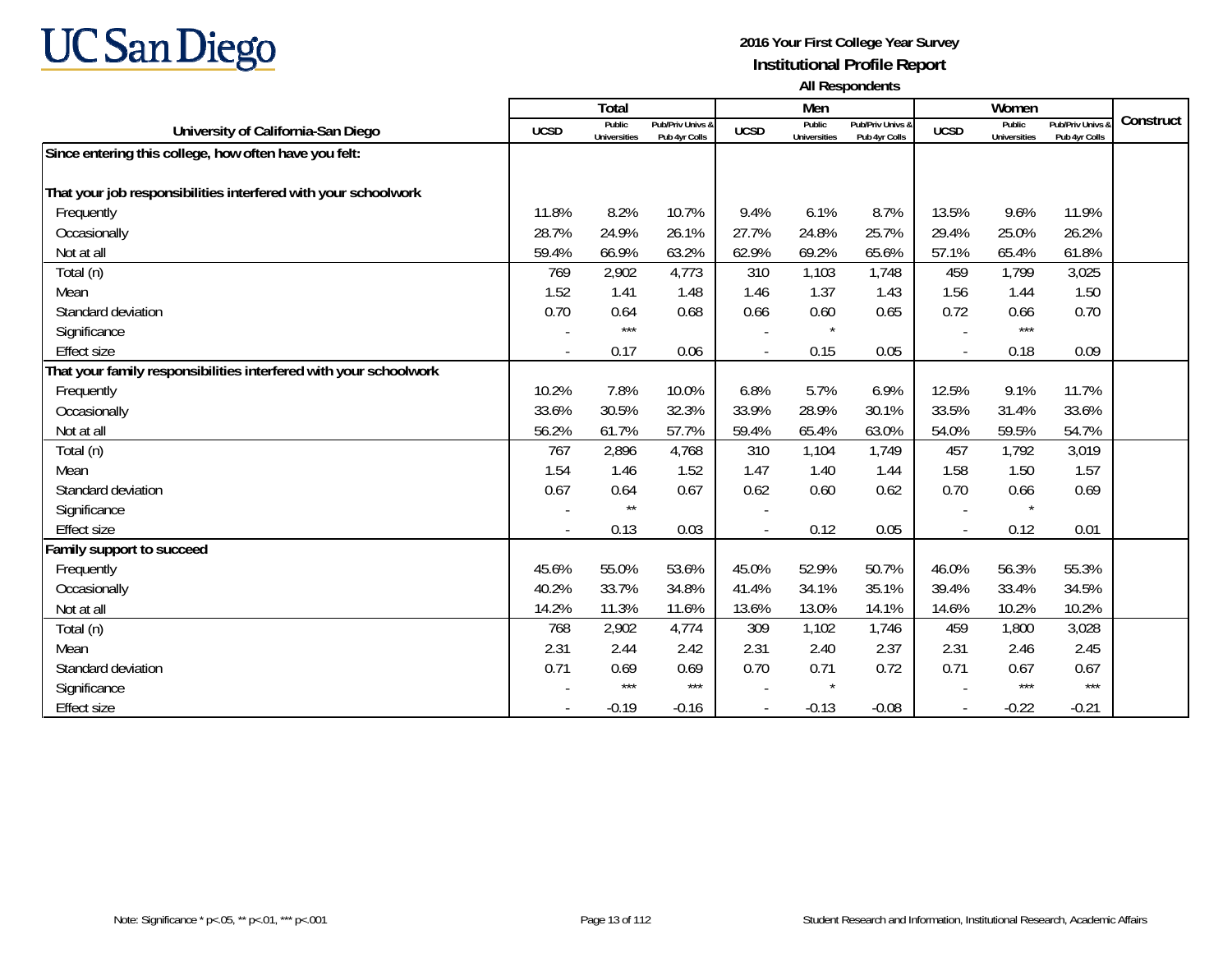**2016 Your First College Year Survey**
**Institutional Profile Report**
**All Respondents**

| University of California-San Diego | Total | | | Men | | | Women | | | Construct |
|---|---|---|---|---|---|---|---|---|---|---|
| | UCSD | Public Universities | Pub/Priv Univs & Pub 4yr Colls | UCSD | Public Universities | Pub/Priv Univs & Pub 4yr Colls | UCSD | Public Universities | Pub/Priv Univs & Pub 4yr Colls | |
| **Since entering this college, how often have you felt:** | | | | | | | | | | |
| **That your job responsibilities interfered with your schoolwork** | | | | | | | | | | |
| Frequently | 11.8% | 8.2% | 10.7% | 9.4% | 6.1% | 8.7% | 13.5% | 9.6% | 11.9% | |
| Occasionally | 28.7% | 24.9% | 26.1% | 27.7% | 24.8% | 25.7% | 29.4% | 25.0% | 26.2% | |
| Not at all | 59.4% | 66.9% | 63.2% | 62.9% | 69.2% | 65.6% | 57.1% | 65.4% | 61.8% | |
| Total (n) | 769 | 2,902 | 4,773 | 310 | 1,103 | 1,748 | 459 | 1,799 | 3,025 | |
| Mean | 1.52 | 1.41 | 1.48 | 1.46 | 1.37 | 1.43 | 1.56 | 1.44 | 1.50 | |
| Standard deviation | 0.70 | 0.64 | 0.68 | 0.66 | 0.60 | 0.65 | 0.72 | 0.66 | 0.70 | |
| Significance | - | *** | | - | * | | - | *** | | |
| Effect size | - | 0.17 | 0.06 | - | 0.15 | 0.05 | - | 0.18 | 0.09 | |
| **That your family responsibilities interfered with your schoolwork** | | | | | | | | | | |
| Frequently | 10.2% | 7.8% | 10.0% | 6.8% | 5.7% | 6.9% | 12.5% | 9.1% | 11.7% | |
| Occasionally | 33.6% | 30.5% | 32.3% | 33.9% | 28.9% | 30.1% | 33.5% | 31.4% | 33.6% | |
| Not at all | 56.2% | 61.7% | 57.7% | 59.4% | 65.4% | 63.0% | 54.0% | 59.5% | 54.7% | |
| Total (n) | 767 | 2,896 | 4,768 | 310 | 1,104 | 1,749 | 457 | 1,792 | 3,019 | |
| Mean | 1.54 | 1.46 | 1.52 | 1.47 | 1.40 | 1.44 | 1.58 | 1.50 | 1.57 | |
| Standard deviation | 0.67 | 0.64 | 0.67 | 0.62 | 0.60 | 0.62 | 0.70 | 0.66 | 0.69 | |
| Significance | - | ** | | - | | | - | * | | |
| Effect size | - | 0.13 | 0.03 | - | 0.12 | 0.05 | - | 0.12 | 0.01 | |
| **Family support to succeed** | | | | | | | | | | |
| Frequently | 45.6% | 55.0% | 53.6% | 45.0% | 52.9% | 50.7% | 46.0% | 56.3% | 55.3% | |
| Occasionally | 40.2% | 33.7% | 34.8% | 41.4% | 34.1% | 35.1% | 39.4% | 33.4% | 34.5% | |
| Not at all | 14.2% | 11.3% | 11.6% | 13.6% | 13.0% | 14.1% | 14.6% | 10.2% | 10.2% | |
| Total (n) | 768 | 2,902 | 4,774 | 309 | 1,102 | 1,746 | 459 | 1,800 | 3,028 | |
| Mean | 2.31 | 2.44 | 2.42 | 2.31 | 2.40 | 2.37 | 2.31 | 2.46 | 2.45 | |
| Standard deviation | 0.71 | 0.69 | 0.69 | 0.70 | 0.71 | 0.72 | 0.71 | 0.67 | 0.67 | |
| Significance | - | *** | *** | - | * | | - | *** | *** | |
| Effect size | - | -0.19 | -0.16 | - | -0.13 | -0.08 | - | -0.22 | -0.21 | |

Note: Significance * p<.05, ** p<.01, *** p<.001

Student Research and Information, Institutional Research, Academic Affairs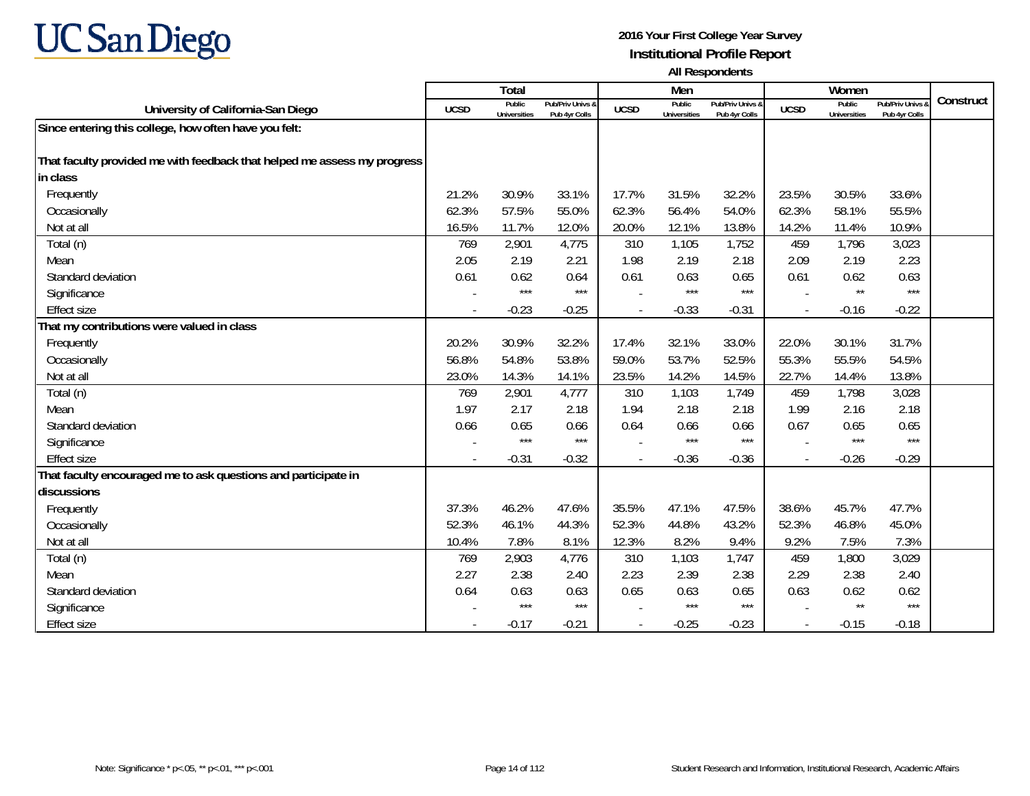# UC San Diego

**2016 Your First College Year Survey**
**Institutional Profile Report**
**All Respondents**

| University of California-San Diego | Total | | | Men | | | Women | | | Construct |
|---|---|---|---|---|---|---|---|---|---|---|
| | UCSD | Public Universities | Pub/Priv Univs & Pub 4yr Colls | UCSD | Public Universities | Pub/Priv Univs & Pub 4yr Colls | UCSD | Public Universities | Pub/Priv Univs & Pub 4yr Colls | |
| **Since entering this college, how often have you felt:** | | | | | | | | | | |
| **That faculty provided me with feedback that helped me assess my progress in class** | | | | | | | | | | |
| Frequently | 21.2% | 30.9% | 33.1% | 17.7% | 31.5% | 32.2% | 23.5% | 30.5% | 33.6% | |
| Occasionally | 62.3% | 57.5% | 55.0% | 62.3% | 56.4% | 54.0% | 62.3% | 58.1% | 55.5% | |
| Not at all | 16.5% | 11.7% | 12.0% | 20.0% | 12.1% | 13.8% | 14.2% | 11.4% | 10.9% | |
| Total (n) | 769 | 2,901 | 4,775 | 310 | 1,105 | 1,752 | 459 | 1,796 | 3,023 | |
| Mean | 2.05 | 2.19 | 2.21 | 1.98 | 2.19 | 2.18 | 2.09 | 2.19 | 2.23 | |
| Standard deviation | 0.61 | 0.62 | 0.64 | 0.61 | 0.63 | 0.65 | 0.61 | 0.62 | 0.63 | |
| Significance | - | *** | *** | - | *** | *** | - | ** | *** | |
| Effect size | - | -0.23 | -0.25 | - | -0.33 | -0.31 | - | -0.16 | -0.22 | |
| **That my contributions were valued in class** | | | | | | | | | | |
| Frequently | 20.2% | 30.9% | 32.2% | 17.4% | 32.1% | 33.0% | 22.0% | 30.1% | 31.7% | |
| Occasionally | 56.8% | 54.8% | 53.8% | 59.0% | 53.7% | 52.5% | 55.3% | 55.5% | 54.5% | |
| Not at all | 23.0% | 14.3% | 14.1% | 23.5% | 14.2% | 14.5% | 22.7% | 14.4% | 13.8% | |
| Total (n) | 769 | 2,901 | 4,777 | 310 | 1,103 | 1,749 | 459 | 1,798 | 3,028 | |
| Mean | 1.97 | 2.17 | 2.18 | 1.94 | 2.18 | 2.18 | 1.99 | 2.16 | 2.18 | |
| Standard deviation | 0.66 | 0.65 | 0.66 | 0.64 | 0.66 | 0.66 | 0.67 | 0.65 | 0.65 | |
| Significance | - | *** | *** | - | *** | *** | - | *** | *** | |
| Effect size | - | -0.31 | -0.32 | - | -0.36 | -0.36 | - | -0.26 | -0.29 | |
| **That faculty encouraged me to ask questions and participate in discussions** | | | | | | | | | | |
| Frequently | 37.3% | 46.2% | 47.6% | 35.5% | 47.1% | 47.5% | 38.6% | 45.7% | 47.7% | |
| Occasionally | 52.3% | 46.1% | 44.3% | 52.3% | 44.8% | 43.2% | 52.3% | 46.8% | 45.0% | |
| Not at all | 10.4% | 7.8% | 8.1% | 12.3% | 8.2% | 9.4% | 9.2% | 7.5% | 7.3% | |
| Total (n) | 769 | 2,903 | 4,776 | 310 | 1,103 | 1,747 | 459 | 1,800 | 3,029 | |
| Mean | 2.27 | 2.38 | 2.40 | 2.23 | 2.39 | 2.38 | 2.29 | 2.38 | 2.40 | |
| Standard deviation | 0.64 | 0.63 | 0.63 | 0.65 | 0.63 | 0.65 | 0.63 | 0.62 | 0.62 | |
| Significance | - | *** | *** | - | *** | *** | - | ** | *** | |
| Effect size | - | -0.17 | -0.21 | - | -0.25 | -0.23 | - | -0.15 | -0.18 | |

Note: Significance * p<.05, ** p<.01, *** p<.001

Student Research and Information, Institutional Research, Academic Affairs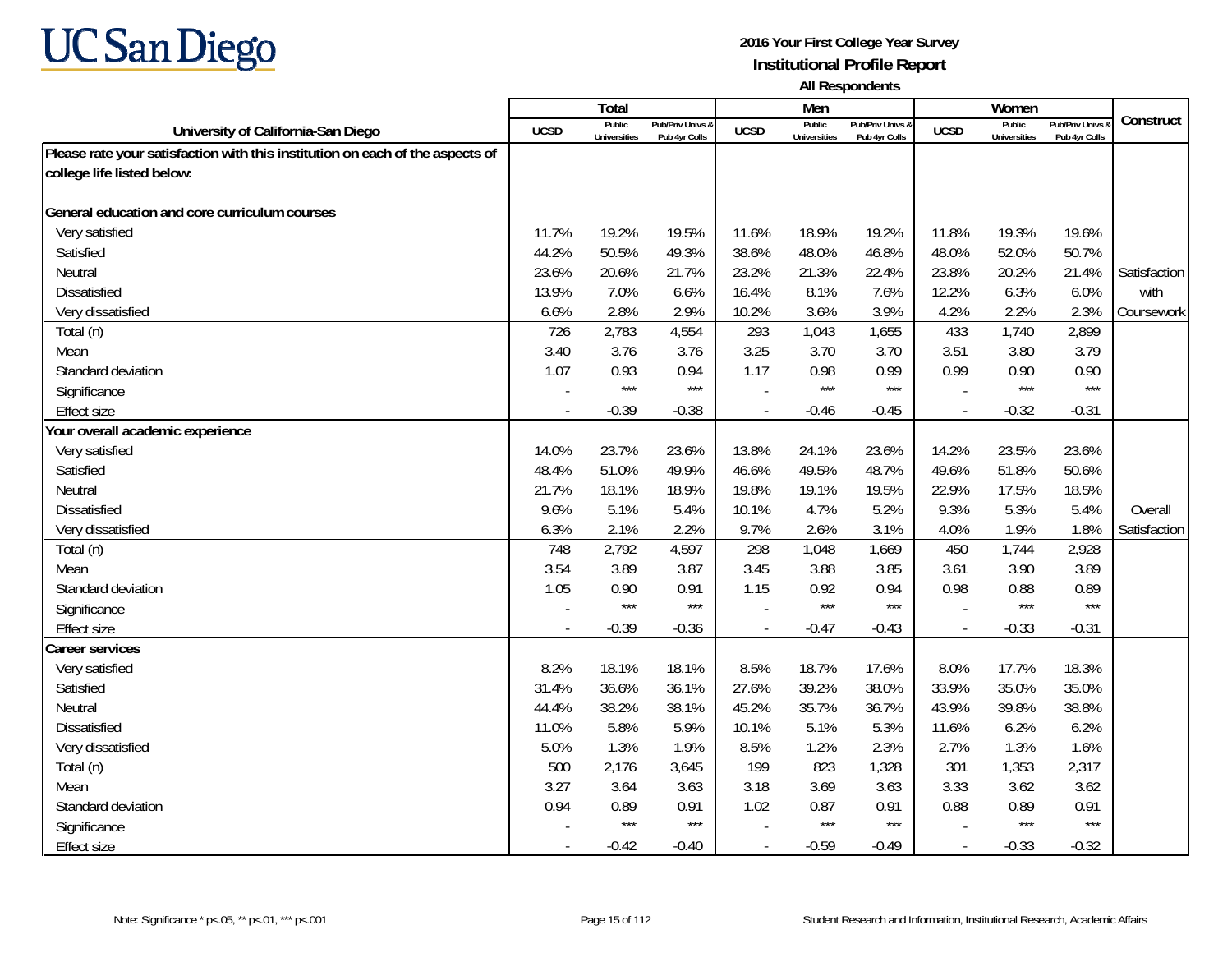# UC San Diego

**2016 Your First College Year Survey**
**Institutional Profile Report**
**All Respondents**

| University of California-San Diego | Total | | | Men | | | Women | | | Construct |
|---|---|---|---|---|---|---|---|---|---|---|
| | UCSD | Public Universities | Pub/Priv Univs & Pub 4yr Colls | UCSD | Public Universities | Pub/Priv Univs & Pub 4yr Colls | UCSD | Public Universities | Pub/Priv Univs & Pub 4yr Colls | |
| **Please rate your satisfaction with this institution on each of the aspects of college life listed below:** | | | | | | | | | | |
| **General education and core curriculum courses** | | | | | | | | | | |
| Very satisfied | 11.7% | 19.2% | 19.5% | 11.6% | 18.9% | 19.2% | 11.8% | 19.3% | 19.6% | |
| Satisfied | 44.2% | 50.5% | 49.3% | 38.6% | 48.0% | 46.8% | 48.0% | 52.0% | 50.7% | |
| Neutral | 23.6% | 20.6% | 21.7% | 23.2% | 21.3% | 22.4% | 23.8% | 20.2% | 21.4% | Satisfaction with Coursework |
| Dissatisfied | 13.9% | 7.0% | 6.6% | 16.4% | 8.1% | 7.6% | 12.2% | 6.3% | 6.0% | |
| Very dissatisfied | 6.6% | 2.8% | 2.9% | 10.2% | 3.6% | 3.9% | 4.2% | 2.2% | 2.3% | |
| Total (n) | 726 | 2,783 | 4,554 | 293 | 1,043 | 1,655 | 433 | 1,740 | 2,899 | |
| Mean | 3.40 | 3.76 | 3.76 | 3.25 | 3.70 | 3.70 | 3.51 | 3.80 | 3.79 | |
| Standard deviation | 1.07 | 0.93 | 0.94 | 1.17 | 0.98 | 0.99 | 0.99 | 0.90 | 0.90 | |
| Significance | - | *** | *** | - | *** | *** | - | *** | *** | |
| Effect size | - | -0.39 | -0.38 | - | -0.46 | -0.45 | - | -0.32 | -0.31 | |
| **Your overall academic experience** | | | | | | | | | | |
| Very satisfied | 14.0% | 23.7% | 23.6% | 13.8% | 24.1% | 23.6% | 14.2% | 23.5% | 23.6% | |
| Satisfied | 48.4% | 51.0% | 49.9% | 46.6% | 49.5% | 48.7% | 49.6% | 51.8% | 50.6% | |
| Neutral | 21.7% | 18.1% | 18.9% | 19.8% | 19.1% | 19.5% | 22.9% | 17.5% | 18.5% | |
| Dissatisfied | 9.6% | 5.1% | 5.4% | 10.1% | 4.7% | 5.2% | 9.3% | 5.3% | 5.4% | Overall Satisfaction |
| Very dissatisfied | 6.3% | 2.1% | 2.2% | 9.7% | 2.6% | 3.1% | 4.0% | 1.9% | 1.8% | |
| Total (n) | 748 | 2,792 | 4,597 | 298 | 1,048 | 1,669 | 450 | 1,744 | 2,928 | |
| Mean | 3.54 | 3.89 | 3.87 | 3.45 | 3.88 | 3.85 | 3.61 | 3.90 | 3.89 | |
| Standard deviation | 1.05 | 0.90 | 0.91 | 1.15 | 0.92 | 0.94 | 0.98 | 0.88 | 0.89 | |
| Significance | - | *** | *** | - | *** | *** | - | *** | *** | |
| Effect size | - | -0.39 | -0.36 | - | -0.47 | -0.43 | - | -0.33 | -0.31 | |
| **Career services** | | | | | | | | | | |
| Very satisfied | 8.2% | 18.1% | 18.1% | 8.5% | 18.7% | 17.6% | 8.0% | 17.7% | 18.3% | |
| Satisfied | 31.4% | 36.6% | 36.1% | 27.6% | 39.2% | 38.0% | 33.9% | 35.0% | 35.0% | |
| Neutral | 44.4% | 38.2% | 38.1% | 45.2% | 35.7% | 36.7% | 43.9% | 39.8% | 38.8% | |
| Dissatisfied | 11.0% | 5.8% | 5.9% | 10.1% | 5.1% | 5.3% | 11.6% | 6.2% | 6.2% | |
| Very dissatisfied | 5.0% | 1.3% | 1.9% | 8.5% | 1.2% | 2.3% | 2.7% | 1.3% | 1.6% | |
| Total (n) | 500 | 2,176 | 3,645 | 199 | 823 | 1,328 | 301 | 1,353 | 2,317 | |
| Mean | 3.27 | 3.64 | 3.63 | 3.18 | 3.69 | 3.63 | 3.33 | 3.62 | 3.62 | |
| Standard deviation | 0.94 | 0.89 | 0.91 | 1.02 | 0.87 | 0.91 | 0.88 | 0.89 | 0.91 | |
| Significance | - | *** | *** | - | *** | *** | - | *** | *** | |
| Effect size | - | -0.42 | -0.40 | - | -0.59 | -0.49 | - | -0.33 | -0.32 | |

Note: Significance * p<.05, ** p<.01, *** p<.001

Student Research and Information, Institutional Research, Academic Affairs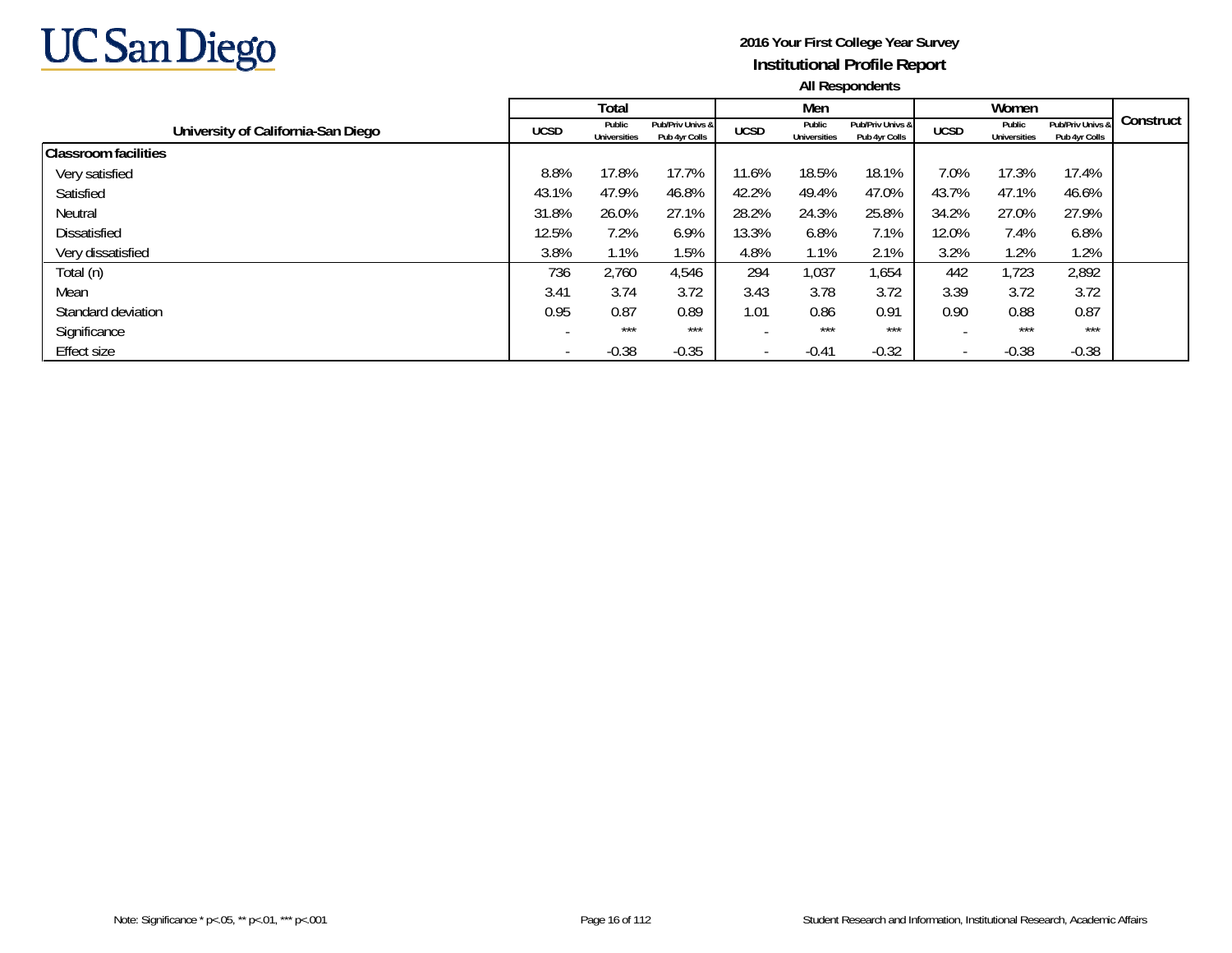UC San Diego

**2016 Your First College Year Survey**
**Institutional Profile Report**
**All Respondents**

| University of California-San Diego | Total | | | Men | | | Women | | | Construct |
|---|---|---|---|---|---|---|---|---|---|---|
| | UCSD | Public Universities | Pub/Priv Univs & Pub 4yr Colls | UCSD | Public Universities | Pub/Priv Univs & Pub 4yr Colls | UCSD | Public Universities | Pub/Priv Univs & Pub 4yr Colls | |
| **Classroom facilities** | | | | | | | | | | |
| Very satisfied | 8.8% | 17.8% | 17.7% | 11.6% | 18.5% | 18.1% | 7.0% | 17.3% | 17.4% | |
| Satisfied | 43.1% | 47.9% | 46.8% | 42.2% | 49.4% | 47.0% | 43.7% | 47.1% | 46.6% | |
| Neutral | 31.8% | 26.0% | 27.1% | 28.2% | 24.3% | 25.8% | 34.2% | 27.0% | 27.9% | |
| Dissatisfied | 12.5% | 7.2% | 6.9% | 13.3% | 6.8% | 7.1% | 12.0% | 7.4% | 6.8% | |
| Very dissatisfied | 3.8% | 1.1% | 1.5% | 4.8% | 1.1% | 2.1% | 3.2% | 1.2% | 1.2% | |
| Total (n) | 736 | 2,760 | 4,546 | 294 | 1,037 | 1,654 | 442 | 1,723 | 2,892 | |
| Mean | 3.41 | 3.74 | 3.72 | 3.43 | 3.78 | 3.72 | 3.39 | 3.72 | 3.72 | |
| Standard deviation | 0.95 | 0.87 | 0.89 | 1.01 | 0.86 | 0.91 | 0.90 | 0.88 | 0.87 | |
| Significance | - | *** | *** | - | *** | *** | - | *** | *** | |
| Effect size | - | -0.38 | -0.35 | - | -0.41 | -0.32 | - | -0.38 | -0.38 | |

Note: Significance * p<.05, ** p<.01, *** p<.001

Student Research and Information, Institutional Research, Academic Affairs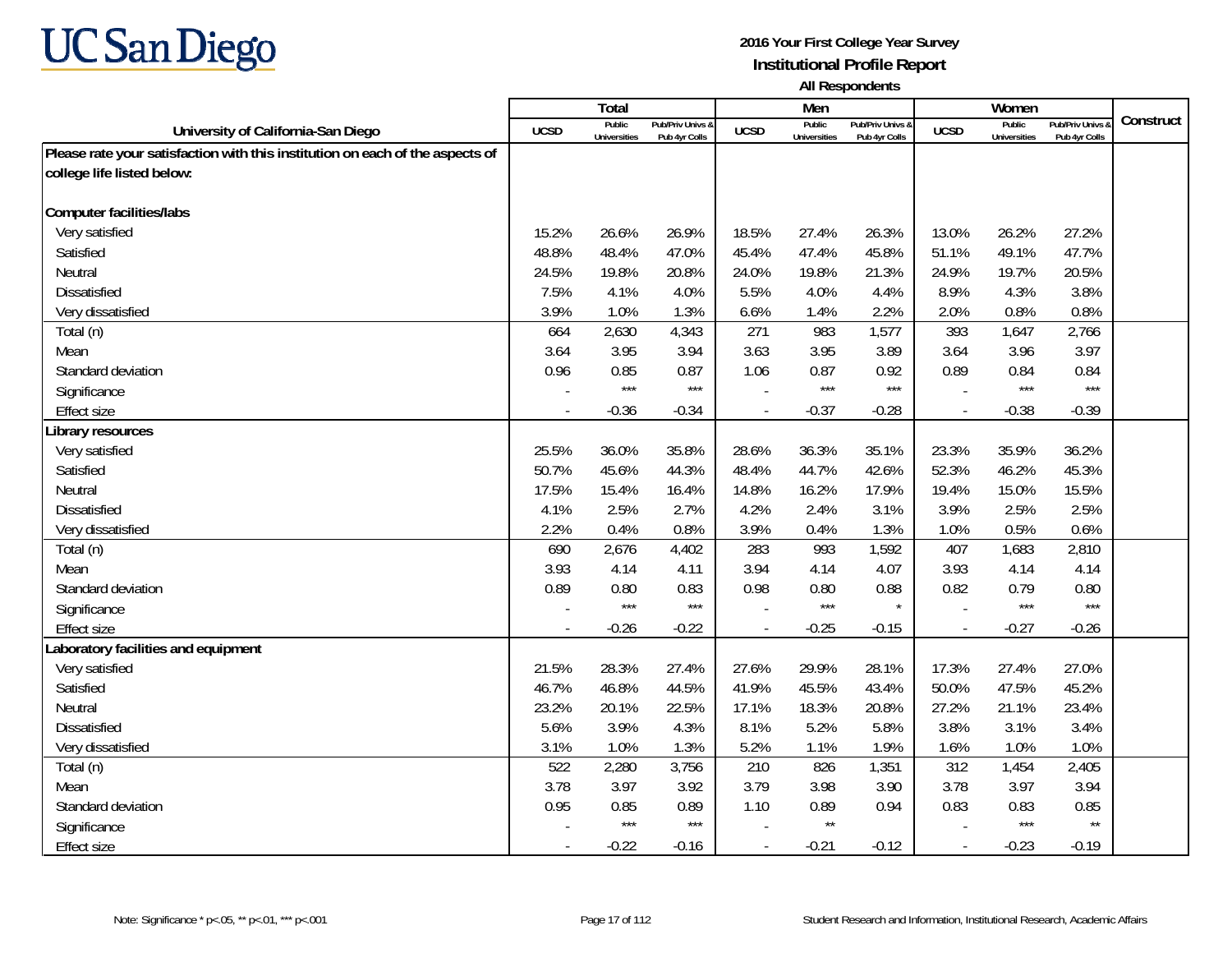# UC San Diego

**2016 Your First College Year Survey**
**Institutional Profile Report**
**All Respondents**

| University of California-San Diego | Total | | | Men | | | Women | | | Construct |
|---|---|---|---|---|---|---|---|---|---|---|
| | UCSD | Public Universities | Pub/Priv Univs & Pub 4yr Colls | UCSD | Public Universities | Pub/Priv Univs & Pub 4yr Colls | UCSD | Public Universities | Pub/Priv Univs & Pub 4yr Colls | |
| **Please rate your satisfaction with this institution on each of the aspects of college life listed below:** | | | | | | | | | | |
| **Computer facilities/labs** | | | | | | | | | | |
| Very satisfied | 15.2% | 26.6% | 26.9% | 18.5% | 27.4% | 26.3% | 13.0% | 26.2% | 27.2% | |
| Satisfied | 48.8% | 48.4% | 47.0% | 45.4% | 47.4% | 45.8% | 51.1% | 49.1% | 47.7% | |
| Neutral | 24.5% | 19.8% | 20.8% | 24.0% | 19.8% | 21.3% | 24.9% | 19.7% | 20.5% | |
| Dissatisfied | 7.5% | 4.1% | 4.0% | 5.5% | 4.0% | 4.4% | 8.9% | 4.3% | 3.8% | |
| Very dissatisfied | 3.9% | 1.0% | 1.3% | 6.6% | 1.4% | 2.2% | 2.0% | 0.8% | 0.8% | |
| Total (n) | 664 | 2,630 | 4,343 | 271 | 983 | 1,577 | 393 | 1,647 | 2,766 | |
| Mean | 3.64 | 3.95 | 3.94 | 3.63 | 3.95 | 3.89 | 3.64 | 3.96 | 3.97 | |
| Standard deviation | 0.96 | 0.85 | 0.87 | 1.06 | 0.87 | 0.92 | 0.89 | 0.84 | 0.84 | |
| Significance | - | *** | *** | - | *** | *** | - | *** | *** | |
| Effect size | - | -0.36 | -0.34 | - | -0.37 | -0.28 | - | -0.38 | -0.39 | |
| **Library resources** | | | | | | | | | | |
| Very satisfied | 25.5% | 36.0% | 35.8% | 28.6% | 36.3% | 35.1% | 23.3% | 35.9% | 36.2% | |
| Satisfied | 50.7% | 45.6% | 44.3% | 48.4% | 44.7% | 42.6% | 52.3% | 46.2% | 45.3% | |
| Neutral | 17.5% | 15.4% | 16.4% | 14.8% | 16.2% | 17.9% | 19.4% | 15.0% | 15.5% | |
| Dissatisfied | 4.1% | 2.5% | 2.7% | 4.2% | 2.4% | 3.1% | 3.9% | 2.5% | 2.5% | |
| Very dissatisfied | 2.2% | 0.4% | 0.8% | 3.9% | 0.4% | 1.3% | 1.0% | 0.5% | 0.6% | |
| Total (n) | 690 | 2,676 | 4,402 | 283 | 993 | 1,592 | 407 | 1,683 | 2,810 | |
| Mean | 3.93 | 4.14 | 4.11 | 3.94 | 4.14 | 4.07 | 3.93 | 4.14 | 4.14 | |
| Standard deviation | 0.89 | 0.80 | 0.83 | 0.98 | 0.80 | 0.88 | 0.82 | 0.79 | 0.80 | |
| Significance | - | *** | *** | - | *** | * | - | *** | *** | |
| Effect size | - | -0.26 | -0.22 | - | -0.25 | -0.15 | - | -0.27 | -0.26 | |
| **Laboratory facilities and equipment** | | | | | | | | | | |
| Very satisfied | 21.5% | 28.3% | 27.4% | 27.6% | 29.9% | 28.1% | 17.3% | 27.4% | 27.0% | |
| Satisfied | 46.7% | 46.8% | 44.5% | 41.9% | 45.5% | 43.4% | 50.0% | 47.5% | 45.2% | |
| Neutral | 23.2% | 20.1% | 22.5% | 17.1% | 18.3% | 20.8% | 27.2% | 21.1% | 23.4% | |
| Dissatisfied | 5.6% | 3.9% | 4.3% | 8.1% | 5.2% | 5.8% | 3.8% | 3.1% | 3.4% | |
| Very dissatisfied | 3.1% | 1.0% | 1.3% | 5.2% | 1.1% | 1.9% | 1.6% | 1.0% | 1.0% | |
| Total (n) | 522 | 2,280 | 3,756 | 210 | 826 | 1,351 | 312 | 1,454 | 2,405 | |
| Mean | 3.78 | 3.97 | 3.92 | 3.79 | 3.98 | 3.90 | 3.78 | 3.97 | 3.94 | |
| Standard deviation | 0.95 | 0.85 | 0.89 | 1.10 | 0.89 | 0.94 | 0.83 | 0.83 | 0.85 | |
| Significance | - | *** | *** | - | ** | | - | *** | ** | |
| Effect size | - | -0.22 | -0.16 | - | -0.21 | -0.12 | - | -0.23 | -0.19 | |

Note: Significance * p<.05, ** p<.01, *** p<.001

Student Research and Information, Institutional Research, Academic Affairs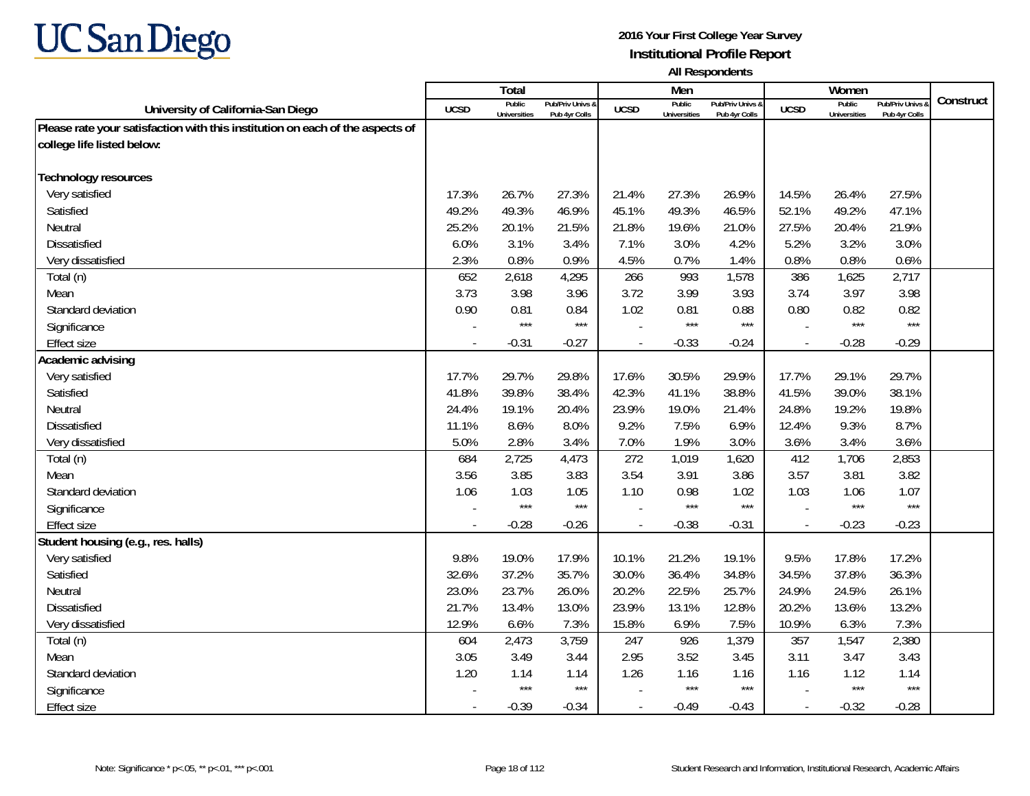# UC San Diego

**2016 Your First College Year Survey**
**Institutional Profile Report**
**All Respondents**

| University of California-San Diego | Total | | | Men | | | Women | | | Construct |
|---|---|---|---|---|---|---|---|---|---|---|
| | UCSD | Public Universities | Pub/Priv Univs & Pub 4yr Colls | UCSD | Public Universities | Pub/Priv Univs & Pub 4yr Colls | UCSD | Public Universities | Pub/Priv Univs & Pub 4yr Colls | |
| **Please rate your satisfaction with this institution on each of the aspects of college life listed below:** | | | | | | | | | | |
| **Technology resources** | | | | | | | | | | |
| Very satisfied | 17.3% | 26.7% | 27.3% | 21.4% | 27.3% | 26.9% | 14.5% | 26.4% | 27.5% | |
| Satisfied | 49.2% | 49.3% | 46.9% | 45.1% | 49.3% | 46.5% | 52.1% | 49.2% | 47.1% | |
| Neutral | 25.2% | 20.1% | 21.5% | 21.8% | 19.6% | 21.0% | 27.5% | 20.4% | 21.9% | |
| Dissatisfied | 6.0% | 3.1% | 3.4% | 7.1% | 3.0% | 4.2% | 5.2% | 3.2% | 3.0% | |
| Very dissatisfied | 2.3% | 0.8% | 0.9% | 4.5% | 0.7% | 1.4% | 0.8% | 0.8% | 0.6% | |
| Total (n) | 652 | 2,618 | 4,295 | 266 | 993 | 1,578 | 386 | 1,625 | 2,717 | |
| Mean | 3.73 | 3.98 | 3.96 | 3.72 | 3.99 | 3.93 | 3.74 | 3.97 | 3.98 | |
| Standard deviation | 0.90 | 0.81 | 0.84 | 1.02 | 0.81 | 0.88 | 0.80 | 0.82 | 0.82 | |
| Significance | - | *** | *** | - | *** | *** | - | *** | *** | |
| Effect size | - | -0.31 | -0.27 | - | -0.33 | -0.24 | - | -0.28 | -0.29 | |
| **Academic advising** | | | | | | | | | | |
| Very satisfied | 17.7% | 29.7% | 29.8% | 17.6% | 30.5% | 29.9% | 17.7% | 29.1% | 29.7% | |
| Satisfied | 41.8% | 39.8% | 38.4% | 42.3% | 41.1% | 38.8% | 41.5% | 39.0% | 38.1% | |
| Neutral | 24.4% | 19.1% | 20.4% | 23.9% | 19.0% | 21.4% | 24.8% | 19.2% | 19.8% | |
| Dissatisfied | 11.1% | 8.6% | 8.0% | 9.2% | 7.5% | 6.9% | 12.4% | 9.3% | 8.7% | |
| Very dissatisfied | 5.0% | 2.8% | 3.4% | 7.0% | 1.9% | 3.0% | 3.6% | 3.4% | 3.6% | |
| Total (n) | 684 | 2,725 | 4,473 | 272 | 1,019 | 1,620 | 412 | 1,706 | 2,853 | |
| Mean | 3.56 | 3.85 | 3.83 | 3.54 | 3.91 | 3.86 | 3.57 | 3.81 | 3.82 | |
| Standard deviation | 1.06 | 1.03 | 1.05 | 1.10 | 0.98 | 1.02 | 1.03 | 1.06 | 1.07 | |
| Significance | - | *** | *** | - | *** | *** | - | *** | *** | |
| Effect size | - | -0.28 | -0.26 | - | -0.38 | -0.31 | - | -0.23 | -0.23 | |
| **Student housing (e.g., res. halls)** | | | | | | | | | | |
| Very satisfied | 9.8% | 19.0% | 17.9% | 10.1% | 21.2% | 19.1% | 9.5% | 17.8% | 17.2% | |
| Satisfied | 32.6% | 37.2% | 35.7% | 30.0% | 36.4% | 34.8% | 34.5% | 37.8% | 36.3% | |
| Neutral | 23.0% | 23.7% | 26.0% | 20.2% | 22.5% | 25.7% | 24.9% | 24.5% | 26.1% | |
| Dissatisfied | 21.7% | 13.4% | 13.0% | 23.9% | 13.1% | 12.8% | 20.2% | 13.6% | 13.2% | |
| Very dissatisfied | 12.9% | 6.6% | 7.3% | 15.8% | 6.9% | 7.5% | 10.9% | 6.3% | 7.3% | |
| Total (n) | 604 | 2,473 | 3,759 | 247 | 926 | 1,379 | 357 | 1,547 | 2,380 | |
| Mean | 3.05 | 3.49 | 3.44 | 2.95 | 3.52 | 3.45 | 3.11 | 3.47 | 3.43 | |
| Standard deviation | 1.20 | 1.14 | 1.14 | 1.26 | 1.16 | 1.16 | 1.16 | 1.12 | 1.14 | |
| Significance | - | *** | *** | - | *** | *** | - | *** | *** | |
| Effect size | - | -0.39 | -0.34 | - | -0.49 | -0.43 | - | -0.32 | -0.28 | |

Note: Significance * p<.05, ** p<.01, *** p<.001

Student Research and Information, Institutional Research, Academic Affairs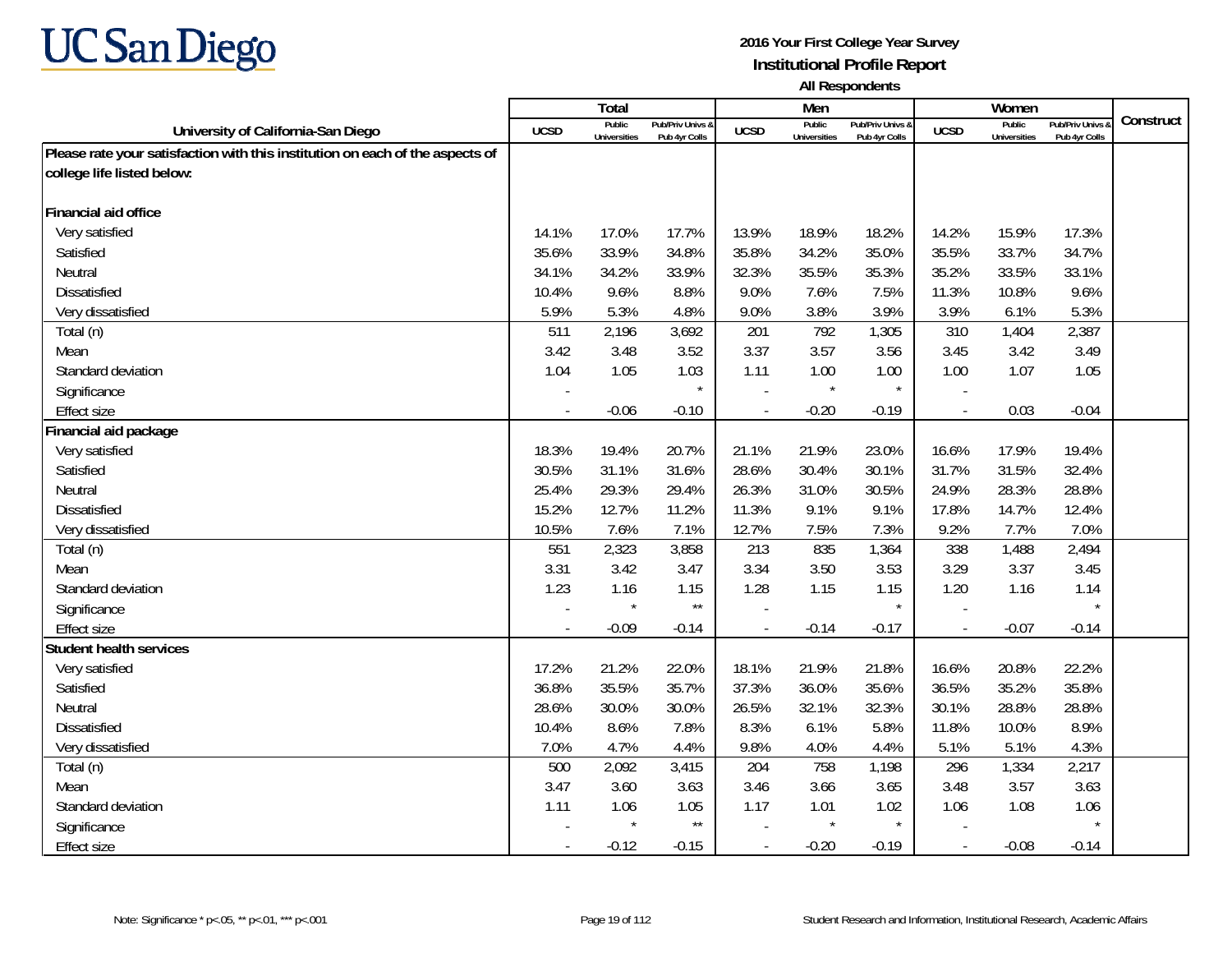**UC San Diego**

**2016 Your First College Year Survey**
**Institutional Profile Report**
**All Respondents**

| University of California-San Diego | Total | | | Men | | | Women | | | Construct |
|---|---|---|---|---|---|---|---|---|---|---|
| | UCSD | Public Universities | Pub/Priv Univs & Pub 4yr Colls | UCSD | Public Universities | Pub/Priv Univs & Pub 4yr Colls | UCSD | Public Universities | Pub/Priv Univs & Pub 4yr Colls | |
| **Please rate your satisfaction with this institution on each of the aspects of college life listed below:** | | | | | | | | | | |
| **Financial aid office** | | | | | | | | | | |
| Very satisfied | 14.1% | 17.0% | 17.7% | 13.9% | 18.9% | 18.2% | 14.2% | 15.9% | 17.3% | |
| Satisfied | 35.6% | 33.9% | 34.8% | 35.8% | 34.2% | 35.0% | 35.5% | 33.7% | 34.7% | |
| Neutral | 34.1% | 34.2% | 33.9% | 32.3% | 35.5% | 35.3% | 35.2% | 33.5% | 33.1% | |
| Dissatisfied | 10.4% | 9.6% | 8.8% | 9.0% | 7.6% | 7.5% | 11.3% | 10.8% | 9.6% | |
| Very dissatisfied | 5.9% | 5.3% | 4.8% | 9.0% | 3.8% | 3.9% | 3.9% | 6.1% | 5.3% | |
| Total (n) | 511 | 2,196 | 3,692 | 201 | 792 | 1,305 | 310 | 1,404 | 2,387 | |
| Mean | 3.42 | 3.48 | 3.52 | 3.37 | 3.57 | 3.56 | 3.45 | 3.42 | 3.49 | |
| Standard deviation | 1.04 | 1.05 | 1.03 | 1.11 | 1.00 | 1.00 | 1.00 | 1.07 | 1.05 | |
| Significance | - | | * | - | * | * | - | | | |
| Effect size | - | -0.06 | -0.10 | - | -0.20 | -0.19 | - | 0.03 | -0.04 | |
| **Financial aid package** | | | | | | | | | | |
| Very satisfied | 18.3% | 19.4% | 20.7% | 21.1% | 21.9% | 23.0% | 16.6% | 17.9% | 19.4% | |
| Satisfied | 30.5% | 31.1% | 31.6% | 28.6% | 30.4% | 30.1% | 31.7% | 31.5% | 32.4% | |
| Neutral | 25.4% | 29.3% | 29.4% | 26.3% | 31.0% | 30.5% | 24.9% | 28.3% | 28.8% | |
| Dissatisfied | 15.2% | 12.7% | 11.2% | 11.3% | 9.1% | 9.1% | 17.8% | 14.7% | 12.4% | |
| Very dissatisfied | 10.5% | 7.6% | 7.1% | 12.7% | 7.5% | 7.3% | 9.2% | 7.7% | 7.0% | |
| Total (n) | 551 | 2,323 | 3,858 | 213 | 835 | 1,364 | 338 | 1,488 | 2,494 | |
| Mean | 3.31 | 3.42 | 3.47 | 3.34 | 3.50 | 3.53 | 3.29 | 3.37 | 3.45 | |
| Standard deviation | 1.23 | 1.16 | 1.15 | 1.28 | 1.15 | 1.15 | 1.20 | 1.16 | 1.14 | |
| Significance | - | * | ** | - | | * | - | | * | |
| Effect size | - | -0.09 | -0.14 | - | -0.14 | -0.17 | - | -0.07 | -0.14 | |
| **Student health services** | | | | | | | | | | |
| Very satisfied | 17.2% | 21.2% | 22.0% | 18.1% | 21.9% | 21.8% | 16.6% | 20.8% | 22.2% | |
| Satisfied | 36.8% | 35.5% | 35.7% | 37.3% | 36.0% | 35.6% | 36.5% | 35.2% | 35.8% | |
| Neutral | 28.6% | 30.0% | 30.0% | 26.5% | 32.1% | 32.3% | 30.1% | 28.8% | 28.8% | |
| Dissatisfied | 10.4% | 8.6% | 7.8% | 8.3% | 6.1% | 5.8% | 11.8% | 10.0% | 8.9% | |
| Very dissatisfied | 7.0% | 4.7% | 4.4% | 9.8% | 4.0% | 4.4% | 5.1% | 5.1% | 4.3% | |
| Total (n) | 500 | 2,092 | 3,415 | 204 | 758 | 1,198 | 296 | 1,334 | 2,217 | |
| Mean | 3.47 | 3.60 | 3.63 | 3.46 | 3.66 | 3.65 | 3.48 | 3.57 | 3.63 | |
| Standard deviation | 1.11 | 1.06 | 1.05 | 1.17 | 1.01 | 1.02 | 1.06 | 1.08 | 1.06 | |
| Significance | - | * | ** | - | * | * | - | | * | |
| Effect size | - | -0.12 | -0.15 | - | -0.20 | -0.19 | - | -0.08 | -0.14 | |

Note: Significance * p<.05, ** p<.01, *** p<.001

Student Research and Information, Institutional Research, Academic Affairs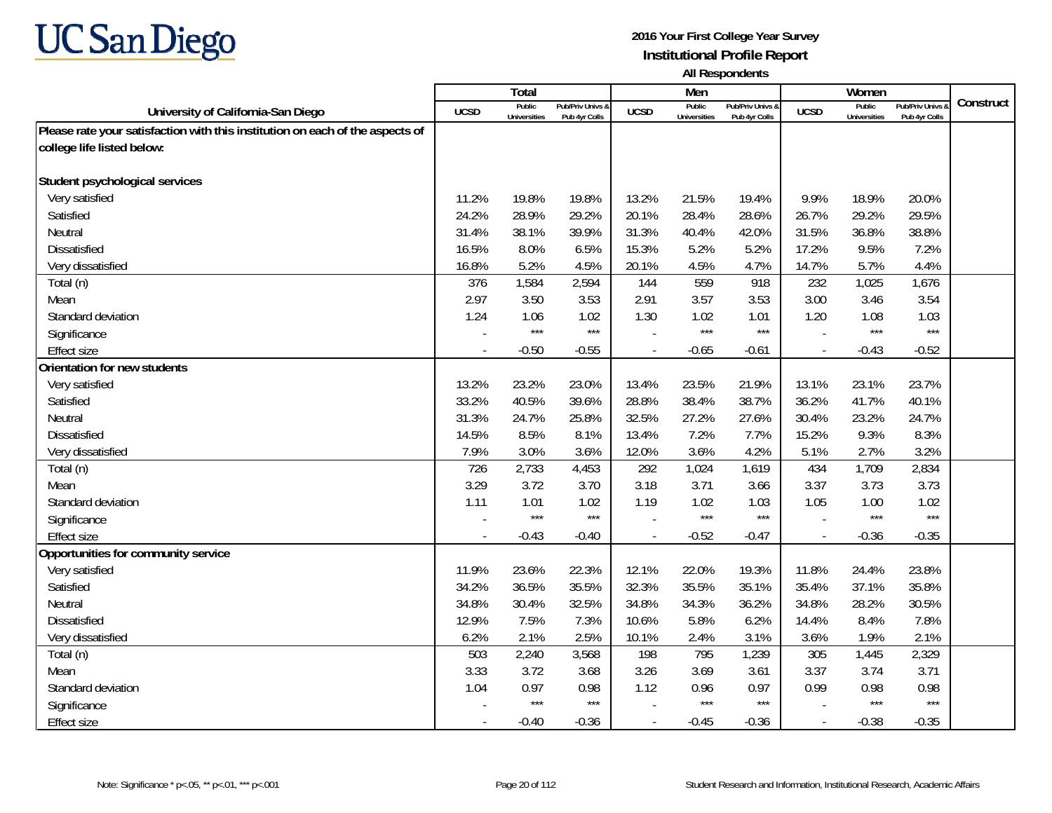UC San Diego

**2016 Your First College Year Survey**
**Institutional Profile Report**
**All Respondents**

| University of California-San Diego | Total | | | Men | | | Women | | | Construct |
|---|---|---|---|---|---|---|---|---|---|---|
| | UCSD | Public Universities | Pub/Priv Univs & Pub 4yr Colls | UCSD | Public Universities | Pub/Priv Univs & Pub 4yr Colls | UCSD | Public Universities | Pub/Priv Univs & Pub 4yr Colls | |
| **Please rate your satisfaction with this institution on each of the aspects of college life listed below:** | | | | | | | | | | |
| **Student psychological services** | | | | | | | | | | |
| Very satisfied | 11.2% | 19.8% | 19.8% | 13.2% | 21.5% | 19.4% | 9.9% | 18.9% | 20.0% | |
| Satisfied | 24.2% | 28.9% | 29.2% | 20.1% | 28.4% | 28.6% | 26.7% | 29.2% | 29.5% | |
| Neutral | 31.4% | 38.1% | 39.9% | 31.3% | 40.4% | 42.0% | 31.5% | 36.8% | 38.8% | |
| Dissatisfied | 16.5% | 8.0% | 6.5% | 15.3% | 5.2% | 5.2% | 17.2% | 9.5% | 7.2% | |
| Very dissatisfied | 16.8% | 5.2% | 4.5% | 20.1% | 4.5% | 4.7% | 14.7% | 5.7% | 4.4% | |
| Total (n) | 376 | 1,584 | 2,594 | 144 | 559 | 918 | 232 | 1,025 | 1,676 | |
| Mean | 2.97 | 3.50 | 3.53 | 2.91 | 3.57 | 3.53 | 3.00 | 3.46 | 3.54 | |
| Standard deviation | 1.24 | 1.06 | 1.02 | 1.30 | 1.02 | 1.01 | 1.20 | 1.08 | 1.03 | |
| Significance | - | *** | *** | - | *** | *** | - | *** | *** | |
| Effect size | - | -0.50 | -0.55 | - | -0.65 | -0.61 | - | -0.43 | -0.52 | |
| **Orientation for new students** | | | | | | | | | | |
| Very satisfied | 13.2% | 23.2% | 23.0% | 13.4% | 23.5% | 21.9% | 13.1% | 23.1% | 23.7% | |
| Satisfied | 33.2% | 40.5% | 39.6% | 28.8% | 38.4% | 38.7% | 36.2% | 41.7% | 40.1% | |
| Neutral | 31.3% | 24.7% | 25.8% | 32.5% | 27.2% | 27.6% | 30.4% | 23.2% | 24.7% | |
| Dissatisfied | 14.5% | 8.5% | 8.1% | 13.4% | 7.2% | 7.7% | 15.2% | 9.3% | 8.3% | |
| Very dissatisfied | 7.9% | 3.0% | 3.6% | 12.0% | 3.6% | 4.2% | 5.1% | 2.7% | 3.2% | |
| Total (n) | 726 | 2,733 | 4,453 | 292 | 1,024 | 1,619 | 434 | 1,709 | 2,834 | |
| Mean | 3.29 | 3.72 | 3.70 | 3.18 | 3.71 | 3.66 | 3.37 | 3.73 | 3.73 | |
| Standard deviation | 1.11 | 1.01 | 1.02 | 1.19 | 1.02 | 1.03 | 1.05 | 1.00 | 1.02 | |
| Significance | - | *** | *** | - | *** | *** | - | *** | *** | |
| Effect size | - | -0.43 | -0.40 | - | -0.52 | -0.47 | - | -0.36 | -0.35 | |
| **Opportunities for community service** | | | | | | | | | | |
| Very satisfied | 11.9% | 23.6% | 22.3% | 12.1% | 22.0% | 19.3% | 11.8% | 24.4% | 23.8% | |
| Satisfied | 34.2% | 36.5% | 35.5% | 32.3% | 35.5% | 35.1% | 35.4% | 37.1% | 35.8% | |
| Neutral | 34.8% | 30.4% | 32.5% | 34.8% | 34.3% | 36.2% | 34.8% | 28.2% | 30.5% | |
| Dissatisfied | 12.9% | 7.5% | 7.3% | 10.6% | 5.8% | 6.2% | 14.4% | 8.4% | 7.8% | |
| Very dissatisfied | 6.2% | 2.1% | 2.5% | 10.1% | 2.4% | 3.1% | 3.6% | 1.9% | 2.1% | |
| Total (n) | 503 | 2,240 | 3,568 | 198 | 795 | 1,239 | 305 | 1,445 | 2,329 | |
| Mean | 3.33 | 3.72 | 3.68 | 3.26 | 3.69 | 3.61 | 3.37 | 3.74 | 3.71 | |
| Standard deviation | 1.04 | 0.97 | 0.98 | 1.12 | 0.96 | 0.97 | 0.99 | 0.98 | 0.98 | |
| Significance | - | *** | *** | - | *** | *** | - | *** | *** | |
| Effect size | - | -0.40 | -0.36 | - | -0.45 | -0.36 | - | -0.38 | -0.35 | |

Note: Significance * p<.05, ** p<.01, *** p<.001

Student Research and Information, Institutional Research, Academic Affairs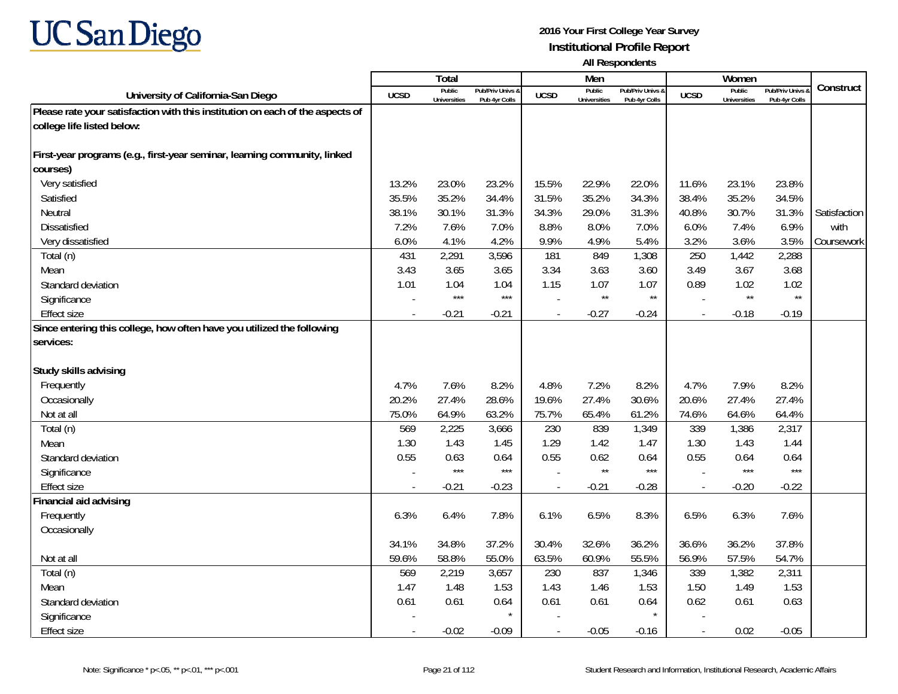2016 Your First College Year Survey
Institutional Profile Report
All Respondents

| University of California-San Diego | Total | | | Men | | | Women | | | Construct |
|---|---|---|---|---|---|---|---|---|---|---|
| | UCSD | Public Universities | Pub/Priv Univs & Pub 4yr Colls | UCSD | Public Universities | Pub/Priv Univs & Pub 4yr Colls | UCSD | Public Universities | Pub/Priv Univs & Pub 4yr Colls | |
| **Please rate your satisfaction with this institution on each of the aspects of college life listed below:** | | | | | | | | | | |
| **First-year programs (e.g., first-year seminar, learning community, linked courses)** | | | | | | | | | | |
| Very satisfied | 13.2% | 23.0% | 23.2% | 15.5% | 22.9% | 22.0% | 11.6% | 23.1% | 23.8% | |
| Satisfied | 35.5% | 35.2% | 34.4% | 31.5% | 35.2% | 34.3% | 38.4% | 35.2% | 34.5% | |
| Neutral | 38.1% | 30.1% | 31.3% | 34.3% | 29.0% | 31.3% | 40.8% | 30.7% | 31.3% | Satisfaction with Coursework |
| Dissatisfied | 7.2% | 7.6% | 7.0% | 8.8% | 8.0% | 7.0% | 6.0% | 7.4% | 6.9% | |
| Very dissatisfied | 6.0% | 4.1% | 4.2% | 9.9% | 4.9% | 5.4% | 3.2% | 3.6% | 3.5% | |
| Total (n) | 431 | 2,291 | 3,596 | 181 | 849 | 1,308 | 250 | 1,442 | 2,288 | |
| Mean | 3.43 | 3.65 | 3.65 | 3.34 | 3.63 | 3.60 | 3.49 | 3.67 | 3.68 | |
| Standard deviation | 1.01 | 1.04 | 1.04 | 1.15 | 1.07 | 1.07 | 0.89 | 1.02 | 1.02 | |
| Significance | - | *** | *** | - | ** | ** | - | ** | ** | |
| Effect size | - | -0.21 | -0.21 | - | -0.27 | -0.24 | - | -0.18 | -0.19 | |
| **Since entering this college, how often have you utilized the following services:** | | | | | | | | | | |
| **Study skills advising** | | | | | | | | | | |
| Frequently | 4.7% | 7.6% | 8.2% | 4.8% | 7.2% | 8.2% | 4.7% | 7.9% | 8.2% | |
| Occasionally | 20.2% | 27.4% | 28.6% | 19.6% | 27.4% | 30.6% | 20.6% | 27.4% | 27.4% | |
| Not at all | 75.0% | 64.9% | 63.2% | 75.7% | 65.4% | 61.2% | 74.6% | 64.6% | 64.4% | |
| Total (n) | 569 | 2,225 | 3,666 | 230 | 839 | 1,349 | 339 | 1,386 | 2,317 | |
| Mean | 1.30 | 1.43 | 1.45 | 1.29 | 1.42 | 1.47 | 1.30 | 1.43 | 1.44 | |
| Standard deviation | 0.55 | 0.63 | 0.64 | 0.55 | 0.62 | 0.64 | 0.55 | 0.64 | 0.64 | |
| Significance | - | *** | *** | - | ** | *** | - | *** | *** | |
| Effect size | - | -0.21 | -0.23 | - | -0.21 | -0.28 | - | -0.20 | -0.22 | |
| **Financial aid advising** | | | | | | | | | | |
| Frequently | 6.3% | 6.4% | 7.8% | 6.1% | 6.5% | 8.3% | 6.5% | 6.3% | 7.6% | |
| Occasionally | 34.1% | 34.8% | 37.2% | 30.4% | 32.6% | 36.2% | 36.6% | 36.2% | 37.8% | |
| Not at all | 59.6% | 58.8% | 55.0% | 63.5% | 60.9% | 55.5% | 56.9% | 57.5% | 54.7% | |
| Total (n) | 569 | 2,219 | 3,657 | 230 | 837 | 1,346 | 339 | 1,382 | 2,311 | |
| Mean | 1.47 | 1.48 | 1.53 | 1.43 | 1.46 | 1.53 | 1.50 | 1.49 | 1.53 | |
| Standard deviation | 0.61 | 0.61 | 0.64 | 0.61 | 0.61 | 0.64 | 0.62 | 0.61 | 0.63 | |
| Significance | - | | * | - | | * | - | | | |
| Effect size | - | -0.02 | -0.09 | - | -0.05 | -0.16 | - | 0.02 | -0.05 | |

Note: Significance * p<.05, ** p<.01, *** p<.001

Student Research and Information, Institutional Research, Academic Affairs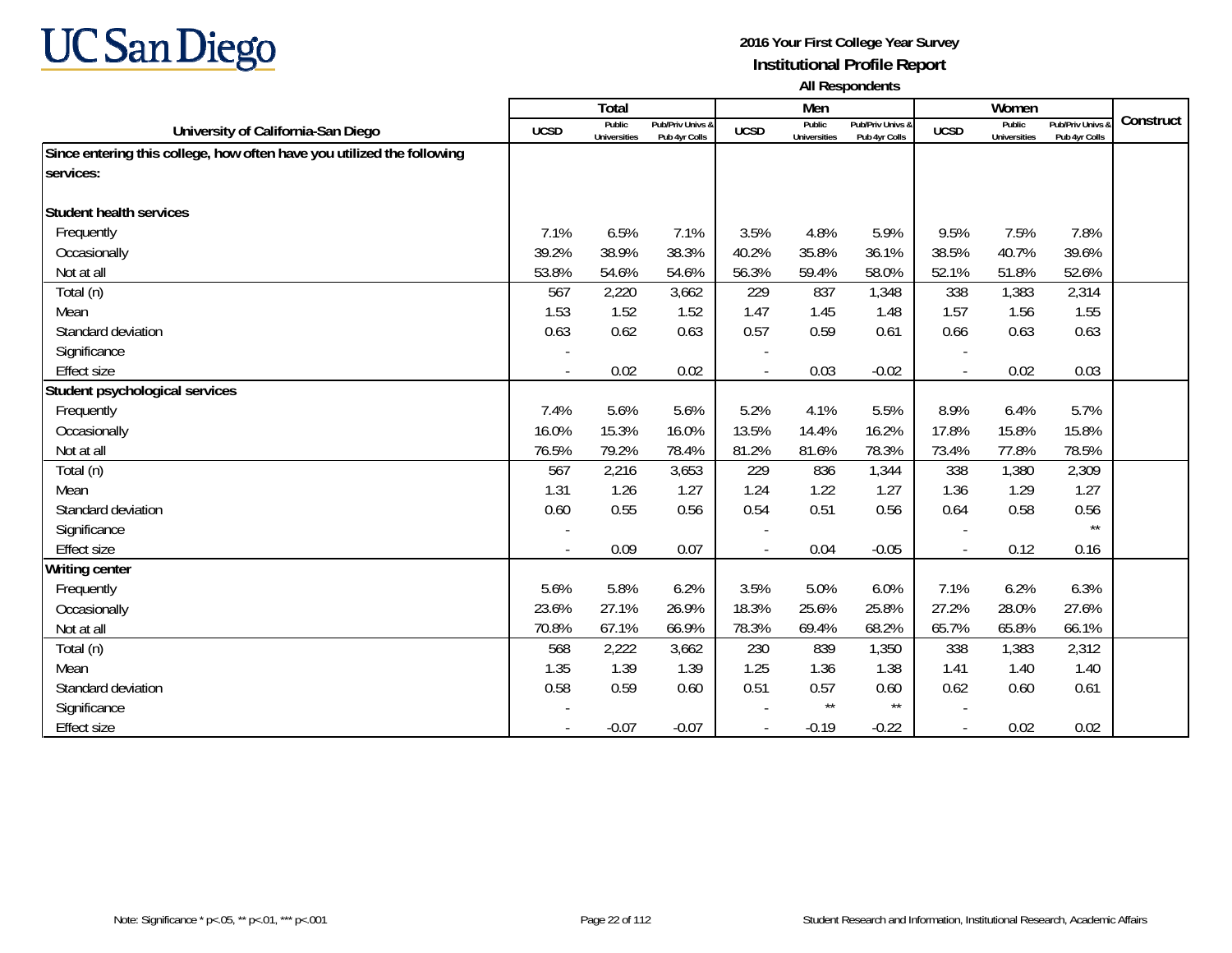# UC San Diego

**2016 Your First College Year Survey**
**Institutional Profile Report**
**All Respondents**

| University of California-San Diego | Total | | | Men | | | Women | | | Construct |
|---|---|---|---|---|---|---|---|---|---|---|
| | UCSD | Public Universities | Pub/Priv Univs & Pub 4yr Colls | UCSD | Public Universities | Pub/Priv Univs & Pub 4yr Colls | UCSD | Public Universities | Pub/Priv Univs & Pub 4yr Colls | |
| **Since entering this college, how often have you utilized the following services:** | | | | | | | | | | |
| **Student health services** | | | | | | | | | | |
| Frequently | 7.1% | 6.5% | 7.1% | 3.5% | 4.8% | 5.9% | 9.5% | 7.5% | 7.8% | |
| Occasionally | 39.2% | 38.9% | 38.3% | 40.2% | 35.8% | 36.1% | 38.5% | 40.7% | 39.6% | |
| Not at all | 53.8% | 54.6% | 54.6% | 56.3% | 59.4% | 58.0% | 52.1% | 51.8% | 52.6% | |
| Total (n) | 567 | 2,220 | 3,662 | 229 | 837 | 1,348 | 338 | 1,383 | 2,314 | |
| Mean | 1.53 | 1.52 | 1.52 | 1.47 | 1.45 | 1.48 | 1.57 | 1.56 | 1.55 | |
| Standard deviation | 0.63 | 0.62 | 0.63 | 0.57 | 0.59 | 0.61 | 0.66 | 0.63 | 0.63 | |
| Significance | - | | | - | | | - | | | |
| Effect size | - | 0.02 | 0.02 | - | 0.03 | -0.02 | - | 0.02 | 0.03 | |
| **Student psychological services** | | | | | | | | | | |
| Frequently | 7.4% | 5.6% | 5.6% | 5.2% | 4.1% | 5.5% | 8.9% | 6.4% | 5.7% | |
| Occasionally | 16.0% | 15.3% | 16.0% | 13.5% | 14.4% | 16.2% | 17.8% | 15.8% | 15.8% | |
| Not at all | 76.5% | 79.2% | 78.4% | 81.2% | 81.6% | 78.3% | 73.4% | 77.8% | 78.5% | |
| Total (n) | 567 | 2,216 | 3,653 | 229 | 836 | 1,344 | 338 | 1,380 | 2,309 | |
| Mean | 1.31 | 1.26 | 1.27 | 1.24 | 1.22 | 1.27 | 1.36 | 1.29 | 1.27 | |
| Standard deviation | 0.60 | 0.55 | 0.56 | 0.54 | 0.51 | 0.56 | 0.64 | 0.58 | 0.56 | |
| Significance | - | | | - | | | - | | ** | |
| Effect size | - | 0.09 | 0.07 | - | 0.04 | -0.05 | - | 0.12 | 0.16 | |
| **Writing center** | | | | | | | | | | |
| Frequently | 5.6% | 5.8% | 6.2% | 3.5% | 5.0% | 6.0% | 7.1% | 6.2% | 6.3% | |
| Occasionally | 23.6% | 27.1% | 26.9% | 18.3% | 25.6% | 25.8% | 27.2% | 28.0% | 27.6% | |
| Not at all | 70.8% | 67.1% | 66.9% | 78.3% | 69.4% | 68.2% | 65.7% | 65.8% | 66.1% | |
| Total (n) | 568 | 2,222 | 3,662 | 230 | 839 | 1,350 | 338 | 1,383 | 2,312 | |
| Mean | 1.35 | 1.39 | 1.39 | 1.25 | 1.36 | 1.38 | 1.41 | 1.40 | 1.40 | |
| Standard deviation | 0.58 | 0.59 | 0.60 | 0.51 | 0.57 | 0.60 | 0.62 | 0.60 | 0.61 | |
| Significance | - | | | - | ** | ** | - | | | |
| Effect size | - | -0.07 | -0.07 | - | -0.19 | -0.22 | - | 0.02 | 0.02 | |

Note: Significance * p<.05, ** p<.01, *** p<.001

Student Research and Information, Institutional Research, Academic Affairs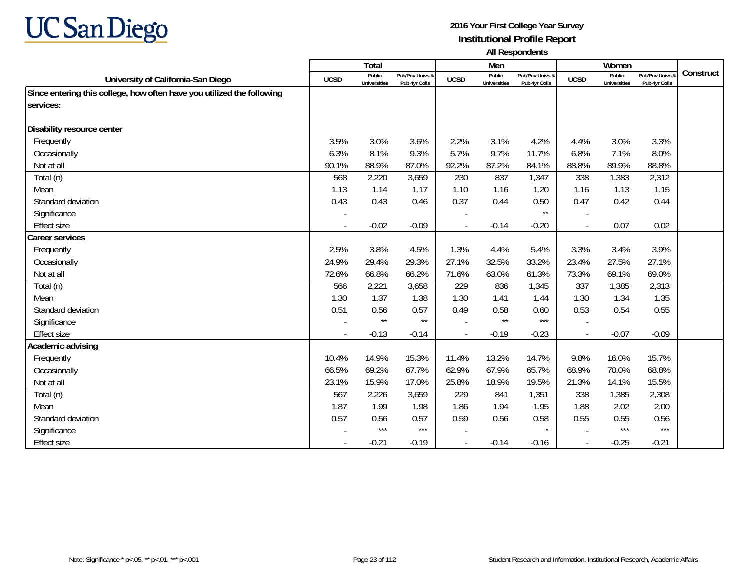**UC San Diego**

**2016 Your First College Year Survey**
**Institutional Profile Report**
**All Respondents**

| University of California-San Diego | Total | | | Men | | | Women | | | Construct |
|---|---|---|---|---|---|---|---|---|---|---|
| | UCSD | Public Universities | Pub/Priv Univs & Pub 4yr Colls | UCSD | Public Universities | Pub/Priv Univs & Pub 4yr Colls | UCSD | Public Universities | Pub/Priv Univs & Pub 4yr Colls | |
| **Since entering this college, how often have you utilized the following services:** | | | | | | | | | | |
| **Disability resource center** | | | | | | | | | | |
| Frequently | 3.5% | 3.0% | 3.6% | 2.2% | 3.1% | 4.2% | 4.4% | 3.0% | 3.3% | |
| Occasionally | 6.3% | 8.1% | 9.3% | 5.7% | 9.7% | 11.7% | 6.8% | 7.1% | 8.0% | |
| Not at all | 90.1% | 88.9% | 87.0% | 92.2% | 87.2% | 84.1% | 88.8% | 89.9% | 88.8% | |
| Total (n) | 568 | 2,220 | 3,659 | 230 | 837 | 1,347 | 338 | 1,383 | 2,312 | |
| Mean | 1.13 | 1.14 | 1.17 | 1.10 | 1.16 | 1.20 | 1.16 | 1.13 | 1.15 | |
| Standard deviation | 0.43 | 0.43 | 0.46 | 0.37 | 0.44 | 0.50 | 0.47 | 0.42 | 0.44 | |
| Significance | - | | | - | | ** | - | | | |
| Effect size | - | -0.02 | -0.09 | - | -0.14 | -0.20 | - | 0.07 | 0.02 | |
| **Career services** | | | | | | | | | | |
| Frequently | 2.5% | 3.8% | 4.5% | 1.3% | 4.4% | 5.4% | 3.3% | 3.4% | 3.9% | |
| Occasionally | 24.9% | 29.4% | 29.3% | 27.1% | 32.5% | 33.2% | 23.4% | 27.5% | 27.1% | |
| Not at all | 72.6% | 66.8% | 66.2% | 71.6% | 63.0% | 61.3% | 73.3% | 69.1% | 69.0% | |
| Total (n) | 566 | 2,221 | 3,658 | 229 | 836 | 1,345 | 337 | 1,385 | 2,313 | |
| Mean | 1.30 | 1.37 | 1.38 | 1.30 | 1.41 | 1.44 | 1.30 | 1.34 | 1.35 | |
| Standard deviation | 0.51 | 0.56 | 0.57 | 0.49 | 0.58 | 0.60 | 0.53 | 0.54 | 0.55 | |
| Significance | - | ** | ** | - | ** | *** | - | | | |
| Effect size | - | -0.13 | -0.14 | - | -0.19 | -0.23 | - | -0.07 | -0.09 | |
| **Academic advising** | | | | | | | | | | |
| Frequently | 10.4% | 14.9% | 15.3% | 11.4% | 13.2% | 14.7% | 9.8% | 16.0% | 15.7% | |
| Occasionally | 66.5% | 69.2% | 67.7% | 62.9% | 67.9% | 65.7% | 68.9% | 70.0% | 68.8% | |
| Not at all | 23.1% | 15.9% | 17.0% | 25.8% | 18.9% | 19.5% | 21.3% | 14.1% | 15.5% | |
| Total (n) | 567 | 2,226 | 3,659 | 229 | 841 | 1,351 | 338 | 1,385 | 2,308 | |
| Mean | 1.87 | 1.99 | 1.98 | 1.86 | 1.94 | 1.95 | 1.88 | 2.02 | 2.00 | |
| Standard deviation | 0.57 | 0.56 | 0.57 | 0.59 | 0.56 | 0.58 | 0.55 | 0.55 | 0.56 | |
| Significance | - | *** | *** | - | | * | - | *** | *** | |
| Effect size | - | -0.21 | -0.19 | - | -0.14 | -0.16 | - | -0.25 | -0.21 | |

Note: Significance * p<.05, ** p<.01, *** p<.001

Student Research and Information, Institutional Research, Academic Affairs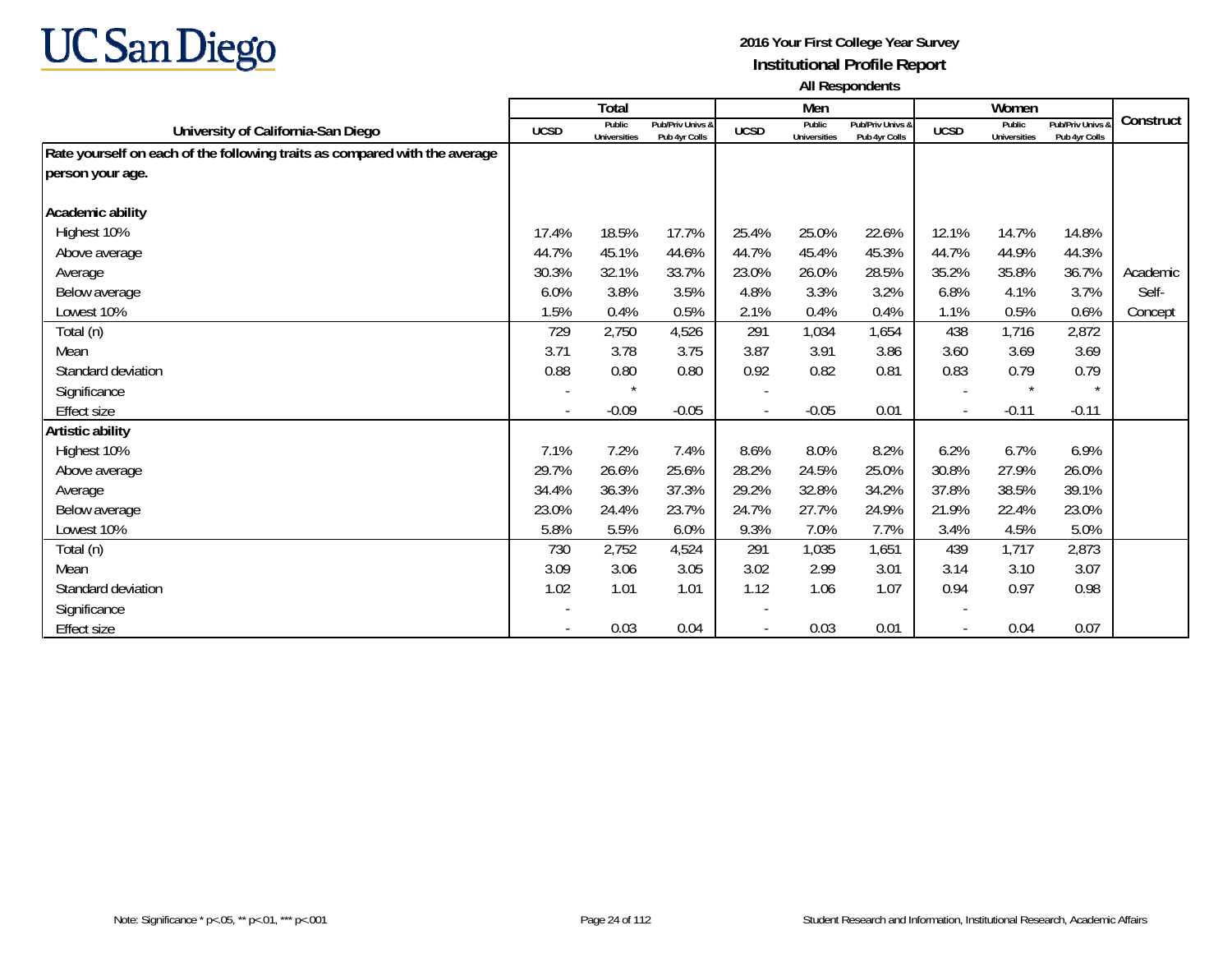**2016 Your First College Year Survey**
**Institutional Profile Report**
**All Respondents**

| University of California-San Diego | Total | | | Men | | | Women | | | Construct |
|---|---|---|---|---|---|---|---|---|---|---|
| | UCSD | Public Universities | Pub/Priv Univs & Pub 4yr Colls | UCSD | Public Universities | Pub/Priv Univs & Pub 4yr Colls | UCSD | Public Universities | Pub/Priv Univs & Pub 4yr Colls | |
| **Rate yourself on each of the following traits as compared with the average person your age.** | | | | | | | | | | |
| **Academic ability** | | | | | | | | | | |
| Highest 10% | 17.4% | 18.5% | 17.7% | 25.4% | 25.0% | 22.6% | 12.1% | 14.7% | 14.8% | |
| Above average | 44.7% | 45.1% | 44.6% | 44.7% | 45.4% | 45.3% | 44.7% | 44.9% | 44.3% | |
| Average | 30.3% | 32.1% | 33.7% | 23.0% | 26.0% | 28.5% | 35.2% | 35.8% | 36.7% | Academic Self-Concept |
| Below average | 6.0% | 3.8% | 3.5% | 4.8% | 3.3% | 3.2% | 6.8% | 4.1% | 3.7% | |
| Lowest 10% | 1.5% | 0.4% | 0.5% | 2.1% | 0.4% | 0.4% | 1.1% | 0.5% | 0.6% | |
| Total (n) | 729 | 2,750 | 4,526 | 291 | 1,034 | 1,654 | 438 | 1,716 | 2,872 | |
| Mean | 3.71 | 3.78 | 3.75 | 3.87 | 3.91 | 3.86 | 3.60 | 3.69 | 3.69 | |
| Standard deviation | 0.88 | 0.80 | 0.80 | 0.92 | 0.82 | 0.81 | 0.83 | 0.79 | 0.79 | |
| Significance | - | * | | - | | | - | * | * | |
| Effect size | - | -0.09 | -0.05 | - | -0.05 | 0.01 | - | -0.11 | -0.11 | |
| **Artistic ability** | | | | | | | | | | |
| Highest 10% | 7.1% | 7.2% | 7.4% | 8.6% | 8.0% | 8.2% | 6.2% | 6.7% | 6.9% | |
| Above average | 29.7% | 26.6% | 25.6% | 28.2% | 24.5% | 25.0% | 30.8% | 27.9% | 26.0% | |
| Average | 34.4% | 36.3% | 37.3% | 29.2% | 32.8% | 34.2% | 37.8% | 38.5% | 39.1% | |
| Below average | 23.0% | 24.4% | 23.7% | 24.7% | 27.7% | 24.9% | 21.9% | 22.4% | 23.0% | |
| Lowest 10% | 5.8% | 5.5% | 6.0% | 9.3% | 7.0% | 7.7% | 3.4% | 4.5% | 5.0% | |
| Total (n) | 730 | 2,752 | 4,524 | 291 | 1,035 | 1,651 | 439 | 1,717 | 2,873 | |
| Mean | 3.09 | 3.06 | 3.05 | 3.02 | 2.99 | 3.01 | 3.14 | 3.10 | 3.07 | |
| Standard deviation | 1.02 | 1.01 | 1.01 | 1.12 | 1.06 | 1.07 | 0.94 | 0.97 | 0.98 | |
| Significance | - | | | - | | | - | | | |
| Effect size | - | 0.03 | 0.04 | - | 0.03 | 0.01 | - | 0.04 | 0.07 | |

Note: Significance * $p<.05$, ** $p<.01$, *** $p<.001$

Student Research and Information, Institutional Research, Academic Affairs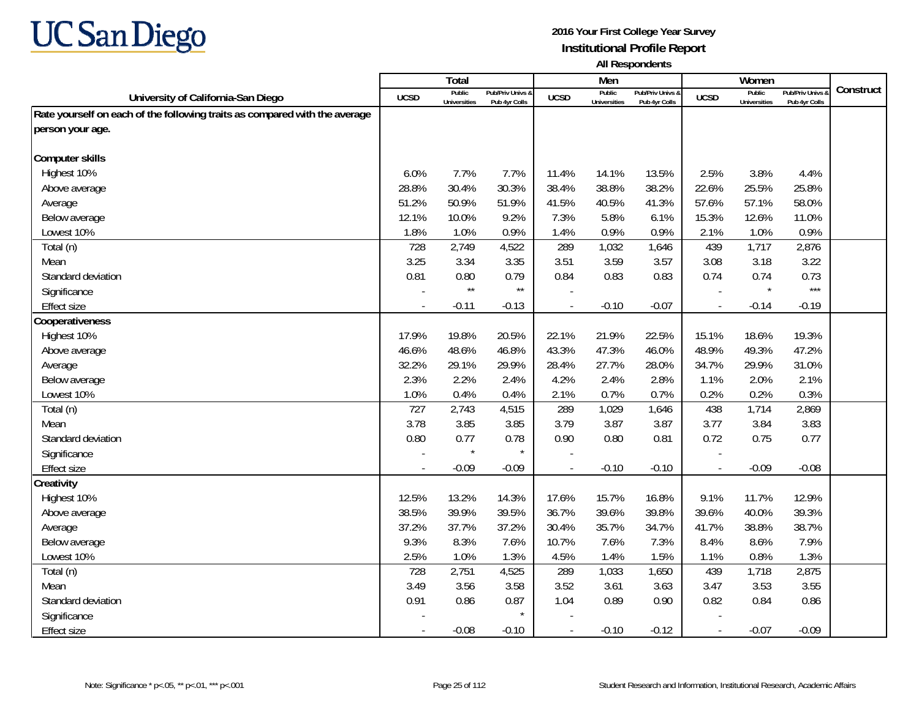# UC San Diego

**2016 Your First College Year Survey**
**Institutional Profile Report**
**All Respondents**

| University of California-San Diego | Total | | | Men | | | Women | | | Construct |
|---|---|---|---|---|---|---|---|---|---|---|
| | UCSD | Public Universities | Pub/Priv Univs & Pub 4yr Colls | UCSD | Public Universities | Pub/Priv Univs & Pub 4yr Colls | UCSD | Public Universities | Pub/Priv Univs & Pub 4yr Colls | |
| **Rate yourself on each of the following traits as compared with the average person your age.** | | | | | | | | | | |
| **Computer skills** | | | | | | | | | | |
| Highest 10% | 6.0% | 7.7% | 7.7% | 11.4% | 14.1% | 13.5% | 2.5% | 3.8% | 4.4% | |
| Above average | 28.8% | 30.4% | 30.3% | 38.4% | 38.8% | 38.2% | 22.6% | 25.5% | 25.8% | |
| Average | 51.2% | 50.9% | 51.9% | 41.5% | 40.5% | 41.3% | 57.6% | 57.1% | 58.0% | |
| Below average | 12.1% | 10.0% | 9.2% | 7.3% | 5.8% | 6.1% | 15.3% | 12.6% | 11.0% | |
| Lowest 10% | 1.8% | 1.0% | 0.9% | 1.4% | 0.9% | 0.9% | 2.1% | 1.0% | 0.9% | |
| Total (n) | 728 | 2,749 | 4,522 | 289 | 1,032 | 1,646 | 439 | 1,717 | 2,876 | |
| Mean | 3.25 | 3.34 | 3.35 | 3.51 | 3.59 | 3.57 | 3.08 | 3.18 | 3.22 | |
| Standard deviation | 0.81 | 0.80 | 0.79 | 0.84 | 0.83 | 0.83 | 0.74 | 0.74 | 0.73 | |
| Significance | - | ** | ** | - | | | - | * | *** | |
| Effect size | - | -0.11 | -0.13 | - | -0.10 | -0.07 | - | -0.14 | -0.19 | |
| **Cooperativeness** | | | | | | | | | | |
| Highest 10% | 17.9% | 19.8% | 20.5% | 22.1% | 21.9% | 22.5% | 15.1% | 18.6% | 19.3% | |
| Above average | 46.6% | 48.6% | 46.8% | 43.3% | 47.3% | 46.0% | 48.9% | 49.3% | 47.2% | |
| Average | 32.2% | 29.1% | 29.9% | 28.4% | 27.7% | 28.0% | 34.7% | 29.9% | 31.0% | |
| Below average | 2.3% | 2.2% | 2.4% | 4.2% | 2.4% | 2.8% | 1.1% | 2.0% | 2.1% | |
| Lowest 10% | 1.0% | 0.4% | 0.4% | 2.1% | 0.7% | 0.7% | 0.2% | 0.2% | 0.3% | |
| Total (n) | 727 | 2,743 | 4,515 | 289 | 1,029 | 1,646 | 438 | 1,714 | 2,869 | |
| Mean | 3.78 | 3.85 | 3.85 | 3.79 | 3.87 | 3.87 | 3.77 | 3.84 | 3.83 | |
| Standard deviation | 0.80 | 0.77 | 0.78 | 0.90 | 0.80 | 0.81 | 0.72 | 0.75 | 0.77 | |
| Significance | - | * | * | - | | | - | | | |
| Effect size | - | -0.09 | -0.09 | - | -0.10 | -0.10 | - | -0.09 | -0.08 | |
| **Creativity** | | | | | | | | | | |
| Highest 10% | 12.5% | 13.2% | 14.3% | 17.6% | 15.7% | 16.8% | 9.1% | 11.7% | 12.9% | |
| Above average | 38.5% | 39.9% | 39.5% | 36.7% | 39.6% | 39.8% | 39.6% | 40.0% | 39.3% | |
| Average | 37.2% | 37.7% | 37.2% | 30.4% | 35.7% | 34.7% | 41.7% | 38.8% | 38.7% | |
| Below average | 9.3% | 8.3% | 7.6% | 10.7% | 7.6% | 7.3% | 8.4% | 8.6% | 7.9% | |
| Lowest 10% | 2.5% | 1.0% | 1.3% | 4.5% | 1.4% | 1.5% | 1.1% | 0.8% | 1.3% | |
| Total (n) | 728 | 2,751 | 4,525 | 289 | 1,033 | 1,650 | 439 | 1,718 | 2,875 | |
| Mean | 3.49 | 3.56 | 3.58 | 3.52 | 3.61 | 3.63 | 3.47 | 3.53 | 3.55 | |
| Standard deviation | 0.91 | 0.86 | 0.87 | 1.04 | 0.89 | 0.90 | 0.82 | 0.84 | 0.86 | |
| Significance | - | | * | - | | | - | | | |
| Effect size | - | -0.08 | -0.10 | - | -0.10 | -0.12 | - | -0.07 | -0.09 | |

Note: Significance * p<.05, ** p<.01, *** p<.001

Student Research and Information, Institutional Research, Academic Affairs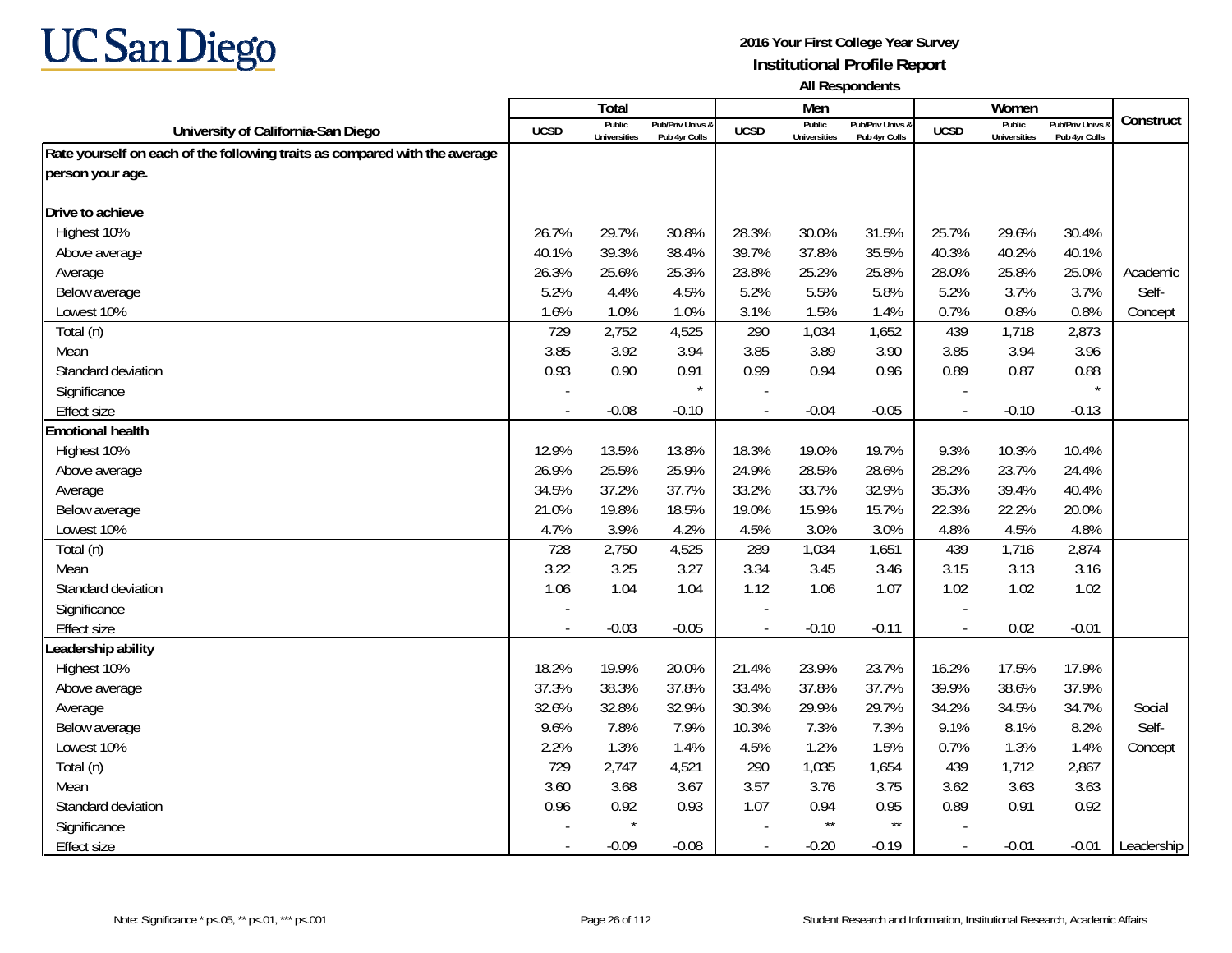# UC San Diego

**2016 Your First College Year Survey**
**Institutional Profile Report**
**All Respondents**

| University of California-San Diego | Total | | | Men | | | Women | | | Construct |
|---|---|---|---|---|---|---|---|---|---|---|
| | UCSD | Public Universities | Pub/Priv Univs & Pub 4yr Colls | UCSD | Public Universities | Pub/Priv Univs & Pub 4yr Colls | UCSD | Public Universities | Pub/Priv Univs & Pub 4yr Colls | |
| **Rate yourself on each of the following traits as compared with the average person your age.** | | | | | | | | | | |
| **Drive to achieve** | | | | | | | | | | |
| Highest 10% | 26.7% | 29.7% | 30.8% | 28.3% | 30.0% | 31.5% | 25.7% | 29.6% | 30.4% | |
| Above average | 40.1% | 39.3% | 38.4% | 39.7% | 37.8% | 35.5% | 40.3% | 40.2% | 40.1% | |
| Average | 26.3% | 25.6% | 25.3% | 23.8% | 25.2% | 25.8% | 28.0% | 25.8% | 25.0% | Academic |
| Below average | 5.2% | 4.4% | 4.5% | 5.2% | 5.5% | 5.8% | 5.2% | 3.7% | 3.7% | Self- |
| Lowest 10% | 1.6% | 1.0% | 1.0% | 3.1% | 1.5% | 1.4% | 0.7% | 0.8% | 0.8% | Concept |
| Total (n) | 729 | 2,752 | 4,525 | 290 | 1,034 | 1,652 | 439 | 1,718 | 2,873 | |
| Mean | 3.85 | 3.92 | 3.94 | 3.85 | 3.89 | 3.90 | 3.85 | 3.94 | 3.96 | |
| Standard deviation | 0.93 | 0.90 | 0.91 | 0.99 | 0.94 | 0.96 | 0.89 | 0.87 | 0.88 | |
| Significance | - | | * | - | | | - | | * | |
| Effect size | - | -0.08 | -0.10 | - | -0.04 | -0.05 | - | -0.10 | -0.13 | |
| **Emotional health** | | | | | | | | | | |
| Highest 10% | 12.9% | 13.5% | 13.8% | 18.3% | 19.0% | 19.7% | 9.3% | 10.3% | 10.4% | |
| Above average | 26.9% | 25.5% | 25.9% | 24.9% | 28.5% | 28.6% | 28.2% | 23.7% | 24.4% | |
| Average | 34.5% | 37.2% | 37.7% | 33.2% | 33.7% | 32.9% | 35.3% | 39.4% | 40.4% | |
| Below average | 21.0% | 19.8% | 18.5% | 19.0% | 15.9% | 15.7% | 22.3% | 22.2% | 20.0% | |
| Lowest 10% | 4.7% | 3.9% | 4.2% | 4.5% | 3.0% | 3.0% | 4.8% | 4.5% | 4.8% | |
| Total (n) | 728 | 2,750 | 4,525 | 289 | 1,034 | 1,651 | 439 | 1,716 | 2,874 | |
| Mean | 3.22 | 3.25 | 3.27 | 3.34 | 3.45 | 3.46 | 3.15 | 3.13 | 3.16 | |
| Standard deviation | 1.06 | 1.04 | 1.04 | 1.12 | 1.06 | 1.07 | 1.02 | 1.02 | 1.02 | |
| Significance | - | | | - | | | - | | | |
| Effect size | - | -0.03 | -0.05 | - | -0.10 | -0.11 | - | 0.02 | -0.01 | |
| **Leadership ability** | | | | | | | | | | |
| Highest 10% | 18.2% | 19.9% | 20.0% | 21.4% | 23.9% | 23.7% | 16.2% | 17.5% | 17.9% | |
| Above average | 37.3% | 38.3% | 37.8% | 33.4% | 37.8% | 37.7% | 39.9% | 38.6% | 37.9% | |
| Average | 32.6% | 32.8% | 32.9% | 30.3% | 29.9% | 29.7% | 34.2% | 34.5% | 34.7% | Social |
| Below average | 9.6% | 7.8% | 7.9% | 10.3% | 7.3% | 7.3% | 9.1% | 8.1% | 8.2% | Self- |
| Lowest 10% | 2.2% | 1.3% | 1.4% | 4.5% | 1.2% | 1.5% | 0.7% | 1.3% | 1.4% | Concept |
| Total (n) | 729 | 2,747 | 4,521 | 290 | 1,035 | 1,654 | 439 | 1,712 | 2,867 | |
| Mean | 3.60 | 3.68 | 3.67 | 3.57 | 3.76 | 3.75 | 3.62 | 3.63 | 3.63 | |
| Standard deviation | 0.96 | 0.92 | 0.93 | 1.07 | 0.94 | 0.95 | 0.89 | 0.91 | 0.92 | |
| Significance | - | * | | - | ** | ** | - | | | |
| Effect size | - | -0.09 | -0.08 | - | -0.20 | -0.19 | - | -0.01 | -0.01 | Leadership |

Note: Significance * p<.05, ** p<.01, *** p<.001

Student Research and Information, Institutional Research, Academic Affairs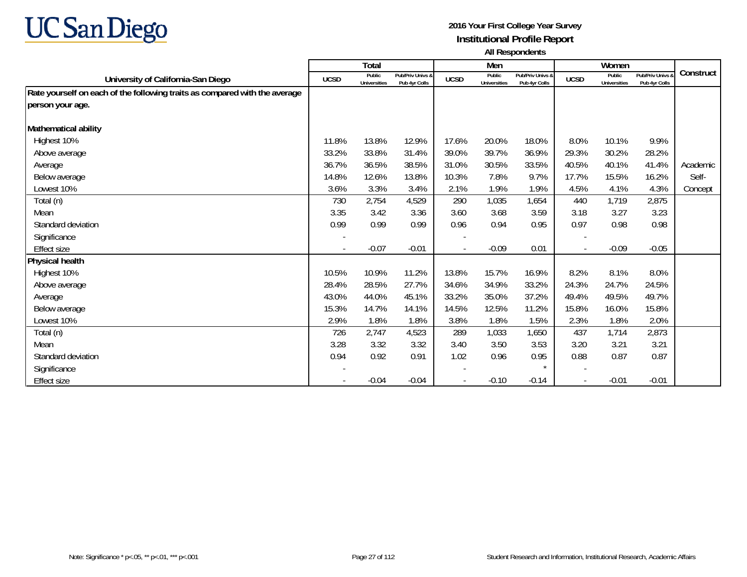**UC San Diego**

**2016 Your First College Year Survey**
**Institutional Profile Report**
**All Respondents**

| University of California-San Diego | Total | | | Men | | | Women | | | Construct |
|---|---|---|---|---|---|---|---|---|---|---|
| | UCSD | Public Universities | Pub/Priv Univs & Pub 4yr Colls | UCSD | Public Universities | Pub/Priv Univs & Pub 4yr Colls | UCSD | Public Universities | Pub/Priv Univs & Pub 4yr Colls | |
| **Rate yourself on each of the following traits as compared with the average person your age.** | | | | | | | | | | |
| **Mathematical ability** | | | | | | | | | | |
| Highest 10% | 11.8% | 13.8% | 12.9% | 17.6% | 20.0% | 18.0% | 8.0% | 10.1% | 9.9% | |
| Above average | 33.2% | 33.8% | 31.4% | 39.0% | 39.7% | 36.9% | 29.3% | 30.2% | 28.2% | |
| Average | 36.7% | 36.5% | 38.5% | 31.0% | 30.5% | 33.5% | 40.5% | 40.1% | 41.4% | Academic Self-Concept |
| Below average | 14.8% | 12.6% | 13.8% | 10.3% | 7.8% | 9.7% | 17.7% | 15.5% | 16.2% | |
| Lowest 10% | 3.6% | 3.3% | 3.4% | 2.1% | 1.9% | 1.9% | 4.5% | 4.1% | 4.3% | |
| Total (n) | 730 | 2,754 | 4,529 | 290 | 1,035 | 1,654 | 440 | 1,719 | 2,875 | |
| Mean | 3.35 | 3.42 | 3.36 | 3.60 | 3.68 | 3.59 | 3.18 | 3.27 | 3.23 | |
| Standard deviation | 0.99 | 0.99 | 0.99 | 0.96 | 0.94 | 0.95 | 0.97 | 0.98 | 0.98 | |
| Significance | - | | | - | | | - | | | |
| Effect size | - | -0.07 | -0.01 | - | -0.09 | 0.01 | - | -0.09 | -0.05 | |
| **Physical health** | | | | | | | | | | |
| Highest 10% | 10.5% | 10.9% | 11.2% | 13.8% | 15.7% | 16.9% | 8.2% | 8.1% | 8.0% | |
| Above average | 28.4% | 28.5% | 27.7% | 34.6% | 34.9% | 33.2% | 24.3% | 24.7% | 24.5% | |
| Average | 43.0% | 44.0% | 45.1% | 33.2% | 35.0% | 37.2% | 49.4% | 49.5% | 49.7% | |
| Below average | 15.3% | 14.7% | 14.1% | 14.5% | 12.5% | 11.2% | 15.8% | 16.0% | 15.8% | |
| Lowest 10% | 2.9% | 1.8% | 1.8% | 3.8% | 1.8% | 1.5% | 2.3% | 1.8% | 2.0% | |
| Total (n) | 726 | 2,747 | 4,523 | 289 | 1,033 | 1,650 | 437 | 1,714 | 2,873 | |
| Mean | 3.28 | 3.32 | 3.32 | 3.40 | 3.50 | 3.53 | 3.20 | 3.21 | 3.21 | |
| Standard deviation | 0.94 | 0.92 | 0.91 | 1.02 | 0.96 | 0.95 | 0.88 | 0.87 | 0.87 | |
| Significance | - | | | - | | * | - | | | |
| Effect size | - | -0.04 | -0.04 | - | -0.10 | -0.14 | - | -0.01 | -0.01 | |

Note: Significance * p<.05, ** p<.01, *** p<.001

Student Research and Information, Institutional Research, Academic Affairs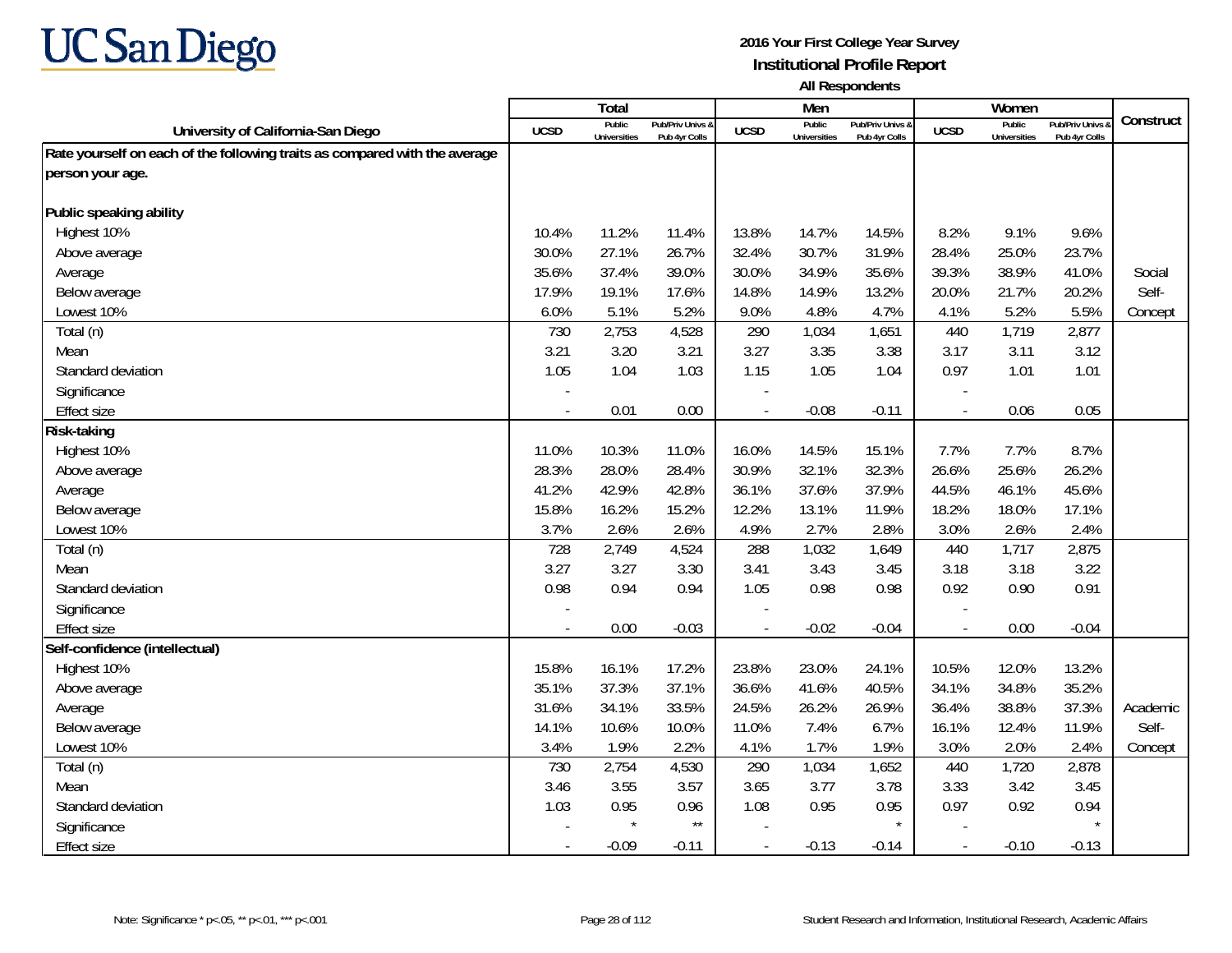**2016 Your First College Year Survey**
**Institutional Profile Report**
**All Respondents**

| University of California-San Diego | Total | | | Men | | | Women | | | Construct |
|---|---|---|---|---|---|---|---|---|---|---|
| | UCSD | Public Universities | Pub/Priv Univs & Pub 4yr Colls | UCSD | Public Universities | Pub/Priv Univs & Pub 4yr Colls | UCSD | Public Universities | Pub/Priv Univs & Pub 4yr Colls | |
| **Rate yourself on each of the following traits as compared with the average person your age.** | | | | | | | | | | |
| **Public speaking ability** | | | | | | | | | | |
| Highest 10% | 10.4% | 11.2% | 11.4% | 13.8% | 14.7% | 14.5% | 8.2% | 9.1% | 9.6% | |
| Above average | 30.0% | 27.1% | 26.7% | 32.4% | 30.7% | 31.9% | 28.4% | 25.0% | 23.7% | |
| Average | 35.6% | 37.4% | 39.0% | 30.0% | 34.9% | 35.6% | 39.3% | 38.9% | 41.0% | Social |
| Below average | 17.9% | 19.1% | 17.6% | 14.8% | 14.9% | 13.2% | 20.0% | 21.7% | 20.2% | Self- |
| Lowest 10% | 6.0% | 5.1% | 5.2% | 9.0% | 4.8% | 4.7% | 4.1% | 5.2% | 5.5% | Concept |
| Total (n) | 730 | 2,753 | 4,528 | 290 | 1,034 | 1,651 | 440 | 1,719 | 2,877 | |
| Mean | 3.21 | 3.20 | 3.21 | 3.27 | 3.35 | 3.38 | 3.17 | 3.11 | 3.12 | |
| Standard deviation | 1.05 | 1.04 | 1.03 | 1.15 | 1.05 | 1.04 | 0.97 | 1.01 | 1.01 | |
| Significance | - | | | - | | | - | | | |
| Effect size | - | 0.01 | 0.00 | - | -0.08 | -0.11 | - | 0.06 | 0.05 | |
| **Risk-taking** | | | | | | | | | | |
| Highest 10% | 11.0% | 10.3% | 11.0% | 16.0% | 14.5% | 15.1% | 7.7% | 7.7% | 8.7% | |
| Above average | 28.3% | 28.0% | 28.4% | 30.9% | 32.1% | 32.3% | 26.6% | 25.6% | 26.2% | |
| Average | 41.2% | 42.9% | 42.8% | 36.1% | 37.6% | 37.9% | 44.5% | 46.1% | 45.6% | |
| Below average | 15.8% | 16.2% | 15.2% | 12.2% | 13.1% | 11.9% | 18.2% | 18.0% | 17.1% | |
| Lowest 10% | 3.7% | 2.6% | 2.6% | 4.9% | 2.7% | 2.8% | 3.0% | 2.6% | 2.4% | |
| Total (n) | 728 | 2,749 | 4,524 | 288 | 1,032 | 1,649 | 440 | 1,717 | 2,875 | |
| Mean | 3.27 | 3.27 | 3.30 | 3.41 | 3.43 | 3.45 | 3.18 | 3.18 | 3.22 | |
| Standard deviation | 0.98 | 0.94 | 0.94 | 1.05 | 0.98 | 0.98 | 0.92 | 0.90 | 0.91 | |
| Significance | - | | | - | | | - | | | |
| Effect size | - | 0.00 | -0.03 | - | -0.02 | -0.04 | - | 0.00 | -0.04 | |
| **Self-confidence (intellectual)** | | | | | | | | | | |
| Highest 10% | 15.8% | 16.1% | 17.2% | 23.8% | 23.0% | 24.1% | 10.5% | 12.0% | 13.2% | |
| Above average | 35.1% | 37.3% | 37.1% | 36.6% | 41.6% | 40.5% | 34.1% | 34.8% | 35.2% | |
| Average | 31.6% | 34.1% | 33.5% | 24.5% | 26.2% | 26.9% | 36.4% | 38.8% | 37.3% | Academic |
| Below average | 14.1% | 10.6% | 10.0% | 11.0% | 7.4% | 6.7% | 16.1% | 12.4% | 11.9% | Self- |
| Lowest 10% | 3.4% | 1.9% | 2.2% | 4.1% | 1.7% | 1.9% | 3.0% | 2.0% | 2.4% | Concept |
| Total (n) | 730 | 2,754 | 4,530 | 290 | 1,034 | 1,652 | 440 | 1,720 | 2,878 | |
| Mean | 3.46 | 3.55 | 3.57 | 3.65 | 3.77 | 3.78 | 3.33 | 3.42 | 3.45 | |
| Standard deviation | 1.03 | 0.95 | 0.96 | 1.08 | 0.95 | 0.95 | 0.97 | 0.92 | 0.94 | |
| Significance | - | * | ** | - | | * | - | | * | |
| Effect size | - | -0.09 | -0.11 | - | -0.13 | -0.14 | - | -0.10 | -0.13 | |

Note: Significance * p<.05, ** p<.01, *** p<.001

Student Research and Information, Institutional Research, Academic Affairs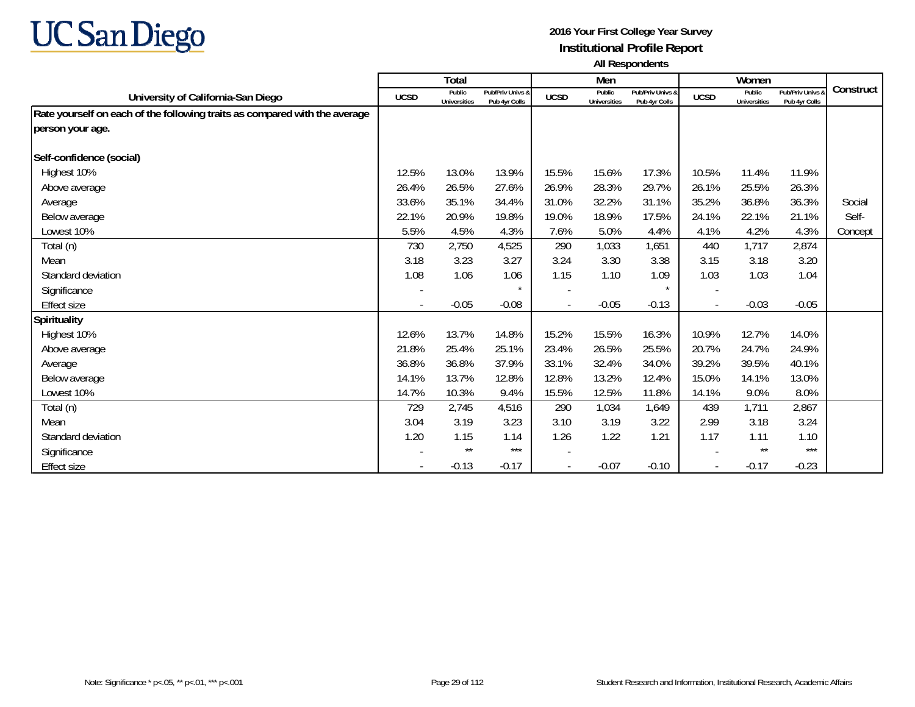UC San Diego

**2016 Your First College Year Survey**
**Institutional Profile Report**
**All Respondents**

| University of California-San Diego | Total | | | Men | | | Women | | | Construct |
|---|---|---|---|---|---|---|---|---|---|---|
| | UCSD | Public Universities | Pub/Priv Univs & Pub 4yr Colls | UCSD | Public Universities | Pub/Priv Univs & Pub 4yr Colls | UCSD | Public Universities | Pub/Priv Univs & Pub 4yr Colls | |
| **Rate yourself on each of the following traits as compared with the average person your age.** | | | | | | | | | | |
| **Self-confidence (social)** | | | | | | | | | | |
| Highest 10% | 12.5% | 13.0% | 13.9% | 15.5% | 15.6% | 17.3% | 10.5% | 11.4% | 11.9% | |
| Above average | 26.4% | 26.5% | 27.6% | 26.9% | 28.3% | 29.7% | 26.1% | 25.5% | 26.3% | |
| Average | 33.6% | 35.1% | 34.4% | 31.0% | 32.2% | 31.1% | 35.2% | 36.8% | 36.3% | Social |
| Below average | 22.1% | 20.9% | 19.8% | 19.0% | 18.9% | 17.5% | 24.1% | 22.1% | 21.1% | Self- |
| Lowest 10% | 5.5% | 4.5% | 4.3% | 7.6% | 5.0% | 4.4% | 4.1% | 4.2% | 4.3% | Concept |
| Total (n) | 730 | 2,750 | 4,525 | 290 | 1,033 | 1,651 | 440 | 1,717 | 2,874 | |
| Mean | 3.18 | 3.23 | 3.27 | 3.24 | 3.30 | 3.38 | 3.15 | 3.18 | 3.20 | |
| Standard deviation | 1.08 | 1.06 | 1.06 | 1.15 | 1.10 | 1.09 | 1.03 | 1.03 | 1.04 | |
| Significance | - | | * | - | | * | - | | | |
| Effect size | - | -0.05 | -0.08 | - | -0.05 | -0.13 | - | -0.03 | -0.05 | |
| **Spirituality** | | | | | | | | | | |
| Highest 10% | 12.6% | 13.7% | 14.8% | 15.2% | 15.5% | 16.3% | 10.9% | 12.7% | 14.0% | |
| Above average | 21.8% | 25.4% | 25.1% | 23.4% | 26.5% | 25.5% | 20.7% | 24.7% | 24.9% | |
| Average | 36.8% | 36.8% | 37.9% | 33.1% | 32.4% | 34.0% | 39.2% | 39.5% | 40.1% | |
| Below average | 14.1% | 13.7% | 12.8% | 12.8% | 13.2% | 12.4% | 15.0% | 14.1% | 13.0% | |
| Lowest 10% | 14.7% | 10.3% | 9.4% | 15.5% | 12.5% | 11.8% | 14.1% | 9.0% | 8.0% | |
| Total (n) | 729 | 2,745 | 4,516 | 290 | 1,034 | 1,649 | 439 | 1,711 | 2,867 | |
| Mean | 3.04 | 3.19 | 3.23 | 3.10 | 3.19 | 3.22 | 2.99 | 3.18 | 3.24 | |
| Standard deviation | 1.20 | 1.15 | 1.14 | 1.26 | 1.22 | 1.21 | 1.17 | 1.11 | 1.10 | |
| Significance | - | ** | *** | - | | | - | ** | *** | |
| Effect size | - | -0.13 | -0.17 | - | -0.07 | -0.10 | - | -0.17 | -0.23 | |

Note: Significance * p<.05, ** p<.01, *** p<.001

Student Research and Information, Institutional Research, Academic Affairs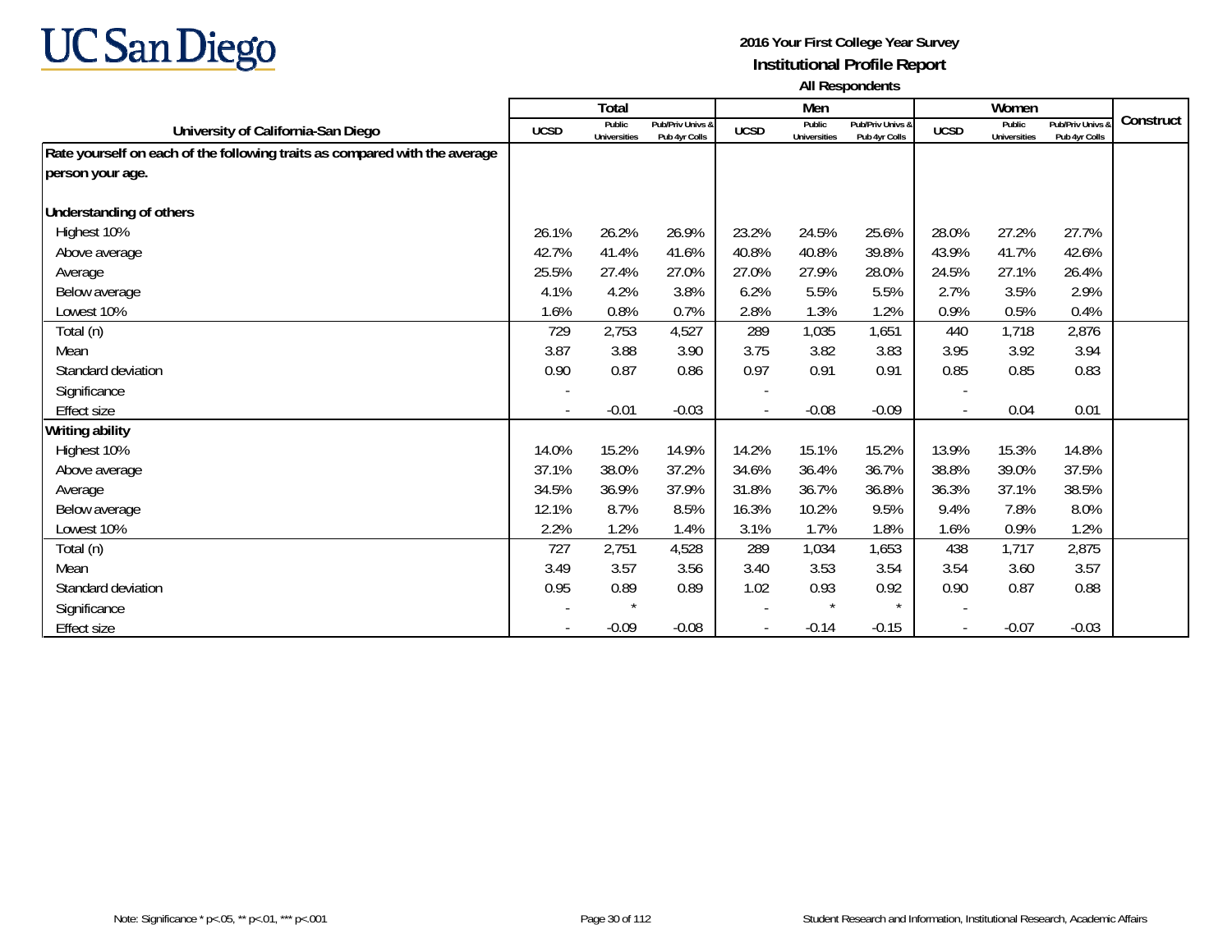# UC San Diego

**2016 Your First College Year Survey**
**Institutional Profile Report**
**All Respondents**

| University of California-San Diego | Total | | | Men | | | Women | | | Construct |
|---|---|---|---|---|---|---|---|---|---|---|
| | UCSD | Public Universities | Pub/Priv Univs & Pub 4yr Colls | UCSD | Public Universities | Pub/Priv Univs & Pub 4yr Colls | UCSD | Public Universities | Pub/Priv Univs & Pub 4yr Colls | |
| **Rate yourself on each of the following traits as compared with the average person your age.** | | | | | | | | | | |
| **Understanding of others** | | | | | | | | | | |
| Highest 10% | 26.1% | 26.2% | 26.9% | 23.2% | 24.5% | 25.6% | 28.0% | 27.2% | 27.7% | |
| Above average | 42.7% | 41.4% | 41.6% | 40.8% | 40.8% | 39.8% | 43.9% | 41.7% | 42.6% | |
| Average | 25.5% | 27.4% | 27.0% | 27.0% | 27.9% | 28.0% | 24.5% | 27.1% | 26.4% | |
| Below average | 4.1% | 4.2% | 3.8% | 6.2% | 5.5% | 5.5% | 2.7% | 3.5% | 2.9% | |
| Lowest 10% | 1.6% | 0.8% | 0.7% | 2.8% | 1.3% | 1.2% | 0.9% | 0.5% | 0.4% | |
| Total (n) | 729 | 2,753 | 4,527 | 289 | 1,035 | 1,651 | 440 | 1,718 | 2,876 | |
| Mean | 3.87 | 3.88 | 3.90 | 3.75 | 3.82 | 3.83 | 3.95 | 3.92 | 3.94 | |
| Standard deviation | 0.90 | 0.87 | 0.86 | 0.97 | 0.91 | 0.91 | 0.85 | 0.85 | 0.83 | |
| Significance | - | | | - | | | - | | | |
| Effect size | - | -0.01 | -0.03 | - | -0.08 | -0.09 | - | 0.04 | 0.01 | |
| **Writing ability** | | | | | | | | | | |
| Highest 10% | 14.0% | 15.2% | 14.9% | 14.2% | 15.1% | 15.2% | 13.9% | 15.3% | 14.8% | |
| Above average | 37.1% | 38.0% | 37.2% | 34.6% | 36.4% | 36.7% | 38.8% | 39.0% | 37.5% | |
| Average | 34.5% | 36.9% | 37.9% | 31.8% | 36.7% | 36.8% | 36.3% | 37.1% | 38.5% | |
| Below average | 12.1% | 8.7% | 8.5% | 16.3% | 10.2% | 9.5% | 9.4% | 7.8% | 8.0% | |
| Lowest 10% | 2.2% | 1.2% | 1.4% | 3.1% | 1.7% | 1.8% | 1.6% | 0.9% | 1.2% | |
| Total (n) | 727 | 2,751 | 4,528 | 289 | 1,034 | 1,653 | 438 | 1,717 | 2,875 | |
| Mean | 3.49 | 3.57 | 3.56 | 3.40 | 3.53 | 3.54 | 3.54 | 3.60 | 3.57 | |
| Standard deviation | 0.95 | 0.89 | 0.89 | 1.02 | 0.93 | 0.92 | 0.90 | 0.87 | 0.88 | |
| Significance | - | * | | - | * | * | - | | | |
| Effect size | - | -0.09 | -0.08 | - | -0.14 | -0.15 | - | -0.07 | -0.03 | |

Note: Significance * p<.05, ** p<.01, *** p<.001

Student Research and Information, Institutional Research, Academic Affairs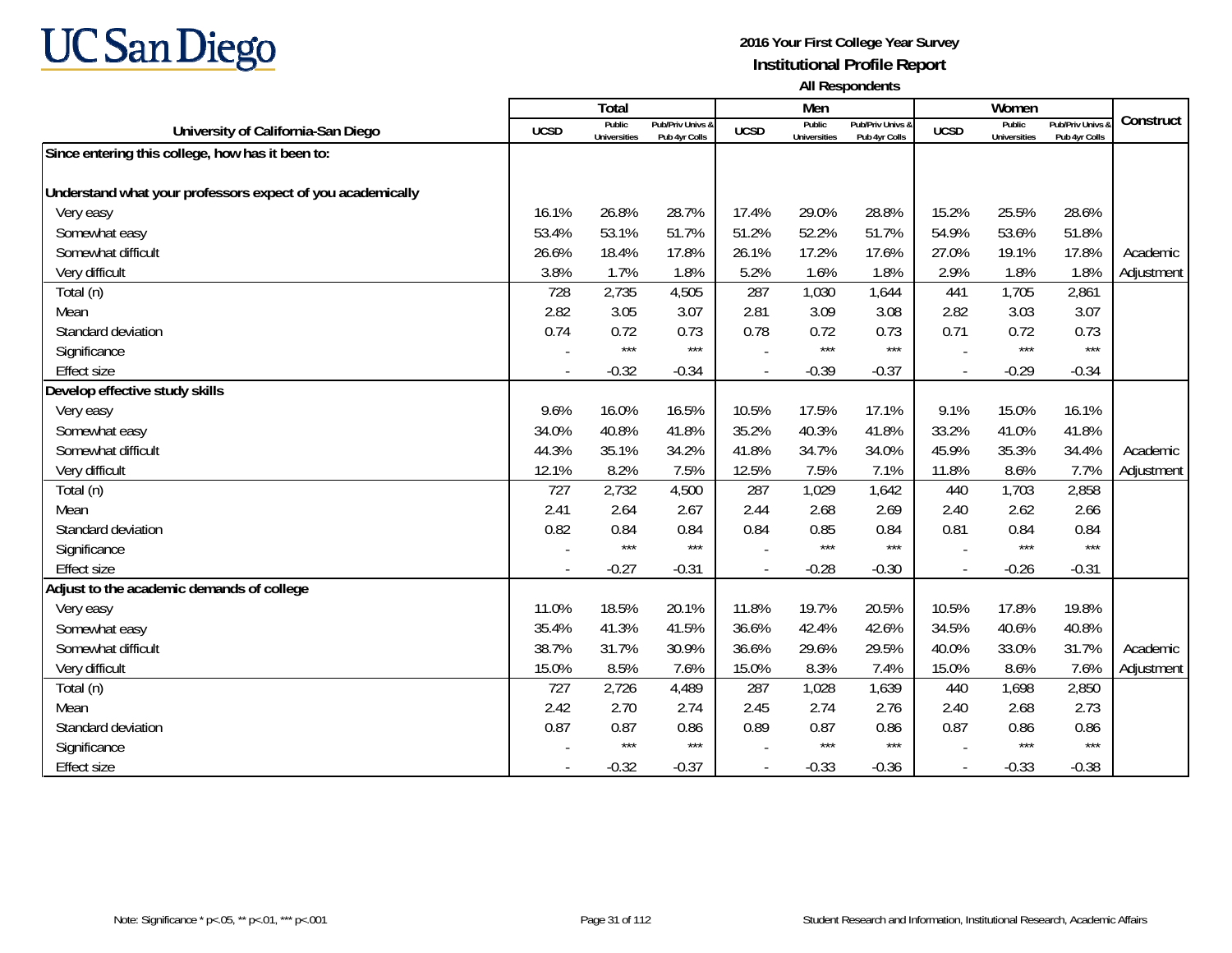2016 Your First College Year Survey

Institutional Profile Report

All Respondents

| University of California-San Diego | Total | | | Men | | | Women | | | Construct |
|---|---|---|---|---|---|---|---|---|---|---|
| | UCSD | Public Universities | Pub/Priv Univs & Pub 4yr Colls | UCSD | Public Universities | Pub/Priv Univs & Pub 4yr Colls | UCSD | Public Universities | Pub/Priv Univs & Pub 4yr Colls | |
| **Since entering this college, how has it been to:** | | | | | | | | | | |
| **Understand what your professors expect of you academically** | | | | | | | | | | |
| Very easy | 16.1% | 26.8% | 28.7% | 17.4% | 29.0% | 28.8% | 15.2% | 25.5% | 28.6% | |
| Somewhat easy | 53.4% | 53.1% | 51.7% | 51.2% | 52.2% | 51.7% | 54.9% | 53.6% | 51.8% | |
| Somewhat difficult | 26.6% | 18.4% | 17.8% | 26.1% | 17.2% | 17.6% | 27.0% | 19.1% | 17.8% | Academic |
| Very difficult | 3.8% | 1.7% | 1.8% | 5.2% | 1.6% | 1.8% | 2.9% | 1.8% | 1.8% | Adjustment |
| Total (n) | 728 | 2,735 | 4,505 | 287 | 1,030 | 1,644 | 441 | 1,705 | 2,861 | |
| Mean | 2.82 | 3.05 | 3.07 | 2.81 | 3.09 | 3.08 | 2.82 | 3.03 | 3.07 | |
| Standard deviation | 0.74 | 0.72 | 0.73 | 0.78 | 0.72 | 0.73 | 0.71 | 0.72 | 0.73 | |
| Significance | - | *** | *** | - | *** | *** | - | *** | *** | |
| Effect size | - | -0.32 | -0.34 | - | -0.39 | -0.37 | - | -0.29 | -0.34 | |
| **Develop effective study skills** | | | | | | | | | | |
| Very easy | 9.6% | 16.0% | 16.5% | 10.5% | 17.5% | 17.1% | 9.1% | 15.0% | 16.1% | |
| Somewhat easy | 34.0% | 40.8% | 41.8% | 35.2% | 40.3% | 41.8% | 33.2% | 41.0% | 41.8% | |
| Somewhat difficult | 44.3% | 35.1% | 34.2% | 41.8% | 34.7% | 34.0% | 45.9% | 35.3% | 34.4% | Academic |
| Very difficult | 12.1% | 8.2% | 7.5% | 12.5% | 7.5% | 7.1% | 11.8% | 8.6% | 7.7% | Adjustment |
| Total (n) | 727 | 2,732 | 4,500 | 287 | 1,029 | 1,642 | 440 | 1,703 | 2,858 | |
| Mean | 2.41 | 2.64 | 2.67 | 2.44 | 2.68 | 2.69 | 2.40 | 2.62 | 2.66 | |
| Standard deviation | 0.82 | 0.84 | 0.84 | 0.84 | 0.85 | 0.84 | 0.81 | 0.84 | 0.84 | |
| Significance | - | *** | *** | - | *** | *** | - | *** | *** | |
| Effect size | - | -0.27 | -0.31 | - | -0.28 | -0.30 | - | -0.26 | -0.31 | |
| **Adjust to the academic demands of college** | | | | | | | | | | |
| Very easy | 11.0% | 18.5% | 20.1% | 11.8% | 19.7% | 20.5% | 10.5% | 17.8% | 19.8% | |
| Somewhat easy | 35.4% | 41.3% | 41.5% | 36.6% | 42.4% | 42.6% | 34.5% | 40.6% | 40.8% | |
| Somewhat difficult | 38.7% | 31.7% | 30.9% | 36.6% | 29.6% | 29.5% | 40.0% | 33.0% | 31.7% | Academic |
| Very difficult | 15.0% | 8.5% | 7.6% | 15.0% | 8.3% | 7.4% | 15.0% | 8.6% | 7.6% | Adjustment |
| Total (n) | 727 | 2,726 | 4,489 | 287 | 1,028 | 1,639 | 440 | 1,698 | 2,850 | |
| Mean | 2.42 | 2.70 | 2.74 | 2.45 | 2.74 | 2.76 | 2.40 | 2.68 | 2.73 | |
| Standard deviation | 0.87 | 0.87 | 0.86 | 0.89 | 0.87 | 0.86 | 0.87 | 0.86 | 0.86 | |
| Significance | - | *** | *** | - | *** | *** | - | *** | *** | |
| Effect size | - | -0.32 | -0.37 | - | -0.33 | -0.36 | - | -0.33 | -0.38 | |

Note: Significance * p<.05, ** p<.01, *** p<.001

Student Research and Information, Institutional Research, Academic Affairs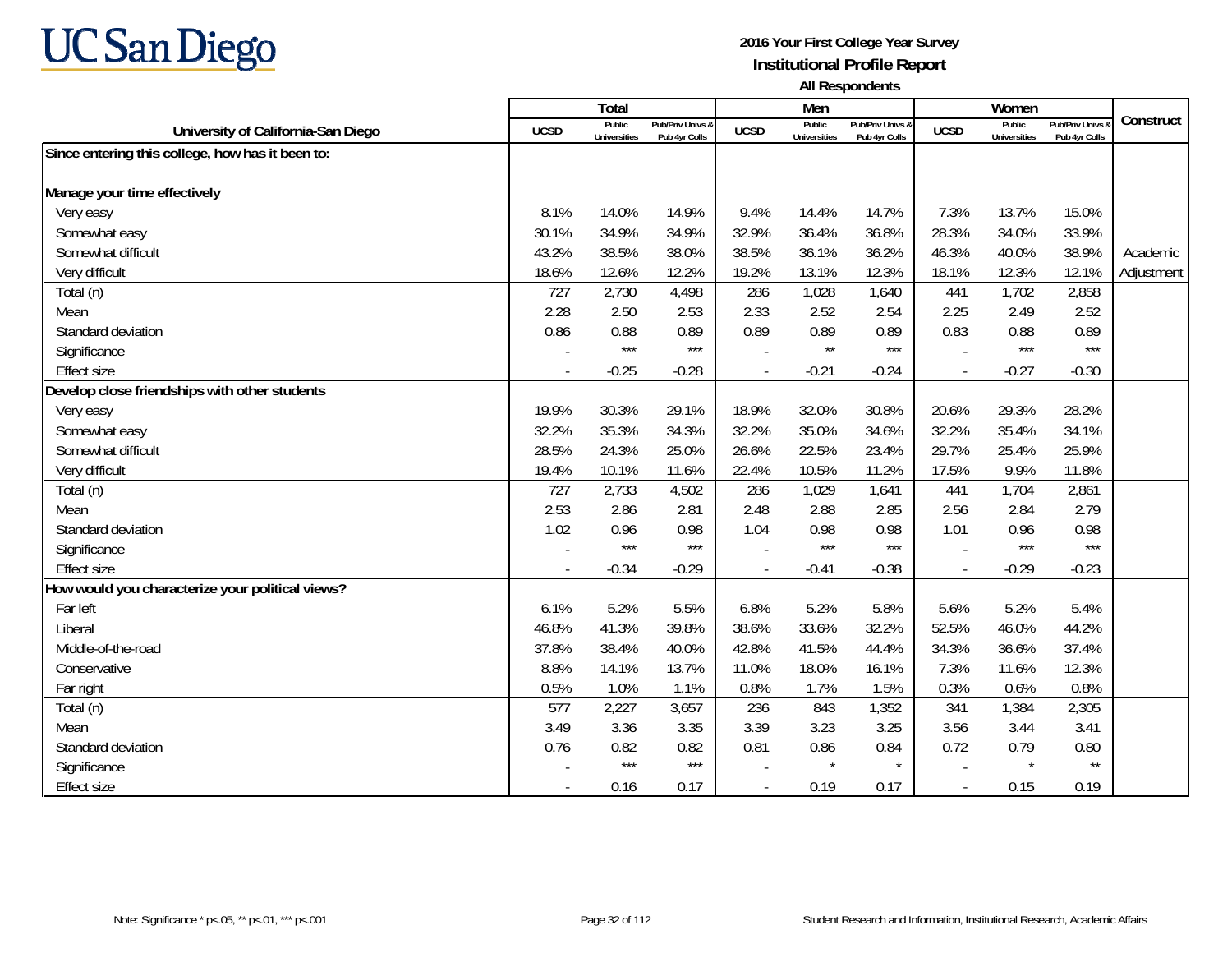**UC San Diego**

**2016 Your First College Year Survey**
**Institutional Profile Report**
**All Respondents**

| University of California-San Diego | Total | | | Men | | | Women | | | Construct |
|---|---|---|---|---|---|---|---|---|---|---|
| | UCSD | Public Universities | Pub/Priv Univs & Pub 4yr Colls | UCSD | Public Universities | Pub/Priv Univs & Pub 4yr Colls | UCSD | Public Universities | Pub/Priv Univs & Pub 4yr Colls | |
| **Since entering this college, how has it been to:** | | | | | | | | | | |
| **Manage your time effectively** | | | | | | | | | | |
| Very easy | 8.1% | 14.0% | 14.9% | 9.4% | 14.4% | 14.7% | 7.3% | 13.7% | 15.0% | |
| Somewhat easy | 30.1% | 34.9% | 34.9% | 32.9% | 36.4% | 36.8% | 28.3% | 34.0% | 33.9% | |
| Somewhat difficult | 43.2% | 38.5% | 38.0% | 38.5% | 36.1% | 36.2% | 46.3% | 40.0% | 38.9% | Academic |
| Very difficult | 18.6% | 12.6% | 12.2% | 19.2% | 13.1% | 12.3% | 18.1% | 12.3% | 12.1% | Adjustment |
| Total (n) | 727 | 2,730 | 4,498 | 286 | 1,028 | 1,640 | 441 | 1,702 | 2,858 | |
| Mean | 2.28 | 2.50 | 2.53 | 2.33 | 2.52 | 2.54 | 2.25 | 2.49 | 2.52 | |
| Standard deviation | 0.86 | 0.88 | 0.89 | 0.89 | 0.89 | 0.89 | 0.83 | 0.88 | 0.89 | |
| Significance | - | *** | *** | - | ** | *** | - | *** | *** | |
| Effect size | - | -0.25 | -0.28 | - | -0.21 | -0.24 | - | -0.27 | -0.30 | |
| **Develop close friendships with other students** | | | | | | | | | | |
| Very easy | 19.9% | 30.3% | 29.1% | 18.9% | 32.0% | 30.8% | 20.6% | 29.3% | 28.2% | |
| Somewhat easy | 32.2% | 35.3% | 34.3% | 32.2% | 35.0% | 34.6% | 32.2% | 35.4% | 34.1% | |
| Somewhat difficult | 28.5% | 24.3% | 25.0% | 26.6% | 22.5% | 23.4% | 29.7% | 25.4% | 25.9% | |
| Very difficult | 19.4% | 10.1% | 11.6% | 22.4% | 10.5% | 11.2% | 17.5% | 9.9% | 11.8% | |
| Total (n) | 727 | 2,733 | 4,502 | 286 | 1,029 | 1,641 | 441 | 1,704 | 2,861 | |
| Mean | 2.53 | 2.86 | 2.81 | 2.48 | 2.88 | 2.85 | 2.56 | 2.84 | 2.79 | |
| Standard deviation | 1.02 | 0.96 | 0.98 | 1.04 | 0.98 | 0.98 | 1.01 | 0.96 | 0.98 | |
| Significance | - | *** | *** | - | *** | *** | - | *** | *** | |
| Effect size | - | -0.34 | -0.29 | - | -0.41 | -0.38 | - | -0.29 | -0.23 | |
| **How would you characterize your political views?** | | | | | | | | | | |
| Far left | 6.1% | 5.2% | 5.5% | 6.8% | 5.2% | 5.8% | 5.6% | 5.2% | 5.4% | |
| Liberal | 46.8% | 41.3% | 39.8% | 38.6% | 33.6% | 32.2% | 52.5% | 46.0% | 44.2% | |
| Middle-of-the-road | 37.8% | 38.4% | 40.0% | 42.8% | 41.5% | 44.4% | 34.3% | 36.6% | 37.4% | |
| Conservative | 8.8% | 14.1% | 13.7% | 11.0% | 18.0% | 16.1% | 7.3% | 11.6% | 12.3% | |
| Far right | 0.5% | 1.0% | 1.1% | 0.8% | 1.7% | 1.5% | 0.3% | 0.6% | 0.8% | |
| Total (n) | 577 | 2,227 | 3,657 | 236 | 843 | 1,352 | 341 | 1,384 | 2,305 | |
| Mean | 3.49 | 3.36 | 3.35 | 3.39 | 3.23 | 3.25 | 3.56 | 3.44 | 3.41 | |
| Standard deviation | 0.76 | 0.82 | 0.82 | 0.81 | 0.86 | 0.84 | 0.72 | 0.79 | 0.80 | |
| Significance | - | *** | *** | - | * | * | - | * | ** | |
| Effect size | - | 0.16 | 0.17 | - | 0.19 | 0.17 | - | 0.15 | 0.19 | |

Note: Significance * p<.05, ** p<.01, *** p<.001

Student Research and Information, Institutional Research, Academic Affairs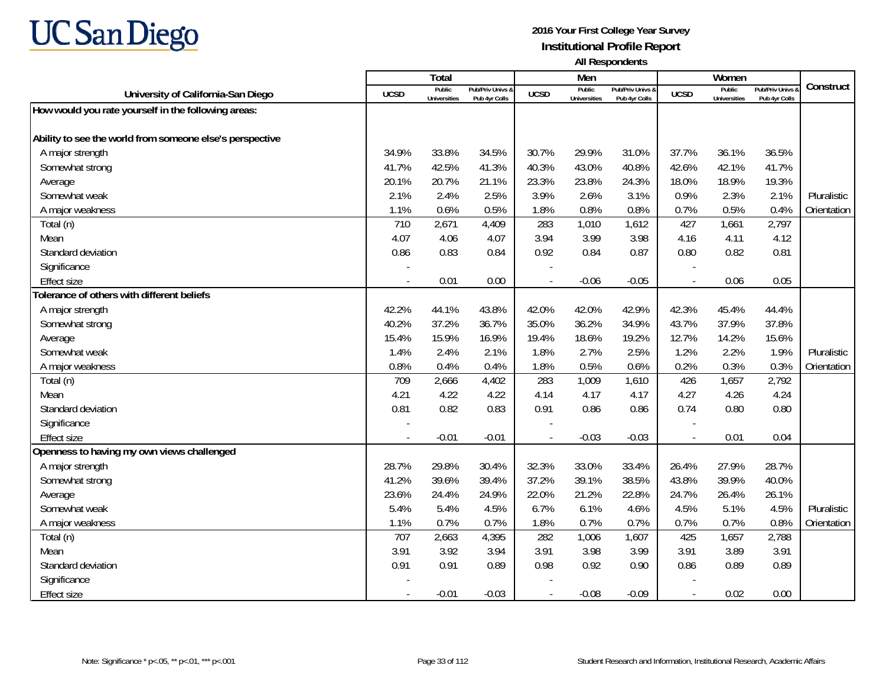# 2016 Your First College Year Survey

## Institutional Profile Report

### All Respondents

| University of California-San Diego | Total | | | Men | | | Women | | | Construct |
|---|---|---|---|---|---|---|---|---|---|---|
| | UCSD | Public Universities | Pub/Priv Univs & Pub 4yr Colls | UCSD | Public Universities | Pub/Priv Univs & Pub 4yr Colls | UCSD | Public Universities | Pub/Priv Univs & Pub 4yr Colls | |
| **How would you rate yourself in the following areas:** | | | | | | | | | | |
| **Ability to see the world from someone else's perspective** | | | | | | | | | | |
| A major strength | 34.9% | 33.8% | 34.5% | 30.7% | 29.9% | 31.0% | 37.7% | 36.1% | 36.5% | |
| Somewhat strong | 41.7% | 42.5% | 41.3% | 40.3% | 43.0% | 40.8% | 42.6% | 42.1% | 41.7% | |
| Average | 20.1% | 20.7% | 21.1% | 23.3% | 23.8% | 24.3% | 18.0% | 18.9% | 19.3% | |
| Somewhat weak | 2.1% | 2.4% | 2.5% | 3.9% | 2.6% | 3.1% | 0.9% | 2.3% | 2.1% | Pluralistic |
| A major weakness | 1.1% | 0.6% | 0.5% | 1.8% | 0.8% | 0.8% | 0.7% | 0.5% | 0.4% | Orientation |
| Total (n) | 710 | 2,671 | 4,409 | 283 | 1,010 | 1,612 | 427 | 1,661 | 2,797 | |
| Mean | 4.07 | 4.06 | 4.07 | 3.94 | 3.99 | 3.98 | 4.16 | 4.11 | 4.12 | |
| Standard deviation | 0.86 | 0.83 | 0.84 | 0.92 | 0.84 | 0.87 | 0.80 | 0.82 | 0.81 | |
| Significance | - | | | - | | | - | | | |
| Effect size | - | 0.01 | 0.00 | - | -0.06 | -0.05 | - | 0.06 | 0.05 | |
| **Tolerance of others with different beliefs** | | | | | | | | | | |
| A major strength | 42.2% | 44.1% | 43.8% | 42.0% | 42.0% | 42.9% | 42.3% | 45.4% | 44.4% | |
| Somewhat strong | 40.2% | 37.2% | 36.7% | 35.0% | 36.2% | 34.9% | 43.7% | 37.9% | 37.8% | |
| Average | 15.4% | 15.9% | 16.9% | 19.4% | 18.6% | 19.2% | 12.7% | 14.2% | 15.6% | |
| Somewhat weak | 1.4% | 2.4% | 2.1% | 1.8% | 2.7% | 2.5% | 1.2% | 2.2% | 1.9% | Pluralistic |
| A major weakness | 0.8% | 0.4% | 0.4% | 1.8% | 0.5% | 0.6% | 0.2% | 0.3% | 0.3% | Orientation |
| Total (n) | 709 | 2,666 | 4,402 | 283 | 1,009 | 1,610 | 426 | 1,657 | 2,792 | |
| Mean | 4.21 | 4.22 | 4.22 | 4.14 | 4.17 | 4.17 | 4.27 | 4.26 | 4.24 | |
| Standard deviation | 0.81 | 0.82 | 0.83 | 0.91 | 0.86 | 0.86 | 0.74 | 0.80 | 0.80 | |
| Significance | - | | | - | | | - | | | |
| Effect size | - | -0.01 | -0.01 | - | -0.03 | -0.03 | - | 0.01 | 0.04 | |
| **Openness to having my own views challenged** | | | | | | | | | | |
| A major strength | 28.7% | 29.8% | 30.4% | 32.3% | 33.0% | 33.4% | 26.4% | 27.9% | 28.7% | |
| Somewhat strong | 41.2% | 39.6% | 39.4% | 37.2% | 39.1% | 38.5% | 43.8% | 39.9% | 40.0% | |
| Average | 23.6% | 24.4% | 24.9% | 22.0% | 21.2% | 22.8% | 24.7% | 26.4% | 26.1% | |
| Somewhat weak | 5.4% | 5.4% | 4.5% | 6.7% | 6.1% | 4.6% | 4.5% | 5.1% | 4.5% | Pluralistic |
| A major weakness | 1.1% | 0.7% | 0.7% | 1.8% | 0.7% | 0.7% | 0.7% | 0.7% | 0.8% | Orientation |
| Total (n) | 707 | 2,663 | 4,395 | 282 | 1,006 | 1,607 | 425 | 1,657 | 2,788 | |
| Mean | 3.91 | 3.92 | 3.94 | 3.91 | 3.98 | 3.99 | 3.91 | 3.89 | 3.91 | |
| Standard deviation | 0.91 | 0.91 | 0.89 | 0.98 | 0.92 | 0.90 | 0.86 | 0.89 | 0.89 | |
| Significance | - | | | - | | | - | | | |
| Effect size | - | -0.01 | -0.03 | - | -0.08 | -0.09 | - | 0.02 | 0.00 | |

Note: Significance * p<.05, ** p<.01, *** p<.001

Student Research and Information, Institutional Research, Academic Affairs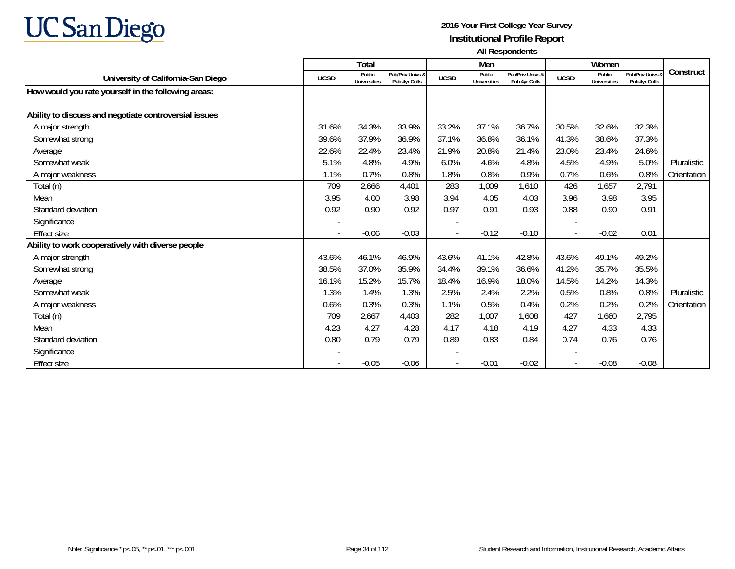UC San Diego

**2016 Your First College Year Survey**

**Institutional Profile Report**

**All Respondents**

| University of California-San Diego | Total | | | Men | | | Women | | | Construct |
|---|---|---|---|---|---|---|---|---|---|---|
| | UCSD | Public Universities | Pub/Priv Univs & Pub 4yr Colls | UCSD | Public Universities | Pub/Priv Univs & Pub 4yr Colls | UCSD | Public Universities | Pub/Priv Univs & Pub 4yr Colls | |
| **How would you rate yourself in the following areas:** | | | | | | | | | | |
| **Ability to discuss and negotiate controversial issues** | | | | | | | | | | |
| A major strength | 31.6% | 34.3% | 33.9% | 33.2% | 37.1% | 36.7% | 30.5% | 32.6% | 32.3% | |
| Somewhat strong | 39.6% | 37.9% | 36.9% | 37.1% | 36.8% | 36.1% | 41.3% | 38.6% | 37.3% | |
| Average | 22.6% | 22.4% | 23.4% | 21.9% | 20.8% | 21.4% | 23.0% | 23.4% | 24.6% | |
| Somewhat weak | 5.1% | 4.8% | 4.9% | 6.0% | 4.6% | 4.8% | 4.5% | 4.9% | 5.0% | Pluralistic |
| A major weakness | 1.1% | 0.7% | 0.8% | 1.8% | 0.8% | 0.9% | 0.7% | 0.6% | 0.8% | Orientation |
| Total (n) | 709 | 2,666 | 4,401 | 283 | 1,009 | 1,610 | 426 | 1,657 | 2,791 | |
| Mean | 3.95 | 4.00 | 3.98 | 3.94 | 4.05 | 4.03 | 3.96 | 3.98 | 3.95 | |
| Standard deviation | 0.92 | 0.90 | 0.92 | 0.97 | 0.91 | 0.93 | 0.88 | 0.90 | 0.91 | |
| Significance | - | | | - | | | - | | | |
| Effect size | - | -0.06 | -0.03 | - | -0.12 | -0.10 | - | -0.02 | 0.01 | |
| **Ability to work cooperatively with diverse people** | | | | | | | | | | |
| A major strength | 43.6% | 46.1% | 46.9% | 43.6% | 41.1% | 42.8% | 43.6% | 49.1% | 49.2% | |
| Somewhat strong | 38.5% | 37.0% | 35.9% | 34.4% | 39.1% | 36.6% | 41.2% | 35.7% | 35.5% | |
| Average | 16.1% | 15.2% | 15.7% | 18.4% | 16.9% | 18.0% | 14.5% | 14.2% | 14.3% | |
| Somewhat weak | 1.3% | 1.4% | 1.3% | 2.5% | 2.4% | 2.2% | 0.5% | 0.8% | 0.8% | Pluralistic |
| A major weakness | 0.6% | 0.3% | 0.3% | 1.1% | 0.5% | 0.4% | 0.2% | 0.2% | 0.2% | Orientation |
| Total (n) | 709 | 2,667 | 4,403 | 282 | 1,007 | 1,608 | 427 | 1,660 | 2,795 | |
| Mean | 4.23 | 4.27 | 4.28 | 4.17 | 4.18 | 4.19 | 4.27 | 4.33 | 4.33 | |
| Standard deviation | 0.80 | 0.79 | 0.79 | 0.89 | 0.83 | 0.84 | 0.74 | 0.76 | 0.76 | |
| Significance | - | | | - | | | - | | | |
| Effect size | - | -0.05 | -0.06 | - | -0.01 | -0.02 | - | -0.08 | -0.08 | |

Note: Significance * p<.05, ** p<.01, *** p<.001

Student Research and Information, Institutional Research, Academic Affairs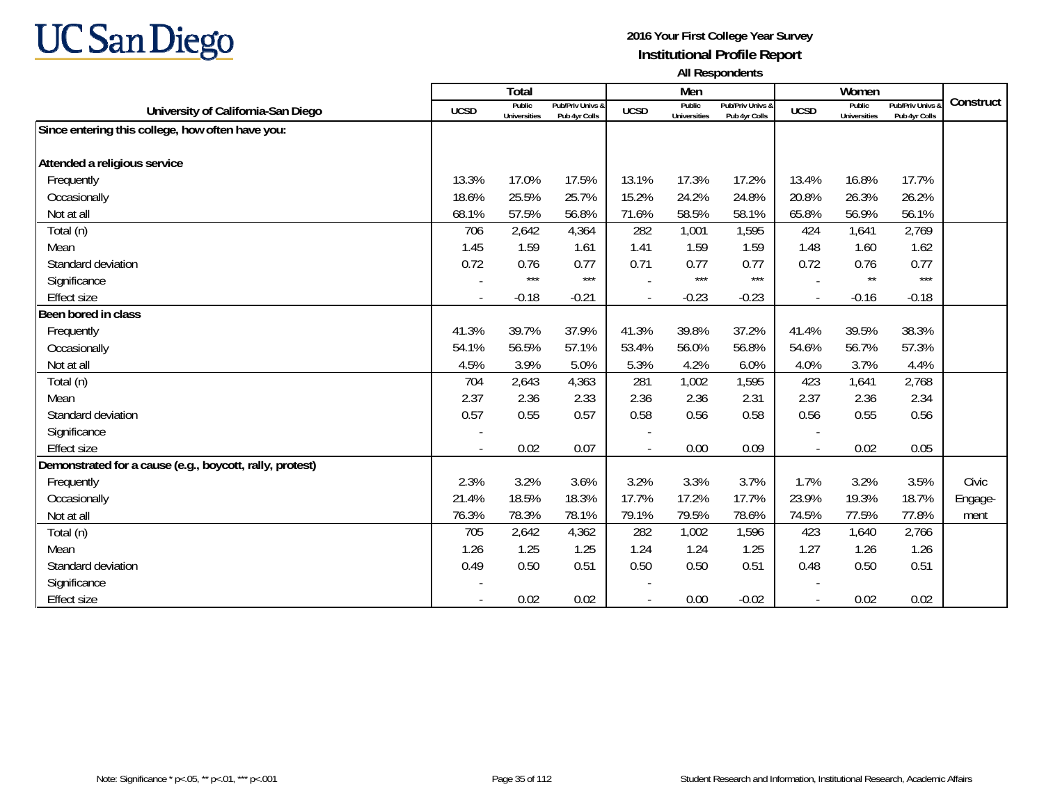UC San Diego

**2016 Your First College Year Survey**
**Institutional Profile Report**
**All Respondents**

| University of California-San Diego | Total | | | Men | | | Women | | | Construct |
|---|---|---|---|---|---|---|---|---|---|---|
| | UCSD | Public Universities | Pub/Priv Univs & Pub 4yr Colls | UCSD | Public Universities | Pub/Priv Univs & Pub 4yr Colls | UCSD | Public Universities | Pub/Priv Univs & Pub 4yr Colls | |
| **Since entering this college, how often have you:** | | | | | | | | | | |
| **Attended a religious service** | | | | | | | | | | |
| Frequently | 13.3% | 17.0% | 17.5% | 13.1% | 17.3% | 17.2% | 13.4% | 16.8% | 17.7% | |
| Occasionally | 18.6% | 25.5% | 25.7% | 15.2% | 24.2% | 24.8% | 20.8% | 26.3% | 26.2% | |
| Not at all | 68.1% | 57.5% | 56.8% | 71.6% | 58.5% | 58.1% | 65.8% | 56.9% | 56.1% | |
| Total (n) | 706 | 2,642 | 4,364 | 282 | 1,001 | 1,595 | 424 | 1,641 | 2,769 | |
| Mean | 1.45 | 1.59 | 1.61 | 1.41 | 1.59 | 1.59 | 1.48 | 1.60 | 1.62 | |
| Standard deviation | 0.72 | 0.76 | 0.77 | 0.71 | 0.77 | 0.77 | 0.72 | 0.76 | 0.77 | |
| Significance | - | *** | *** | - | *** | *** | - | ** | *** | |
| Effect size | - | -0.18 | -0.21 | - | -0.23 | -0.23 | - | -0.16 | -0.18 | |
| **Been bored in class** | | | | | | | | | | |
| Frequently | 41.3% | 39.7% | 37.9% | 41.3% | 39.8% | 37.2% | 41.4% | 39.5% | 38.3% | |
| Occasionally | 54.1% | 56.5% | 57.1% | 53.4% | 56.0% | 56.8% | 54.6% | 56.7% | 57.3% | |
| Not at all | 4.5% | 3.9% | 5.0% | 5.3% | 4.2% | 6.0% | 4.0% | 3.7% | 4.4% | |
| Total (n) | 704 | 2,643 | 4,363 | 281 | 1,002 | 1,595 | 423 | 1,641 | 2,768 | |
| Mean | 2.37 | 2.36 | 2.33 | 2.36 | 2.36 | 2.31 | 2.37 | 2.36 | 2.34 | |
| Standard deviation | 0.57 | 0.55 | 0.57 | 0.58 | 0.56 | 0.58 | 0.56 | 0.55 | 0.56 | |
| Significance | - | | | - | | | - | | | |
| Effect size | - | 0.02 | 0.07 | - | 0.00 | 0.09 | - | 0.02 | 0.05 | |
| **Demonstrated for a cause (e.g., boycott, rally, protest)** | | | | | | | | | | |
| Frequently | 2.3% | 3.2% | 3.6% | 3.2% | 3.3% | 3.7% | 1.7% | 3.2% | 3.5% | Civic |
| Occasionally | 21.4% | 18.5% | 18.3% | 17.7% | 17.2% | 17.7% | 23.9% | 19.3% | 18.7% | Engage- |
| Not at all | 76.3% | 78.3% | 78.1% | 79.1% | 79.5% | 78.6% | 74.5% | 77.5% | 77.8% | ment |
| Total (n) | 705 | 2,642 | 4,362 | 282 | 1,002 | 1,596 | 423 | 1,640 | 2,766 | |
| Mean | 1.26 | 1.25 | 1.25 | 1.24 | 1.24 | 1.25 | 1.27 | 1.26 | 1.26 | |
| Standard deviation | 0.49 | 0.50 | 0.51 | 0.50 | 0.50 | 0.51 | 0.48 | 0.50 | 0.51 | |
| Significance | - | | | - | | | - | | | |
| Effect size | - | 0.02 | 0.02 | - | 0.00 | -0.02 | - | 0.02 | 0.02 | |

Note: Significance * p<.05, ** p<.01, *** p<.001

Student Research and Information, Institutional Research, Academic Affairs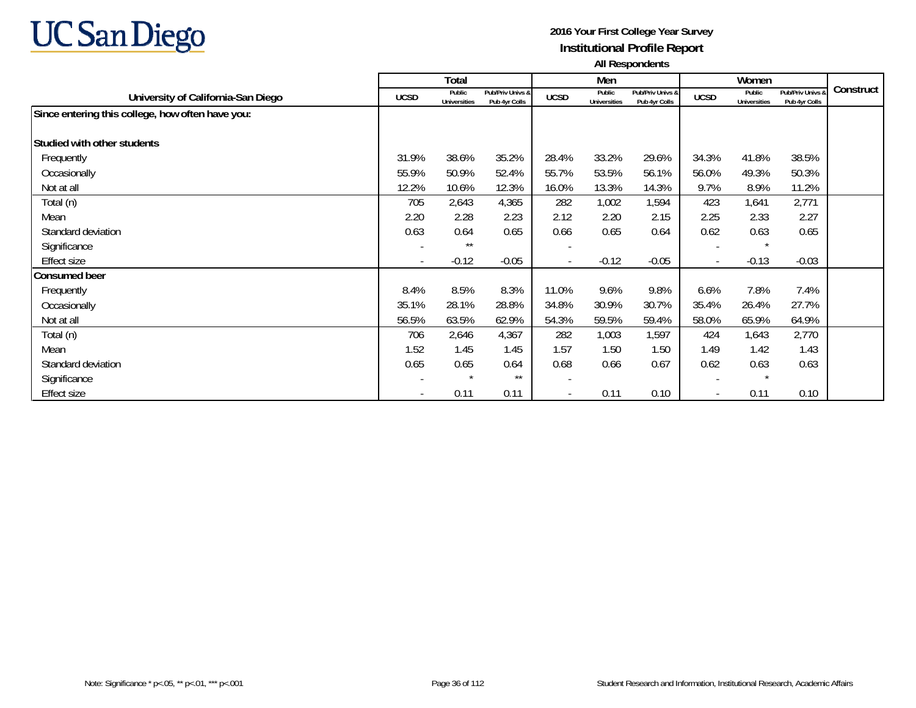UC San Diego

**2016 Your First College Year Survey**
**Institutional Profile Report**
**All Respondents**

| University of California-San Diego | Total | | | Men | | | Women | | | Construct |
|---|---|---|---|---|---|---|---|---|---|---|
| | UCSD | Public Universities | Pub/Priv Univs & Pub 4yr Colls | UCSD | Public Universities | Pub/Priv Univs & Pub 4yr Colls | UCSD | Public Universities | Pub/Priv Univs & Pub 4yr Colls | |
| **Since entering this college, how often have you:** | | | | | | | | | | |
| **Studied with other students** | | | | | | | | | | |
| Frequently | 31.9% | 38.6% | 35.2% | 28.4% | 33.2% | 29.6% | 34.3% | 41.8% | 38.5% | |
| Occasionally | 55.9% | 50.9% | 52.4% | 55.7% | 53.5% | 56.1% | 56.0% | 49.3% | 50.3% | |
| Not at all | 12.2% | 10.6% | 12.3% | 16.0% | 13.3% | 14.3% | 9.7% | 8.9% | 11.2% | |
| Total (n) | 705 | 2,643 | 4,365 | 282 | 1,002 | 1,594 | 423 | 1,641 | 2,771 | |
| Mean | 2.20 | 2.28 | 2.23 | 2.12 | 2.20 | 2.15 | 2.25 | 2.33 | 2.27 | |
| Standard deviation | 0.63 | 0.64 | 0.65 | 0.66 | 0.65 | 0.64 | 0.62 | 0.63 | 0.65 | |
| Significance | - | ** | | - | | | - | * | | |
| Effect size | - | -0.12 | -0.05 | - | -0.12 | -0.05 | - | -0.13 | -0.03 | |
| **Consumed beer** | | | | | | | | | | |
| Frequently | 8.4% | 8.5% | 8.3% | 11.0% | 9.6% | 9.8% | 6.6% | 7.8% | 7.4% | |
| Occasionally | 35.1% | 28.1% | 28.8% | 34.8% | 30.9% | 30.7% | 35.4% | 26.4% | 27.7% | |
| Not at all | 56.5% | 63.5% | 62.9% | 54.3% | 59.5% | 59.4% | 58.0% | 65.9% | 64.9% | |
| Total (n) | 706 | 2,646 | 4,367 | 282 | 1,003 | 1,597 | 424 | 1,643 | 2,770 | |
| Mean | 1.52 | 1.45 | 1.45 | 1.57 | 1.50 | 1.50 | 1.49 | 1.42 | 1.43 | |
| Standard deviation | 0.65 | 0.65 | 0.64 | 0.68 | 0.66 | 0.67 | 0.62 | 0.63 | 0.63 | |
| Significance | - | * | ** | - | | | - | * | | |
| Effect size | - | 0.11 | 0.11 | - | 0.11 | 0.10 | - | 0.11 | 0.10 | |

Note: Significance * p<.05, ** p<.01, *** p<.001

Student Research and Information, Institutional Research, Academic Affairs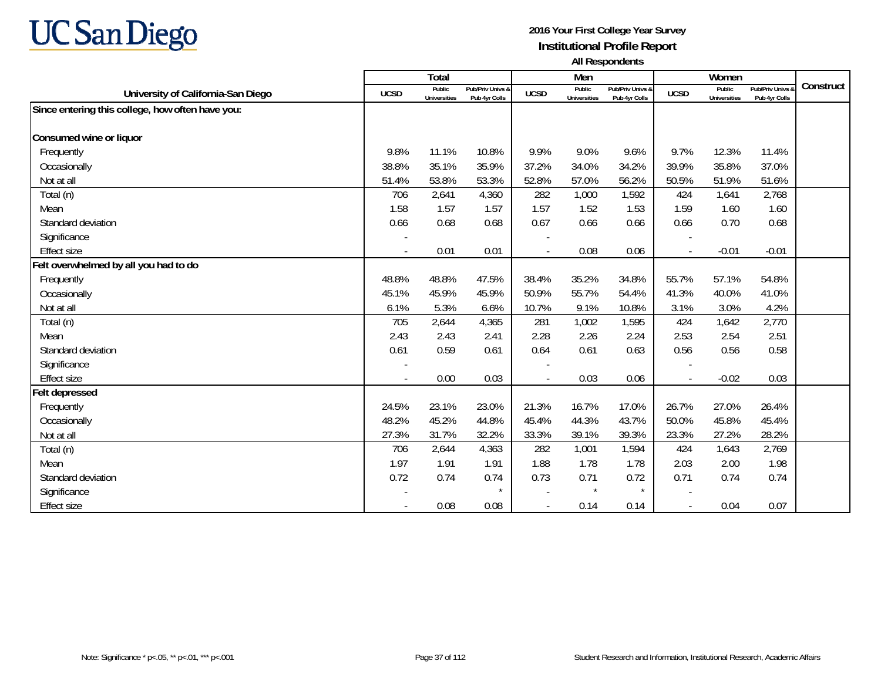**2016 Your First College Year Survey**
**Institutional Profile Report**
**All Respondents**

| University of California-San Diego | Total | | | Men | | | Women | | | Construct |
|---|---|---|---|---|---|---|---|---|---|---|
| | UCSD | Public Universities | Pub/Priv Univs & Pub 4yr Colls | UCSD | Public Universities | Pub/Priv Univs & Pub 4yr Colls | UCSD | Public Universities | Pub/Priv Univs & Pub 4yr Colls | |
| **Since entering this college, how often have you:** | | | | | | | | | | |
| **Consumed wine or liquor** | | | | | | | | | | |
| Frequently | 9.8% | 11.1% | 10.8% | 9.9% | 9.0% | 9.6% | 9.7% | 12.3% | 11.4% | |
| Occasionally | 38.8% | 35.1% | 35.9% | 37.2% | 34.0% | 34.2% | 39.9% | 35.8% | 37.0% | |
| Not at all | 51.4% | 53.8% | 53.3% | 52.8% | 57.0% | 56.2% | 50.5% | 51.9% | 51.6% | |
| Total (n) | 706 | 2,641 | 4,360 | 282 | 1,000 | 1,592 | 424 | 1,641 | 2,768 | |
| Mean | 1.58 | 1.57 | 1.57 | 1.57 | 1.52 | 1.53 | 1.59 | 1.60 | 1.60 | |
| Standard deviation | 0.66 | 0.68 | 0.68 | 0.67 | 0.66 | 0.66 | 0.66 | 0.70 | 0.68 | |
| Significance | - | | | - | | | - | | | |
| Effect size | - | 0.01 | 0.01 | - | 0.08 | 0.06 | - | -0.01 | -0.01 | |
| **Felt overwhelmed by all you had to do** | | | | | | | | | | |
| Frequently | 48.8% | 48.8% | 47.5% | 38.4% | 35.2% | 34.8% | 55.7% | 57.1% | 54.8% | |
| Occasionally | 45.1% | 45.9% | 45.9% | 50.9% | 55.7% | 54.4% | 41.3% | 40.0% | 41.0% | |
| Not at all | 6.1% | 5.3% | 6.6% | 10.7% | 9.1% | 10.8% | 3.1% | 3.0% | 4.2% | |
| Total (n) | 705 | 2,644 | 4,365 | 281 | 1,002 | 1,595 | 424 | 1,642 | 2,770 | |
| Mean | 2.43 | 2.43 | 2.41 | 2.28 | 2.26 | 2.24 | 2.53 | 2.54 | 2.51 | |
| Standard deviation | 0.61 | 0.59 | 0.61 | 0.64 | 0.61 | 0.63 | 0.56 | 0.56 | 0.58 | |
| Significance | - | | | - | | | - | | | |
| Effect size | - | 0.00 | 0.03 | - | 0.03 | 0.06 | - | -0.02 | 0.03 | |
| **Felt depressed** | | | | | | | | | | |
| Frequently | 24.5% | 23.1% | 23.0% | 21.3% | 16.7% | 17.0% | 26.7% | 27.0% | 26.4% | |
| Occasionally | 48.2% | 45.2% | 44.8% | 45.4% | 44.3% | 43.7% | 50.0% | 45.8% | 45.4% | |
| Not at all | 27.3% | 31.7% | 32.2% | 33.3% | 39.1% | 39.3% | 23.3% | 27.2% | 28.2% | |
| Total (n) | 706 | 2,644 | 4,363 | 282 | 1,001 | 1,594 | 424 | 1,643 | 2,769 | |
| Mean | 1.97 | 1.91 | 1.91 | 1.88 | 1.78 | 1.78 | 2.03 | 2.00 | 1.98 | |
| Standard deviation | 0.72 | 0.74 | 0.74 | 0.73 | 0.71 | 0.72 | 0.71 | 0.74 | 0.74 | |
| Significance | - | | * | - | * | * | - | | | |
| Effect size | - | 0.08 | 0.08 | - | 0.14 | 0.14 | - | 0.04 | 0.07 | |

Note: Significance * p<.05, ** p<.01, *** p<.001

Student Research and Information, Institutional Research, Academic Affairs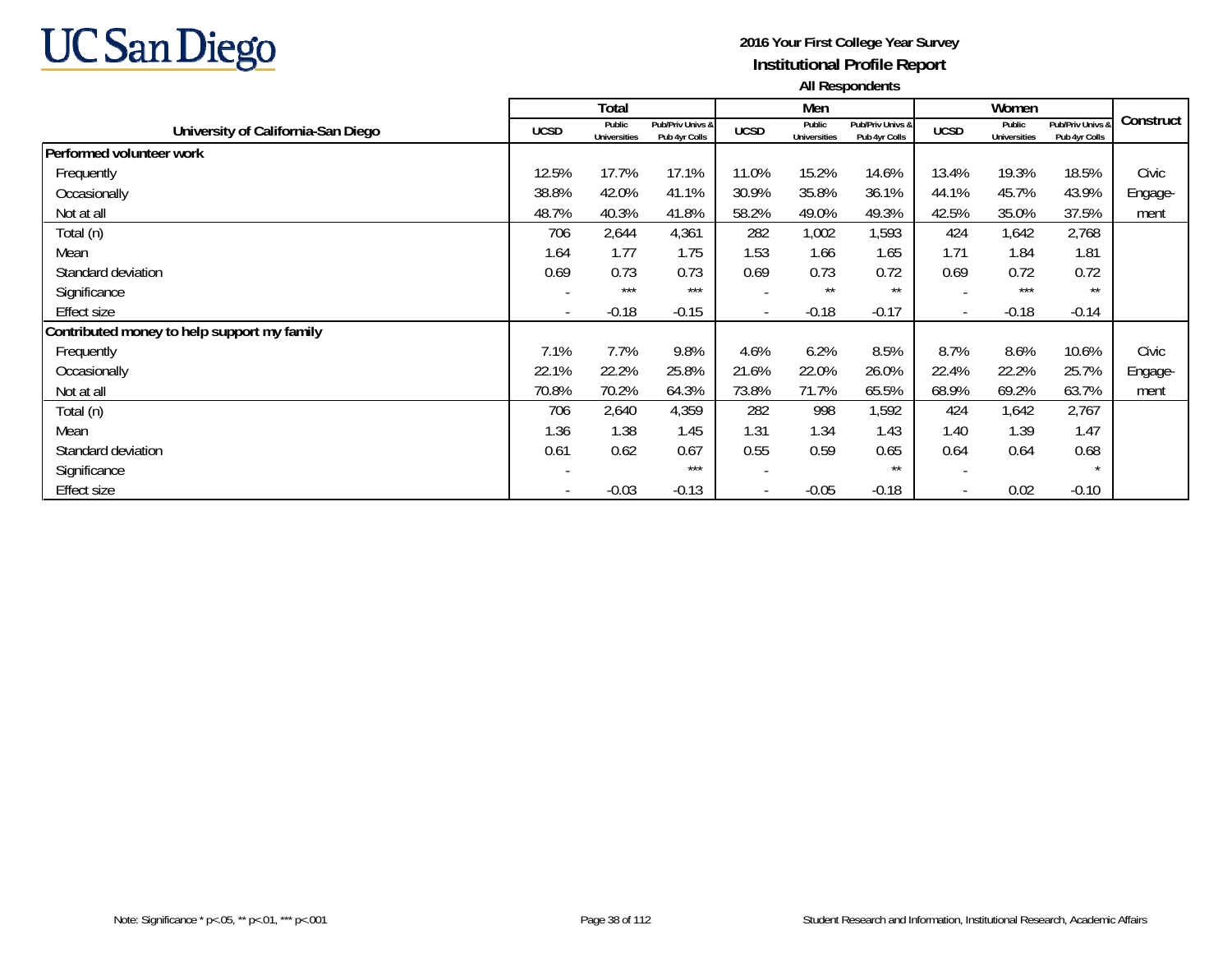**UC San Diego**

**2016 Your First College Year Survey**
**Institutional Profile Report**
**All Respondents**

| University of California-San Diego | Total | | | Men | | | Women | | | Construct |
|---|---|---|---|---|---|---|---|---|---|---|
| | UCSD | Public Universities | Pub/Priv Univs & Pub 4yr Colls | UCSD | Public Universities | Pub/Priv Univs & Pub 4yr Colls | UCSD | Public Universities | Pub/Priv Univs & Pub 4yr Colls | |
| **Performed volunteer work** | | | | | | | | | | |
| Frequently | 12.5% | 17.7% | 17.1% | 11.0% | 15.2% | 14.6% | 13.4% | 19.3% | 18.5% | Civic |
| Occasionally | 38.8% | 42.0% | 41.1% | 30.9% | 35.8% | 36.1% | 44.1% | 45.7% | 43.9% | Engage- |
| Not at all | 48.7% | 40.3% | 41.8% | 58.2% | 49.0% | 49.3% | 42.5% | 35.0% | 37.5% | ment |
| Total (n) | 706 | 2,644 | 4,361 | 282 | 1,002 | 1,593 | 424 | 1,642 | 2,768 | |
| Mean | 1.64 | 1.77 | 1.75 | 1.53 | 1.66 | 1.65 | 1.71 | 1.84 | 1.81 | |
| Standard deviation | 0.69 | 0.73 | 0.73 | 0.69 | 0.73 | 0.72 | 0.69 | 0.72 | 0.72 | |
| Significance | - | *** | *** | - | ** | ** | - | *** | ** | |
| Effect size | - | -0.18 | -0.15 | - | -0.18 | -0.17 | - | -0.18 | -0.14 | |
| **Contributed money to help support my family** | | | | | | | | | | |
| Frequently | 7.1% | 7.7% | 9.8% | 4.6% | 6.2% | 8.5% | 8.7% | 8.6% | 10.6% | Civic |
| Occasionally | 22.1% | 22.2% | 25.8% | 21.6% | 22.0% | 26.0% | 22.4% | 22.2% | 25.7% | Engage- |
| Not at all | 70.8% | 70.2% | 64.3% | 73.8% | 71.7% | 65.5% | 68.9% | 69.2% | 63.7% | ment |
| Total (n) | 706 | 2,640 | 4,359 | 282 | 998 | 1,592 | 424 | 1,642 | 2,767 | |
| Mean | 1.36 | 1.38 | 1.45 | 1.31 | 1.34 | 1.43 | 1.40 | 1.39 | 1.47 | |
| Standard deviation | 0.61 | 0.62 | 0.67 | 0.55 | 0.59 | 0.65 | 0.64 | 0.64 | 0.68 | |
| Significance | - | | *** | - | | ** | - | | * | |
| Effect size | - | -0.03 | -0.13 | - | -0.05 | -0.18 | - | 0.02 | -0.10 | |

Note: Significance * p<.05, ** p<.01, *** p<.001

Student Research and Information, Institutional Research, Academic Affairs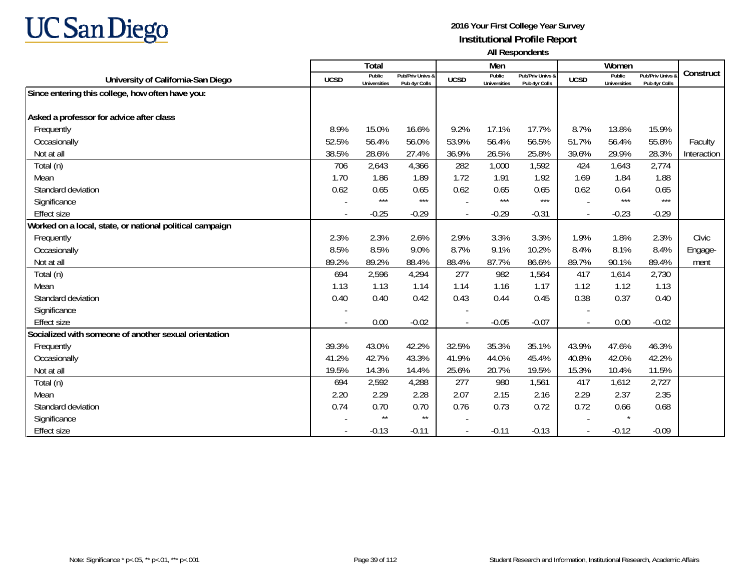# UC San Diego

**2016 Your First College Year Survey**

**Institutional Profile Report**

**All Respondents**

| University of California-San Diego | Total | | | Men | | | Women | | | Construct |
|---|---|---|---|---|---|---|---|---|---|---|
| | UCSD | Public Universities | Pub/Priv Univs & Pub 4yr Colls | UCSD | Public Universities | Pub/Priv Univs & Pub 4yr Colls | UCSD | Public Universities | Pub/Priv Univs & Pub 4yr Colls | |
| **Since entering this college, how often have you:** | | | | | | | | | | |
| **Asked a professor for advice after class** | | | | | | | | | | |
| Frequently | 8.9% | 15.0% | 16.6% | 9.2% | 17.1% | 17.7% | 8.7% | 13.8% | 15.9% | |
| Occasionally | 52.5% | 56.4% | 56.0% | 53.9% | 56.4% | 56.5% | 51.7% | 56.4% | 55.8% | Faculty |
| Not at all | 38.5% | 28.6% | 27.4% | 36.9% | 26.5% | 25.8% | 39.6% | 29.9% | 28.3% | Interaction |
| Total (n) | 706 | 2,643 | 4,366 | 282 | 1,000 | 1,592 | 424 | 1,643 | 2,774 | |
| Mean | 1.70 | 1.86 | 1.89 | 1.72 | 1.91 | 1.92 | 1.69 | 1.84 | 1.88 | |
| Standard deviation | 0.62 | 0.65 | 0.65 | 0.62 | 0.65 | 0.65 | 0.62 | 0.64 | 0.65 | |
| Significance | - | *** | *** | - | *** | *** | - | *** | *** | |
| Effect size | - | -0.25 | -0.29 | - | -0.29 | -0.31 | - | -0.23 | -0.29 | |
| **Worked on a local, state, or national political campaign** | | | | | | | | | | |
| Frequently | 2.3% | 2.3% | 2.6% | 2.9% | 3.3% | 3.3% | 1.9% | 1.8% | 2.3% | Civic |
| Occasionally | 8.5% | 8.5% | 9.0% | 8.7% | 9.1% | 10.2% | 8.4% | 8.1% | 8.4% | Engage- |
| Not at all | 89.2% | 89.2% | 88.4% | 88.4% | 87.7% | 86.6% | 89.7% | 90.1% | 89.4% | ment |
| Total (n) | 694 | 2,596 | 4,294 | 277 | 982 | 1,564 | 417 | 1,614 | 2,730 | |
| Mean | 1.13 | 1.13 | 1.14 | 1.14 | 1.16 | 1.17 | 1.12 | 1.12 | 1.13 | |
| Standard deviation | 0.40 | 0.40 | 0.42 | 0.43 | 0.44 | 0.45 | 0.38 | 0.37 | 0.40 | |
| Significance | - | | | - | | | - | | | |
| Effect size | - | 0.00 | -0.02 | - | -0.05 | -0.07 | - | 0.00 | -0.02 | |
| **Socialized with someone of another sexual orientation** | | | | | | | | | | |
| Frequently | 39.3% | 43.0% | 42.2% | 32.5% | 35.3% | 35.1% | 43.9% | 47.6% | 46.3% | |
| Occasionally | 41.2% | 42.7% | 43.3% | 41.9% | 44.0% | 45.4% | 40.8% | 42.0% | 42.2% | |
| Not at all | 19.5% | 14.3% | 14.4% | 25.6% | 20.7% | 19.5% | 15.3% | 10.4% | 11.5% | |
| Total (n) | 694 | 2,592 | 4,288 | 277 | 980 | 1,561 | 417 | 1,612 | 2,727 | |
| Mean | 2.20 | 2.29 | 2.28 | 2.07 | 2.15 | 2.16 | 2.29 | 2.37 | 2.35 | |
| Standard deviation | 0.74 | 0.70 | 0.70 | 0.76 | 0.73 | 0.72 | 0.72 | 0.66 | 0.68 | |
| Significance | - | ** | ** | - | | | - | * | | |
| Effect size | - | -0.13 | -0.11 | - | -0.11 | -0.13 | - | -0.12 | -0.09 | |

Note: Significance * p<.05, ** p<.01, *** p<.001

Student Research and Information, Institutional Research, Academic Affairs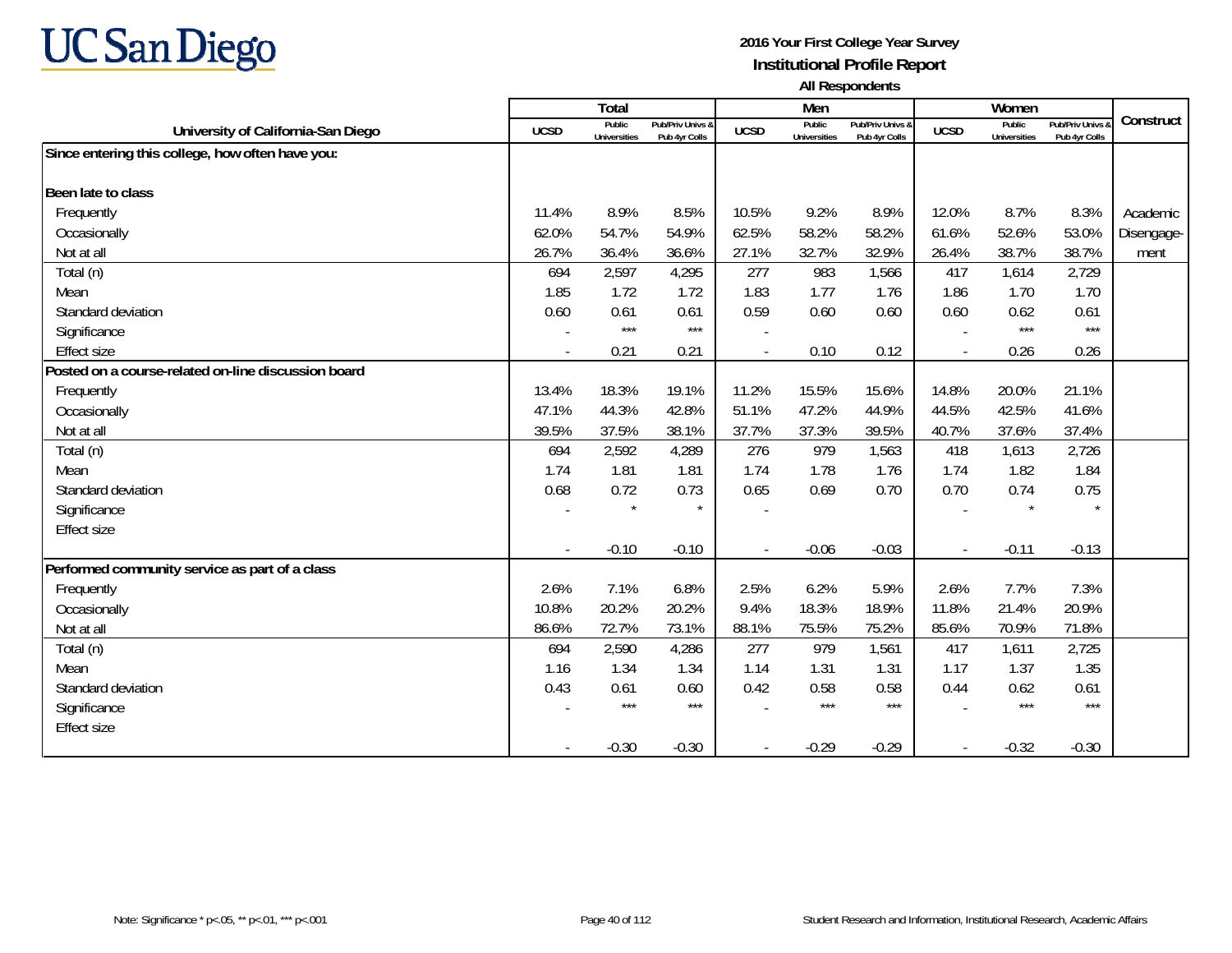# UC San Diego

**2016 Your First College Year Survey**
**Institutional Profile Report**
**All Respondents**

| University of California-San Diego | Total | | | Men | | | Women | | | Construct |
|---|---|---|---|---|---|---|---|---|---|---|
| | UCSD | Public Universities | Pub/Priv Univs & Pub 4yr Colls | UCSD | Public Universities | Pub/Priv Univs & Pub 4yr Colls | UCSD | Public Universities | Pub/Priv Univs & Pub 4yr Colls | |
| **Since entering this college, how often have you:** | | | | | | | | | | |
| **Been late to class** | | | | | | | | | | |
| Frequently | 11.4% | 8.9% | 8.5% | 10.5% | 9.2% | 8.9% | 12.0% | 8.7% | 8.3% | Academic Disengagement |
| Occasionally | 62.0% | 54.7% | 54.9% | 62.5% | 58.2% | 58.2% | 61.6% | 52.6% | 53.0% | |
| Not at all | 26.7% | 36.4% | 36.6% | 27.1% | 32.7% | 32.9% | 26.4% | 38.7% | 38.7% | |
| Total (n) | 694 | 2,597 | 4,295 | 277 | 983 | 1,566 | 417 | 1,614 | 2,729 | |
| Mean | 1.85 | 1.72 | 1.72 | 1.83 | 1.77 | 1.76 | 1.86 | 1.70 | 1.70 | |
| Standard deviation | 0.60 | 0.61 | 0.61 | 0.59 | 0.60 | 0.60 | 0.60 | 0.62 | 0.61 | |
| Significance | - | *** | *** | - | | | - | *** | *** | |
| Effect size | - | 0.21 | 0.21 | - | 0.10 | 0.12 | - | 0.26 | 0.26 | |
| **Posted on a course-related on-line discussion board** | | | | | | | | | | |
| Frequently | 13.4% | 18.3% | 19.1% | 11.2% | 15.5% | 15.6% | 14.8% | 20.0% | 21.1% | |
| Occasionally | 47.1% | 44.3% | 42.8% | 51.1% | 47.2% | 44.9% | 44.5% | 42.5% | 41.6% | |
| Not at all | 39.5% | 37.5% | 38.1% | 37.7% | 37.3% | 39.5% | 40.7% | 37.6% | 37.4% | |
| Total (n) | 694 | 2,592 | 4,289 | 276 | 979 | 1,563 | 418 | 1,613 | 2,726 | |
| Mean | 1.74 | 1.81 | 1.81 | 1.74 | 1.78 | 1.76 | 1.74 | 1.82 | 1.84 | |
| Standard deviation | 0.68 | 0.72 | 0.73 | 0.65 | 0.69 | 0.70 | 0.70 | 0.74 | 0.75 | |
| Significance | - | * | * | - | | | - | * | * | |
| Effect size | - | -0.10 | -0.10 | - | -0.06 | -0.03 | - | -0.11 | -0.13 | |
| **Performed community service as part of a class** | | | | | | | | | | |
| Frequently | 2.6% | 7.1% | 6.8% | 2.5% | 6.2% | 5.9% | 2.6% | 7.7% | 7.3% | |
| Occasionally | 10.8% | 20.2% | 20.2% | 9.4% | 18.3% | 18.9% | 11.8% | 21.4% | 20.9% | |
| Not at all | 86.6% | 72.7% | 73.1% | 88.1% | 75.5% | 75.2% | 85.6% | 70.9% | 71.8% | |
| Total (n) | 694 | 2,590 | 4,286 | 277 | 979 | 1,561 | 417 | 1,611 | 2,725 | |
| Mean | 1.16 | 1.34 | 1.34 | 1.14 | 1.31 | 1.31 | 1.17 | 1.37 | 1.35 | |
| Standard deviation | 0.43 | 0.61 | 0.60 | 0.42 | 0.58 | 0.58 | 0.44 | 0.62 | 0.61 | |
| Significance | - | *** | *** | - | *** | *** | - | *** | *** | |
| Effect size | - | -0.30 | -0.30 | - | -0.29 | -0.29 | - | -0.32 | -0.30 | |

Note: Significance * p<.05, ** p<.01, *** p<.001

Student Research and Information, Institutional Research, Academic Affairs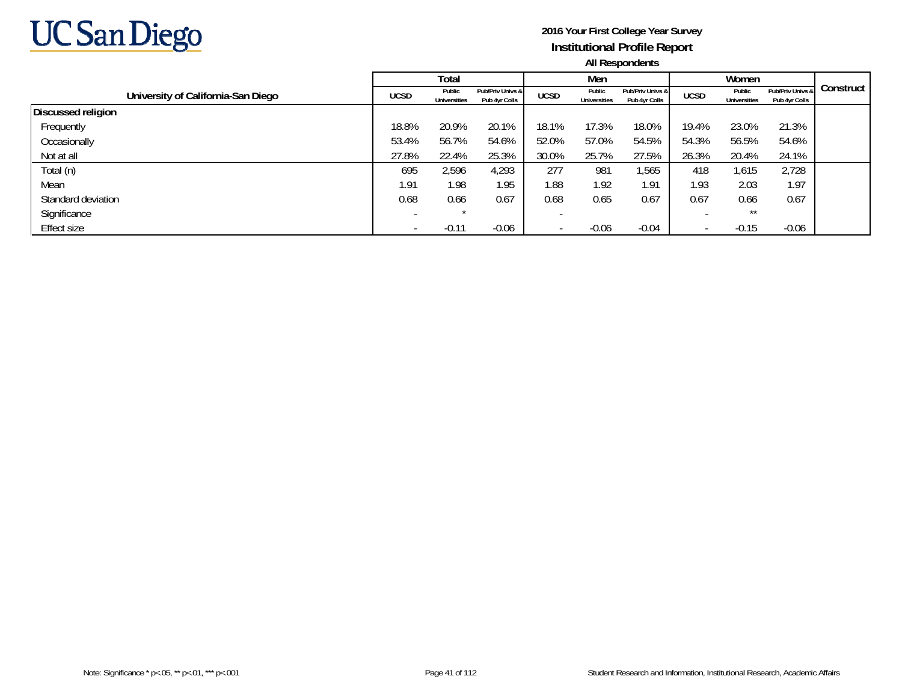**2016 Your First College Year Survey**

**Institutional Profile Report**

**All Respondents**

| University of California-San Diego | Total | | | Men | | | Women | | | Construct |
|---|---|---|---|---|---|---|---|---|---|---|
| | UCSD | Public Universities | Pub/Priv Univs & Pub 4yr Colls | UCSD | Public Universities | Pub/Priv Univs & Pub 4yr Colls | UCSD | Public Universities | Pub/Priv Univs & Pub 4yr Colls | |
| **Discussed religion** | | | | | | | | | | |
| Frequently | 18.8% | 20.9% | 20.1% | 18.1% | 17.3% | 18.0% | 19.4% | 23.0% | 21.3% | |
| Occasionally | 53.4% | 56.7% | 54.6% | 52.0% | 57.0% | 54.5% | 54.3% | 56.5% | 54.6% | |
| Not at all | 27.8% | 22.4% | 25.3% | 30.0% | 25.7% | 27.5% | 26.3% | 20.4% | 24.1% | |
| Total (n) | 695 | 2,596 | 4,293 | 277 | 981 | 1,565 | 418 | 1,615 | 2,728 | |
| Mean | 1.91 | 1.98 | 1.95 | 1.88 | 1.92 | 1.91 | 1.93 | 2.03 | 1.97 | |
| Standard deviation | 0.68 | 0.66 | 0.67 | 0.68 | 0.65 | 0.67 | 0.67 | 0.66 | 0.67 | |
| Significance | - | * | | - | | | - | ** | | |
| Effect size | - | -0.11 | -0.06 | - | -0.06 | -0.04 | - | -0.15 | -0.06 | |

Note: Significance * p<.05, ** p<.01, *** p<.001

Student Research and Information, Institutional Research, Academic Affairs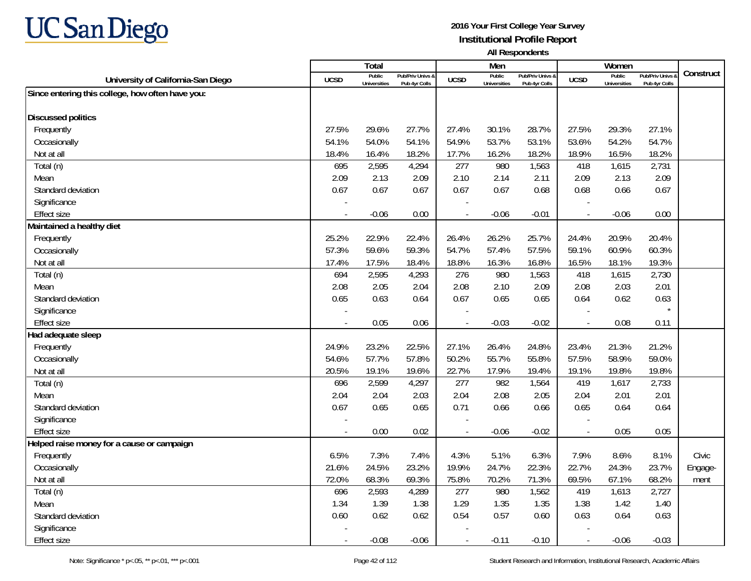UC San Diego

**2016 Your First College Year Survey**
**Institutional Profile Report**
**All Respondents**

| University of California-San Diego | Total | | | Men | | | Women | | | Construct |
|---|---|---|---|---|---|---|---|---|---|---|
| | UCSD | Public Universities | Pub/Priv Univs & Pub 4yr Colls | UCSD | Public Universities | Pub/Priv Univs & Pub 4yr Colls | UCSD | Public Universities | Pub/Priv Univs & Pub 4yr Colls | |
| **Since entering this college, how often have you:** | | | | | | | | | | |
| **Discussed politics** | | | | | | | | | | |
| Frequently | 27.5% | 29.6% | 27.7% | 27.4% | 30.1% | 28.7% | 27.5% | 29.3% | 27.1% | |
| Occasionally | 54.1% | 54.0% | 54.1% | 54.9% | 53.7% | 53.1% | 53.6% | 54.2% | 54.7% | |
| Not at all | 18.4% | 16.4% | 18.2% | 17.7% | 16.2% | 18.2% | 18.9% | 16.5% | 18.2% | |
| Total (n) | 695 | 2,595 | 4,294 | 277 | 980 | 1,563 | 418 | 1,615 | 2,731 | |
| Mean | 2.09 | 2.13 | 2.09 | 2.10 | 2.14 | 2.11 | 2.09 | 2.13 | 2.09 | |
| Standard deviation | 0.67 | 0.67 | 0.67 | 0.67 | 0.67 | 0.68 | 0.68 | 0.66 | 0.67 | |
| Significance | - | | | - | | | - | | | |
| Effect size | - | -0.06 | 0.00 | - | -0.06 | -0.01 | - | -0.06 | 0.00 | |
| **Maintained a healthy diet** | | | | | | | | | | |
| Frequently | 25.2% | 22.9% | 22.4% | 26.4% | 26.2% | 25.7% | 24.4% | 20.9% | 20.4% | |
| Occasionally | 57.3% | 59.6% | 59.3% | 54.7% | 57.4% | 57.5% | 59.1% | 60.9% | 60.3% | |
| Not at all | 17.4% | 17.5% | 18.4% | 18.8% | 16.3% | 16.8% | 16.5% | 18.1% | 19.3% | |
| Total (n) | 694 | 2,595 | 4,293 | 276 | 980 | 1,563 | 418 | 1,615 | 2,730 | |
| Mean | 2.08 | 2.05 | 2.04 | 2.08 | 2.10 | 2.09 | 2.08 | 2.03 | 2.01 | |
| Standard deviation | 0.65 | 0.63 | 0.64 | 0.67 | 0.65 | 0.65 | 0.64 | 0.62 | 0.63 | |
| Significance | - | | | - | | | - | | * | |
| Effect size | - | 0.05 | 0.06 | - | -0.03 | -0.02 | - | 0.08 | 0.11 | |
| **Had adequate sleep** | | | | | | | | | | |
| Frequently | 24.9% | 23.2% | 22.5% | 27.1% | 26.4% | 24.8% | 23.4% | 21.3% | 21.2% | |
| Occasionally | 54.6% | 57.7% | 57.8% | 50.2% | 55.7% | 55.8% | 57.5% | 58.9% | 59.0% | |
| Not at all | 20.5% | 19.1% | 19.6% | 22.7% | 17.9% | 19.4% | 19.1% | 19.8% | 19.8% | |
| Total (n) | 696 | 2,599 | 4,297 | 277 | 982 | 1,564 | 419 | 1,617 | 2,733 | |
| Mean | 2.04 | 2.04 | 2.03 | 2.04 | 2.08 | 2.05 | 2.04 | 2.01 | 2.01 | |
| Standard deviation | 0.67 | 0.65 | 0.65 | 0.71 | 0.66 | 0.66 | 0.65 | 0.64 | 0.64 | |
| Significance | - | | | - | | | - | | | |
| Effect size | - | 0.00 | 0.02 | - | -0.06 | -0.02 | - | 0.05 | 0.05 | |
| **Helped raise money for a cause or campaign** | | | | | | | | | | |
| Frequently | 6.5% | 7.3% | 7.4% | 4.3% | 5.1% | 6.3% | 7.9% | 8.6% | 8.1% | Civic Engagement |
| Occasionally | 21.6% | 24.5% | 23.2% | 19.9% | 24.7% | 22.3% | 22.7% | 24.3% | 23.7% | |
| Not at all | 72.0% | 68.3% | 69.3% | 75.8% | 70.2% | 71.3% | 69.5% | 67.1% | 68.2% | |
| Total (n) | 696 | 2,593 | 4,289 | 277 | 980 | 1,562 | 419 | 1,613 | 2,727 | |
| Mean | 1.34 | 1.39 | 1.38 | 1.29 | 1.35 | 1.35 | 1.38 | 1.42 | 1.40 | |
| Standard deviation | 0.60 | 0.62 | 0.62 | 0.54 | 0.57 | 0.60 | 0.63 | 0.64 | 0.63 | |
| Significance | - | | | - | | | - | | | |
| Effect size | - | -0.08 | -0.06 | - | -0.11 | -0.10 | - | -0.06 | -0.03 | |

Note: Significance * p<.05, ** p<.01, *** p<.001

Student Research and Information, Institutional Research, Academic Affairs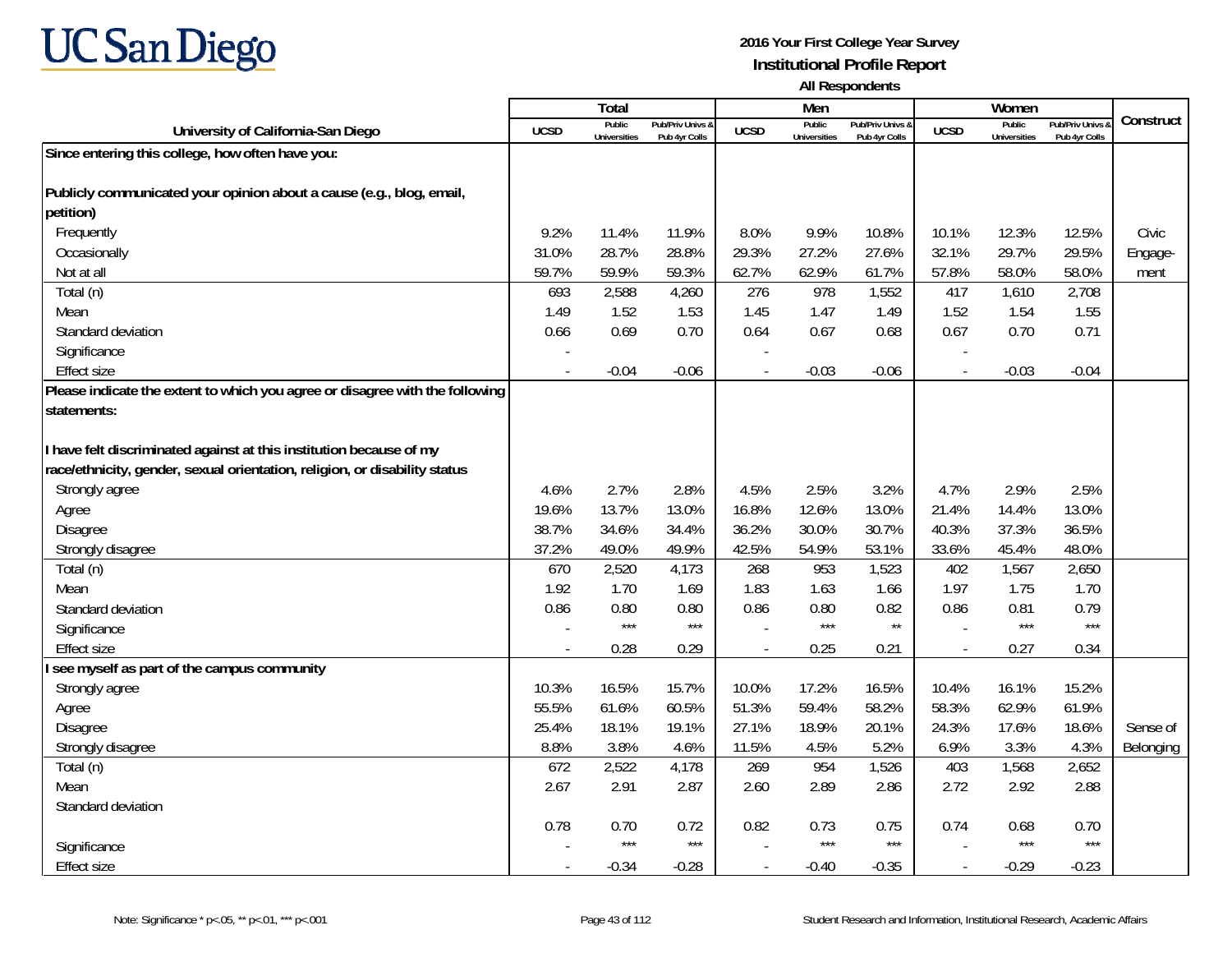# UC San Diego

**2016 Your First College Year Survey**
**Institutional Profile Report**
**All Respondents**

| University of California-San Diego | Total | | | Men | | | Women | | | Construct |
|---|---|---|---|---|---|---|---|---|---|---|
| | UCSD | Public Universities | Pub/Priv Univs & Pub 4yr Colls | UCSD | Public Universities | Pub/Priv Univs & Pub 4yr Colls | UCSD | Public Universities | Pub/Priv Univs & Pub 4yr Colls | |
| **Since entering this college, how often have you:** | | | | | | | | | | |
| **Publicly communicated your opinion about a cause (e.g., blog, email, petition)** | | | | | | | | | | |
| Frequently | 9.2% | 11.4% | 11.9% | 8.0% | 9.9% | 10.8% | 10.1% | 12.3% | 12.5% | Civic Engagement |
| Occasionally | 31.0% | 28.7% | 28.8% | 29.3% | 27.2% | 27.6% | 32.1% | 29.7% | 29.5% | |
| Not at all | 59.7% | 59.9% | 59.3% | 62.7% | 62.9% | 61.7% | 57.8% | 58.0% | 58.0% | |
| Total (n) | 693 | 2,588 | 4,260 | 276 | 978 | 1,552 | 417 | 1,610 | 2,708 | |
| Mean | 1.49 | 1.52 | 1.53 | 1.45 | 1.47 | 1.49 | 1.52 | 1.54 | 1.55 | |
| Standard deviation | 0.66 | 0.69 | 0.70 | 0.64 | 0.67 | 0.68 | 0.67 | 0.70 | 0.71 | |
| Significance | - | | | - | | | - | | | |
| Effect size | - | -0.04 | -0.06 | - | -0.03 | -0.06 | - | -0.03 | -0.04 | |
| **Please indicate the extent to which you agree or disagree with the following statements:** | | | | | | | | | | |
| **I have felt discriminated against at this institution because of my race/ethnicity, gender, sexual orientation, religion, or disability status** | | | | | | | | | | |
| Strongly agree | 4.6% | 2.7% | 2.8% | 4.5% | 2.5% | 3.2% | 4.7% | 2.9% | 2.5% | |
| Agree | 19.6% | 13.7% | 13.0% | 16.8% | 12.6% | 13.0% | 21.4% | 14.4% | 13.0% | |
| Disagree | 38.7% | 34.6% | 34.4% | 36.2% | 30.0% | 30.7% | 40.3% | 37.3% | 36.5% | |
| Strongly disagree | 37.2% | 49.0% | 49.9% | 42.5% | 54.9% | 53.1% | 33.6% | 45.4% | 48.0% | |
| Total (n) | 670 | 2,520 | 4,173 | 268 | 953 | 1,523 | 402 | 1,567 | 2,650 | |
| Mean | 1.92 | 1.70 | 1.69 | 1.83 | 1.63 | 1.66 | 1.97 | 1.75 | 1.70 | |
| Standard deviation | 0.86 | 0.80 | 0.80 | 0.86 | 0.80 | 0.82 | 0.86 | 0.81 | 0.79 | |
| Significance | - | *** | *** | - | *** | ** | - | *** | *** | |
| Effect size | - | 0.28 | 0.29 | - | 0.25 | 0.21 | - | 0.27 | 0.34 | |
| **I see myself as part of the campus community** | | | | | | | | | | |
| Strongly agree | 10.3% | 16.5% | 15.7% | 10.0% | 17.2% | 16.5% | 10.4% | 16.1% | 15.2% | Sense of Belonging |
| Agree | 55.5% | 61.6% | 60.5% | 51.3% | 59.4% | 58.2% | 58.3% | 62.9% | 61.9% | |
| Disagree | 25.4% | 18.1% | 19.1% | 27.1% | 18.9% | 20.1% | 24.3% | 17.6% | 18.6% | |
| Strongly disagree | 8.8% | 3.8% | 4.6% | 11.5% | 4.5% | 5.2% | 6.9% | 3.3% | 4.3% | |
| Total (n) | 672 | 2,522 | 4,178 | 269 | 954 | 1,526 | 403 | 1,568 | 2,652 | |
| Mean | 2.67 | 2.91 | 2.87 | 2.60 | 2.89 | 2.86 | 2.72 | 2.92 | 2.88 | |
| Standard deviation | 0.78 | 0.70 | 0.72 | 0.82 | 0.73 | 0.75 | 0.74 | 0.68 | 0.70 | |
| Significance | - | *** | *** | - | *** | *** | - | *** | *** | |
| Effect size | - | -0.34 | -0.28 | - | -0.40 | -0.35 | - | -0.29 | -0.23 | |

Note: Significance * p<.05, ** p<.01, *** p<.001

Student Research and Information, Institutional Research, Academic Affairs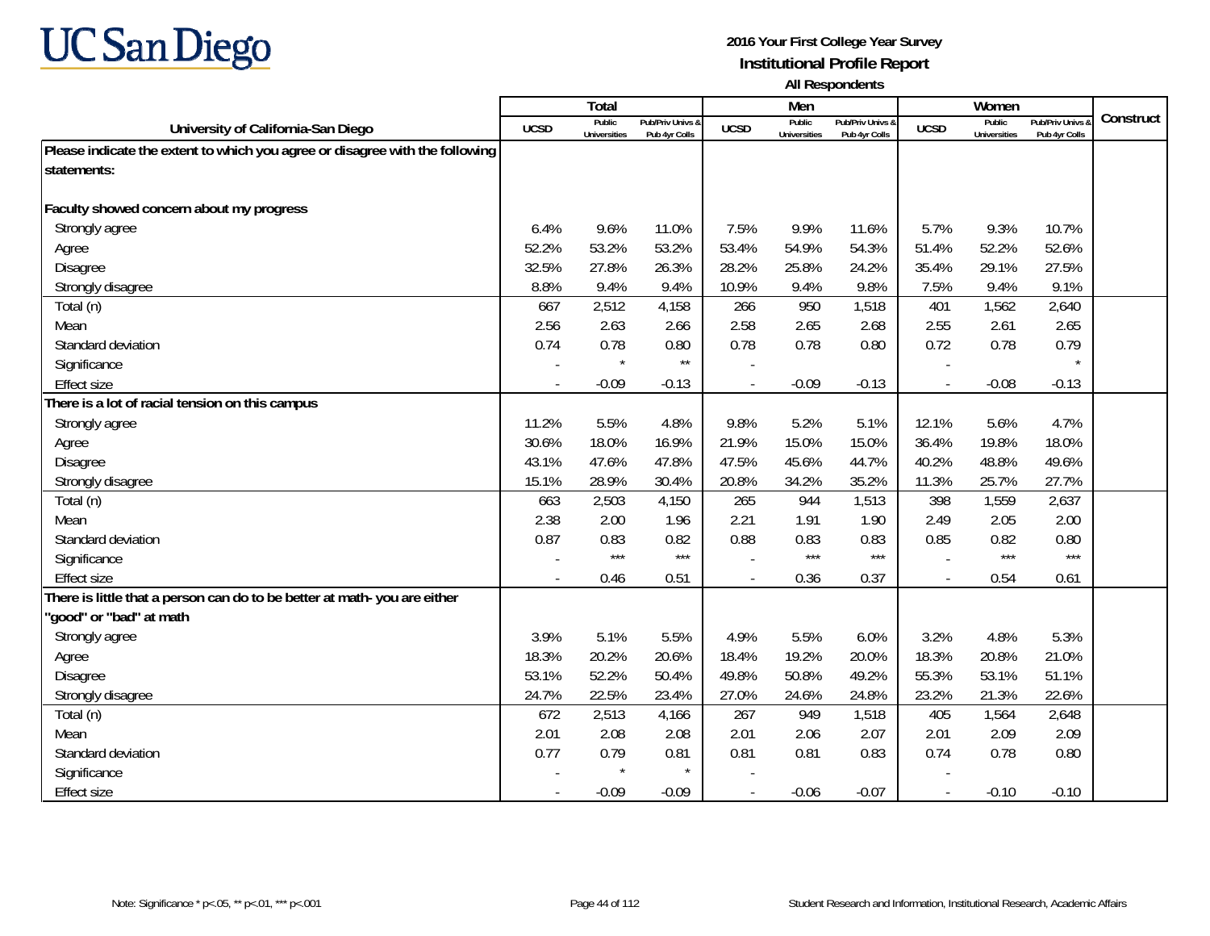**UC San Diego**

**2016 Your First College Year Survey**
**Institutional Profile Report**
**All Respondents**

| University of California-San Diego | Total | | | Men | | | Women | | | Construct |
|---|---|---|---|---|---|---|---|---|---|---|
| | UCSD | Public Universities | Pub/Priv Univs & Pub 4yr Colls | UCSD | Public Universities | Pub/Priv Univs & Pub 4yr Colls | UCSD | Public Universities | Pub/Priv Univs & Pub 4yr Colls | |
| **Please indicate the extent to which you agree or disagree with the following statements:** | | | | | | | | | | |
| **Faculty showed concern about my progress** | | | | | | | | | | |
| Strongly agree | 6.4% | 9.6% | 11.0% | 7.5% | 9.9% | 11.6% | 5.7% | 9.3% | 10.7% | |
| Agree | 52.2% | 53.2% | 53.2% | 53.4% | 54.9% | 54.3% | 51.4% | 52.2% | 52.6% | |
| Disagree | 32.5% | 27.8% | 26.3% | 28.2% | 25.8% | 24.2% | 35.4% | 29.1% | 27.5% | |
| Strongly disagree | 8.8% | 9.4% | 9.4% | 10.9% | 9.4% | 9.8% | 7.5% | 9.4% | 9.1% | |
| Total (n) | 667 | 2,512 | 4,158 | 266 | 950 | 1,518 | 401 | 1,562 | 2,640 | |
| Mean | 2.56 | 2.63 | 2.66 | 2.58 | 2.65 | 2.68 | 2.55 | 2.61 | 2.65 | |
| Standard deviation | 0.74 | 0.78 | 0.80 | 0.78 | 0.78 | 0.80 | 0.72 | 0.78 | 0.79 | |
| Significance | - | * | ** | - | | | - | | * | |
| Effect size | - | -0.09 | -0.13 | - | -0.09 | -0.13 | - | -0.08 | -0.13 | |
| **There is a lot of racial tension on this campus** | | | | | | | | | | |
| Strongly agree | 11.2% | 5.5% | 4.8% | 9.8% | 5.2% | 5.1% | 12.1% | 5.6% | 4.7% | |
| Agree | 30.6% | 18.0% | 16.9% | 21.9% | 15.0% | 15.0% | 36.4% | 19.8% | 18.0% | |
| Disagree | 43.1% | 47.6% | 47.8% | 47.5% | 45.6% | 44.7% | 40.2% | 48.8% | 49.6% | |
| Strongly disagree | 15.1% | 28.9% | 30.4% | 20.8% | 34.2% | 35.2% | 11.3% | 25.7% | 27.7% | |
| Total (n) | 663 | 2,503 | 4,150 | 265 | 944 | 1,513 | 398 | 1,559 | 2,637 | |
| Mean | 2.38 | 2.00 | 1.96 | 2.21 | 1.91 | 1.90 | 2.49 | 2.05 | 2.00 | |
| Standard deviation | 0.87 | 0.83 | 0.82 | 0.88 | 0.83 | 0.83 | 0.85 | 0.82 | 0.80 | |
| Significance | - | *** | *** | - | *** | *** | - | *** | *** | |
| Effect size | - | 0.46 | 0.51 | - | 0.36 | 0.37 | - | 0.54 | 0.61 | |
| **There is little that a person can do to be better at math- you are either "good" or "bad" at math** | | | | | | | | | | |
| Strongly agree | 3.9% | 5.1% | 5.5% | 4.9% | 5.5% | 6.0% | 3.2% | 4.8% | 5.3% | |
| Agree | 18.3% | 20.2% | 20.6% | 18.4% | 19.2% | 20.0% | 18.3% | 20.8% | 21.0% | |
| Disagree | 53.1% | 52.2% | 50.4% | 49.8% | 50.8% | 49.2% | 55.3% | 53.1% | 51.1% | |
| Strongly disagree | 24.7% | 22.5% | 23.4% | 27.0% | 24.6% | 24.8% | 23.2% | 21.3% | 22.6% | |
| Total (n) | 672 | 2,513 | 4,166 | 267 | 949 | 1,518 | 405 | 1,564 | 2,648 | |
| Mean | 2.01 | 2.08 | 2.08 | 2.01 | 2.06 | 2.07 | 2.01 | 2.09 | 2.09 | |
| Standard deviation | 0.77 | 0.79 | 0.81 | 0.81 | 0.81 | 0.83 | 0.74 | 0.78 | 0.80 | |
| Significance | - | * | * | - | | | - | | | |
| Effect size | - | -0.09 | -0.09 | - | -0.06 | -0.07 | - | -0.10 | -0.10 | |

Note: Significance * p<.05, ** p<.01, *** p<.001

Student Research and Information, Institutional Research, Academic Affairs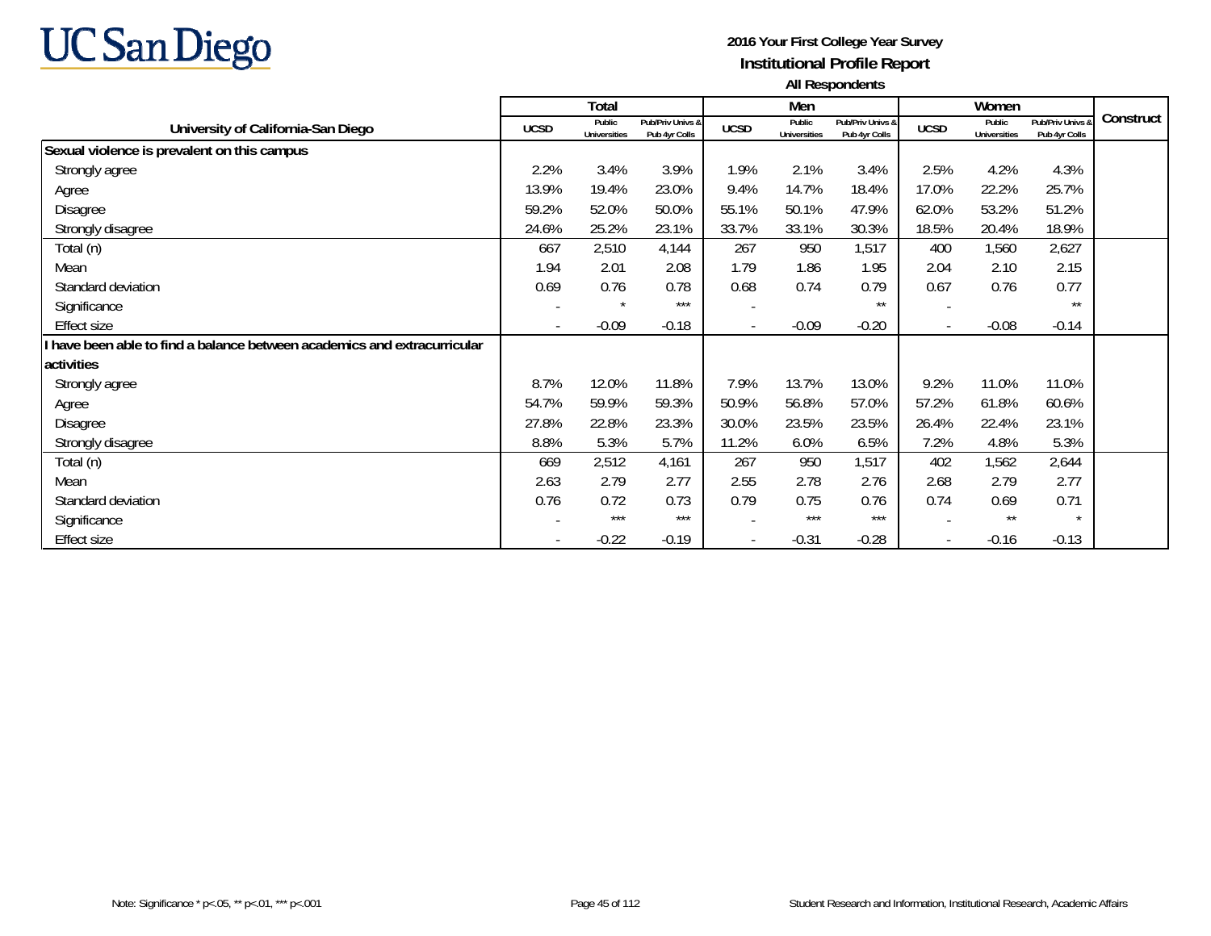UC San Diego

**2016 Your First College Year Survey**
**Institutional Profile Report**
**All Respondents**

| University of California-San Diego | Total | | | Men | | | Women | | | Construct |
|---|---|---|---|---|---|---|---|---|---|---|
| | UCSD | Public Universities | Pub/Priv Univs & Pub 4yr Colls | UCSD | Public Universities | Pub/Priv Univs & Pub 4yr Colls | UCSD | Public Universities | Pub/Priv Univs & Pub 4yr Colls | |
| **Sexual violence is prevalent on this campus** | | | | | | | | | | |
| Strongly agree | 2.2% | 3.4% | 3.9% | 1.9% | 2.1% | 3.4% | 2.5% | 4.2% | 4.3% | |
| Agree | 13.9% | 19.4% | 23.0% | 9.4% | 14.7% | 18.4% | 17.0% | 22.2% | 25.7% | |
| Disagree | 59.2% | 52.0% | 50.0% | 55.1% | 50.1% | 47.9% | 62.0% | 53.2% | 51.2% | |
| Strongly disagree | 24.6% | 25.2% | 23.1% | 33.7% | 33.1% | 30.3% | 18.5% | 20.4% | 18.9% | |
| Total (n) | 667 | 2,510 | 4,144 | 267 | 950 | 1,517 | 400 | 1,560 | 2,627 | |
| Mean | 1.94 | 2.01 | 2.08 | 1.79 | 1.86 | 1.95 | 2.04 | 2.10 | 2.15 | |
| Standard deviation | 0.69 | 0.76 | 0.78 | 0.68 | 0.74 | 0.79 | 0.67 | 0.76 | 0.77 | |
| Significance | - | * | *** | - | | ** | - | | ** | |
| Effect size | - | -0.09 | -0.18 | - | -0.09 | -0.20 | - | -0.08 | -0.14 | |
| **I have been able to find a balance between academics and extracurricular activities** | | | | | | | | | | |
| Strongly agree | 8.7% | 12.0% | 11.8% | 7.9% | 13.7% | 13.0% | 9.2% | 11.0% | 11.0% | |
| Agree | 54.7% | 59.9% | 59.3% | 50.9% | 56.8% | 57.0% | 57.2% | 61.8% | 60.6% | |
| Disagree | 27.8% | 22.8% | 23.3% | 30.0% | 23.5% | 23.5% | 26.4% | 22.4% | 23.1% | |
| Strongly disagree | 8.8% | 5.3% | 5.7% | 11.2% | 6.0% | 6.5% | 7.2% | 4.8% | 5.3% | |
| Total (n) | 669 | 2,512 | 4,161 | 267 | 950 | 1,517 | 402 | 1,562 | 2,644 | |
| Mean | 2.63 | 2.79 | 2.77 | 2.55 | 2.78 | 2.76 | 2.68 | 2.79 | 2.77 | |
| Standard deviation | 0.76 | 0.72 | 0.73 | 0.79 | 0.75 | 0.76 | 0.74 | 0.69 | 0.71 | |
| Significance | - | *** | *** | - | *** | *** | - | ** | * | |
| Effect size | - | -0.22 | -0.19 | - | -0.31 | -0.28 | - | -0.16 | -0.13 | |

Note: Significance * p<.05, ** p<.01, *** p<.001

Student Research and Information, Institutional Research, Academic Affairs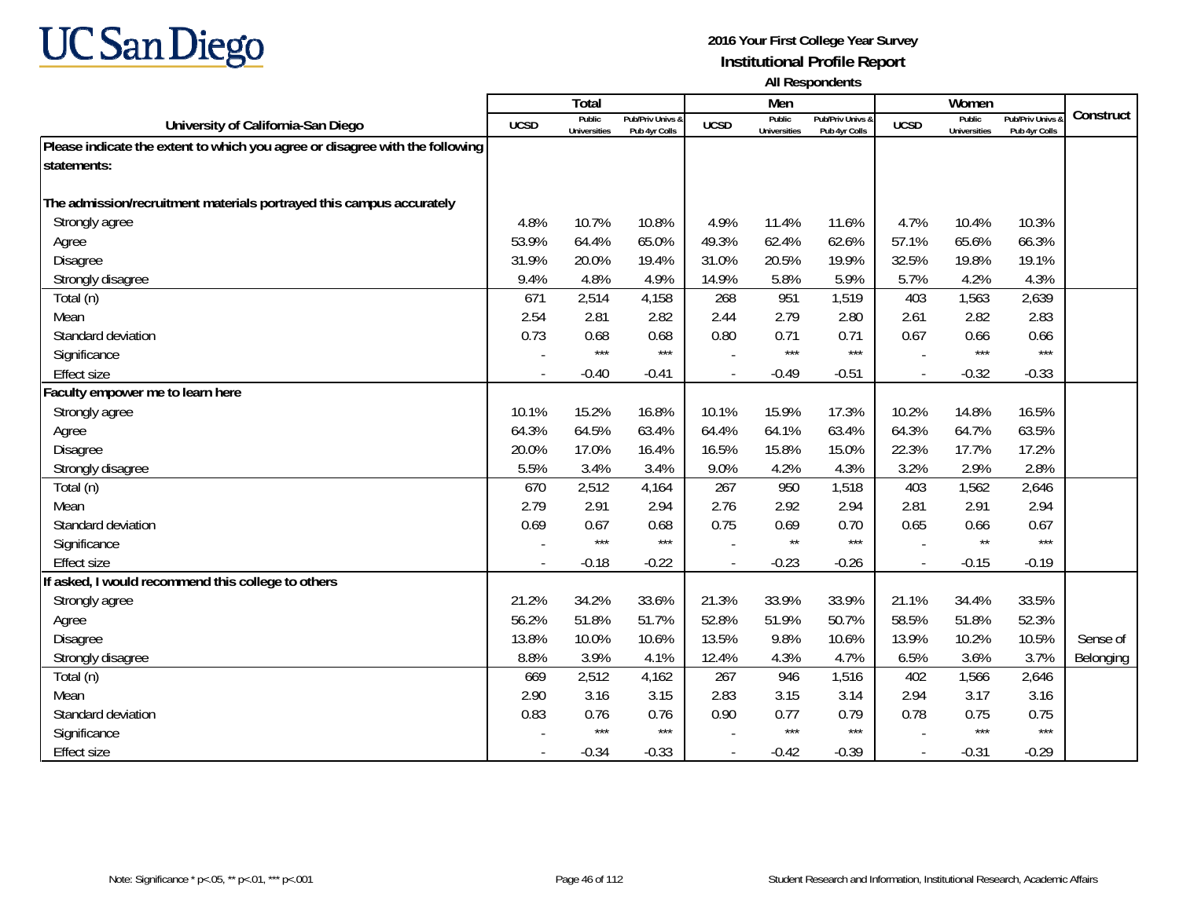UC San Diego

**2016 Your First College Year Survey**
**Institutional Profile Report**
**All Respondents**

| University of California-San Diego | Total | | | Men | | | Women | | | Construct |
|---|---|---|---|---|---|---|---|---|---|---|
| | UCSD | Public Universities | Pub/Priv Univs & Pub 4yr Colls | UCSD | Public Universities | Pub/Priv Univs & Pub 4yr Colls | UCSD | Public Universities | Pub/Priv Univs & Pub 4yr Colls | |
| **Please indicate the extent to which you agree or disagree with the following statements:** | | | | | | | | | | |
| **The admission/recruitment materials portrayed this campus accurately** | | | | | | | | | | |
| Strongly agree | 4.8% | 10.7% | 10.8% | 4.9% | 11.4% | 11.6% | 4.7% | 10.4% | 10.3% | |
| Agree | 53.9% | 64.4% | 65.0% | 49.3% | 62.4% | 62.6% | 57.1% | 65.6% | 66.3% | |
| Disagree | 31.9% | 20.0% | 19.4% | 31.0% | 20.5% | 19.9% | 32.5% | 19.8% | 19.1% | |
| Strongly disagree | 9.4% | 4.8% | 4.9% | 14.9% | 5.8% | 5.9% | 5.7% | 4.2% | 4.3% | |
| Total (n) | 671 | 2,514 | 4,158 | 268 | 951 | 1,519 | 403 | 1,563 | 2,639 | |
| Mean | 2.54 | 2.81 | 2.82 | 2.44 | 2.79 | 2.80 | 2.61 | 2.82 | 2.83 | |
| Standard deviation | 0.73 | 0.68 | 0.68 | 0.80 | 0.71 | 0.71 | 0.67 | 0.66 | 0.66 | |
| Significance | - | *** | *** | - | *** | *** | - | *** | *** | |
| Effect size | - | -0.40 | -0.41 | - | -0.49 | -0.51 | - | -0.32 | -0.33 | |
| **Faculty empower me to learn here** | | | | | | | | | | |
| Strongly agree | 10.1% | 15.2% | 16.8% | 10.1% | 15.9% | 17.3% | 10.2% | 14.8% | 16.5% | |
| Agree | 64.3% | 64.5% | 63.4% | 64.4% | 64.1% | 63.4% | 64.3% | 64.7% | 63.5% | |
| Disagree | 20.0% | 17.0% | 16.4% | 16.5% | 15.8% | 15.0% | 22.3% | 17.7% | 17.2% | |
| Strongly disagree | 5.5% | 3.4% | 3.4% | 9.0% | 4.2% | 4.3% | 3.2% | 2.9% | 2.8% | |
| Total (n) | 670 | 2,512 | 4,164 | 267 | 950 | 1,518 | 403 | 1,562 | 2,646 | |
| Mean | 2.79 | 2.91 | 2.94 | 2.76 | 2.92 | 2.94 | 2.81 | 2.91 | 2.94 | |
| Standard deviation | 0.69 | 0.67 | 0.68 | 0.75 | 0.69 | 0.70 | 0.65 | 0.66 | 0.67 | |
| Significance | - | *** | *** | - | ** | *** | - | ** | *** | |
| Effect size | - | -0.18 | -0.22 | - | -0.23 | -0.26 | - | -0.15 | -0.19 | |
| **If asked, I would recommend this college to others** | | | | | | | | | | |
| Strongly agree | 21.2% | 34.2% | 33.6% | 21.3% | 33.9% | 33.9% | 21.1% | 34.4% | 33.5% | |
| Agree | 56.2% | 51.8% | 51.7% | 52.8% | 51.9% | 50.7% | 58.5% | 51.8% | 52.3% | |
| Disagree | 13.8% | 10.0% | 10.6% | 13.5% | 9.8% | 10.6% | 13.9% | 10.2% | 10.5% | Sense of Belonging |
| Strongly disagree | 8.8% | 3.9% | 4.1% | 12.4% | 4.3% | 4.7% | 6.5% | 3.6% | 3.7% | |
| Total (n) | 669 | 2,512 | 4,162 | 267 | 946 | 1,516 | 402 | 1,566 | 2,646 | |
| Mean | 2.90 | 3.16 | 3.15 | 2.83 | 3.15 | 3.14 | 2.94 | 3.17 | 3.16 | |
| Standard deviation | 0.83 | 0.76 | 0.76 | 0.90 | 0.77 | 0.79 | 0.78 | 0.75 | 0.75 | |
| Significance | - | *** | *** | - | *** | *** | - | *** | *** | |
| Effect size | - | -0.34 | -0.33 | - | -0.42 | -0.39 | - | -0.31 | -0.29 | |

Note: Significance * p<.05, ** p<.01, *** p<.001

Student Research and Information, Institutional Research, Academic Affairs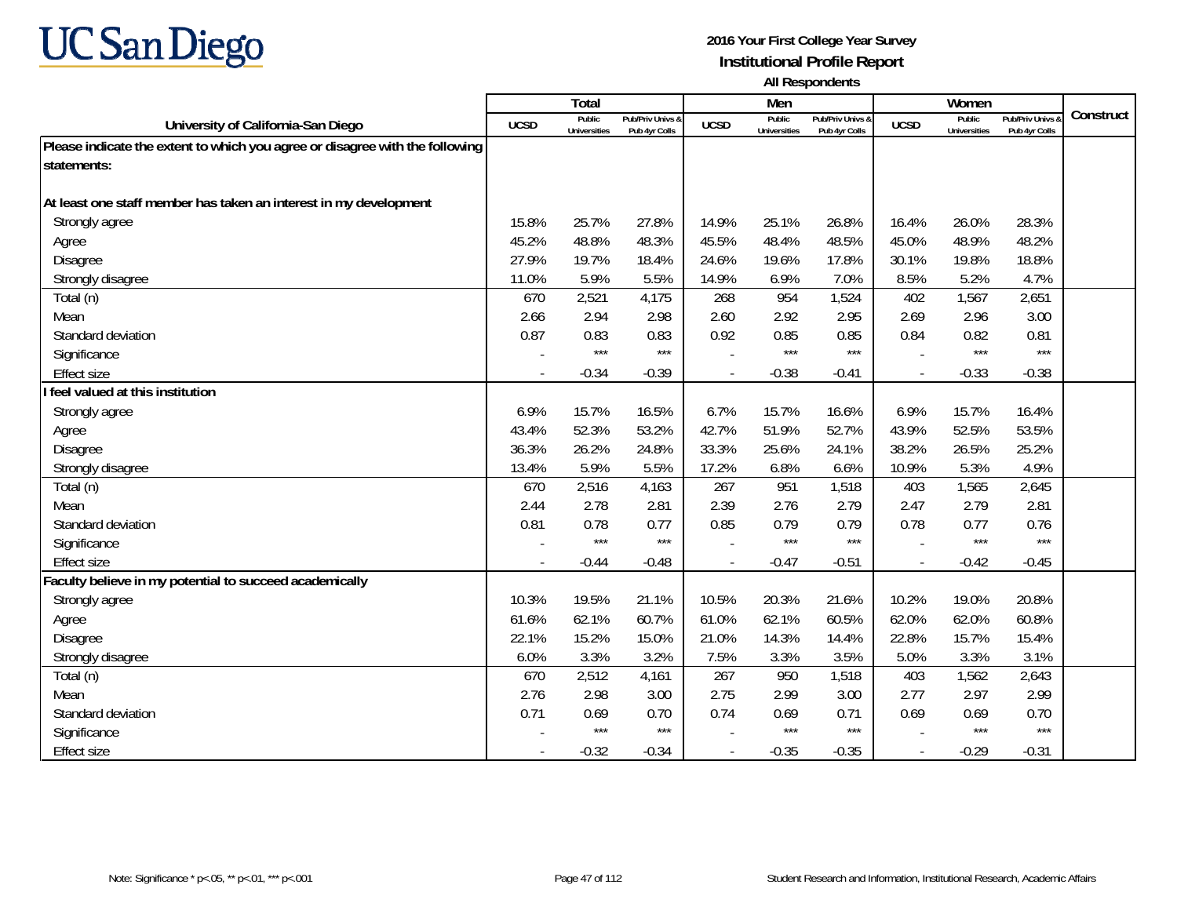UC San Diego

**2016 Your First College Year Survey**
**Institutional Profile Report**
**All Respondents**

| University of California-San Diego | Total | | | Men | | | Women | | | Construct |
|---|---|---|---|---|---|---|---|---|---|---|
| | UCSD | Public Universities | Pub/Priv Univs & Pub 4yr Colls | UCSD | Public Universities | Pub/Priv Univs & Pub 4yr Colls | UCSD | Public Universities | Pub/Priv Univs & Pub 4yr Colls | |
| **Please indicate the extent to which you agree or disagree with the following statements:** | | | | | | | | | | |
| **At least one staff member has taken an interest in my development** | | | | | | | | | | |
| Strongly agree | 15.8% | 25.7% | 27.8% | 14.9% | 25.1% | 26.8% | 16.4% | 26.0% | 28.3% | |
| Agree | 45.2% | 48.8% | 48.3% | 45.5% | 48.4% | 48.5% | 45.0% | 48.9% | 48.2% | |
| Disagree | 27.9% | 19.7% | 18.4% | 24.6% | 19.6% | 17.8% | 30.1% | 19.8% | 18.8% | |
| Strongly disagree | 11.0% | 5.9% | 5.5% | 14.9% | 6.9% | 7.0% | 8.5% | 5.2% | 4.7% | |
| Total (n) | 670 | 2,521 | 4,175 | 268 | 954 | 1,524 | 402 | 1,567 | 2,651 | |
| Mean | 2.66 | 2.94 | 2.98 | 2.60 | 2.92 | 2.95 | 2.69 | 2.96 | 3.00 | |
| Standard deviation | 0.87 | 0.83 | 0.83 | 0.92 | 0.85 | 0.85 | 0.84 | 0.82 | 0.81 | |
| Significance | - | *** | *** | - | *** | *** | - | *** | *** | |
| Effect size | - | -0.34 | -0.39 | - | -0.38 | -0.41 | - | -0.33 | -0.38 | |
| **I feel valued at this institution** | | | | | | | | | | |
| Strongly agree | 6.9% | 15.7% | 16.5% | 6.7% | 15.7% | 16.6% | 6.9% | 15.7% | 16.4% | |
| Agree | 43.4% | 52.3% | 53.2% | 42.7% | 51.9% | 52.7% | 43.9% | 52.5% | 53.5% | |
| Disagree | 36.3% | 26.2% | 24.8% | 33.3% | 25.6% | 24.1% | 38.2% | 26.5% | 25.2% | |
| Strongly disagree | 13.4% | 5.9% | 5.5% | 17.2% | 6.8% | 6.6% | 10.9% | 5.3% | 4.9% | |
| Total (n) | 670 | 2,516 | 4,163 | 267 | 951 | 1,518 | 403 | 1,565 | 2,645 | |
| Mean | 2.44 | 2.78 | 2.81 | 2.39 | 2.76 | 2.79 | 2.47 | 2.79 | 2.81 | |
| Standard deviation | 0.81 | 0.78 | 0.77 | 0.85 | 0.79 | 0.79 | 0.78 | 0.77 | 0.76 | |
| Significance | - | *** | *** | - | *** | *** | - | *** | *** | |
| Effect size | - | -0.44 | -0.48 | - | -0.47 | -0.51 | - | -0.42 | -0.45 | |
| **Faculty believe in my potential to succeed academically** | | | | | | | | | | |
| Strongly agree | 10.3% | 19.5% | 21.1% | 10.5% | 20.3% | 21.6% | 10.2% | 19.0% | 20.8% | |
| Agree | 61.6% | 62.1% | 60.7% | 61.0% | 62.1% | 60.5% | 62.0% | 62.0% | 60.8% | |
| Disagree | 22.1% | 15.2% | 15.0% | 21.0% | 14.3% | 14.4% | 22.8% | 15.7% | 15.4% | |
| Strongly disagree | 6.0% | 3.3% | 3.2% | 7.5% | 3.3% | 3.5% | 5.0% | 3.3% | 3.1% | |
| Total (n) | 670 | 2,512 | 4,161 | 267 | 950 | 1,518 | 403 | 1,562 | 2,643 | |
| Mean | 2.76 | 2.98 | 3.00 | 2.75 | 2.99 | 3.00 | 2.77 | 2.97 | 2.99 | |
| Standard deviation | 0.71 | 0.69 | 0.70 | 0.74 | 0.69 | 0.71 | 0.69 | 0.69 | 0.70 | |
| Significance | - | *** | *** | - | *** | *** | - | *** | *** | |
| Effect size | - | -0.32 | -0.34 | - | -0.35 | -0.35 | - | -0.29 | -0.31 | |

Note: Significance * p<.05, ** p<.01, *** p<.001

Student Research and Information, Institutional Research, Academic Affairs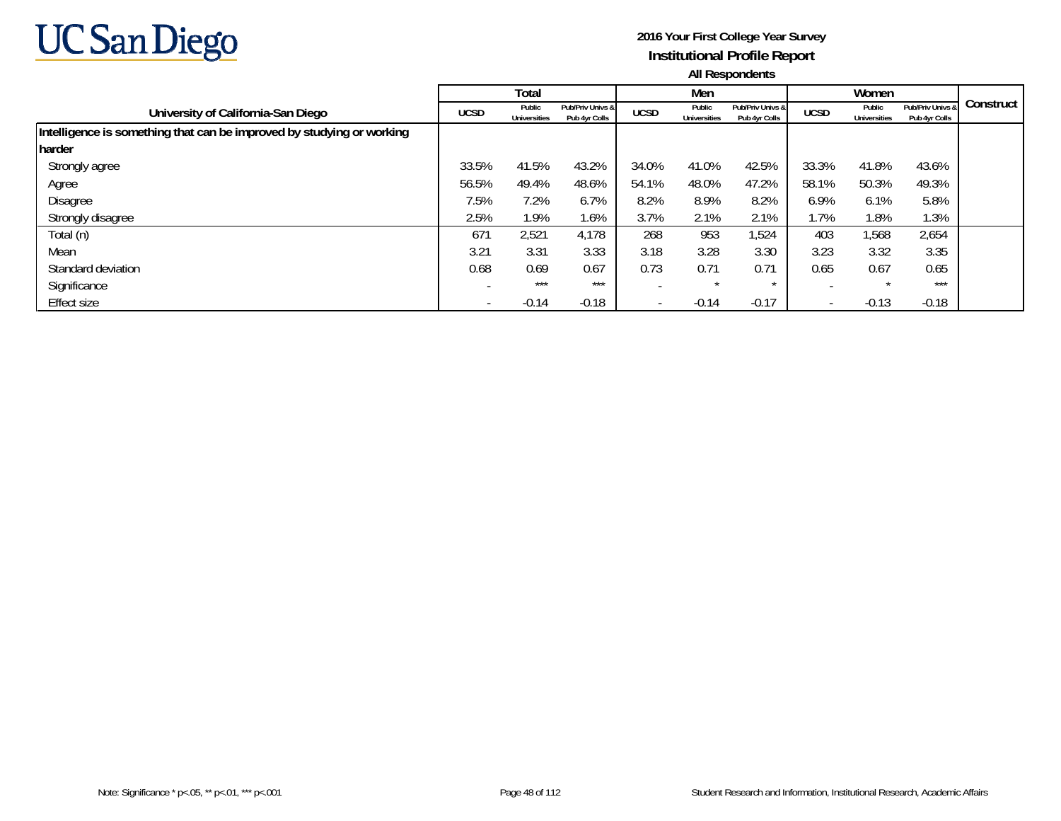# 2016 Your First College Year Survey

## Institutional Profile Report

### All Respondents

| University of California-San Diego | Total | | | Men | | | Women | | | Construct |
|---|---|---|---|---|---|---|---|---|---|---|
| | UCSD | Public Universities | Pub/Priv Univs & Pub 4yr Colls | UCSD | Public Universities | Pub/Priv Univs & Pub 4yr Colls | UCSD | Public Universities | Pub/Priv Univs & Pub 4yr Colls | |
| **Intelligence is something that can be improved by studying or working harder** | | | | | | | | | | |
| Strongly agree | 33.5% | 41.5% | 43.2% | 34.0% | 41.0% | 42.5% | 33.3% | 41.8% | 43.6% | |
| Agree | 56.5% | 49.4% | 48.6% | 54.1% | 48.0% | 47.2% | 58.1% | 50.3% | 49.3% | |
| Disagree | 7.5% | 7.2% | 6.7% | 8.2% | 8.9% | 8.2% | 6.9% | 6.1% | 5.8% | |
| Strongly disagree | 2.5% | 1.9% | 1.6% | 3.7% | 2.1% | 2.1% | 1.7% | 1.8% | 1.3% | |
| Total (n) | 671 | 2,521 | 4,178 | 268 | 953 | 1,524 | 403 | 1,568 | 2,654 | |
| Mean | 3.21 | 3.31 | 3.33 | 3.18 | 3.28 | 3.30 | 3.23 | 3.32 | 3.35 | |
| Standard deviation | 0.68 | 0.69 | 0.67 | 0.73 | 0.71 | 0.71 | 0.65 | 0.67 | 0.65 | |
| Significance | - | *** | *** | - | * | * | - | * | *** | |
| Effect size | - | -0.14 | -0.18 | - | -0.14 | -0.17 | - | -0.13 | -0.18 | |

Note: Significance * p<.05, ** p<.01, *** p<.001

Student Research and Information, Institutional Research, Academic Affairs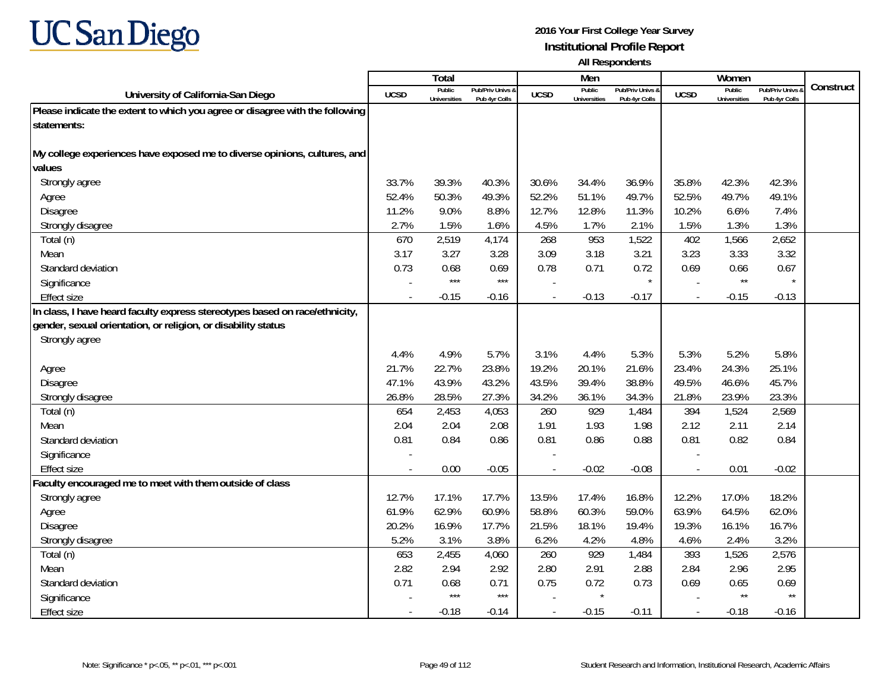**2016 Your First College Year Survey**
**Institutional Profile Report**
**All Respondents**

| University of California-San Diego | Total | | | Men | | | Women | | | Construct |
|---|---|---|---|---|---|---|---|---|---|---|
| | UCSD | Public Universities | Pub/Priv Univs & Pub 4yr Colls | UCSD | Public Universities | Pub/Priv Univs & Pub 4yr Colls | UCSD | Public Universities | Pub/Priv Univs & Pub 4yr Colls | |
| **Please indicate the extent to which you agree or disagree with the following statements:** | | | | | | | | | | |
| **My college experiences have exposed me to diverse opinions, cultures, and values** | | | | | | | | | | |
| Strongly agree | 33.7% | 39.3% | 40.3% | 30.6% | 34.4% | 36.9% | 35.8% | 42.3% | 42.3% | |
| Agree | 52.4% | 50.3% | 49.3% | 52.2% | 51.1% | 49.7% | 52.5% | 49.7% | 49.1% | |
| Disagree | 11.2% | 9.0% | 8.8% | 12.7% | 12.8% | 11.3% | 10.2% | 6.6% | 7.4% | |
| Strongly disagree | 2.7% | 1.5% | 1.6% | 4.5% | 1.7% | 2.1% | 1.5% | 1.3% | 1.3% | |
| Total (n) | 670 | 2,519 | 4,174 | 268 | 953 | 1,522 | 402 | 1,566 | 2,652 | |
| Mean | 3.17 | 3.27 | 3.28 | 3.09 | 3.18 | 3.21 | 3.23 | 3.33 | 3.32 | |
| Standard deviation | 0.73 | 0.68 | 0.69 | 0.78 | 0.71 | 0.72 | 0.69 | 0.66 | 0.67 | |
| Significance | - | *** | *** | - | | * | - | ** | * | |
| Effect size | - | -0.15 | -0.16 | - | -0.13 | -0.17 | - | -0.15 | -0.13 | |
| **In class, I have heard faculty express stereotypes based on race/ethnicity, gender, sexual orientation, or religion, or disability status** | | | | | | | | | | |
| Strongly agree | 4.4% | 4.9% | 5.7% | 3.1% | 4.4% | 5.3% | 5.3% | 5.2% | 5.8% | |
| Agree | 21.7% | 22.7% | 23.8% | 19.2% | 20.1% | 21.6% | 23.4% | 24.3% | 25.1% | |
| Disagree | 47.1% | 43.9% | 43.2% | 43.5% | 39.4% | 38.8% | 49.5% | 46.6% | 45.7% | |
| Strongly disagree | 26.8% | 28.5% | 27.3% | 34.2% | 36.1% | 34.3% | 21.8% | 23.9% | 23.3% | |
| Total (n) | 654 | 2,453 | 4,053 | 260 | 929 | 1,484 | 394 | 1,524 | 2,569 | |
| Mean | 2.04 | 2.04 | 2.08 | 1.91 | 1.93 | 1.98 | 2.12 | 2.11 | 2.14 | |
| Standard deviation | 0.81 | 0.84 | 0.86 | 0.81 | 0.86 | 0.88 | 0.81 | 0.82 | 0.84 | |
| Significance | - | | | - | | | - | | | |
| Effect size | - | 0.00 | -0.05 | - | -0.02 | -0.08 | - | 0.01 | -0.02 | |
| **Faculty encouraged me to meet with them outside of class** | | | | | | | | | | |
| Strongly agree | 12.7% | 17.1% | 17.7% | 13.5% | 17.4% | 16.8% | 12.2% | 17.0% | 18.2% | |
| Agree | 61.9% | 62.9% | 60.9% | 58.8% | 60.3% | 59.0% | 63.9% | 64.5% | 62.0% | |
| Disagree | 20.2% | 16.9% | 17.7% | 21.5% | 18.1% | 19.4% | 19.3% | 16.1% | 16.7% | |
| Strongly disagree | 5.2% | 3.1% | 3.8% | 6.2% | 4.2% | 4.8% | 4.6% | 2.4% | 3.2% | |
| Total (n) | 653 | 2,455 | 4,060 | 260 | 929 | 1,484 | 393 | 1,526 | 2,576 | |
| Mean | 2.82 | 2.94 | 2.92 | 2.80 | 2.91 | 2.88 | 2.84 | 2.96 | 2.95 | |
| Standard deviation | 0.71 | 0.68 | 0.71 | 0.75 | 0.72 | 0.73 | 0.69 | 0.65 | 0.69 | |
| Significance | - | *** | *** | - | * | | - | ** | ** | |
| Effect size | - | -0.18 | -0.14 | - | -0.15 | -0.11 | - | -0.18 | -0.16 | |

Note: Significance * p<.05, ** p<.01, *** p<.001

Student Research and Information, Institutional Research, Academic Affairs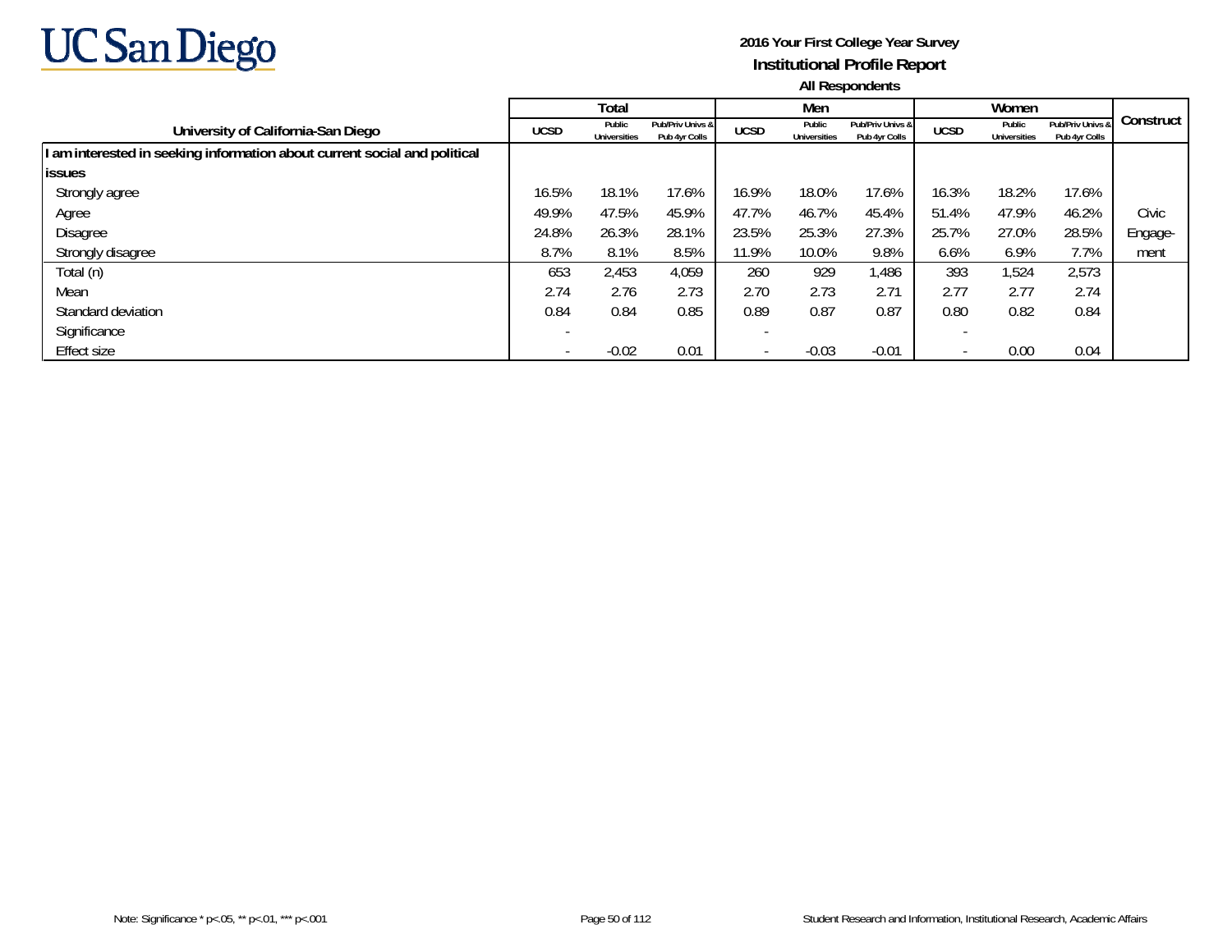UC San Diego

**2016 Your First College Year Survey**

**Institutional Profile Report**

**All Respondents**

| University of California-San Diego | Total | | | Men | | | Women | | | Construct |
|---|---|---|---|---|---|---|---|---|---|---|
| | UCSD | Public Universities | Pub/Priv Univs & Pub 4yr Colls | UCSD | Public Universities | Pub/Priv Univs & Pub 4yr Colls | UCSD | Public Universities | Pub/Priv Univs & Pub 4yr Colls | |
| **I am interested in seeking information about current social and political issues** | | | | | | | | | | |
| Strongly agree | 16.5% | 18.1% | 17.6% | 16.9% | 18.0% | 17.6% | 16.3% | 18.2% | 17.6% | Civic Engage-ment |
| Agree | 49.9% | 47.5% | 45.9% | 47.7% | 46.7% | 45.4% | 51.4% | 47.9% | 46.2% | |
| Disagree | 24.8% | 26.3% | 28.1% | 23.5% | 25.3% | 27.3% | 25.7% | 27.0% | 28.5% | |
| Strongly disagree | 8.7% | 8.1% | 8.5% | 11.9% | 10.0% | 9.8% | 6.6% | 6.9% | 7.7% | |
| Total (n) | 653 | 2,453 | 4,059 | 260 | 929 | 1,486 | 393 | 1,524 | 2,573 | |
| Mean | 2.74 | 2.76 | 2.73 | 2.70 | 2.73 | 2.71 | 2.77 | 2.77 | 2.74 | |
| Standard deviation | 0.84 | 0.84 | 0.85 | 0.89 | 0.87 | 0.87 | 0.80 | 0.82 | 0.84 | |
| Significance | - | | | - | | | - | | | |
| Effect size | - | -0.02 | 0.01 | - | -0.03 | -0.01 | - | 0.00 | 0.04 | |

Note: Significance * p<.05, ** p<.01, *** p<.001

Student Research and Information, Institutional Research, Academic Affairs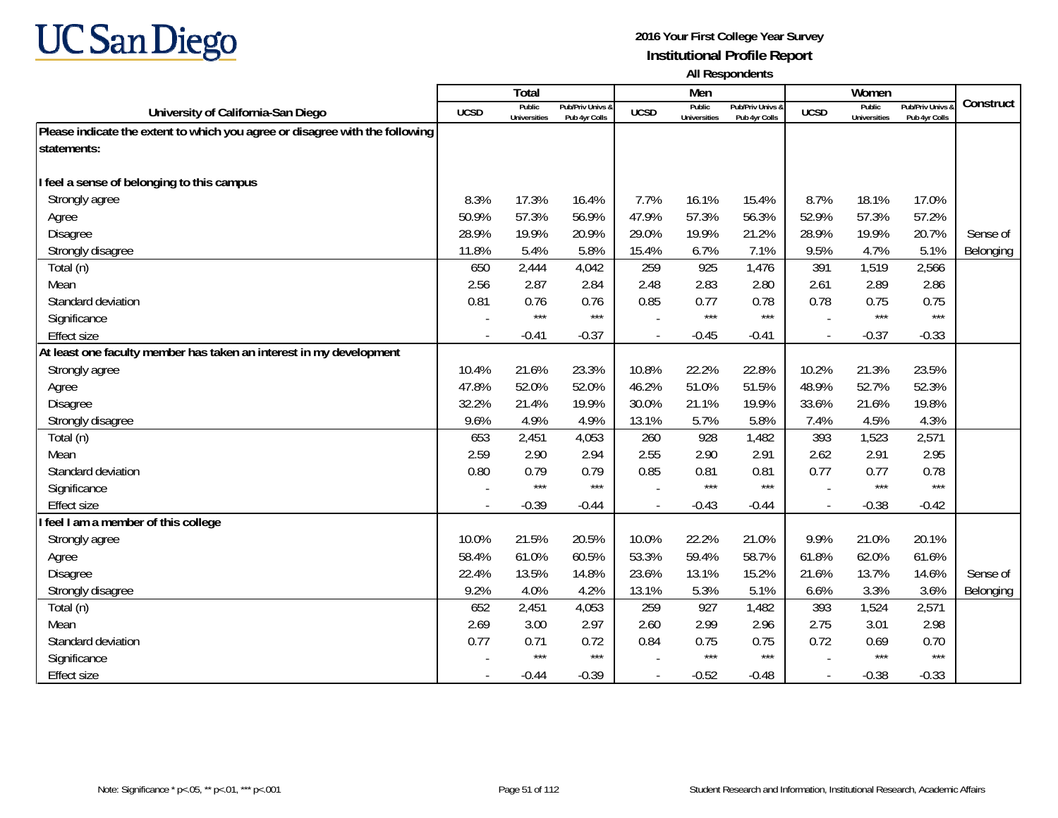# UC San Diego

**2016 Your First College Year Survey**
**Institutional Profile Report**
**All Respondents**

| University of California-San Diego | Total | | | Men | | | Women | | | Construct |
|---|---|---|---|---|---|---|---|---|---|---|
| | UCSD | Public Universities | Pub/Priv Univs & Pub 4yr Colls | UCSD | Public Universities | Pub/Priv Univs & Pub 4yr Colls | UCSD | Public Universities | Pub/Priv Univs & Pub 4yr Colls | |
| **Please indicate the extent to which you agree or disagree with the following statements:** | | | | | | | | | | |
| **I feel a sense of belonging to this campus** | | | | | | | | | | |
| Strongly agree | 8.3% | 17.3% | 16.4% | 7.7% | 16.1% | 15.4% | 8.7% | 18.1% | 17.0% | |
| Agree | 50.9% | 57.3% | 56.9% | 47.9% | 57.3% | 56.3% | 52.9% | 57.3% | 57.2% | |
| Disagree | 28.9% | 19.9% | 20.9% | 29.0% | 19.9% | 21.2% | 28.9% | 19.9% | 20.7% | Sense of |
| Strongly disagree | 11.8% | 5.4% | 5.8% | 15.4% | 6.7% | 7.1% | 9.5% | 4.7% | 5.1% | Belonging |
| Total (n) | 650 | 2,444 | 4,042 | 259 | 925 | 1,476 | 391 | 1,519 | 2,566 | |
| Mean | 2.56 | 2.87 | 2.84 | 2.48 | 2.83 | 2.80 | 2.61 | 2.89 | 2.86 | |
| Standard deviation | 0.81 | 0.76 | 0.76 | 0.85 | 0.77 | 0.78 | 0.78 | 0.75 | 0.75 | |
| Significance | - | *** | *** | - | *** | *** | - | *** | *** | |
| Effect size | - | -0.41 | -0.37 | - | -0.45 | -0.41 | - | -0.37 | -0.33 | |
| **At least one faculty member has taken an interest in my development** | | | | | | | | | | |
| Strongly agree | 10.4% | 21.6% | 23.3% | 10.8% | 22.2% | 22.8% | 10.2% | 21.3% | 23.5% | |
| Agree | 47.8% | 52.0% | 52.0% | 46.2% | 51.0% | 51.5% | 48.9% | 52.7% | 52.3% | |
| Disagree | 32.2% | 21.4% | 19.9% | 30.0% | 21.1% | 19.9% | 33.6% | 21.6% | 19.8% | |
| Strongly disagree | 9.6% | 4.9% | 4.9% | 13.1% | 5.7% | 5.8% | 7.4% | 4.5% | 4.3% | |
| Total (n) | 653 | 2,451 | 4,053 | 260 | 928 | 1,482 | 393 | 1,523 | 2,571 | |
| Mean | 2.59 | 2.90 | 2.94 | 2.55 | 2.90 | 2.91 | 2.62 | 2.91 | 2.95 | |
| Standard deviation | 0.80 | 0.79 | 0.79 | 0.85 | 0.81 | 0.81 | 0.77 | 0.77 | 0.78 | |
| Significance | - | *** | *** | - | *** | *** | - | *** | *** | |
| Effect size | - | -0.39 | -0.44 | - | -0.43 | -0.44 | - | -0.38 | -0.42 | |
| **I feel I am a member of this college** | | | | | | | | | | |
| Strongly agree | 10.0% | 21.5% | 20.5% | 10.0% | 22.2% | 21.0% | 9.9% | 21.0% | 20.1% | |
| Agree | 58.4% | 61.0% | 60.5% | 53.3% | 59.4% | 58.7% | 61.8% | 62.0% | 61.6% | |
| Disagree | 22.4% | 13.5% | 14.8% | 23.6% | 13.1% | 15.2% | 21.6% | 13.7% | 14.6% | Sense of |
| Strongly disagree | 9.2% | 4.0% | 4.2% | 13.1% | 5.3% | 5.1% | 6.6% | 3.3% | 3.6% | Belonging |
| Total (n) | 652 | 2,451 | 4,053 | 259 | 927 | 1,482 | 393 | 1,524 | 2,571 | |
| Mean | 2.69 | 3.00 | 2.97 | 2.60 | 2.99 | 2.96 | 2.75 | 3.01 | 2.98 | |
| Standard deviation | 0.77 | 0.71 | 0.72 | 0.84 | 0.75 | 0.75 | 0.72 | 0.69 | 0.70 | |
| Significance | - | *** | *** | - | *** | *** | - | *** | *** | |
| Effect size | - | -0.44 | -0.39 | - | -0.52 | -0.48 | - | -0.38 | -0.33 | |

Note: Significance * p<.05, ** p<.01, *** p<.001

Student Research and Information, Institutional Research, Academic Affairs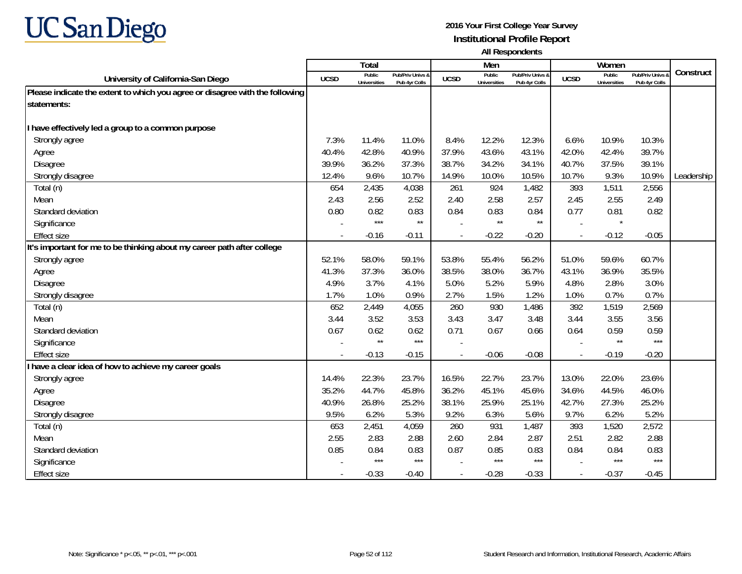**UC San Diego**

**2016 Your First College Year Survey**
**Institutional Profile Report**
**All Respondents**

| University of California-San Diego | Total | | | Men | | | Women | | | Construct |
|---|---|---|---|---|---|---|---|---|---|---|
| | UCSD | Public Universities | Pub/Priv Univs & Pub 4yr Colls | UCSD | Public Universities | Pub/Priv Univs & Pub 4yr Colls | UCSD | Public Universities | Pub/Priv Univs & Pub 4yr Colls | |
| **Please indicate the extent to which you agree or disagree with the following statements:** | | | | | | | | | | |
| **I have effectively led a group to a common purpose** | | | | | | | | | | |
| Strongly agree | 7.3% | 11.4% | 11.0% | 8.4% | 12.2% | 12.3% | 6.6% | 10.9% | 10.3% | |
| Agree | 40.4% | 42.8% | 40.9% | 37.9% | 43.6% | 43.1% | 42.0% | 42.4% | 39.7% | |
| Disagree | 39.9% | 36.2% | 37.3% | 38.7% | 34.2% | 34.1% | 40.7% | 37.5% | 39.1% | |
| Strongly disagree | 12.4% | 9.6% | 10.7% | 14.9% | 10.0% | 10.5% | 10.7% | 9.3% | 10.9% | Leadership |
| Total (n) | 654 | 2,435 | 4,038 | 261 | 924 | 1,482 | 393 | 1,511 | 2,556 | |
| Mean | 2.43 | 2.56 | 2.52 | 2.40 | 2.58 | 2.57 | 2.45 | 2.55 | 2.49 | |
| Standard deviation | 0.80 | 0.82 | 0.83 | 0.84 | 0.83 | 0.84 | 0.77 | 0.81 | 0.82 | |
| Significance | - | *** | ** | - | ** | ** | - | * | | |
| Effect size | - | -0.16 | -0.11 | - | -0.22 | -0.20 | - | -0.12 | -0.05 | |
| **It's important for me to be thinking about my career path after college** | | | | | | | | | | |
| Strongly agree | 52.1% | 58.0% | 59.1% | 53.8% | 55.4% | 56.2% | 51.0% | 59.6% | 60.7% | |
| Agree | 41.3% | 37.3% | 36.0% | 38.5% | 38.0% | 36.7% | 43.1% | 36.9% | 35.5% | |
| Disagree | 4.9% | 3.7% | 4.1% | 5.0% | 5.2% | 5.9% | 4.8% | 2.8% | 3.0% | |
| Strongly disagree | 1.7% | 1.0% | 0.9% | 2.7% | 1.5% | 1.2% | 1.0% | 0.7% | 0.7% | |
| Total (n) | 652 | 2,449 | 4,055 | 260 | 930 | 1,486 | 392 | 1,519 | 2,569 | |
| Mean | 3.44 | 3.52 | 3.53 | 3.43 | 3.47 | 3.48 | 3.44 | 3.55 | 3.56 | |
| Standard deviation | 0.67 | 0.62 | 0.62 | 0.71 | 0.67 | 0.66 | 0.64 | 0.59 | 0.59 | |
| Significance | - | ** | *** | - | | | - | ** | *** | |
| Effect size | - | -0.13 | -0.15 | - | -0.06 | -0.08 | - | -0.19 | -0.20 | |
| **I have a clear idea of how to achieve my career goals** | | | | | | | | | | |
| Strongly agree | 14.4% | 22.3% | 23.7% | 16.5% | 22.7% | 23.7% | 13.0% | 22.0% | 23.6% | |
| Agree | 35.2% | 44.7% | 45.8% | 36.2% | 45.1% | 45.6% | 34.6% | 44.5% | 46.0% | |
| Disagree | 40.9% | 26.8% | 25.2% | 38.1% | 25.9% | 25.1% | 42.7% | 27.3% | 25.2% | |
| Strongly disagree | 9.5% | 6.2% | 5.3% | 9.2% | 6.3% | 5.6% | 9.7% | 6.2% | 5.2% | |
| Total (n) | 653 | 2,451 | 4,059 | 260 | 931 | 1,487 | 393 | 1,520 | 2,572 | |
| Mean | 2.55 | 2.83 | 2.88 | 2.60 | 2.84 | 2.87 | 2.51 | 2.82 | 2.88 | |
| Standard deviation | 0.85 | 0.84 | 0.83 | 0.87 | 0.85 | 0.83 | 0.84 | 0.84 | 0.83 | |
| Significance | - | *** | *** | - | *** | *** | - | *** | *** | |
| Effect size | - | -0.33 | -0.40 | - | -0.28 | -0.33 | - | -0.37 | -0.45 | |

Note: Significance * p<.05, ** p<.01, *** p<.001

Student Research and Information, Institutional Research, Academic Affairs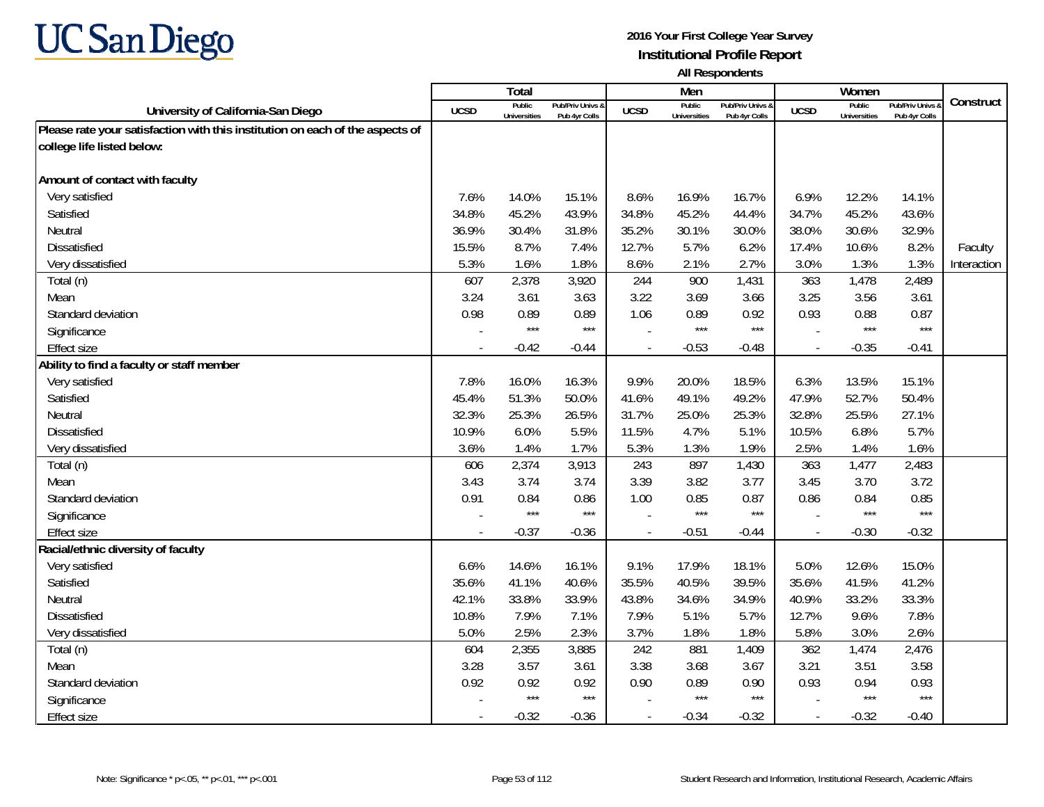# 2016 Your First College Year Survey

## Institutional Profile Report

### All Respondents

| University of California-San Diego | Total | | | Men | | | Women | | | Construct |
|---|---|---|---|---|---|---|---|---|---|---|
| | UCSD | Public Universities | Pub/Priv Univs & Pub 4yr Colls | UCSD | Public Universities | Pub/Priv Univs & Pub 4yr Colls | UCSD | Public Universities | Pub/Priv Univs & Pub 4yr Colls | |
| **Please rate your satisfaction with this institution on each of the aspects of college life listed below:** | | | | | | | | | | |
| **Amount of contact with faculty** | | | | | | | | | | |
| Very satisfied | 7.6% | 14.0% | 15.1% | 8.6% | 16.9% | 16.7% | 6.9% | 12.2% | 14.1% | |
| Satisfied | 34.8% | 45.2% | 43.9% | 34.8% | 45.2% | 44.4% | 34.7% | 45.2% | 43.6% | |
| Neutral | 36.9% | 30.4% | 31.8% | 35.2% | 30.1% | 30.0% | 38.0% | 30.6% | 32.9% | |
| Dissatisfied | 15.5% | 8.7% | 7.4% | 12.7% | 5.7% | 6.2% | 17.4% | 10.6% | 8.2% | Faculty |
| Very dissatisfied | 5.3% | 1.6% | 1.8% | 8.6% | 2.1% | 2.7% | 3.0% | 1.3% | 1.3% | Interaction |
| Total (n) | 607 | 2,378 | 3,920 | 244 | 900 | 1,431 | 363 | 1,478 | 2,489 | |
| Mean | 3.24 | 3.61 | 3.63 | 3.22 | 3.69 | 3.66 | 3.25 | 3.56 | 3.61 | |
| Standard deviation | 0.98 | 0.89 | 0.89 | 1.06 | 0.89 | 0.92 | 0.93 | 0.88 | 0.87 | |
| Significance | - | *** | *** | - | *** | *** | - | *** | *** | |
| Effect size | - | -0.42 | -0.44 | - | -0.53 | -0.48 | - | -0.35 | -0.41 | |
| **Ability to find a faculty or staff member** | | | | | | | | | | |
| Very satisfied | 7.8% | 16.0% | 16.3% | 9.9% | 20.0% | 18.5% | 6.3% | 13.5% | 15.1% | |
| Satisfied | 45.4% | 51.3% | 50.0% | 41.6% | 49.1% | 49.2% | 47.9% | 52.7% | 50.4% | |
| Neutral | 32.3% | 25.3% | 26.5% | 31.7% | 25.0% | 25.3% | 32.8% | 25.5% | 27.1% | |
| Dissatisfied | 10.9% | 6.0% | 5.5% | 11.5% | 4.7% | 5.1% | 10.5% | 6.8% | 5.7% | |
| Very dissatisfied | 3.6% | 1.4% | 1.7% | 5.3% | 1.3% | 1.9% | 2.5% | 1.4% | 1.6% | |
| Total (n) | 606 | 2,374 | 3,913 | 243 | 897 | 1,430 | 363 | 1,477 | 2,483 | |
| Mean | 3.43 | 3.74 | 3.74 | 3.39 | 3.82 | 3.77 | 3.45 | 3.70 | 3.72 | |
| Standard deviation | 0.91 | 0.84 | 0.86 | 1.00 | 0.85 | 0.87 | 0.86 | 0.84 | 0.85 | |
| Significance | - | *** | *** | - | *** | *** | - | *** | *** | |
| Effect size | - | -0.37 | -0.36 | - | -0.51 | -0.44 | - | -0.30 | -0.32 | |
| **Racial/ethnic diversity of faculty** | | | | | | | | | | |
| Very satisfied | 6.6% | 14.6% | 16.1% | 9.1% | 17.9% | 18.1% | 5.0% | 12.6% | 15.0% | |
| Satisfied | 35.6% | 41.1% | 40.6% | 35.5% | 40.5% | 39.5% | 35.6% | 41.5% | 41.2% | |
| Neutral | 42.1% | 33.8% | 33.9% | 43.8% | 34.6% | 34.9% | 40.9% | 33.2% | 33.3% | |
| Dissatisfied | 10.8% | 7.9% | 7.1% | 7.9% | 5.1% | 5.7% | 12.7% | 9.6% | 7.8% | |
| Very dissatisfied | 5.0% | 2.5% | 2.3% | 3.7% | 1.8% | 1.8% | 5.8% | 3.0% | 2.6% | |
| Total (n) | 604 | 2,355 | 3,885 | 242 | 881 | 1,409 | 362 | 1,474 | 2,476 | |
| Mean | 3.28 | 3.57 | 3.61 | 3.38 | 3.68 | 3.67 | 3.21 | 3.51 | 3.58 | |
| Standard deviation | 0.92 | 0.92 | 0.92 | 0.90 | 0.89 | 0.90 | 0.93 | 0.94 | 0.93 | |
| Significance | - | *** | *** | - | *** | *** | - | *** | *** | |
| Effect size | - | -0.32 | -0.36 | - | -0.34 | -0.32 | - | -0.32 | -0.40 | |

Note: Significance * p<.05, ** p<.01, *** p<.001

Student Research and Information, Institutional Research, Academic Affairs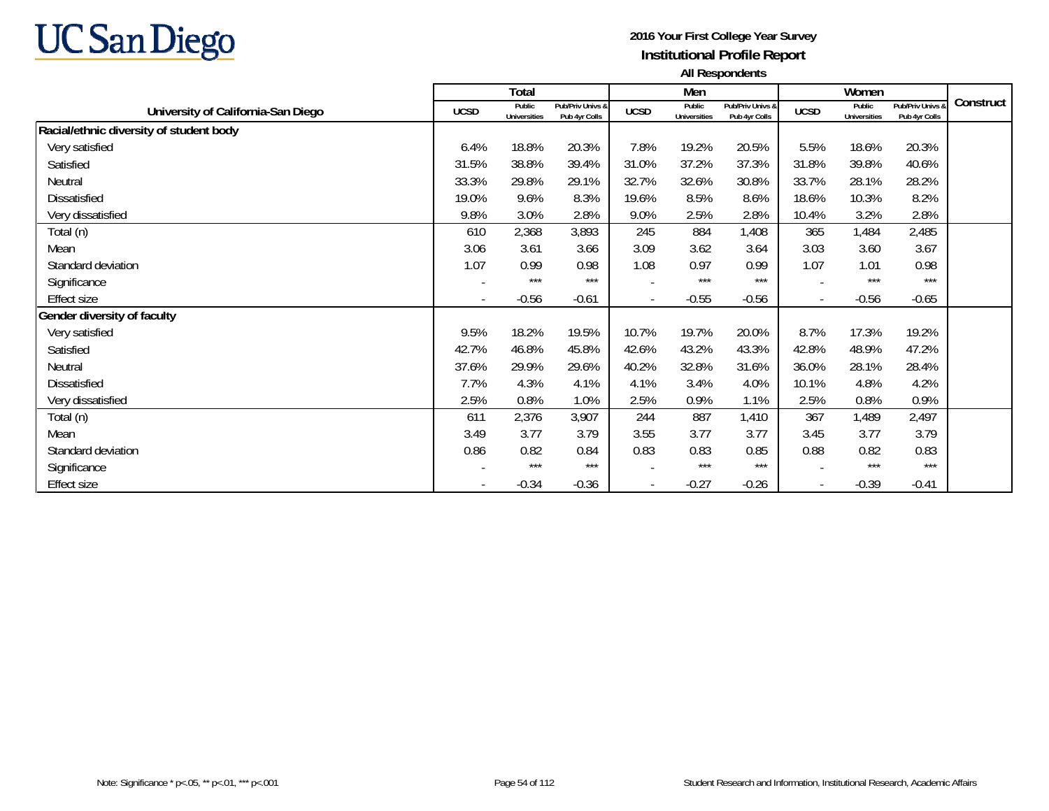**UC San Diego**

**2016 Your First College Year Survey**
**Institutional Profile Report**
**All Respondents**

| University of California-San Diego | Total | | | Men | | | Women | | | Construct |
|---|---|---|---|---|---|---|---|---|---|---|
| | UCSD | Public Universities | Pub/Priv Univs & Pub 4yr Colls | UCSD | Public Universities | Pub/Priv Univs & Pub 4yr Colls | UCSD | Public Universities | Pub/Priv Univs & Pub 4yr Colls | |
| **Racial/ethnic diversity of student body** | | | | | | | | | | |
| Very satisfied | 6.4% | 18.8% | 20.3% | 7.8% | 19.2% | 20.5% | 5.5% | 18.6% | 20.3% | |
| Satisfied | 31.5% | 38.8% | 39.4% | 31.0% | 37.2% | 37.3% | 31.8% | 39.8% | 40.6% | |
| Neutral | 33.3% | 29.8% | 29.1% | 32.7% | 32.6% | 30.8% | 33.7% | 28.1% | 28.2% | |
| Dissatisfied | 19.0% | 9.6% | 8.3% | 19.6% | 8.5% | 8.6% | 18.6% | 10.3% | 8.2% | |
| Very dissatisfied | 9.8% | 3.0% | 2.8% | 9.0% | 2.5% | 2.8% | 10.4% | 3.2% | 2.8% | |
| Total (n) | 610 | 2,368 | 3,893 | 245 | 884 | 1,408 | 365 | 1,484 | 2,485 | |
| Mean | 3.06 | 3.61 | 3.66 | 3.09 | 3.62 | 3.64 | 3.03 | 3.60 | 3.67 | |
| Standard deviation | 1.07 | 0.99 | 0.98 | 1.08 | 0.97 | 0.99 | 1.07 | 1.01 | 0.98 | |
| Significance | - | *** | *** | - | *** | *** | - | *** | *** | |
| Effect size | - | -0.56 | -0.61 | - | -0.55 | -0.56 | - | -0.56 | -0.65 | |
| **Gender diversity of faculty** | | | | | | | | | | |
| Very satisfied | 9.5% | 18.2% | 19.5% | 10.7% | 19.7% | 20.0% | 8.7% | 17.3% | 19.2% | |
| Satisfied | 42.7% | 46.8% | 45.8% | 42.6% | 43.2% | 43.3% | 42.8% | 48.9% | 47.2% | |
| Neutral | 37.6% | 29.9% | 29.6% | 40.2% | 32.8% | 31.6% | 36.0% | 28.1% | 28.4% | |
| Dissatisfied | 7.7% | 4.3% | 4.1% | 4.1% | 3.4% | 4.0% | 10.1% | 4.8% | 4.2% | |
| Very dissatisfied | 2.5% | 0.8% | 1.0% | 2.5% | 0.9% | 1.1% | 2.5% | 0.8% | 0.9% | |
| Total (n) | 611 | 2,376 | 3,907 | 244 | 887 | 1,410 | 367 | 1,489 | 2,497 | |
| Mean | 3.49 | 3.77 | 3.79 | 3.55 | 3.77 | 3.77 | 3.45 | 3.77 | 3.79 | |
| Standard deviation | 0.86 | 0.82 | 0.84 | 0.83 | 0.83 | 0.85 | 0.88 | 0.82 | 0.83 | |
| Significance | - | *** | *** | - | *** | *** | - | *** | *** | |
| Effect size | - | -0.34 | -0.36 | - | -0.27 | -0.26 | - | -0.39 | -0.41 | |

Note: Significance * p<.05, ** p<.01, *** p<.001

Student Research and Information, Institutional Research, Academic Affairs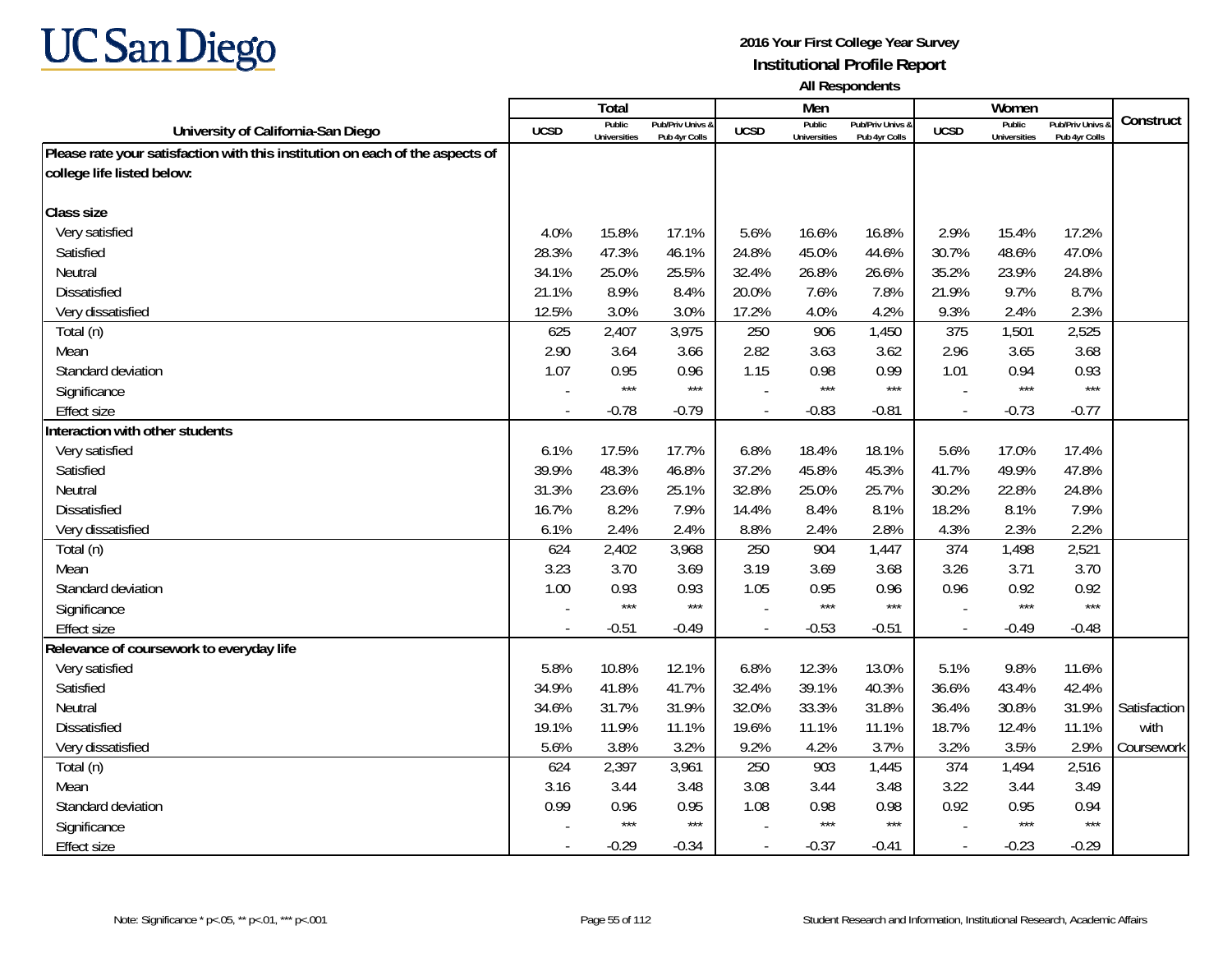# UC San Diego

**2016 Your First College Year Survey**
**Institutional Profile Report**
**All Respondents**

| University of California-San Diego | Total | | | Men | | | Women | | | Construct |
|---|---|---|---|---|---|---|---|---|---|---|
| | UCSD | Public Universities | Pub/Priv Univs & Pub 4yr Colls | UCSD | Public Universities | Pub/Priv Univs & Pub 4yr Colls | UCSD | Public Universities | Pub/Priv Univs & Pub 4yr Colls | |
| **Please rate your satisfaction with this institution on each of the aspects of college life listed below:** | | | | | | | | | | |
| **Class size** | | | | | | | | | | |
| Very satisfied | 4.0% | 15.8% | 17.1% | 5.6% | 16.6% | 16.8% | 2.9% | 15.4% | 17.2% | |
| Satisfied | 28.3% | 47.3% | 46.1% | 24.8% | 45.0% | 44.6% | 30.7% | 48.6% | 47.0% | |
| Neutral | 34.1% | 25.0% | 25.5% | 32.4% | 26.8% | 26.6% | 35.2% | 23.9% | 24.8% | |
| Dissatisfied | 21.1% | 8.9% | 8.4% | 20.0% | 7.6% | 7.8% | 21.9% | 9.7% | 8.7% | |
| Very dissatisfied | 12.5% | 3.0% | 3.0% | 17.2% | 4.0% | 4.2% | 9.3% | 2.4% | 2.3% | |
| Total (n) | 625 | 2,407 | 3,975 | 250 | 906 | 1,450 | 375 | 1,501 | 2,525 | |
| Mean | 2.90 | 3.64 | 3.66 | 2.82 | 3.63 | 3.62 | 2.96 | 3.65 | 3.68 | |
| Standard deviation | 1.07 | 0.95 | 0.96 | 1.15 | 0.98 | 0.99 | 1.01 | 0.94 | 0.93 | |
| Significance | - | *** | *** | - | *** | *** | - | *** | *** | |
| Effect size | - | -0.78 | -0.79 | - | -0.83 | -0.81 | - | -0.73 | -0.77 | |
| **Interaction with other students** | | | | | | | | | | |
| Very satisfied | 6.1% | 17.5% | 17.7% | 6.8% | 18.4% | 18.1% | 5.6% | 17.0% | 17.4% | |
| Satisfied | 39.9% | 48.3% | 46.8% | 37.2% | 45.8% | 45.3% | 41.7% | 49.9% | 47.8% | |
| Neutral | 31.3% | 23.6% | 25.1% | 32.8% | 25.0% | 25.7% | 30.2% | 22.8% | 24.8% | |
| Dissatisfied | 16.7% | 8.2% | 7.9% | 14.4% | 8.4% | 8.1% | 18.2% | 8.1% | 7.9% | |
| Very dissatisfied | 6.1% | 2.4% | 2.4% | 8.8% | 2.4% | 2.8% | 4.3% | 2.3% | 2.2% | |
| Total (n) | 624 | 2,402 | 3,968 | 250 | 904 | 1,447 | 374 | 1,498 | 2,521 | |
| Mean | 3.23 | 3.70 | 3.69 | 3.19 | 3.69 | 3.68 | 3.26 | 3.71 | 3.70 | |
| Standard deviation | 1.00 | 0.93 | 0.93 | 1.05 | 0.95 | 0.96 | 0.96 | 0.92 | 0.92 | |
| Significance | - | *** | *** | - | *** | *** | - | *** | *** | |
| Effect size | - | -0.51 | -0.49 | - | -0.53 | -0.51 | - | -0.49 | -0.48 | |
| **Relevance of coursework to everyday life** | | | | | | | | | | |
| Very satisfied | 5.8% | 10.8% | 12.1% | 6.8% | 12.3% | 13.0% | 5.1% | 9.8% | 11.6% | |
| Satisfied | 34.9% | 41.8% | 41.7% | 32.4% | 39.1% | 40.3% | 36.6% | 43.4% | 42.4% | |
| Neutral | 34.6% | 31.7% | 31.9% | 32.0% | 33.3% | 31.8% | 36.4% | 30.8% | 31.9% | Satisfaction |
| Dissatisfied | 19.1% | 11.9% | 11.1% | 19.6% | 11.1% | 11.1% | 18.7% | 12.4% | 11.1% | with |
| Very dissatisfied | 5.6% | 3.8% | 3.2% | 9.2% | 4.2% | 3.7% | 3.2% | 3.5% | 2.9% | Coursework |
| Total (n) | 624 | 2,397 | 3,961 | 250 | 903 | 1,445 | 374 | 1,494 | 2,516 | |
| Mean | 3.16 | 3.44 | 3.48 | 3.08 | 3.44 | 3.48 | 3.22 | 3.44 | 3.49 | |
| Standard deviation | 0.99 | 0.96 | 0.95 | 1.08 | 0.98 | 0.98 | 0.92 | 0.95 | 0.94 | |
| Significance | - | *** | *** | - | *** | *** | - | *** | *** | |
| Effect size | - | -0.29 | -0.34 | - | -0.37 | -0.41 | - | -0.23 | -0.29 | |

Note: Significance * p<.05, ** p<.01, *** p<.001

Student Research and Information, Institutional Research, Academic Affairs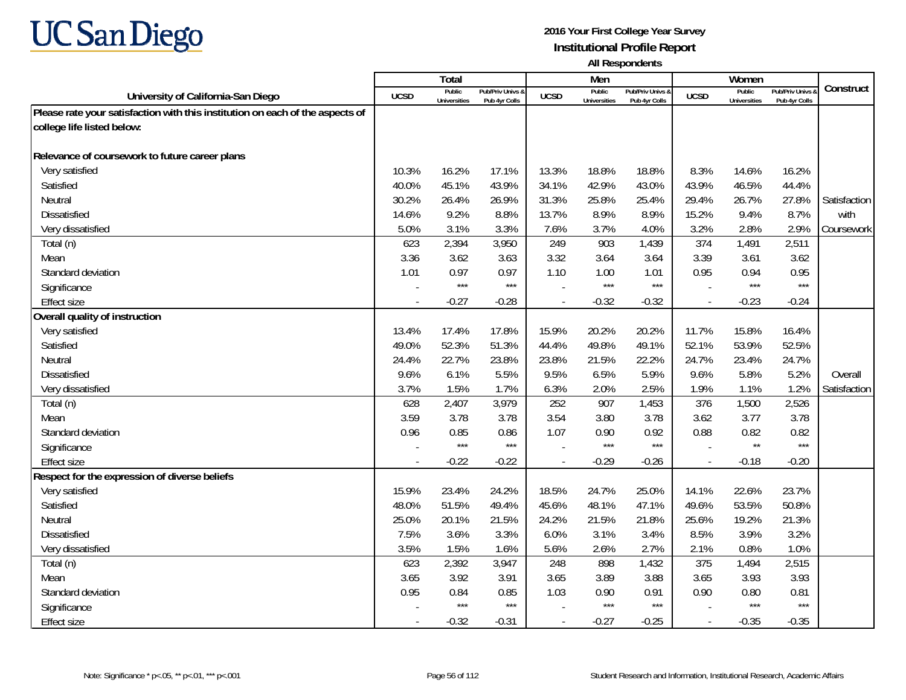# UC San Diego

**2016 Your First College Year Survey**
**Institutional Profile Report**
**All Respondents**

| University of California-San Diego | Total | | | Men | | | Women | | | Construct |
|---|---|---|---|---|---|---|---|---|---|---|
| | UCSD | Public Universities | Pub/Priv Univs & Pub 4yr Colls | UCSD | Public Universities | Pub/Priv Univs & Pub 4yr Colls | UCSD | Public Universities | Pub/Priv Univs & Pub 4yr Colls | |
| **Please rate your satisfaction with this institution on each of the aspects of college life listed below:** | | | | | | | | | | |
| **Relevance of coursework to future career plans** | | | | | | | | | | |
| Very satisfied | 10.3% | 16.2% | 17.1% | 13.3% | 18.8% | 18.8% | 8.3% | 14.6% | 16.2% | |
| Satisfied | 40.0% | 45.1% | 43.9% | 34.1% | 42.9% | 43.0% | 43.9% | 46.5% | 44.4% | |
| Neutral | 30.2% | 26.4% | 26.9% | 31.3% | 25.8% | 25.4% | 29.4% | 26.7% | 27.8% | Satisfaction with Coursework |
| Dissatisfied | 14.6% | 9.2% | 8.8% | 13.7% | 8.9% | 8.9% | 15.2% | 9.4% | 8.7% | |
| Very dissatisfied | 5.0% | 3.1% | 3.3% | 7.6% | 3.7% | 4.0% | 3.2% | 2.8% | 2.9% | |
| Total (n) | 623 | 2,394 | 3,950 | 249 | 903 | 1,439 | 374 | 1,491 | 2,511 | |
| Mean | 3.36 | 3.62 | 3.63 | 3.32 | 3.64 | 3.64 | 3.39 | 3.61 | 3.62 | |
| Standard deviation | 1.01 | 0.97 | 0.97 | 1.10 | 1.00 | 1.01 | 0.95 | 0.94 | 0.95 | |
| Significance | - | *** | *** | - | *** | *** | - | *** | *** | |
| Effect size | - | -0.27 | -0.28 | - | -0.32 | -0.32 | - | -0.23 | -0.24 | |
| **Overall quality of instruction** | | | | | | | | | | |
| Very satisfied | 13.4% | 17.4% | 17.8% | 15.9% | 20.2% | 20.2% | 11.7% | 15.8% | 16.4% | |
| Satisfied | 49.0% | 52.3% | 51.3% | 44.4% | 49.8% | 49.1% | 52.1% | 53.9% | 52.5% | |
| Neutral | 24.4% | 22.7% | 23.8% | 23.8% | 21.5% | 22.2% | 24.7% | 23.4% | 24.7% | |
| Dissatisfied | 9.6% | 6.1% | 5.5% | 9.5% | 6.5% | 5.9% | 9.6% | 5.8% | 5.2% | Overall Satisfaction |
| Very dissatisfied | 3.7% | 1.5% | 1.7% | 6.3% | 2.0% | 2.5% | 1.9% | 1.1% | 1.2% | |
| Total (n) | 628 | 2,407 | 3,979 | 252 | 907 | 1,453 | 376 | 1,500 | 2,526 | |
| Mean | 3.59 | 3.78 | 3.78 | 3.54 | 3.80 | 3.78 | 3.62 | 3.77 | 3.78 | |
| Standard deviation | 0.96 | 0.85 | 0.86 | 1.07 | 0.90 | 0.92 | 0.88 | 0.82 | 0.82 | |
| Significance | - | *** | *** | - | *** | *** | - | ** | *** | |
| Effect size | - | -0.22 | -0.22 | - | -0.29 | -0.26 | - | -0.18 | -0.20 | |
| **Respect for the expression of diverse beliefs** | | | | | | | | | | |
| Very satisfied | 15.9% | 23.4% | 24.2% | 18.5% | 24.7% | 25.0% | 14.1% | 22.6% | 23.7% | |
| Satisfied | 48.0% | 51.5% | 49.4% | 45.6% | 48.1% | 47.1% | 49.6% | 53.5% | 50.8% | |
| Neutral | 25.0% | 20.1% | 21.5% | 24.2% | 21.5% | 21.8% | 25.6% | 19.2% | 21.3% | |
| Dissatisfied | 7.5% | 3.6% | 3.3% | 6.0% | 3.1% | 3.4% | 8.5% | 3.9% | 3.2% | |
| Very dissatisfied | 3.5% | 1.5% | 1.6% | 5.6% | 2.6% | 2.7% | 2.1% | 0.8% | 1.0% | |
| Total (n) | 623 | 2,392 | 3,947 | 248 | 898 | 1,432 | 375 | 1,494 | 2,515 | |
| Mean | 3.65 | 3.92 | 3.91 | 3.65 | 3.89 | 3.88 | 3.65 | 3.93 | 3.93 | |
| Standard deviation | 0.95 | 0.84 | 0.85 | 1.03 | 0.90 | 0.91 | 0.90 | 0.80 | 0.81 | |
| Significance | - | *** | *** | - | *** | *** | - | *** | *** | |
| Effect size | - | -0.32 | -0.31 | - | -0.27 | -0.25 | - | -0.35 | -0.35 | |

Note: Significance * p<.05, ** p<.01, *** p<.001

Student Research and Information, Institutional Research, Academic Affairs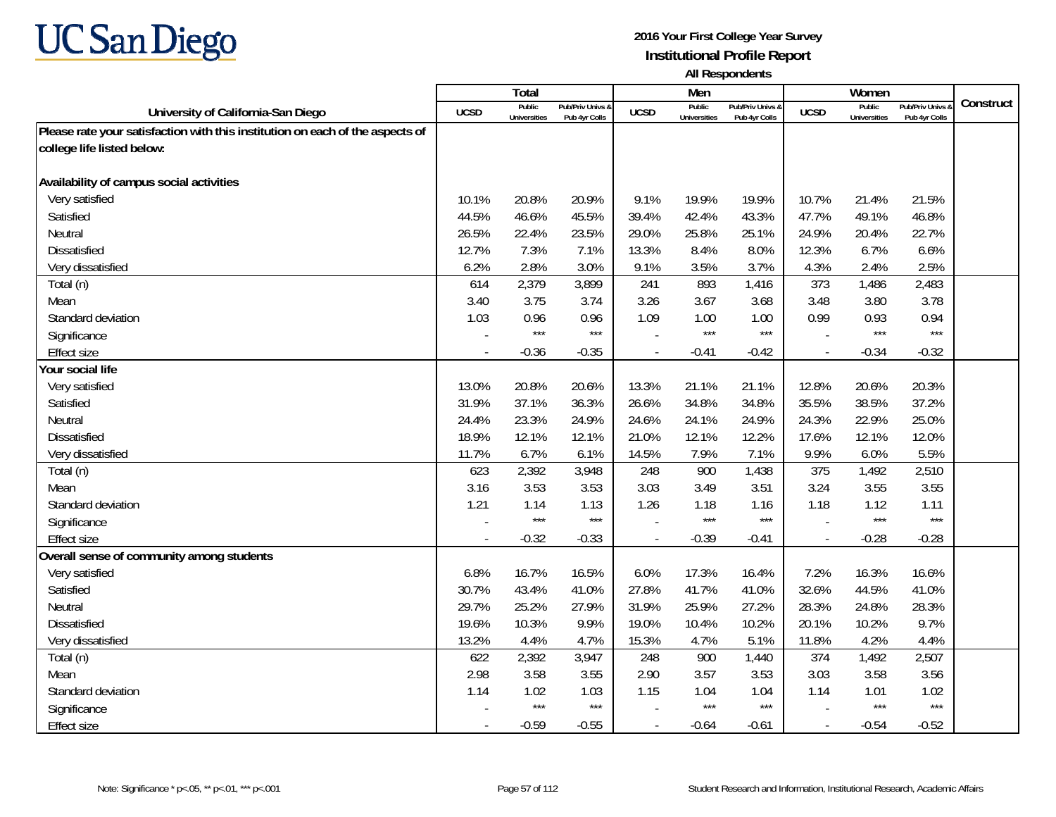# UC San Diego

**2016 Your First College Year Survey**
**Institutional Profile Report**
**All Respondents**

| University of California-San Diego | Total | | | Men | | | Women | | | Construct |
|---|---|---|---|---|---|---|---|---|---|---|
| | UCSD | Public Universities | Pub/Priv Univs & Pub 4yr Colls | UCSD | Public Universities | Pub/Priv Univs & Pub 4yr Colls | UCSD | Public Universities | Pub/Priv Univs & Pub 4yr Colls | |
| **Please rate your satisfaction with this institution on each of the aspects of college life listed below:** | | | | | | | | | | |
| **Availability of campus social activities** | | | | | | | | | | |
| Very satisfied | 10.1% | 20.8% | 20.9% | 9.1% | 19.9% | 19.9% | 10.7% | 21.4% | 21.5% | |
| Satisfied | 44.5% | 46.6% | 45.5% | 39.4% | 42.4% | 43.3% | 47.7% | 49.1% | 46.8% | |
| Neutral | 26.5% | 22.4% | 23.5% | 29.0% | 25.8% | 25.1% | 24.9% | 20.4% | 22.7% | |
| Dissatisfied | 12.7% | 7.3% | 7.1% | 13.3% | 8.4% | 8.0% | 12.3% | 6.7% | 6.6% | |
| Very dissatisfied | 6.2% | 2.8% | 3.0% | 9.1% | 3.5% | 3.7% | 4.3% | 2.4% | 2.5% | |
| Total (n) | 614 | 2,379 | 3,899 | 241 | 893 | 1,416 | 373 | 1,486 | 2,483 | |
| Mean | 3.40 | 3.75 | 3.74 | 3.26 | 3.67 | 3.68 | 3.48 | 3.80 | 3.78 | |
| Standard deviation | 1.03 | 0.96 | 0.96 | 1.09 | 1.00 | 1.00 | 0.99 | 0.93 | 0.94 | |
| Significance | - | *** | *** | - | *** | *** | - | *** | *** | |
| Effect size | - | -0.36 | -0.35 | - | -0.41 | -0.42 | - | -0.34 | -0.32 | |
| **Your social life** | | | | | | | | | | |
| Very satisfied | 13.0% | 20.8% | 20.6% | 13.3% | 21.1% | 21.1% | 12.8% | 20.6% | 20.3% | |
| Satisfied | 31.9% | 37.1% | 36.3% | 26.6% | 34.8% | 34.8% | 35.5% | 38.5% | 37.2% | |
| Neutral | 24.4% | 23.3% | 24.9% | 24.6% | 24.1% | 24.9% | 24.3% | 22.9% | 25.0% | |
| Dissatisfied | 18.9% | 12.1% | 12.1% | 21.0% | 12.1% | 12.2% | 17.6% | 12.1% | 12.0% | |
| Very dissatisfied | 11.7% | 6.7% | 6.1% | 14.5% | 7.9% | 7.1% | 9.9% | 6.0% | 5.5% | |
| Total (n) | 623 | 2,392 | 3,948 | 248 | 900 | 1,438 | 375 | 1,492 | 2,510 | |
| Mean | 3.16 | 3.53 | 3.53 | 3.03 | 3.49 | 3.51 | 3.24 | 3.55 | 3.55 | |
| Standard deviation | 1.21 | 1.14 | 1.13 | 1.26 | 1.18 | 1.16 | 1.18 | 1.12 | 1.11 | |
| Significance | - | *** | *** | - | *** | *** | - | *** | *** | |
| Effect size | - | -0.32 | -0.33 | - | -0.39 | -0.41 | - | -0.28 | -0.28 | |
| **Overall sense of community among students** | | | | | | | | | | |
| Very satisfied | 6.8% | 16.7% | 16.5% | 6.0% | 17.3% | 16.4% | 7.2% | 16.3% | 16.6% | |
| Satisfied | 30.7% | 43.4% | 41.0% | 27.8% | 41.7% | 41.0% | 32.6% | 44.5% | 41.0% | |
| Neutral | 29.7% | 25.2% | 27.9% | 31.9% | 25.9% | 27.2% | 28.3% | 24.8% | 28.3% | |
| Dissatisfied | 19.6% | 10.3% | 9.9% | 19.0% | 10.4% | 10.2% | 20.1% | 10.2% | 9.7% | |
| Very dissatisfied | 13.2% | 4.4% | 4.7% | 15.3% | 4.7% | 5.1% | 11.8% | 4.2% | 4.4% | |
| Total (n) | 622 | 2,392 | 3,947 | 248 | 900 | 1,440 | 374 | 1,492 | 2,507 | |
| Mean | 2.98 | 3.58 | 3.55 | 2.90 | 3.57 | 3.53 | 3.03 | 3.58 | 3.56 | |
| Standard deviation | 1.14 | 1.02 | 1.03 | 1.15 | 1.04 | 1.04 | 1.14 | 1.01 | 1.02 | |
| Significance | - | *** | *** | - | *** | *** | - | *** | *** | |
| Effect size | - | -0.59 | -0.55 | - | -0.64 | -0.61 | - | -0.54 | -0.52 | |

Note: Significance * p<.05, ** p<.01, *** p<.001

Student Research and Information, Institutional Research, Academic Affairs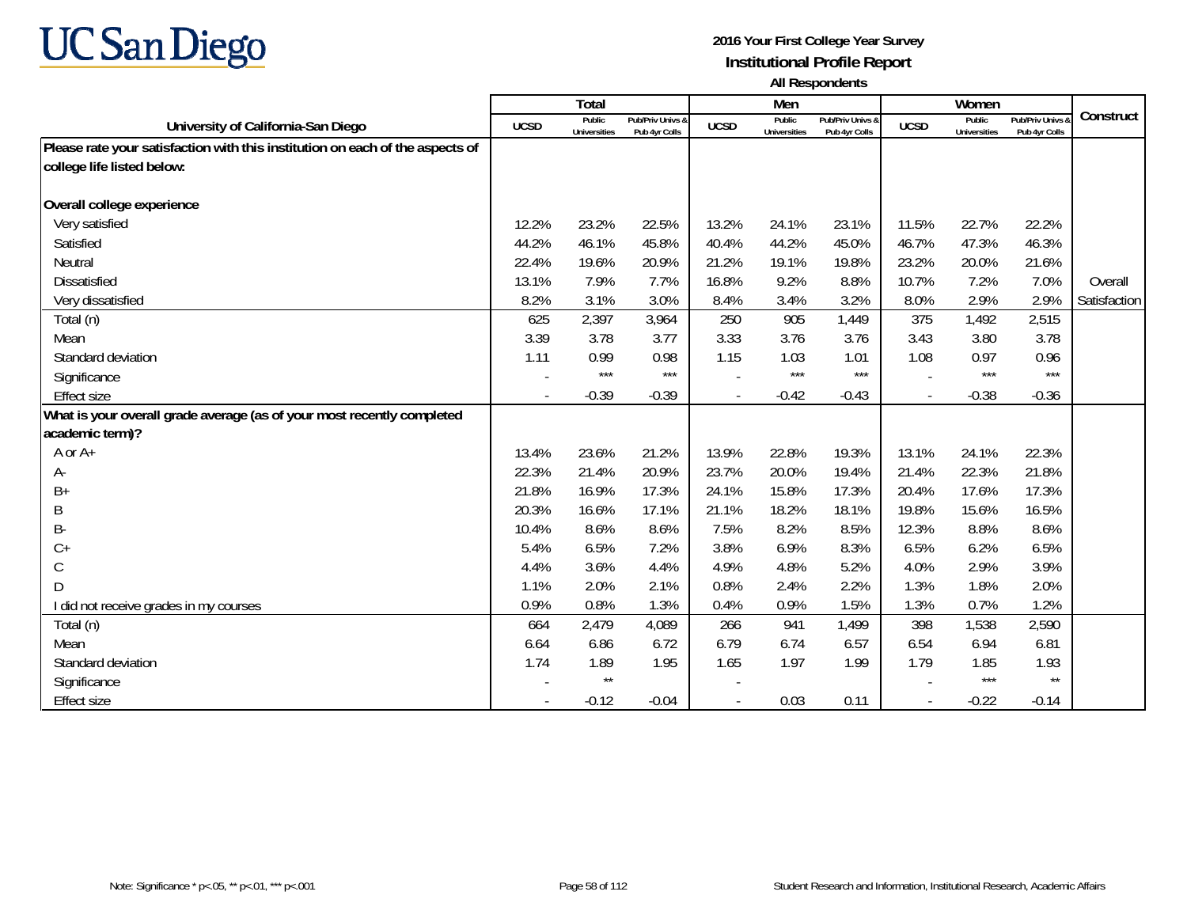**2016 Your First College Year Survey**
**Institutional Profile Report**
**All Respondents**

| University of California-San Diego | Total | | | Men | | | Women | | | Construct |
|---|---|---|---|---|---|---|---|---|---|---|
| | UCSD | Public Universities | Pub/Priv Univs & Pub 4yr Colls | UCSD | Public Universities | Pub/Priv Univs & Pub 4yr Colls | UCSD | Public Universities | Pub/Priv Univs & Pub 4yr Colls | |
| **Please rate your satisfaction with this institution on each of the aspects of college life listed below:** | | | | | | | | | | |
| **Overall college experience** | | | | | | | | | | |
| Very satisfied | 12.2% | 23.2% | 22.5% | 13.2% | 24.1% | 23.1% | 11.5% | 22.7% | 22.2% | |
| Satisfied | 44.2% | 46.1% | 45.8% | 40.4% | 44.2% | 45.0% | 46.7% | 47.3% | 46.3% | |
| Neutral | 22.4% | 19.6% | 20.9% | 21.2% | 19.1% | 19.8% | 23.2% | 20.0% | 21.6% | |
| Dissatisfied | 13.1% | 7.9% | 7.7% | 16.8% | 9.2% | 8.8% | 10.7% | 7.2% | 7.0% | Overall |
| Very dissatisfied | 8.2% | 3.1% | 3.0% | 8.4% | 3.4% | 3.2% | 8.0% | 2.9% | 2.9% | Satisfaction |
| Total (n) | 625 | 2,397 | 3,964 | 250 | 905 | 1,449 | 375 | 1,492 | 2,515 | |
| Mean | 3.39 | 3.78 | 3.77 | 3.33 | 3.76 | 3.76 | 3.43 | 3.80 | 3.78 | |
| Standard deviation | 1.11 | 0.99 | 0.98 | 1.15 | 1.03 | 1.01 | 1.08 | 0.97 | 0.96 | |
| Significance | - | *** | *** | - | *** | *** | - | *** | *** | |
| Effect size | - | -0.39 | -0.39 | - | -0.42 | -0.43 | - | -0.38 | -0.36 | |
| **What is your overall grade average (as of your most recently completed academic term)?** | | | | | | | | | | |
| A or A+ | 13.4% | 23.6% | 21.2% | 13.9% | 22.8% | 19.3% | 13.1% | 24.1% | 22.3% | |
| A- | 22.3% | 21.4% | 20.9% | 23.7% | 20.0% | 19.4% | 21.4% | 22.3% | 21.8% | |
| B+ | 21.8% | 16.9% | 17.3% | 24.1% | 15.8% | 17.3% | 20.4% | 17.6% | 17.3% | |
| B | 20.3% | 16.6% | 17.1% | 21.1% | 18.2% | 18.1% | 19.8% | 15.6% | 16.5% | |
| B- | 10.4% | 8.6% | 8.6% | 7.5% | 8.2% | 8.5% | 12.3% | 8.8% | 8.6% | |
| C+ | 5.4% | 6.5% | 7.2% | 3.8% | 6.9% | 8.3% | 6.5% | 6.2% | 6.5% | |
| C | 4.4% | 3.6% | 4.4% | 4.9% | 4.8% | 5.2% | 4.0% | 2.9% | 3.9% | |
| D | 1.1% | 2.0% | 2.1% | 0.8% | 2.4% | 2.2% | 1.3% | 1.8% | 2.0% | |
| I did not receive grades in my courses | 0.9% | 0.8% | 1.3% | 0.4% | 0.9% | 1.5% | 1.3% | 0.7% | 1.2% | |
| Total (n) | 664 | 2,479 | 4,089 | 266 | 941 | 1,499 | 398 | 1,538 | 2,590 | |
| Mean | 6.64 | 6.86 | 6.72 | 6.79 | 6.74 | 6.57 | 6.54 | 6.94 | 6.81 | |
| Standard deviation | 1.74 | 1.89 | 1.95 | 1.65 | 1.97 | 1.99 | 1.79 | 1.85 | 1.93 | |
| Significance | - | ** | | - | | | - | *** | ** | |
| Effect size | - | -0.12 | -0.04 | - | 0.03 | 0.11 | - | -0.22 | -0.14 | |

Note: Significance * p<.05, ** p<.01, *** p<.001

Student Research and Information, Institutional Research, Academic Affairs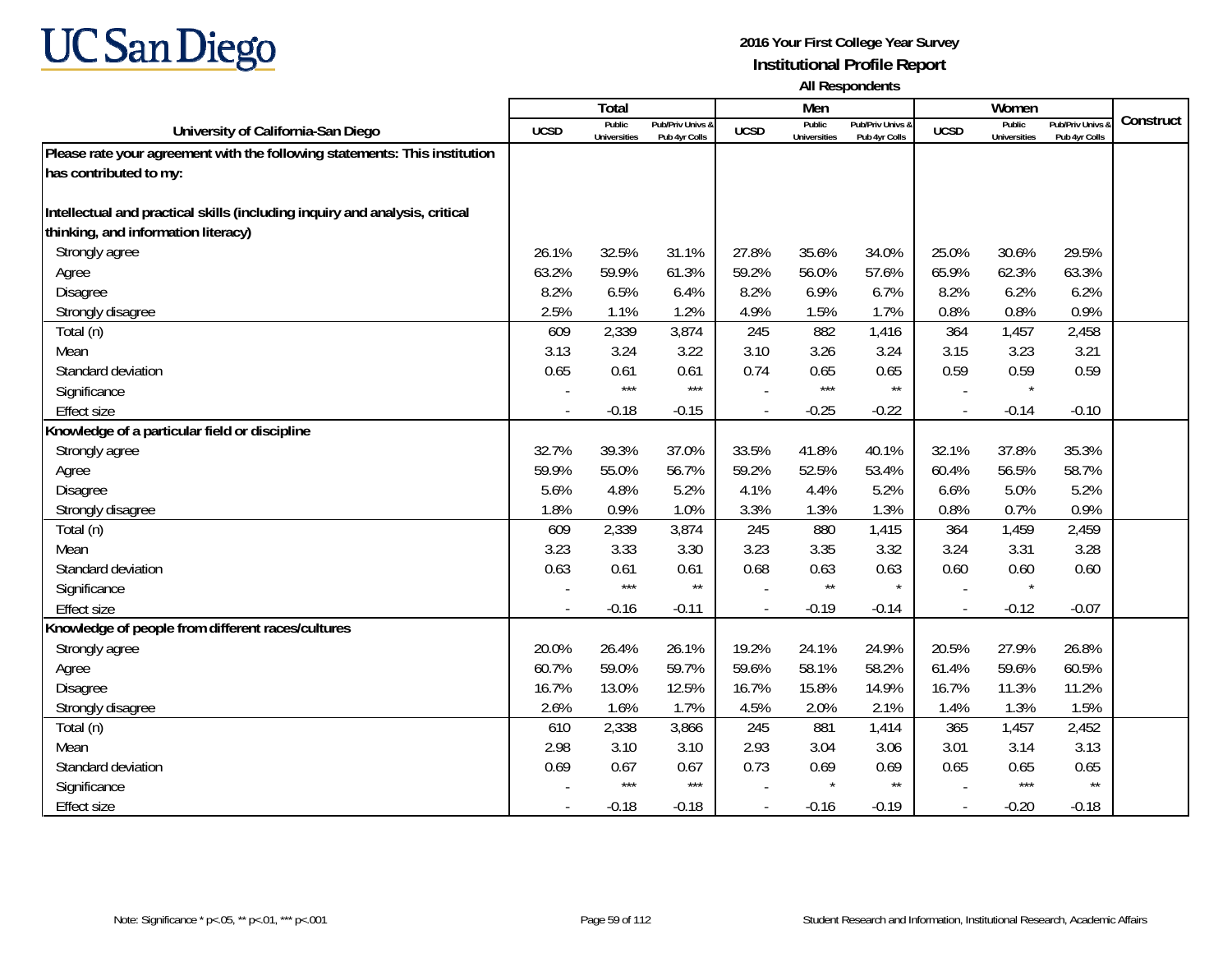**UC San Diego**

**2016 Your First College Year Survey**
**Institutional Profile Report**
**All Respondents**

| University of California-San Diego | Total | | | Men | | | Women | | | Construct |
|---|---|---|---|---|---|---|---|---|---|---|
| | UCSD | Public Universities | Pub/Priv Univs & Pub 4yr Colls | UCSD | Public Universities | Pub/Priv Univs & Pub 4yr Colls | UCSD | Public Universities | Pub/Priv Univs & Pub 4yr Colls | |
| **Please rate your agreement with the following statements: This institution has contributed to my:** | | | | | | | | | | |
| **Intellectual and practical skills (including inquiry and analysis, critical thinking, and information literacy)** | | | | | | | | | | |
| Strongly agree | 26.1% | 32.5% | 31.1% | 27.8% | 35.6% | 34.0% | 25.0% | 30.6% | 29.5% | |
| Agree | 63.2% | 59.9% | 61.3% | 59.2% | 56.0% | 57.6% | 65.9% | 62.3% | 63.3% | |
| Disagree | 8.2% | 6.5% | 6.4% | 8.2% | 6.9% | 6.7% | 8.2% | 6.2% | 6.2% | |
| Strongly disagree | 2.5% | 1.1% | 1.2% | 4.9% | 1.5% | 1.7% | 0.8% | 0.8% | 0.9% | |
| Total (n) | 609 | 2,339 | 3,874 | 245 | 882 | 1,416 | 364 | 1,457 | 2,458 | |
| Mean | 3.13 | 3.24 | 3.22 | 3.10 | 3.26 | 3.24 | 3.15 | 3.23 | 3.21 | |
| Standard deviation | 0.65 | 0.61 | 0.61 | 0.74 | 0.65 | 0.65 | 0.59 | 0.59 | 0.59 | |
| Significance | - | *** | *** | - | *** | ** | - | * | | |
| Effect size | - | -0.18 | -0.15 | - | -0.25 | -0.22 | - | -0.14 | -0.10 | |
| **Knowledge of a particular field or discipline** | | | | | | | | | | |
| Strongly agree | 32.7% | 39.3% | 37.0% | 33.5% | 41.8% | 40.1% | 32.1% | 37.8% | 35.3% | |
| Agree | 59.9% | 55.0% | 56.7% | 59.2% | 52.5% | 53.4% | 60.4% | 56.5% | 58.7% | |
| Disagree | 5.6% | 4.8% | 5.2% | 4.1% | 4.4% | 5.2% | 6.6% | 5.0% | 5.2% | |
| Strongly disagree | 1.8% | 0.9% | 1.0% | 3.3% | 1.3% | 1.3% | 0.8% | 0.7% | 0.9% | |
| Total (n) | 609 | 2,339 | 3,874 | 245 | 880 | 1,415 | 364 | 1,459 | 2,459 | |
| Mean | 3.23 | 3.33 | 3.30 | 3.23 | 3.35 | 3.32 | 3.24 | 3.31 | 3.28 | |
| Standard deviation | 0.63 | 0.61 | 0.61 | 0.68 | 0.63 | 0.63 | 0.60 | 0.60 | 0.60 | |
| Significance | - | *** | ** | - | ** | * | - | * | | |
| Effect size | - | -0.16 | -0.11 | - | -0.19 | -0.14 | - | -0.12 | -0.07 | |
| **Knowledge of people from different races/cultures** | | | | | | | | | | |
| Strongly agree | 20.0% | 26.4% | 26.1% | 19.2% | 24.1% | 24.9% | 20.5% | 27.9% | 26.8% | |
| Agree | 60.7% | 59.0% | 59.7% | 59.6% | 58.1% | 58.2% | 61.4% | 59.6% | 60.5% | |
| Disagree | 16.7% | 13.0% | 12.5% | 16.7% | 15.8% | 14.9% | 16.7% | 11.3% | 11.2% | |
| Strongly disagree | 2.6% | 1.6% | 1.7% | 4.5% | 2.0% | 2.1% | 1.4% | 1.3% | 1.5% | |
| Total (n) | 610 | 2,338 | 3,866 | 245 | 881 | 1,414 | 365 | 1,457 | 2,452 | |
| Mean | 2.98 | 3.10 | 3.10 | 2.93 | 3.04 | 3.06 | 3.01 | 3.14 | 3.13 | |
| Standard deviation | 0.69 | 0.67 | 0.67 | 0.73 | 0.69 | 0.69 | 0.65 | 0.65 | 0.65 | |
| Significance | - | *** | *** | - | * | ** | - | *** | ** | |
| Effect size | - | -0.18 | -0.18 | - | -0.16 | -0.19 | - | -0.20 | -0.18 | |

Note: Significance * p<.05, ** p<.01, *** p<.001

Student Research and Information, Institutional Research, Academic Affairs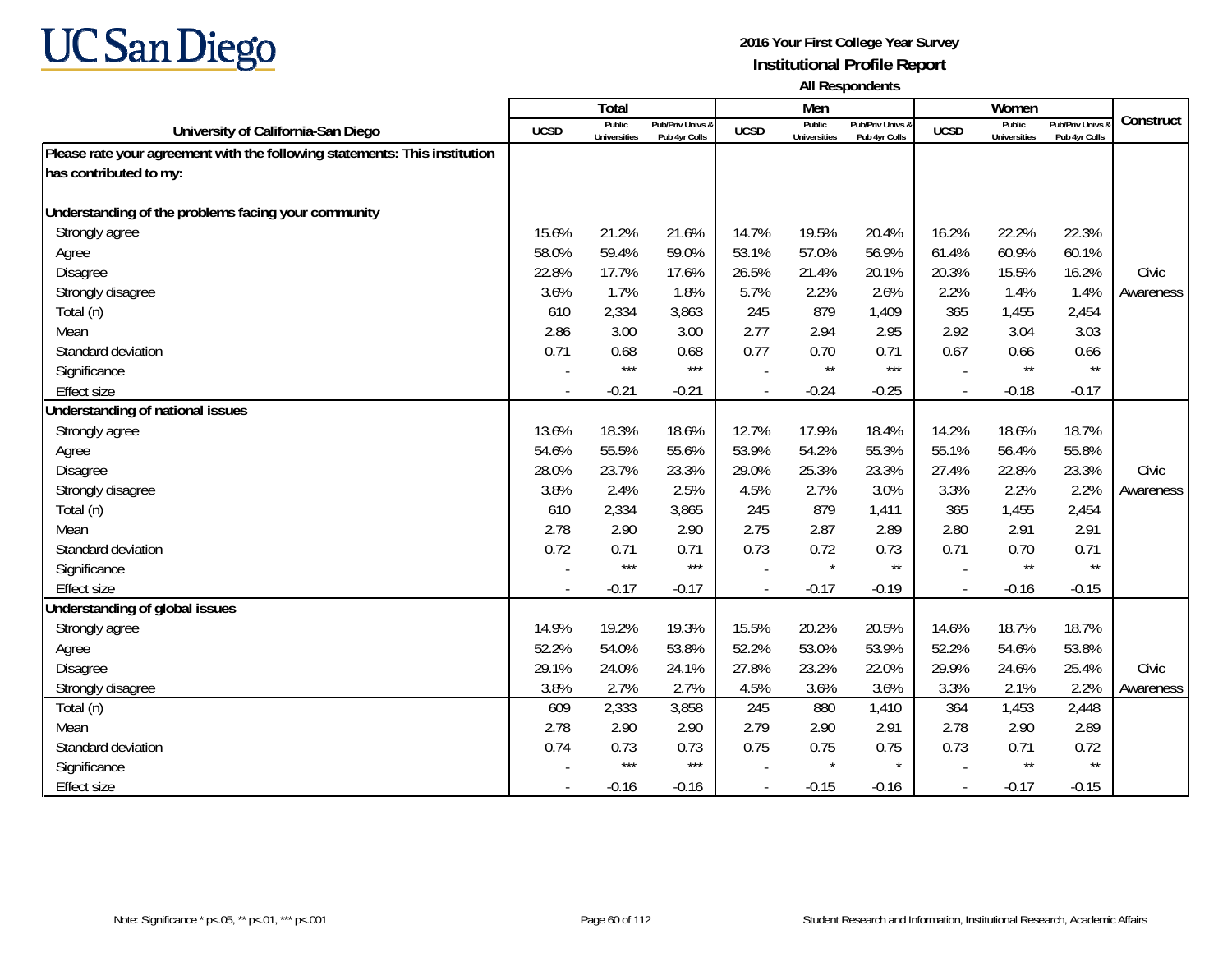**UC San Diego**

**2016 Your First College Year Survey**
**Institutional Profile Report**
**All Respondents**

| University of California-San Diego | Total | | | Men | | | Women | | | Construct |
|---|---|---|---|---|---|---|---|---|---|---|
| | UCSD | Public Universities | Pub/Priv Univs & Pub 4yr Colls | UCSD | Public Universities | Pub/Priv Univs & Pub 4yr Colls | UCSD | Public Universities | Pub/Priv Univs & Pub 4yr Colls | |
| **Please rate your agreement with the following statements: This institution has contributed to my:** | | | | | | | | | | |
| **Understanding of the problems facing your community** | | | | | | | | | | |
| Strongly agree | 15.6% | 21.2% | 21.6% | 14.7% | 19.5% | 20.4% | 16.2% | 22.2% | 22.3% | |
| Agree | 58.0% | 59.4% | 59.0% | 53.1% | 57.0% | 56.9% | 61.4% | 60.9% | 60.1% | |
| Disagree | 22.8% | 17.7% | 17.6% | 26.5% | 21.4% | 20.1% | 20.3% | 15.5% | 16.2% | Civic |
| Strongly disagree | 3.6% | 1.7% | 1.8% | 5.7% | 2.2% | 2.6% | 2.2% | 1.4% | 1.4% | Awareness |
| Total (n) | 610 | 2,334 | 3,863 | 245 | 879 | 1,409 | 365 | 1,455 | 2,454 | |
| Mean | 2.86 | 3.00 | 3.00 | 2.77 | 2.94 | 2.95 | 2.92 | 3.04 | 3.03 | |
| Standard deviation | 0.71 | 0.68 | 0.68 | 0.77 | 0.70 | 0.71 | 0.67 | 0.66 | 0.66 | |
| Significance | - | *** | *** | - | ** | *** | - | ** | ** | |
| Effect size | - | -0.21 | -0.21 | - | -0.24 | -0.25 | - | -0.18 | -0.17 | |
| **Understanding of national issues** | | | | | | | | | | |
| Strongly agree | 13.6% | 18.3% | 18.6% | 12.7% | 17.9% | 18.4% | 14.2% | 18.6% | 18.7% | |
| Agree | 54.6% | 55.5% | 55.6% | 53.9% | 54.2% | 55.3% | 55.1% | 56.4% | 55.8% | |
| Disagree | 28.0% | 23.7% | 23.3% | 29.0% | 25.3% | 23.3% | 27.4% | 22.8% | 23.3% | Civic |
| Strongly disagree | 3.8% | 2.4% | 2.5% | 4.5% | 2.7% | 3.0% | 3.3% | 2.2% | 2.2% | Awareness |
| Total (n) | 610 | 2,334 | 3,865 | 245 | 879 | 1,411 | 365 | 1,455 | 2,454 | |
| Mean | 2.78 | 2.90 | 2.90 | 2.75 | 2.87 | 2.89 | 2.80 | 2.91 | 2.91 | |
| Standard deviation | 0.72 | 0.71 | 0.71 | 0.73 | 0.72 | 0.73 | 0.71 | 0.70 | 0.71 | |
| Significance | - | *** | *** | - | * | ** | - | ** | ** | |
| Effect size | - | -0.17 | -0.17 | - | -0.17 | -0.19 | - | -0.16 | -0.15 | |
| **Understanding of global issues** | | | | | | | | | | |
| Strongly agree | 14.9% | 19.2% | 19.3% | 15.5% | 20.2% | 20.5% | 14.6% | 18.7% | 18.7% | |
| Agree | 52.2% | 54.0% | 53.8% | 52.2% | 53.0% | 53.9% | 52.2% | 54.6% | 53.8% | |
| Disagree | 29.1% | 24.0% | 24.1% | 27.8% | 23.2% | 22.0% | 29.9% | 24.6% | 25.4% | Civic |
| Strongly disagree | 3.8% | 2.7% | 2.7% | 4.5% | 3.6% | 3.6% | 3.3% | 2.1% | 2.2% | Awareness |
| Total (n) | 609 | 2,333 | 3,858 | 245 | 880 | 1,410 | 364 | 1,453 | 2,448 | |
| Mean | 2.78 | 2.90 | 2.90 | 2.79 | 2.90 | 2.91 | 2.78 | 2.90 | 2.89 | |
| Standard deviation | 0.74 | 0.73 | 0.73 | 0.75 | 0.75 | 0.75 | 0.73 | 0.71 | 0.72 | |
| Significance | - | *** | *** | - | * | * | - | ** | ** | |
| Effect size | - | -0.16 | -0.16 | - | -0.15 | -0.16 | - | -0.17 | -0.15 | |

Note: Significance * p<.05, ** p<.01, *** p<.001

Student Research and Information, Institutional Research, Academic Affairs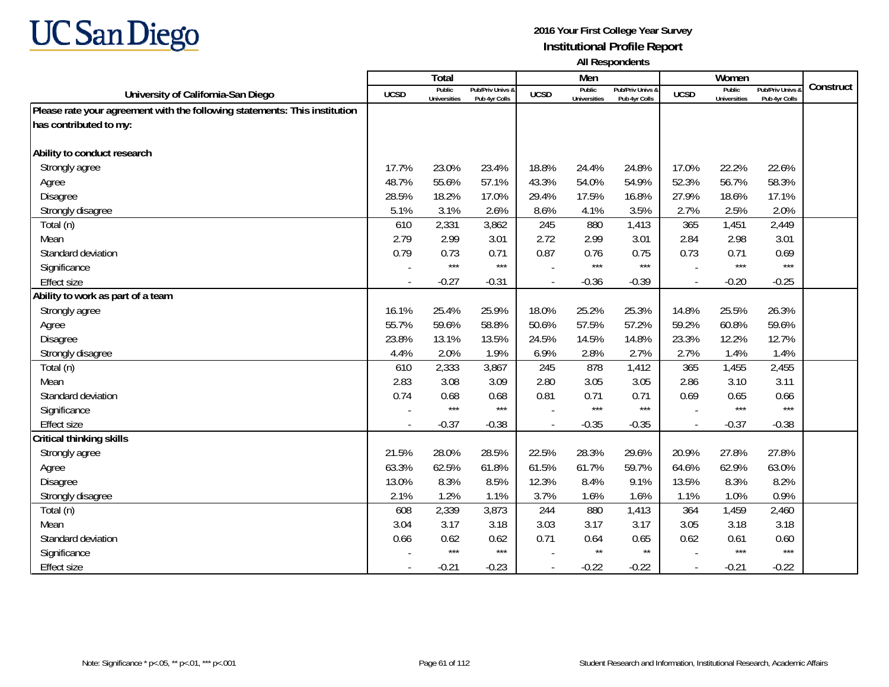**UC San Diego**

**2016 Your First College Year Survey**
**Institutional Profile Report**
**All Respondents**

| University of California-San Diego | Total | | | Men | | | Women | | | Construct |
|---|---|---|---|---|---|---|---|---|---|---|
| | UCSD | Public Universities | Pub/Priv Univs & Pub 4yr Colls | UCSD | Public Universities | Pub/Priv Univs & Pub 4yr Colls | UCSD | Public Universities | Pub/Priv Univs & Pub 4yr Colls | |
| **Please rate your agreement with the following statements: This institution has contributed to my:** | | | | | | | | | | |
| **Ability to conduct research** | | | | | | | | | | |
| Strongly agree | 17.7% | 23.0% | 23.4% | 18.8% | 24.4% | 24.8% | 17.0% | 22.2% | 22.6% | |
| Agree | 48.7% | 55.6% | 57.1% | 43.3% | 54.0% | 54.9% | 52.3% | 56.7% | 58.3% | |
| Disagree | 28.5% | 18.2% | 17.0% | 29.4% | 17.5% | 16.8% | 27.9% | 18.6% | 17.1% | |
| Strongly disagree | 5.1% | 3.1% | 2.6% | 8.6% | 4.1% | 3.5% | 2.7% | 2.5% | 2.0% | |
| Total (n) | 610 | 2,331 | 3,862 | 245 | 880 | 1,413 | 365 | 1,451 | 2,449 | |
| Mean | 2.79 | 2.99 | 3.01 | 2.72 | 2.99 | 3.01 | 2.84 | 2.98 | 3.01 | |
| Standard deviation | 0.79 | 0.73 | 0.71 | 0.87 | 0.76 | 0.75 | 0.73 | 0.71 | 0.69 | |
| Significance | - | *** | *** | - | *** | *** | - | *** | *** | |
| Effect size | - | -0.27 | -0.31 | - | -0.36 | -0.39 | - | -0.20 | -0.25 | |
| **Ability to work as part of a team** | | | | | | | | | | |
| Strongly agree | 16.1% | 25.4% | 25.9% | 18.0% | 25.2% | 25.3% | 14.8% | 25.5% | 26.3% | |
| Agree | 55.7% | 59.6% | 58.8% | 50.6% | 57.5% | 57.2% | 59.2% | 60.8% | 59.6% | |
| Disagree | 23.8% | 13.1% | 13.5% | 24.5% | 14.5% | 14.8% | 23.3% | 12.2% | 12.7% | |
| Strongly disagree | 4.4% | 2.0% | 1.9% | 6.9% | 2.8% | 2.7% | 2.7% | 1.4% | 1.4% | |
| Total (n) | 610 | 2,333 | 3,867 | 245 | 878 | 1,412 | 365 | 1,455 | 2,455 | |
| Mean | 2.83 | 3.08 | 3.09 | 2.80 | 3.05 | 3.05 | 2.86 | 3.10 | 3.11 | |
| Standard deviation | 0.74 | 0.68 | 0.68 | 0.81 | 0.71 | 0.71 | 0.69 | 0.65 | 0.66 | |
| Significance | - | *** | *** | - | *** | *** | - | *** | *** | |
| Effect size | - | -0.37 | -0.38 | - | -0.35 | -0.35 | - | -0.37 | -0.38 | |
| **Critical thinking skills** | | | | | | | | | | |
| Strongly agree | 21.5% | 28.0% | 28.5% | 22.5% | 28.3% | 29.6% | 20.9% | 27.8% | 27.8% | |
| Agree | 63.3% | 62.5% | 61.8% | 61.5% | 61.7% | 59.7% | 64.6% | 62.9% | 63.0% | |
| Disagree | 13.0% | 8.3% | 8.5% | 12.3% | 8.4% | 9.1% | 13.5% | 8.3% | 8.2% | |
| Strongly disagree | 2.1% | 1.2% | 1.1% | 3.7% | 1.6% | 1.6% | 1.1% | 1.0% | 0.9% | |
| Total (n) | 608 | 2,339 | 3,873 | 244 | 880 | 1,413 | 364 | 1,459 | 2,460 | |
| Mean | 3.04 | 3.17 | 3.18 | 3.03 | 3.17 | 3.17 | 3.05 | 3.18 | 3.18 | |
| Standard deviation | 0.66 | 0.62 | 0.62 | 0.71 | 0.64 | 0.65 | 0.62 | 0.61 | 0.60 | |
| Significance | - | *** | *** | - | ** | ** | - | *** | *** | |
| Effect size | - | -0.21 | -0.23 | - | -0.22 | -0.22 | - | -0.21 | -0.22 | |

Note: Significance * p<.05, ** p<.01, *** p<.001

Student Research and Information, Institutional Research, Academic Affairs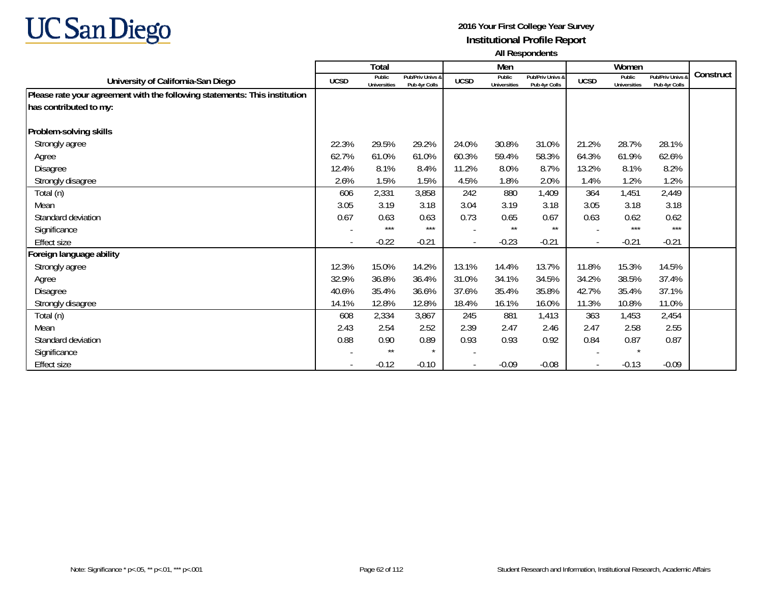**2016 Your First College Year Survey**
**Institutional Profile Report**
**All Respondents**

| University of California-San Diego | Total | | | Men | | | Women | | | Construct |
|---|---|---|---|---|---|---|---|---|---|---|
| | UCSD | Public Universities | Pub/Priv Univs & Pub 4yr Colls | UCSD | Public Universities | Pub/Priv Univs & Pub 4yr Colls | UCSD | Public Universities | Pub/Priv Univs & Pub 4yr Colls | |
| **Please rate your agreement with the following statements: This institution has contributed to my:** | | | | | | | | | | |
| **Problem-solving skills** | | | | | | | | | | |
| Strongly agree | 22.3% | 29.5% | 29.2% | 24.0% | 30.8% | 31.0% | 21.2% | 28.7% | 28.1% | |
| Agree | 62.7% | 61.0% | 61.0% | 60.3% | 59.4% | 58.3% | 64.3% | 61.9% | 62.6% | |
| Disagree | 12.4% | 8.1% | 8.4% | 11.2% | 8.0% | 8.7% | 13.2% | 8.1% | 8.2% | |
| Strongly disagree | 2.6% | 1.5% | 1.5% | 4.5% | 1.8% | 2.0% | 1.4% | 1.2% | 1.2% | |
| Total (n) | 606 | 2,331 | 3,858 | 242 | 880 | 1,409 | 364 | 1,451 | 2,449 | |
| Mean | 3.05 | 3.19 | 3.18 | 3.04 | 3.19 | 3.18 | 3.05 | 3.18 | 3.18 | |
| Standard deviation | 0.67 | 0.63 | 0.63 | 0.73 | 0.65 | 0.67 | 0.63 | 0.62 | 0.62 | |
| Significance | - | *** | *** | - | ** | ** | - | *** | *** | |
| Effect size | - | -0.22 | -0.21 | - | -0.23 | -0.21 | - | -0.21 | -0.21 | |
| **Foreign language ability** | | | | | | | | | | |
| Strongly agree | 12.3% | 15.0% | 14.2% | 13.1% | 14.4% | 13.7% | 11.8% | 15.3% | 14.5% | |
| Agree | 32.9% | 36.8% | 36.4% | 31.0% | 34.1% | 34.5% | 34.2% | 38.5% | 37.4% | |
| Disagree | 40.6% | 35.4% | 36.6% | 37.6% | 35.4% | 35.8% | 42.7% | 35.4% | 37.1% | |
| Strongly disagree | 14.1% | 12.8% | 12.8% | 18.4% | 16.1% | 16.0% | 11.3% | 10.8% | 11.0% | |
| Total (n) | 608 | 2,334 | 3,867 | 245 | 881 | 1,413 | 363 | 1,453 | 2,454 | |
| Mean | 2.43 | 2.54 | 2.52 | 2.39 | 2.47 | 2.46 | 2.47 | 2.58 | 2.55 | |
| Standard deviation | 0.88 | 0.90 | 0.89 | 0.93 | 0.93 | 0.92 | 0.84 | 0.87 | 0.87 | |
| Significance | - | ** | * | - | | | - | * | | |
| Effect size | - | -0.12 | -0.10 | - | -0.09 | -0.08 | - | -0.13 | -0.09 | |

Note: Significance * p<.05, ** p<.01, *** p<.001

Student Research and Information, Institutional Research, Academic Affairs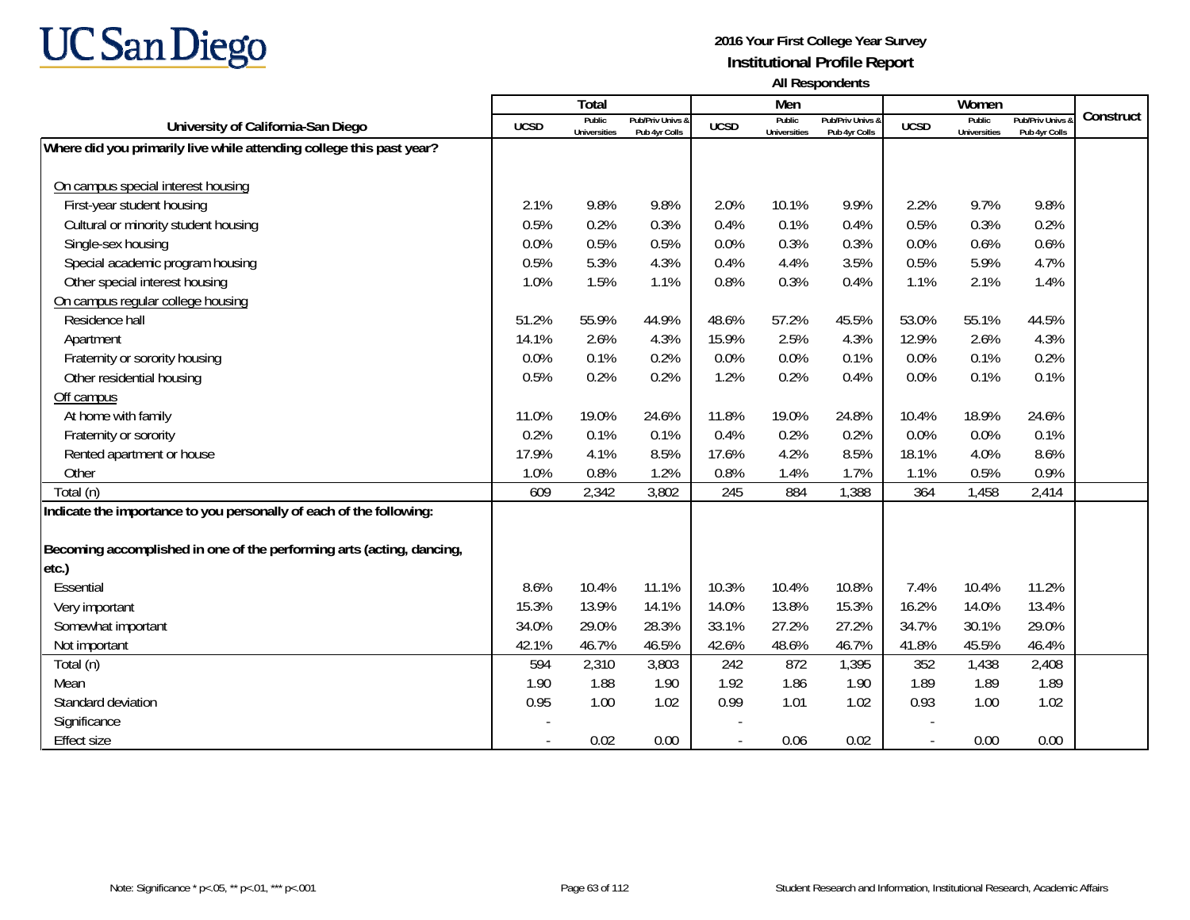# 2016 Your First College Year Survey

## Institutional Profile Report

**All Respondents**

| University of California-San Diego | Total | | | Men | | | Women | | | Construct |
|---|---|---|---|---|---|---|---|---|---|---|
| | UCSD | Public Universities | Pub/Priv Univs & Pub 4yr Colls | UCSD | Public Universities | Pub/Priv Univs & Pub 4yr Colls | UCSD | Public Universities | Pub/Priv Univs & Pub 4yr Colls | |
| **Where did you primarily live while attending college this past year?** | | | | | | | | | | |
| On campus special interest housing | | | | | | | | | | |
| First-year student housing | 2.1% | 9.8% | 9.8% | 2.0% | 10.1% | 9.9% | 2.2% | 9.7% | 9.8% | |
| Cultural or minority student housing | 0.5% | 0.2% | 0.3% | 0.4% | 0.1% | 0.4% | 0.5% | 0.3% | 0.2% | |
| Single-sex housing | 0.0% | 0.5% | 0.5% | 0.0% | 0.3% | 0.3% | 0.0% | 0.6% | 0.6% | |
| Special academic program housing | 0.5% | 5.3% | 4.3% | 0.4% | 4.4% | 3.5% | 0.5% | 5.9% | 4.7% | |
| Other special interest housing | 1.0% | 1.5% | 1.1% | 0.8% | 0.3% | 0.4% | 1.1% | 2.1% | 1.4% | |
| On campus regular college housing | | | | | | | | | | |
| Residence hall | 51.2% | 55.9% | 44.9% | 48.6% | 57.2% | 45.5% | 53.0% | 55.1% | 44.5% | |
| Apartment | 14.1% | 2.6% | 4.3% | 15.9% | 2.5% | 4.3% | 12.9% | 2.6% | 4.3% | |
| Fraternity or sorority housing | 0.0% | 0.1% | 0.2% | 0.0% | 0.0% | 0.1% | 0.0% | 0.1% | 0.2% | |
| Other residential housing | 0.5% | 0.2% | 0.2% | 1.2% | 0.2% | 0.4% | 0.0% | 0.1% | 0.1% | |
| Off campus | | | | | | | | | | |
| At home with family | 11.0% | 19.0% | 24.6% | 11.8% | 19.0% | 24.8% | 10.4% | 18.9% | 24.6% | |
| Fraternity or sorority | 0.2% | 0.1% | 0.1% | 0.4% | 0.2% | 0.2% | 0.0% | 0.0% | 0.1% | |
| Rented apartment or house | 17.9% | 4.1% | 8.5% | 17.6% | 4.2% | 8.5% | 18.1% | 4.0% | 8.6% | |
| Other | 1.0% | 0.8% | 1.2% | 0.8% | 1.4% | 1.7% | 1.1% | 0.5% | 0.9% | |
| Total (n) | 609 | 2,342 | 3,802 | 245 | 884 | 1,388 | 364 | 1,458 | 2,414 | |
| **Indicate the importance to you personally of each of the following:** | | | | | | | | | | |
| **Becoming accomplished in one of the performing arts (acting, dancing, etc.)** | | | | | | | | | | |
| Essential | 8.6% | 10.4% | 11.1% | 10.3% | 10.4% | 10.8% | 7.4% | 10.4% | 11.2% | |
| Very important | 15.3% | 13.9% | 14.1% | 14.0% | 13.8% | 15.3% | 16.2% | 14.0% | 13.4% | |
| Somewhat important | 34.0% | 29.0% | 28.3% | 33.1% | 27.2% | 27.2% | 34.7% | 30.1% | 29.0% | |
| Not important | 42.1% | 46.7% | 46.5% | 42.6% | 48.6% | 46.7% | 41.8% | 45.5% | 46.4% | |
| Total (n) | 594 | 2,310 | 3,803 | 242 | 872 | 1,395 | 352 | 1,438 | 2,408 | |
| Mean | 1.90 | 1.88 | 1.90 | 1.92 | 1.86 | 1.90 | 1.89 | 1.89 | 1.89 | |
| Standard deviation | 0.95 | 1.00 | 1.02 | 0.99 | 1.01 | 1.02 | 0.93 | 1.00 | 1.02 | |
| Significance | - | | | - | | | - | | | |
| Effect size | - | 0.02 | 0.00 | - | 0.06 | 0.02 | - | 0.00 | 0.00 | |

Note: Significance * p<.05, ** p<.01, *** p<.001

Student Research and Information, Institutional Research, Academic Affairs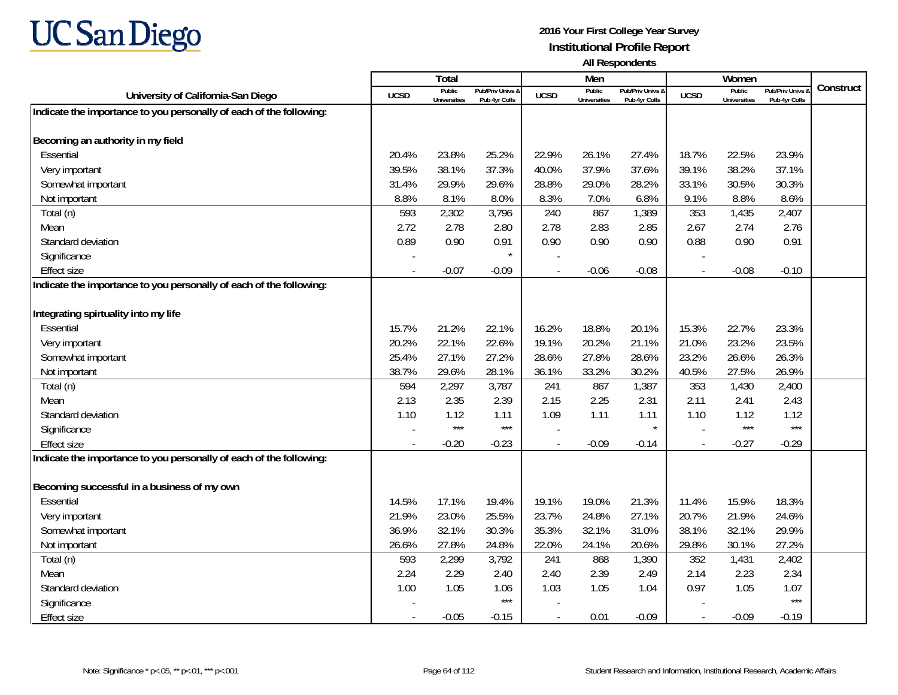# 2016 Your First College Year Survey

## Institutional Profile Report

### All Respondents

| University of California-San Diego | Total | | | Men | | | Women | | | Construct |
|---|---|---|---|---|---|---|---|---|---|---|
| | UCSD | Public Universities | Pub/Priv Univs & Pub 4yr Colls | UCSD | Public Universities | Pub/Priv Univs & Pub 4yr Colls | UCSD | Public Universities | Pub/Priv Univs & Pub 4yr Colls | |
| **Indicate the importance to you personally of each of the following:** | | | | | | | | | | |
| **Becoming an authority in my field** | | | | | | | | | | |
| Essential | 20.4% | 23.8% | 25.2% | 22.9% | 26.1% | 27.4% | 18.7% | 22.5% | 23.9% | |
| Very important | 39.5% | 38.1% | 37.3% | 40.0% | 37.9% | 37.6% | 39.1% | 38.2% | 37.1% | |
| Somewhat important | 31.4% | 29.9% | 29.6% | 28.8% | 29.0% | 28.2% | 33.1% | 30.5% | 30.3% | |
| Not important | 8.8% | 8.1% | 8.0% | 8.3% | 7.0% | 6.8% | 9.1% | 8.8% | 8.6% | |
| Total (n) | 593 | 2,302 | 3,796 | 240 | 867 | 1,389 | 353 | 1,435 | 2,407 | |
| Mean | 2.72 | 2.78 | 2.80 | 2.78 | 2.83 | 2.85 | 2.67 | 2.74 | 2.76 | |
| Standard deviation | 0.89 | 0.90 | 0.91 | 0.90 | 0.90 | 0.90 | 0.88 | 0.90 | 0.91 | |
| Significance | - | | * | - | | | - | | | |
| Effect size | - | -0.07 | -0.09 | - | -0.06 | -0.08 | - | -0.08 | -0.10 | |
| **Indicate the importance to you personally of each of the following:** | | | | | | | | | | |
| **Integrating spirtuality into my life** | | | | | | | | | | |
| Essential | 15.7% | 21.2% | 22.1% | 16.2% | 18.8% | 20.1% | 15.3% | 22.7% | 23.3% | |
| Very important | 20.2% | 22.1% | 22.6% | 19.1% | 20.2% | 21.1% | 21.0% | 23.2% | 23.5% | |
| Somewhat important | 25.4% | 27.1% | 27.2% | 28.6% | 27.8% | 28.6% | 23.2% | 26.6% | 26.3% | |
| Not important | 38.7% | 29.6% | 28.1% | 36.1% | 33.2% | 30.2% | 40.5% | 27.5% | 26.9% | |
| Total (n) | 594 | 2,297 | 3,787 | 241 | 867 | 1,387 | 353 | 1,430 | 2,400 | |
| Mean | 2.13 | 2.35 | 2.39 | 2.15 | 2.25 | 2.31 | 2.11 | 2.41 | 2.43 | |
| Standard deviation | 1.10 | 1.12 | 1.11 | 1.09 | 1.11 | 1.11 | 1.10 | 1.12 | 1.12 | |
| Significance | - | *** | *** | - | | * | - | *** | *** | |
| Effect size | - | -0.20 | -0.23 | - | -0.09 | -0.14 | - | -0.27 | -0.29 | |
| **Indicate the importance to you personally of each of the following:** | | | | | | | | | | |
| **Becoming successful in a business of my own** | | | | | | | | | | |
| Essential | 14.5% | 17.1% | 19.4% | 19.1% | 19.0% | 21.3% | 11.4% | 15.9% | 18.3% | |
| Very important | 21.9% | 23.0% | 25.5% | 23.7% | 24.8% | 27.1% | 20.7% | 21.9% | 24.6% | |
| Somewhat important | 36.9% | 32.1% | 30.3% | 35.3% | 32.1% | 31.0% | 38.1% | 32.1% | 29.9% | |
| Not important | 26.6% | 27.8% | 24.8% | 22.0% | 24.1% | 20.6% | 29.8% | 30.1% | 27.2% | |
| Total (n) | 593 | 2,299 | 3,792 | 241 | 868 | 1,390 | 352 | 1,431 | 2,402 | |
| Mean | 2.24 | 2.29 | 2.40 | 2.40 | 2.39 | 2.49 | 2.14 | 2.23 | 2.34 | |
| Standard deviation | 1.00 | 1.05 | 1.06 | 1.03 | 1.05 | 1.04 | 0.97 | 1.05 | 1.07 | |
| Significance | - | | *** | - | | | - | | *** | |
| Effect size | - | -0.05 | -0.15 | - | 0.01 | -0.09 | - | -0.09 | -0.19 | |

Note: Significance * p<.05, ** p<.01, *** p<.001

Student Research and Information, Institutional Research, Academic Affairs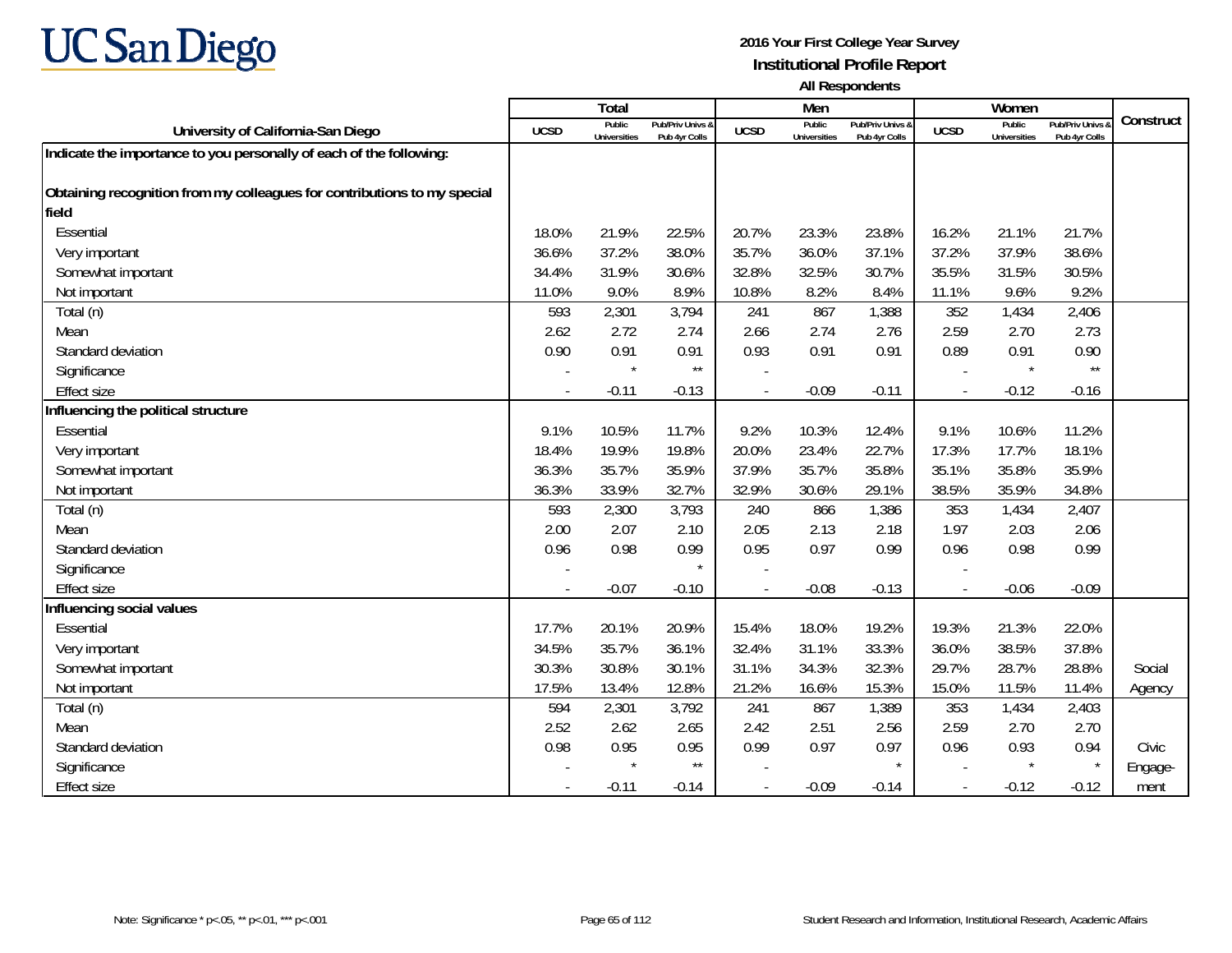# UC San Diego

**2016 Your First College Year Survey**
**Institutional Profile Report**
**All Respondents**

| University of California-San Diego | Total UCSD | Total Public Universities | Total Pub/Priv Univs & Pub 4yr Colls | Men UCSD | Men Public Universities | Men Pub/Priv Univs & Pub 4yr Colls | Women UCSD | Women Public Universities | Women Pub/Priv Univs & Pub 4yr Colls | Construct |
|---|---|---|---|---|---|---|---|---|---|---|
| **Indicate the importance to you personally of each of the following:** | | | | | | | | | | |
| **Obtaining recognition from my colleagues for contributions to my special field** | | | | | | | | | | |
| Essential | 18.0% | 21.9% | 22.5% | 20.7% | 23.3% | 23.8% | 16.2% | 21.1% | 21.7% | |
| Very important | 36.6% | 37.2% | 38.0% | 35.7% | 36.0% | 37.1% | 37.2% | 37.9% | 38.6% | |
| Somewhat important | 34.4% | 31.9% | 30.6% | 32.8% | 32.5% | 30.7% | 35.5% | 31.5% | 30.5% | |
| Not important | 11.0% | 9.0% | 8.9% | 10.8% | 8.2% | 8.4% | 11.1% | 9.6% | 9.2% | |
| Total (n) | 593 | 2,301 | 3,794 | 241 | 867 | 1,388 | 352 | 1,434 | 2,406 | |
| Mean | 2.62 | 2.72 | 2.74 | 2.66 | 2.74 | 2.76 | 2.59 | 2.70 | 2.73 | |
| Standard deviation | 0.90 | 0.91 | 0.91 | 0.93 | 0.91 | 0.91 | 0.89 | 0.91 | 0.90 | |
| Significance | - | * | ** | - | | | - | * | ** | |
| Effect size | - | -0.11 | -0.13 | - | -0.09 | -0.11 | - | -0.12 | -0.16 | |
| **Influencing the political structure** | | | | | | | | | | |
| Essential | 9.1% | 10.5% | 11.7% | 9.2% | 10.3% | 12.4% | 9.1% | 10.6% | 11.2% | |
| Very important | 18.4% | 19.9% | 19.8% | 20.0% | 23.4% | 22.7% | 17.3% | 17.7% | 18.1% | |
| Somewhat important | 36.3% | 35.7% | 35.9% | 37.9% | 35.7% | 35.8% | 35.1% | 35.8% | 35.9% | |
| Not important | 36.3% | 33.9% | 32.7% | 32.9% | 30.6% | 29.1% | 38.5% | 35.9% | 34.8% | |
| Total (n) | 593 | 2,300 | 3,793 | 240 | 866 | 1,386 | 353 | 1,434 | 2,407 | |
| Mean | 2.00 | 2.07 | 2.10 | 2.05 | 2.13 | 2.18 | 1.97 | 2.03 | 2.06 | |
| Standard deviation | 0.96 | 0.98 | 0.99 | 0.95 | 0.97 | 0.99 | 0.96 | 0.98 | 0.99 | |
| Significance | - | | * | - | | | - | | | |
| Effect size | - | -0.07 | -0.10 | - | -0.08 | -0.13 | - | -0.06 | -0.09 | |
| **Influencing social values** | | | | | | | | | | |
| Essential | 17.7% | 20.1% | 20.9% | 15.4% | 18.0% | 19.2% | 19.3% | 21.3% | 22.0% | |
| Very important | 34.5% | 35.7% | 36.1% | 32.4% | 31.1% | 33.3% | 36.0% | 38.5% | 37.8% | |
| Somewhat important | 30.3% | 30.8% | 30.1% | 31.1% | 34.3% | 32.3% | 29.7% | 28.7% | 28.8% | Social |
| Not important | 17.5% | 13.4% | 12.8% | 21.2% | 16.6% | 15.3% | 15.0% | 11.5% | 11.4% | Agency |
| Total (n) | 594 | 2,301 | 3,792 | 241 | 867 | 1,389 | 353 | 1,434 | 2,403 | |
| Mean | 2.52 | 2.62 | 2.65 | 2.42 | 2.51 | 2.56 | 2.59 | 2.70 | 2.70 | |
| Standard deviation | 0.98 | 0.95 | 0.95 | 0.99 | 0.97 | 0.97 | 0.96 | 0.93 | 0.94 | Civic |
| Significance | - | * | ** | - | | * | - | * | * | Engage- |
| Effect size | - | -0.11 | -0.14 | - | -0.09 | -0.14 | - | -0.12 | -0.12 | ment |

Note: Significance * p<.05, ** p<.01, *** p<.001

Student Research and Information, Institutional Research, Academic Affairs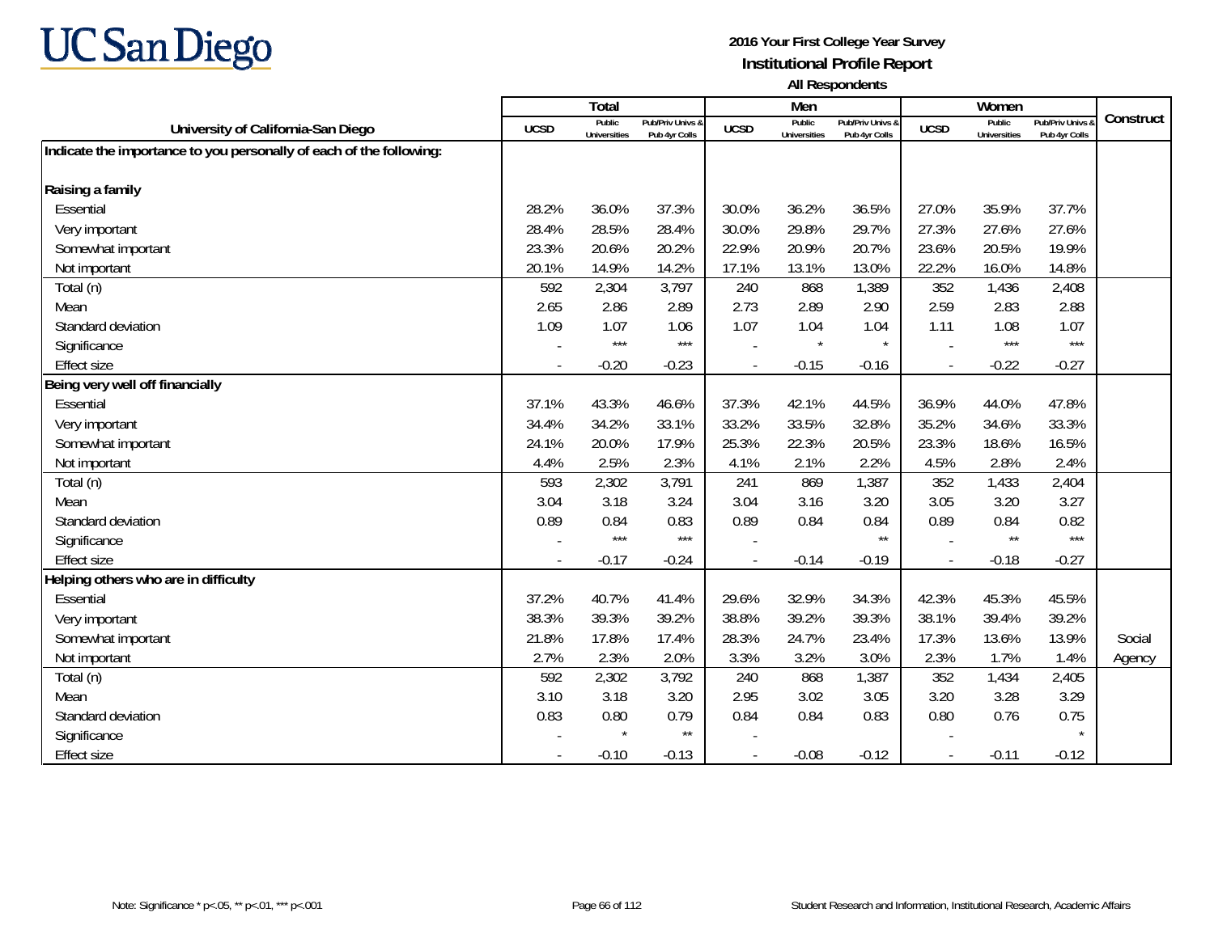2016 Your First College Year Survey
Institutional Profile Report
All Respondents

| University of California-San Diego | Total | | | Men | | | Women | | | Construct |
|---|---|---|---|---|---|---|---|---|---|---|
| | UCSD | Public Universities | Pub/Priv Univs & Pub 4yr Colls | UCSD | Public Universities | Pub/Priv Univs & Pub 4yr Colls | UCSD | Public Universities | Pub/Priv Univs & Pub 4yr Colls | |
| **Indicate the importance to you personally of each of the following:** | | | | | | | | | | |
| **Raising a family** | | | | | | | | | | |
| Essential | 28.2% | 36.0% | 37.3% | 30.0% | 36.2% | 36.5% | 27.0% | 35.9% | 37.7% | |
| Very important | 28.4% | 28.5% | 28.4% | 30.0% | 29.8% | 29.7% | 27.3% | 27.6% | 27.6% | |
| Somewhat important | 23.3% | 20.6% | 20.2% | 22.9% | 20.9% | 20.7% | 23.6% | 20.5% | 19.9% | |
| Not important | 20.1% | 14.9% | 14.2% | 17.1% | 13.1% | 13.0% | 22.2% | 16.0% | 14.8% | |
| Total (n) | 592 | 2,304 | 3,797 | 240 | 868 | 1,389 | 352 | 1,436 | 2,408 | |
| Mean | 2.65 | 2.86 | 2.89 | 2.73 | 2.89 | 2.90 | 2.59 | 2.83 | 2.88 | |
| Standard deviation | 1.09 | 1.07 | 1.06 | 1.07 | 1.04 | 1.04 | 1.11 | 1.08 | 1.07 | |
| Significance | - | *** | *** | - | * | * | - | *** | *** | |
| Effect size | - | -0.20 | -0.23 | - | -0.15 | -0.16 | - | -0.22 | -0.27 | |
| **Being very well off financially** | | | | | | | | | | |
| Essential | 37.1% | 43.3% | 46.6% | 37.3% | 42.1% | 44.5% | 36.9% | 44.0% | 47.8% | |
| Very important | 34.4% | 34.2% | 33.1% | 33.2% | 33.5% | 32.8% | 35.2% | 34.6% | 33.3% | |
| Somewhat important | 24.1% | 20.0% | 17.9% | 25.3% | 22.3% | 20.5% | 23.3% | 18.6% | 16.5% | |
| Not important | 4.4% | 2.5% | 2.3% | 4.1% | 2.1% | 2.2% | 4.5% | 2.8% | 2.4% | |
| Total (n) | 593 | 2,302 | 3,791 | 241 | 869 | 1,387 | 352 | 1,433 | 2,404 | |
| Mean | 3.04 | 3.18 | 3.24 | 3.04 | 3.16 | 3.20 | 3.05 | 3.20 | 3.27 | |
| Standard deviation | 0.89 | 0.84 | 0.83 | 0.89 | 0.84 | 0.84 | 0.89 | 0.84 | 0.82 | |
| Significance | - | *** | *** | - | | ** | - | ** | *** | |
| Effect size | - | -0.17 | -0.24 | - | -0.14 | -0.19 | - | -0.18 | -0.27 | |
| **Helping others who are in difficulty** | | | | | | | | | | |
| Essential | 37.2% | 40.7% | 41.4% | 29.6% | 32.9% | 34.3% | 42.3% | 45.3% | 45.5% | |
| Very important | 38.3% | 39.3% | 39.2% | 38.8% | 39.2% | 39.3% | 38.1% | 39.4% | 39.2% | |
| Somewhat important | 21.8% | 17.8% | 17.4% | 28.3% | 24.7% | 23.4% | 17.3% | 13.6% | 13.9% | Social |
| Not important | 2.7% | 2.3% | 2.0% | 3.3% | 3.2% | 3.0% | 2.3% | 1.7% | 1.4% | Agency |
| Total (n) | 592 | 2,302 | 3,792 | 240 | 868 | 1,387 | 352 | 1,434 | 2,405 | |
| Mean | 3.10 | 3.18 | 3.20 | 2.95 | 3.02 | 3.05 | 3.20 | 3.28 | 3.29 | |
| Standard deviation | 0.83 | 0.80 | 0.79 | 0.84 | 0.84 | 0.83 | 0.80 | 0.76 | 0.75 | |
| Significance | - | * | ** | - | | | - | | * | |
| Effect size | - | -0.10 | -0.13 | - | -0.08 | -0.12 | - | -0.11 | -0.12 | |

Note: Significance * p<.05, ** p<.01, *** p<.001

Student Research and Information, Institutional Research, Academic Affairs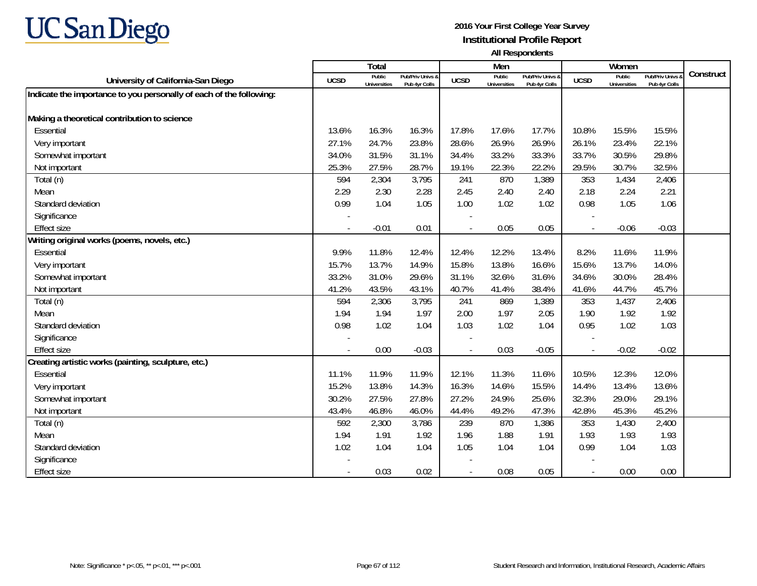UC San Diego

**2016 Your First College Year Survey**
**Institutional Profile Report**
**All Respondents**

| University of California-San Diego | Total | | | Men | | | Women | | | Construct |
|---|---|---|---|---|---|---|---|---|---|---|
| | UCSD | Public Universities | Pub/Priv Univs & Pub 4yr Colls | UCSD | Public Universities | Pub/Priv Univs & Pub 4yr Colls | UCSD | Public Universities | Pub/Priv Univs & Pub 4yr Colls | |
| **Indicate the importance to you personally of each of the following:** | | | | | | | | | | |
| **Making a theoretical contribution to science** | | | | | | | | | | |
| Essential | 13.6% | 16.3% | 16.3% | 17.8% | 17.6% | 17.7% | 10.8% | 15.5% | 15.5% | |
| Very important | 27.1% | 24.7% | 23.8% | 28.6% | 26.9% | 26.9% | 26.1% | 23.4% | 22.1% | |
| Somewhat important | 34.0% | 31.5% | 31.1% | 34.4% | 33.2% | 33.3% | 33.7% | 30.5% | 29.8% | |
| Not important | 25.3% | 27.5% | 28.7% | 19.1% | 22.3% | 22.2% | 29.5% | 30.7% | 32.5% | |
| Total (n) | 594 | 2,304 | 3,795 | 241 | 870 | 1,389 | 353 | 1,434 | 2,406 | |
| Mean | 2.29 | 2.30 | 2.28 | 2.45 | 2.40 | 2.40 | 2.18 | 2.24 | 2.21 | |
| Standard deviation | 0.99 | 1.04 | 1.05 | 1.00 | 1.02 | 1.02 | 0.98 | 1.05 | 1.06 | |
| Significance | - | | | - | | | - | | | |
| Effect size | - | -0.01 | 0.01 | - | 0.05 | 0.05 | - | -0.06 | -0.03 | |
| **Writing original works (poems, novels, etc.)** | | | | | | | | | | |
| Essential | 9.9% | 11.8% | 12.4% | 12.4% | 12.2% | 13.4% | 8.2% | 11.6% | 11.9% | |
| Very important | 15.7% | 13.7% | 14.9% | 15.8% | 13.8% | 16.6% | 15.6% | 13.7% | 14.0% | |
| Somewhat important | 33.2% | 31.0% | 29.6% | 31.1% | 32.6% | 31.6% | 34.6% | 30.0% | 28.4% | |
| Not important | 41.2% | 43.5% | 43.1% | 40.7% | 41.4% | 38.4% | 41.6% | 44.7% | 45.7% | |
| Total (n) | 594 | 2,306 | 3,795 | 241 | 869 | 1,389 | 353 | 1,437 | 2,406 | |
| Mean | 1.94 | 1.94 | 1.97 | 2.00 | 1.97 | 2.05 | 1.90 | 1.92 | 1.92 | |
| Standard deviation | 0.98 | 1.02 | 1.04 | 1.03 | 1.02 | 1.04 | 0.95 | 1.02 | 1.03 | |
| Significance | - | | | - | | | - | | | |
| Effect size | - | 0.00 | -0.03 | - | 0.03 | -0.05 | - | -0.02 | -0.02 | |
| **Creating artistic works (painting, sculpture, etc.)** | | | | | | | | | | |
| Essential | 11.1% | 11.9% | 11.9% | 12.1% | 11.3% | 11.6% | 10.5% | 12.3% | 12.0% | |
| Very important | 15.2% | 13.8% | 14.3% | 16.3% | 14.6% | 15.5% | 14.4% | 13.4% | 13.6% | |
| Somewhat important | 30.2% | 27.5% | 27.8% | 27.2% | 24.9% | 25.6% | 32.3% | 29.0% | 29.1% | |
| Not important | 43.4% | 46.8% | 46.0% | 44.4% | 49.2% | 47.3% | 42.8% | 45.3% | 45.2% | |
| Total (n) | 592 | 2,300 | 3,786 | 239 | 870 | 1,386 | 353 | 1,430 | 2,400 | |
| Mean | 1.94 | 1.91 | 1.92 | 1.96 | 1.88 | 1.91 | 1.93 | 1.93 | 1.93 | |
| Standard deviation | 1.02 | 1.04 | 1.04 | 1.05 | 1.04 | 1.04 | 0.99 | 1.04 | 1.03 | |
| Significance | - | | | - | | | - | | | |
| Effect size | - | 0.03 | 0.02 | - | 0.08 | 0.05 | - | 0.00 | 0.00 | |

Note: Significance * p<.05, ** p<.01, *** p<.001

Student Research and Information, Institutional Research, Academic Affairs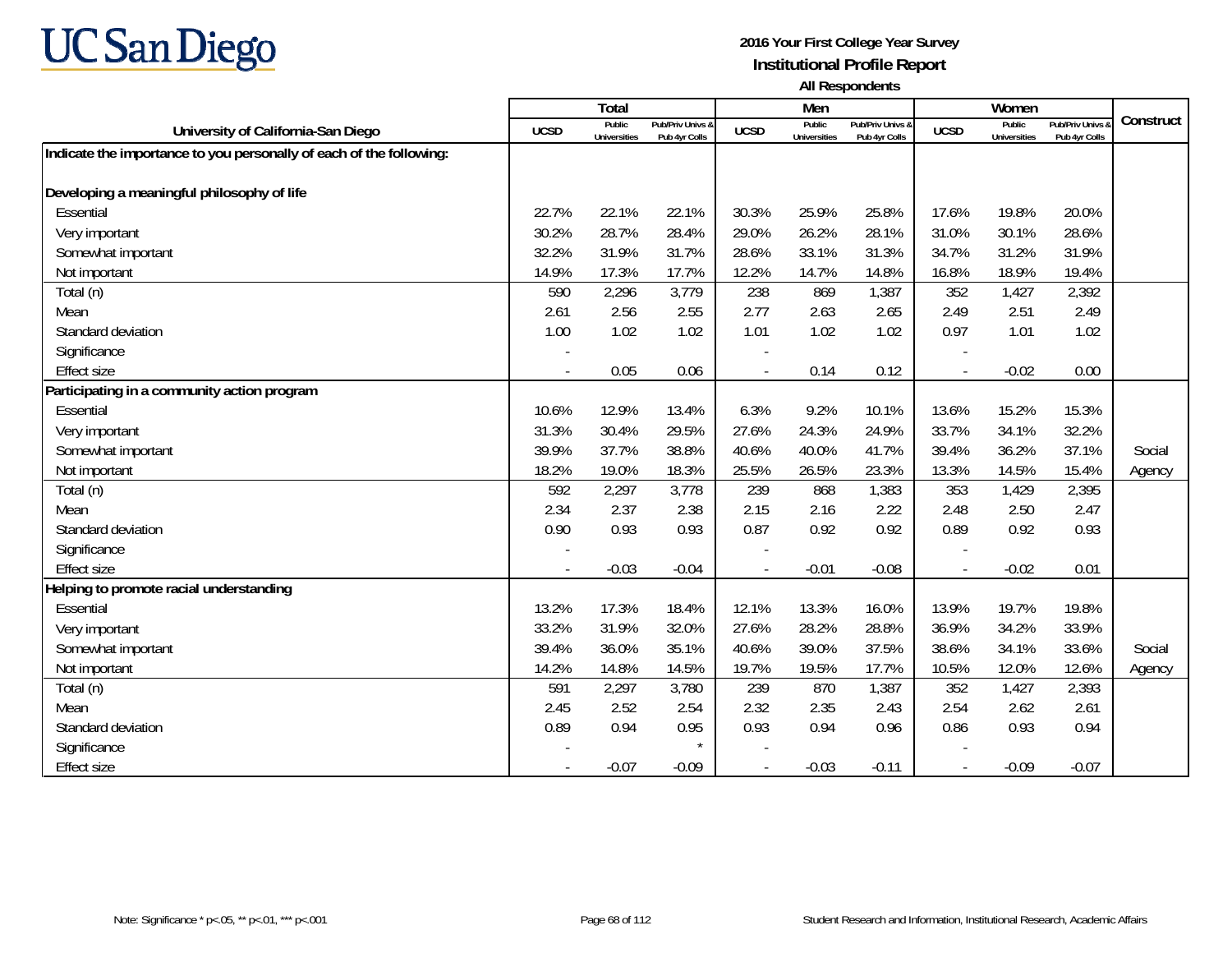**2016 Your First College Year Survey**

**Institutional Profile Report**

**All Respondents**

| University of California-San Diego | Total | | | Men | | | Women | | | Construct |
|---|---|---|---|---|---|---|---|---|---|---|
| | UCSD | Public Universities | Pub/Priv Univs & Pub 4yr Colls | UCSD | Public Universities | Pub/Priv Univs & Pub 4yr Colls | UCSD | Public Universities | Pub/Priv Univs & Pub 4yr Colls | |
| **Indicate the importance to you personally of each of the following:** | | | | | | | | | | |
| **Developing a meaningful philosophy of life** | | | | | | | | | | |
| Essential | 22.7% | 22.1% | 22.1% | 30.3% | 25.9% | 25.8% | 17.6% | 19.8% | 20.0% | |
| Very important | 30.2% | 28.7% | 28.4% | 29.0% | 26.2% | 28.1% | 31.0% | 30.1% | 28.6% | |
| Somewhat important | 32.2% | 31.9% | 31.7% | 28.6% | 33.1% | 31.3% | 34.7% | 31.2% | 31.9% | |
| Not important | 14.9% | 17.3% | 17.7% | 12.2% | 14.7% | 14.8% | 16.8% | 18.9% | 19.4% | |
| Total (n) | 590 | 2,296 | 3,779 | 238 | 869 | 1,387 | 352 | 1,427 | 2,392 | |
| Mean | 2.61 | 2.56 | 2.55 | 2.77 | 2.63 | 2.65 | 2.49 | 2.51 | 2.49 | |
| Standard deviation | 1.00 | 1.02 | 1.02 | 1.01 | 1.02 | 1.02 | 0.97 | 1.01 | 1.02 | |
| Significance | - | | | - | | | - | | | |
| Effect size | - | 0.05 | 0.06 | - | 0.14 | 0.12 | - | -0.02 | 0.00 | |
| **Participating in a community action program** | | | | | | | | | | |
| Essential | 10.6% | 12.9% | 13.4% | 6.3% | 9.2% | 10.1% | 13.6% | 15.2% | 15.3% | |
| Very important | 31.3% | 30.4% | 29.5% | 27.6% | 24.3% | 24.9% | 33.7% | 34.1% | 32.2% | |
| Somewhat important | 39.9% | 37.7% | 38.8% | 40.6% | 40.0% | 41.7% | 39.4% | 36.2% | 37.1% | Social |
| Not important | 18.2% | 19.0% | 18.3% | 25.5% | 26.5% | 23.3% | 13.3% | 14.5% | 15.4% | Agency |
| Total (n) | 592 | 2,297 | 3,778 | 239 | 868 | 1,383 | 353 | 1,429 | 2,395 | |
| Mean | 2.34 | 2.37 | 2.38 | 2.15 | 2.16 | 2.22 | 2.48 | 2.50 | 2.47 | |
| Standard deviation | 0.90 | 0.93 | 0.93 | 0.87 | 0.92 | 0.92 | 0.89 | 0.92 | 0.93 | |
| Significance | - | | | - | | | - | | | |
| Effect size | - | -0.03 | -0.04 | - | -0.01 | -0.08 | - | -0.02 | 0.01 | |
| **Helping to promote racial understanding** | | | | | | | | | | |
| Essential | 13.2% | 17.3% | 18.4% | 12.1% | 13.3% | 16.0% | 13.9% | 19.7% | 19.8% | |
| Very important | 33.2% | 31.9% | 32.0% | 27.6% | 28.2% | 28.8% | 36.9% | 34.2% | 33.9% | |
| Somewhat important | 39.4% | 36.0% | 35.1% | 40.6% | 39.0% | 37.5% | 38.6% | 34.1% | 33.6% | Social |
| Not important | 14.2% | 14.8% | 14.5% | 19.7% | 19.5% | 17.7% | 10.5% | 12.0% | 12.6% | Agency |
| Total (n) | 591 | 2,297 | 3,780 | 239 | 870 | 1,387 | 352 | 1,427 | 2,393 | |
| Mean | 2.45 | 2.52 | 2.54 | 2.32 | 2.35 | 2.43 | 2.54 | 2.62 | 2.61 | |
| Standard deviation | 0.89 | 0.94 | 0.95 | 0.93 | 0.94 | 0.96 | 0.86 | 0.93 | 0.94 | |
| Significance | - | | * | - | | | - | | | |
| Effect size | - | -0.07 | -0.09 | - | -0.03 | -0.11 | - | -0.09 | -0.07 | |

Note: Significance * p<.05, ** p<.01, *** p<.001

Student Research and Information, Institutional Research, Academic Affairs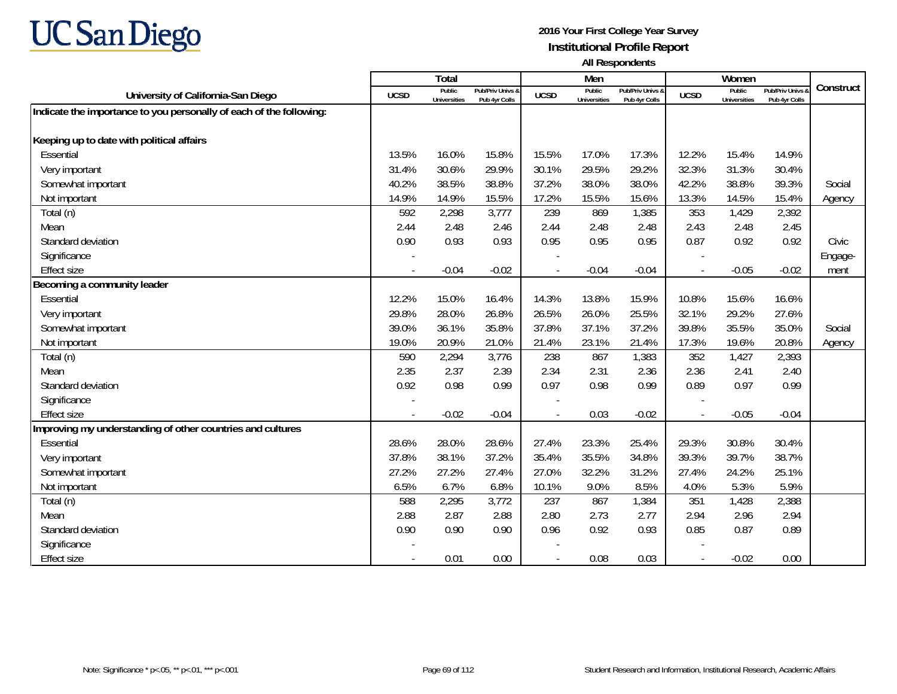# UC San Diego

**2016 Your First College Year Survey**
**Institutional Profile Report**
**All Respondents**

| University of California-San Diego | Total | | | Men | | | Women | | | Construct |
|---|---|---|---|---|---|---|---|---|---|---|
| | UCSD | Public Universities | Pub/Priv Univs & Pub 4yr Colls | UCSD | Public Universities | Pub/Priv Univs & Pub 4yr Colls | UCSD | Public Universities | Pub/Priv Univs & Pub 4yr Colls | |
| **Indicate the importance to you personally of each of the following:** | | | | | | | | | | |
| **Keeping up to date with political affairs** | | | | | | | | | | |
| Essential | 13.5% | 16.0% | 15.8% | 15.5% | 17.0% | 17.3% | 12.2% | 15.4% | 14.9% | |
| Very important | 31.4% | 30.6% | 29.9% | 30.1% | 29.5% | 29.2% | 32.3% | 31.3% | 30.4% | |
| Somewhat important | 40.2% | 38.5% | 38.8% | 37.2% | 38.0% | 38.0% | 42.2% | 38.8% | 39.3% | Social |
| Not important | 14.9% | 14.9% | 15.5% | 17.2% | 15.5% | 15.6% | 13.3% | 14.5% | 15.4% | Agency |
| Total (n) | 592 | 2,298 | 3,777 | 239 | 869 | 1,385 | 353 | 1,429 | 2,392 | |
| Mean | 2.44 | 2.48 | 2.46 | 2.44 | 2.48 | 2.48 | 2.43 | 2.48 | 2.45 | |
| Standard deviation | 0.90 | 0.93 | 0.93 | 0.95 | 0.95 | 0.95 | 0.87 | 0.92 | 0.92 | Civic |
| Significance | - | | | - | | | - | | | Engage- |
| Effect size | - | -0.04 | -0.02 | - | -0.04 | -0.04 | - | -0.05 | -0.02 | ment |
| **Becoming a community leader** | | | | | | | | | | |
| Essential | 12.2% | 15.0% | 16.4% | 14.3% | 13.8% | 15.9% | 10.8% | 15.6% | 16.6% | |
| Very important | 29.8% | 28.0% | 26.8% | 26.5% | 26.0% | 25.5% | 32.1% | 29.2% | 27.6% | |
| Somewhat important | 39.0% | 36.1% | 35.8% | 37.8% | 37.1% | 37.2% | 39.8% | 35.5% | 35.0% | Social |
| Not important | 19.0% | 20.9% | 21.0% | 21.4% | 23.1% | 21.4% | 17.3% | 19.6% | 20.8% | Agency |
| Total (n) | 590 | 2,294 | 3,776 | 238 | 867 | 1,383 | 352 | 1,427 | 2,393 | |
| Mean | 2.35 | 2.37 | 2.39 | 2.34 | 2.31 | 2.36 | 2.36 | 2.41 | 2.40 | |
| Standard deviation | 0.92 | 0.98 | 0.99 | 0.97 | 0.98 | 0.99 | 0.89 | 0.97 | 0.99 | |
| Significance | - | | | - | | | - | | | |
| Effect size | - | -0.02 | -0.04 | - | 0.03 | -0.02 | - | -0.05 | -0.04 | |
| **Improving my understanding of other countries and cultures** | | | | | | | | | | |
| Essential | 28.6% | 28.0% | 28.6% | 27.4% | 23.3% | 25.4% | 29.3% | 30.8% | 30.4% | |
| Very important | 37.8% | 38.1% | 37.2% | 35.4% | 35.5% | 34.8% | 39.3% | 39.7% | 38.7% | |
| Somewhat important | 27.2% | 27.2% | 27.4% | 27.0% | 32.2% | 31.2% | 27.4% | 24.2% | 25.1% | |
| Not important | 6.5% | 6.7% | 6.8% | 10.1% | 9.0% | 8.5% | 4.0% | 5.3% | 5.9% | |
| Total (n) | 588 | 2,295 | 3,772 | 237 | 867 | 1,384 | 351 | 1,428 | 2,388 | |
| Mean | 2.88 | 2.87 | 2.88 | 2.80 | 2.73 | 2.77 | 2.94 | 2.96 | 2.94 | |
| Standard deviation | 0.90 | 0.90 | 0.90 | 0.96 | 0.92 | 0.93 | 0.85 | 0.87 | 0.89 | |
| Significance | - | | | - | | | - | | | |
| Effect size | - | 0.01 | 0.00 | - | 0.08 | 0.03 | - | -0.02 | 0.00 | |

Note: Significance * p<.05, ** p<.01, *** p<.001

Student Research and Information, Institutional Research, Academic Affairs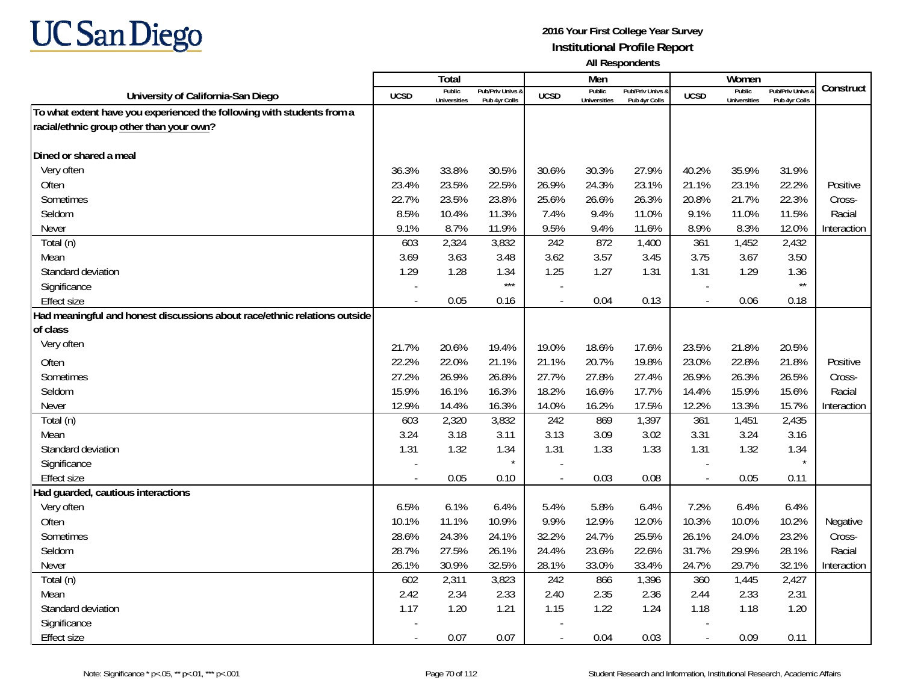# UC San Diego

**2016 Your First College Year Survey**
**Institutional Profile Report**
**All Respondents**

| University of California-San Diego | Total | | | Men | | | Women | | | Construct |
|---|---|---|---|---|---|---|---|---|---|---|
| | UCSD | Public Universities | Pub/Priv Univs & Pub 4yr Colls | UCSD | Public Universities | Pub/Priv Univs & Pub 4yr Colls | UCSD | Public Universities | Pub/Priv Univs & Pub 4yr Colls | |
| **To what extent have you experienced the following with students from a racial/ethnic group other than your own?** | | | | | | | | | | |
| **Dined or shared a meal** | | | | | | | | | | |
| Very often | 36.3% | 33.8% | 30.5% | 30.6% | 30.3% | 27.9% | 40.2% | 35.9% | 31.9% | Positive Cross-Racial Interaction |
| Often | 23.4% | 23.5% | 22.5% | 26.9% | 24.3% | 23.1% | 21.1% | 23.1% | 22.2% | |
| Sometimes | 22.7% | 23.5% | 23.8% | 25.6% | 26.6% | 26.3% | 20.8% | 21.7% | 22.3% | |
| Seldom | 8.5% | 10.4% | 11.3% | 7.4% | 9.4% | 11.0% | 9.1% | 11.0% | 11.5% | |
| Never | 9.1% | 8.7% | 11.9% | 9.5% | 9.4% | 11.6% | 8.9% | 8.3% | 12.0% | |
| Total (n) | 603 | 2,324 | 3,832 | 242 | 872 | 1,400 | 361 | 1,452 | 2,432 | |
| Mean | 3.69 | 3.63 | 3.48 | 3.62 | 3.57 | 3.45 | 3.75 | 3.67 | 3.50 | |
| Standard deviation | 1.29 | 1.28 | 1.34 | 1.25 | 1.27 | 1.31 | 1.31 | 1.29 | 1.36 | |
| Significance | - | | *** | - | | | - | | ** | |
| Effect size | - | 0.05 | 0.16 | - | 0.04 | 0.13 | - | 0.06 | 0.18 | |
| **Had meaningful and honest discussions about race/ethnic relations outside of class** | | | | | | | | | | |
| Very often | 21.7% | 20.6% | 19.4% | 19.0% | 18.6% | 17.6% | 23.5% | 21.8% | 20.5% | Positive Cross-Racial Interaction |
| Often | 22.2% | 22.0% | 21.1% | 21.1% | 20.7% | 19.8% | 23.0% | 22.8% | 21.8% | |
| Sometimes | 27.2% | 26.9% | 26.8% | 27.7% | 27.8% | 27.4% | 26.9% | 26.3% | 26.5% | |
| Seldom | 15.9% | 16.1% | 16.3% | 18.2% | 16.6% | 17.7% | 14.4% | 15.9% | 15.6% | |
| Never | 12.9% | 14.4% | 16.3% | 14.0% | 16.2% | 17.5% | 12.2% | 13.3% | 15.7% | |
| Total (n) | 603 | 2,320 | 3,832 | 242 | 869 | 1,397 | 361 | 1,451 | 2,435 | |
| Mean | 3.24 | 3.18 | 3.11 | 3.13 | 3.09 | 3.02 | 3.31 | 3.24 | 3.16 | |
| Standard deviation | 1.31 | 1.32 | 1.34 | 1.31 | 1.33 | 1.33 | 1.31 | 1.32 | 1.34 | |
| Significance | - | | * | - | | | - | | * | |
| Effect size | - | 0.05 | 0.10 | - | 0.03 | 0.08 | - | 0.05 | 0.11 | |
| **Had guarded, cautious interactions** | | | | | | | | | | |
| Very often | 6.5% | 6.1% | 6.4% | 5.4% | 5.8% | 6.4% | 7.2% | 6.4% | 6.4% | Negative Cross-Racial Interaction |
| Often | 10.1% | 11.1% | 10.9% | 9.9% | 12.9% | 12.0% | 10.3% | 10.0% | 10.2% | |
| Sometimes | 28.6% | 24.3% | 24.1% | 32.2% | 24.7% | 25.5% | 26.1% | 24.0% | 23.2% | |
| Seldom | 28.7% | 27.5% | 26.1% | 24.4% | 23.6% | 22.6% | 31.7% | 29.9% | 28.1% | |
| Never | 26.1% | 30.9% | 32.5% | 28.1% | 33.0% | 33.4% | 24.7% | 29.7% | 32.1% | |
| Total (n) | 602 | 2,311 | 3,823 | 242 | 866 | 1,396 | 360 | 1,445 | 2,427 | |
| Mean | 2.42 | 2.34 | 2.33 | 2.40 | 2.35 | 2.36 | 2.44 | 2.33 | 2.31 | |
| Standard deviation | 1.17 | 1.20 | 1.21 | 1.15 | 1.22 | 1.24 | 1.18 | 1.18 | 1.20 | |
| Significance | - | | | - | | | - | | | |
| Effect size | - | 0.07 | 0.07 | - | 0.04 | 0.03 | - | 0.09 | 0.11 | |

Note: Significance * p<.05, ** p<.01, *** p<.001

Student Research and Information, Institutional Research, Academic Affairs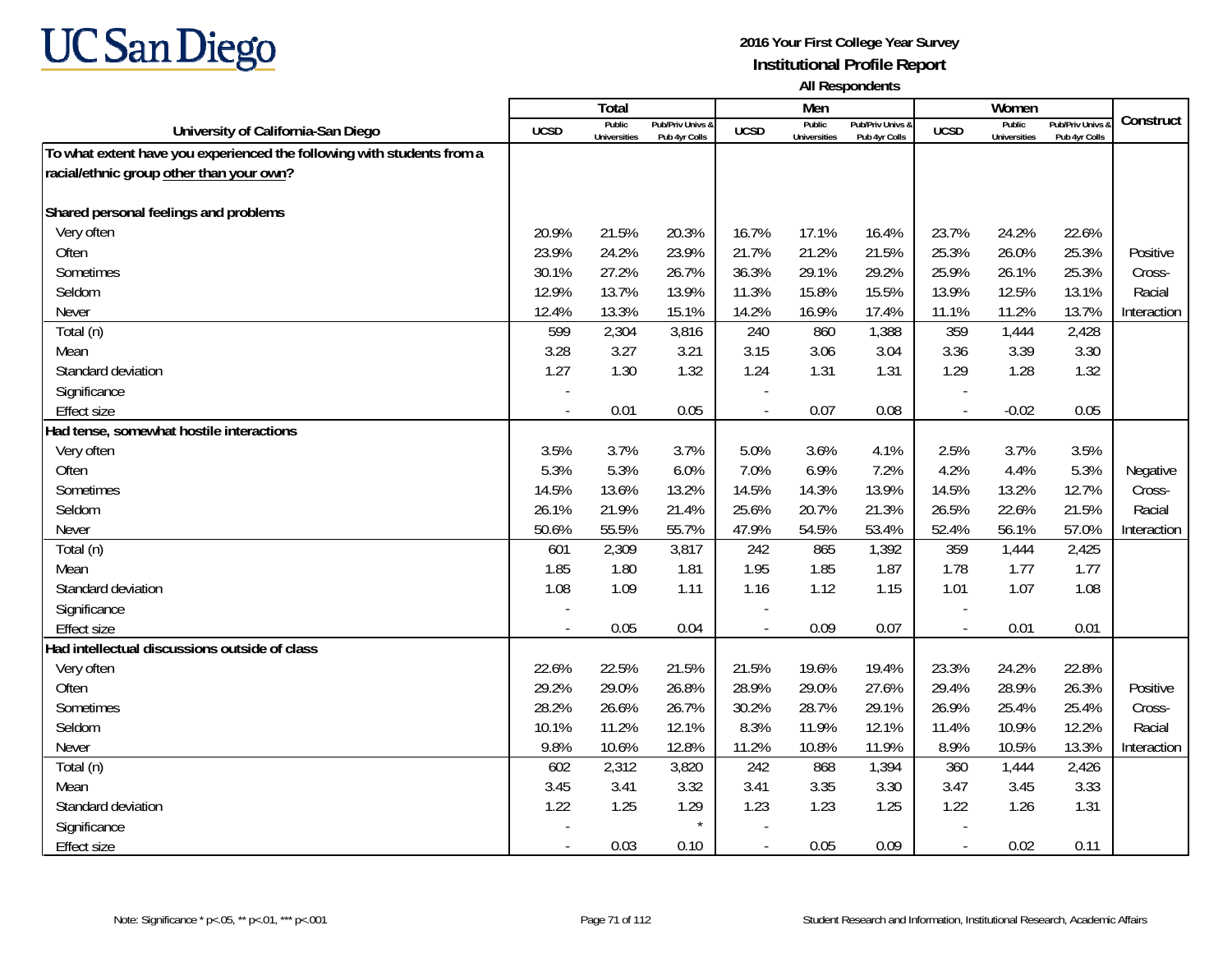UC San Diego

**2016 Your First College Year Survey**
**Institutional Profile Report**
**All Respondents**

| University of California-San Diego | Total | | | Men | | | Women | | | Construct |
|---|---|---|---|---|---|---|---|---|---|---|
| | UCSD | Public Universities | Pub/Priv Univs & Pub 4yr Colls | UCSD | Public Universities | Pub/Priv Univs & Pub 4yr Colls | UCSD | Public Universities | Pub/Priv Univs & Pub 4yr Colls | |
| **To what extent have you experienced the following with students from a racial/ethnic group other than your own?** | | | | | | | | | | |
| **Shared personal feelings and problems** | | | | | | | | | | |
| Very often | 20.9% | 21.5% | 20.3% | 16.7% | 17.1% | 16.4% | 23.7% | 24.2% | 22.6% | Positive Cross-Racial Interaction |
| Often | 23.9% | 24.2% | 23.9% | 21.7% | 21.2% | 21.5% | 25.3% | 26.0% | 25.3% | |
| Sometimes | 30.1% | 27.2% | 26.7% | 36.3% | 29.1% | 29.2% | 25.9% | 26.1% | 25.3% | |
| Seldom | 12.9% | 13.7% | 13.9% | 11.3% | 15.8% | 15.5% | 13.9% | 12.5% | 13.1% | |
| Never | 12.4% | 13.3% | 15.1% | 14.2% | 16.9% | 17.4% | 11.1% | 11.2% | 13.7% | |
| Total (n) | 599 | 2,304 | 3,816 | 240 | 860 | 1,388 | 359 | 1,444 | 2,428 | |
| Mean | 3.28 | 3.27 | 3.21 | 3.15 | 3.06 | 3.04 | 3.36 | 3.39 | 3.30 | |
| Standard deviation | 1.27 | 1.30 | 1.32 | 1.24 | 1.31 | 1.31 | 1.29 | 1.28 | 1.32 | |
| Significance | - | | | - | | | - | | | |
| Effect size | - | 0.01 | 0.05 | - | 0.07 | 0.08 | - | -0.02 | 0.05 | |
| **Had tense, somewhat hostile interactions** | | | | | | | | | | |
| Very often | 3.5% | 3.7% | 3.7% | 5.0% | 3.6% | 4.1% | 2.5% | 3.7% | 3.5% | Negative Cross-Racial Interaction |
| Often | 5.3% | 5.3% | 6.0% | 7.0% | 6.9% | 7.2% | 4.2% | 4.4% | 5.3% | |
| Sometimes | 14.5% | 13.6% | 13.2% | 14.5% | 14.3% | 13.9% | 14.5% | 13.2% | 12.7% | |
| Seldom | 26.1% | 21.9% | 21.4% | 25.6% | 20.7% | 21.3% | 26.5% | 22.6% | 21.5% | |
| Never | 50.6% | 55.5% | 55.7% | 47.9% | 54.5% | 53.4% | 52.4% | 56.1% | 57.0% | |
| Total (n) | 601 | 2,309 | 3,817 | 242 | 865 | 1,392 | 359 | 1,444 | 2,425 | |
| Mean | 1.85 | 1.80 | 1.81 | 1.95 | 1.85 | 1.87 | 1.78 | 1.77 | 1.77 | |
| Standard deviation | 1.08 | 1.09 | 1.11 | 1.16 | 1.12 | 1.15 | 1.01 | 1.07 | 1.08 | |
| Significance | - | | | - | | | - | | | |
| Effect size | - | 0.05 | 0.04 | - | 0.09 | 0.07 | - | 0.01 | 0.01 | |
| **Had intellectual discussions outside of class** | | | | | | | | | | |
| Very often | 22.6% | 22.5% | 21.5% | 21.5% | 19.6% | 19.4% | 23.3% | 24.2% | 22.8% | Positive Cross-Racial Interaction |
| Often | 29.2% | 29.0% | 26.8% | 28.9% | 29.0% | 27.6% | 29.4% | 28.9% | 26.3% | |
| Sometimes | 28.2% | 26.6% | 26.7% | 30.2% | 28.7% | 29.1% | 26.9% | 25.4% | 25.4% | |
| Seldom | 10.1% | 11.2% | 12.1% | 8.3% | 11.9% | 12.1% | 11.4% | 10.9% | 12.2% | |
| Never | 9.8% | 10.6% | 12.8% | 11.2% | 10.8% | 11.9% | 8.9% | 10.5% | 13.3% | |
| Total (n) | 602 | 2,312 | 3,820 | 242 | 868 | 1,394 | 360 | 1,444 | 2,426 | |
| Mean | 3.45 | 3.41 | 3.32 | 3.41 | 3.35 | 3.30 | 3.47 | 3.45 | 3.33 | |
| Standard deviation | 1.22 | 1.25 | 1.29 | 1.23 | 1.23 | 1.25 | 1.22 | 1.26 | 1.31 | |
| Significance | - | | * | - | | | - | | | |
| Effect size | - | 0.03 | 0.10 | - | 0.05 | 0.09 | - | 0.02 | 0.11 | |

Note: Significance * p<.05, ** p<.01, *** p<.001

Student Research and Information, Institutional Research, Academic Affairs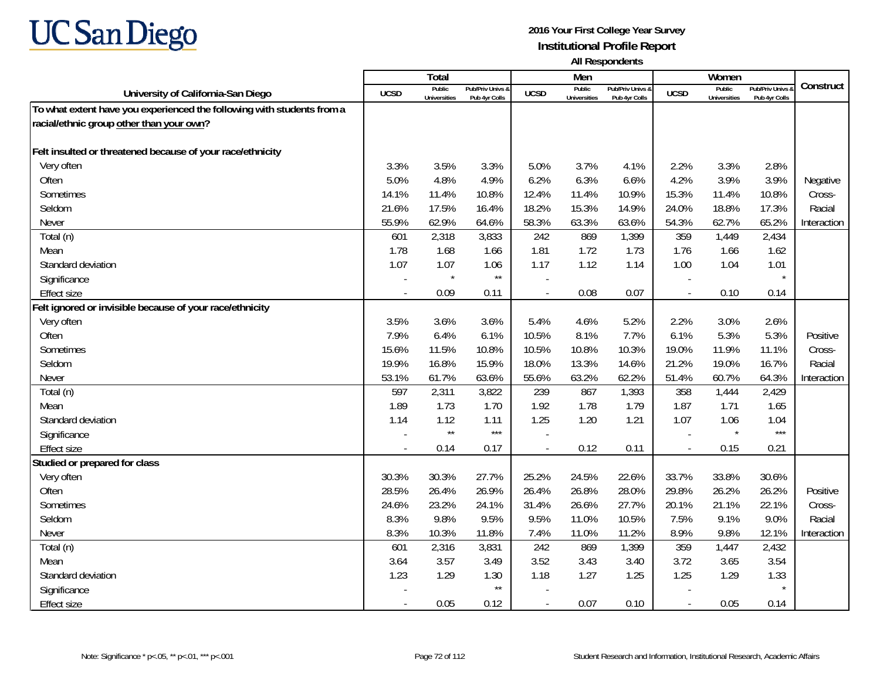UC San Diego

**2016 Your First College Year Survey**
**Institutional Profile Report**
**All Respondents**

| University of California-San Diego | Total | | | Men | | | Women | | | Construct |
|---|---|---|---|---|---|---|---|---|---|---|
| | UCSD | Public Universities | Pub/Priv Univs & Pub 4yr Colls | UCSD | Public Universities | Pub/Priv Univs & Pub 4yr Colls | UCSD | Public Universities | Pub/Priv Univs & Pub 4yr Colls | |
| **To what extent have you experienced the following with students from a racial/ethnic group other than your own?** | | | | | | | | | | |
| **Felt insulted or threatened because of your race/ethnicity** | | | | | | | | | | |
| Very often | 3.3% | 3.5% | 3.3% | 5.0% | 3.7% | 4.1% | 2.2% | 3.3% | 2.8% | Negative Cross-Racial Interaction |
| Often | 5.0% | 4.8% | 4.9% | 6.2% | 6.3% | 6.6% | 4.2% | 3.9% | 3.9% | |
| Sometimes | 14.1% | 11.4% | 10.8% | 12.4% | 11.4% | 10.9% | 15.3% | 11.4% | 10.8% | |
| Seldom | 21.6% | 17.5% | 16.4% | 18.2% | 15.3% | 14.9% | 24.0% | 18.8% | 17.3% | |
| Never | 55.9% | 62.9% | 64.6% | 58.3% | 63.3% | 63.6% | 54.3% | 62.7% | 65.2% | |
| Total (n) | 601 | 2,318 | 3,833 | 242 | 869 | 1,399 | 359 | 1,449 | 2,434 | |
| Mean | 1.78 | 1.68 | 1.66 | 1.81 | 1.72 | 1.73 | 1.76 | 1.66 | 1.62 | |
| Standard deviation | 1.07 | 1.07 | 1.06 | 1.17 | 1.12 | 1.14 | 1.00 | 1.04 | 1.01 | |
| Significance | - | * | ** | - | | | - | | * | |
| Effect size | - | 0.09 | 0.11 | - | 0.08 | 0.07 | - | 0.10 | 0.14 | |
| **Felt ignored or invisible because of your race/ethnicity** | | | | | | | | | | |
| Very often | 3.5% | 3.6% | 3.6% | 5.4% | 4.6% | 5.2% | 2.2% | 3.0% | 2.6% | Positive Cross-Racial Interaction |
| Often | 7.9% | 6.4% | 6.1% | 10.5% | 8.1% | 7.7% | 6.1% | 5.3% | 5.3% | |
| Sometimes | 15.6% | 11.5% | 10.8% | 10.5% | 10.8% | 10.3% | 19.0% | 11.9% | 11.1% | |
| Seldom | 19.9% | 16.8% | 15.9% | 18.0% | 13.3% | 14.6% | 21.2% | 19.0% | 16.7% | |
| Never | 53.1% | 61.7% | 63.6% | 55.6% | 63.2% | 62.2% | 51.4% | 60.7% | 64.3% | |
| Total (n) | 597 | 2,311 | 3,822 | 239 | 867 | 1,393 | 358 | 1,444 | 2,429 | |
| Mean | 1.89 | 1.73 | 1.70 | 1.92 | 1.78 | 1.79 | 1.87 | 1.71 | 1.65 | |
| Standard deviation | 1.14 | 1.12 | 1.11 | 1.25 | 1.20 | 1.21 | 1.07 | 1.06 | 1.04 | |
| Significance | - | ** | *** | - | | | - | * | *** | |
| Effect size | - | 0.14 | 0.17 | - | 0.12 | 0.11 | - | 0.15 | 0.21 | |
| **Studied or prepared for class** | | | | | | | | | | |
| Very often | 30.3% | 30.3% | 27.7% | 25.2% | 24.5% | 22.6% | 33.7% | 33.8% | 30.6% | Positive Cross-Racial Interaction |
| Often | 28.5% | 26.4% | 26.9% | 26.4% | 26.8% | 28.0% | 29.8% | 26.2% | 26.2% | |
| Sometimes | 24.6% | 23.2% | 24.1% | 31.4% | 26.6% | 27.7% | 20.1% | 21.1% | 22.1% | |
| Seldom | 8.3% | 9.8% | 9.5% | 9.5% | 11.0% | 10.5% | 7.5% | 9.1% | 9.0% | |
| Never | 8.3% | 10.3% | 11.8% | 7.4% | 11.0% | 11.2% | 8.9% | 9.8% | 12.1% | |
| Total (n) | 601 | 2,316 | 3,831 | 242 | 869 | 1,399 | 359 | 1,447 | 2,432 | |
| Mean | 3.64 | 3.57 | 3.49 | 3.52 | 3.43 | 3.40 | 3.72 | 3.65 | 3.54 | |
| Standard deviation | 1.23 | 1.29 | 1.30 | 1.18 | 1.27 | 1.25 | 1.25 | 1.29 | 1.33 | |
| Significance | - | | ** | - | | | - | | * | |
| Effect size | - | 0.05 | 0.12 | - | 0.07 | 0.10 | - | 0.05 | 0.14 | |

Note: Significance * p<.05, ** p<.01, *** p<.001

Student Research and Information, Institutional Research, Academic Affairs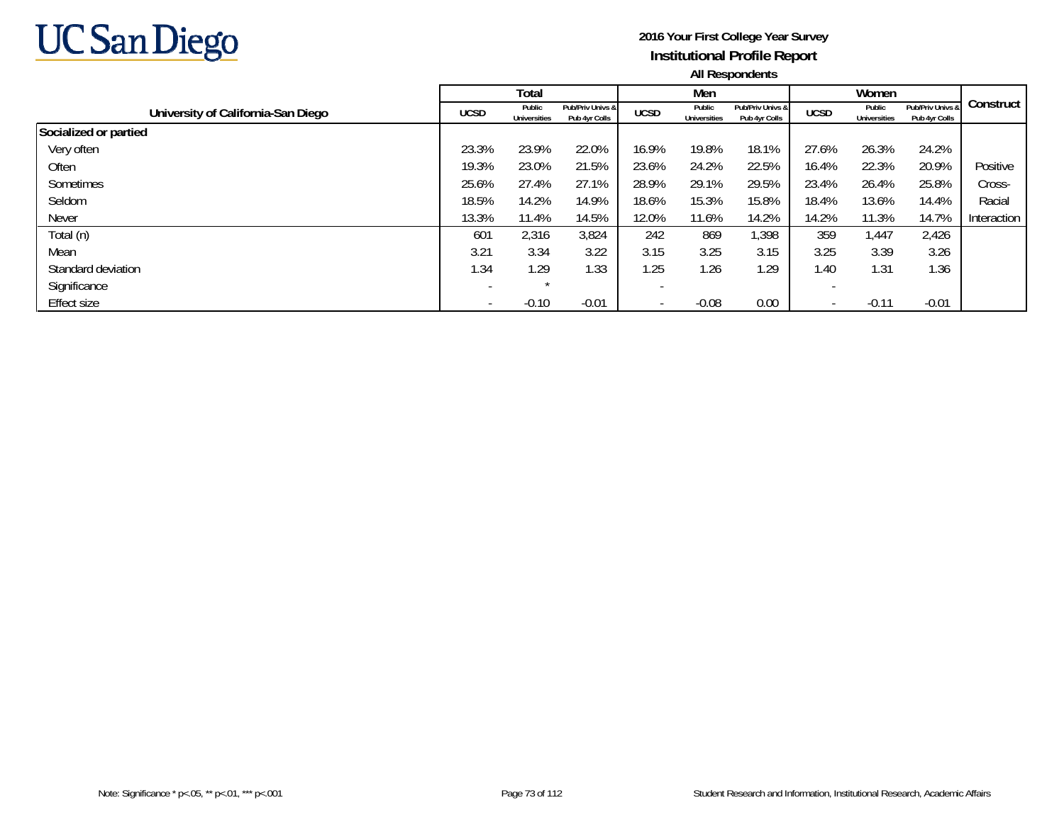**UC San Diego**

**2016 Your First College Year Survey**
**Institutional Profile Report**
**All Respondents**

| University of California-San Diego | Total | | | Men | | | Women | | | Construct |
|---|---|---|---|---|---|---|---|---|---|---|
| | UCSD | Public Universities | Pub/Priv Univs & Pub 4yr Colls | UCSD | Public Universities | Pub/Priv Univs & Pub 4yr Colls | UCSD | Public Universities | Pub/Priv Univs & Pub 4yr Colls | |
| **Socialized or partied** | | | | | | | | | | |
| Very often | 23.3% | 23.9% | 22.0% | 16.9% | 19.8% | 18.1% | 27.6% | 26.3% | 24.2% | |
| Often | 19.3% | 23.0% | 21.5% | 23.6% | 24.2% | 22.5% | 16.4% | 22.3% | 20.9% | Positive |
| Sometimes | 25.6% | 27.4% | 27.1% | 28.9% | 29.1% | 29.5% | 23.4% | 26.4% | 25.8% | Cross- |
| Seldom | 18.5% | 14.2% | 14.9% | 18.6% | 15.3% | 15.8% | 18.4% | 13.6% | 14.4% | Racial |
| Never | 13.3% | 11.4% | 14.5% | 12.0% | 11.6% | 14.2% | 14.2% | 11.3% | 14.7% | Interaction |
| Total (n) | 601 | 2,316 | 3,824 | 242 | 869 | 1,398 | 359 | 1,447 | 2,426 | |
| Mean | 3.21 | 3.34 | 3.22 | 3.15 | 3.25 | 3.15 | 3.25 | 3.39 | 3.26 | |
| Standard deviation | 1.34 | 1.29 | 1.33 | 1.25 | 1.26 | 1.29 | 1.40 | 1.31 | 1.36 | |
| Significance | - | * | | - | | | - | | | |
| Effect size | - | -0.10 | -0.01 | - | -0.08 | 0.00 | - | -0.11 | -0.01 | |

Note: Significance * p<.05, ** p<.01, *** p<.001

Student Research and Information, Institutional Research, Academic Affairs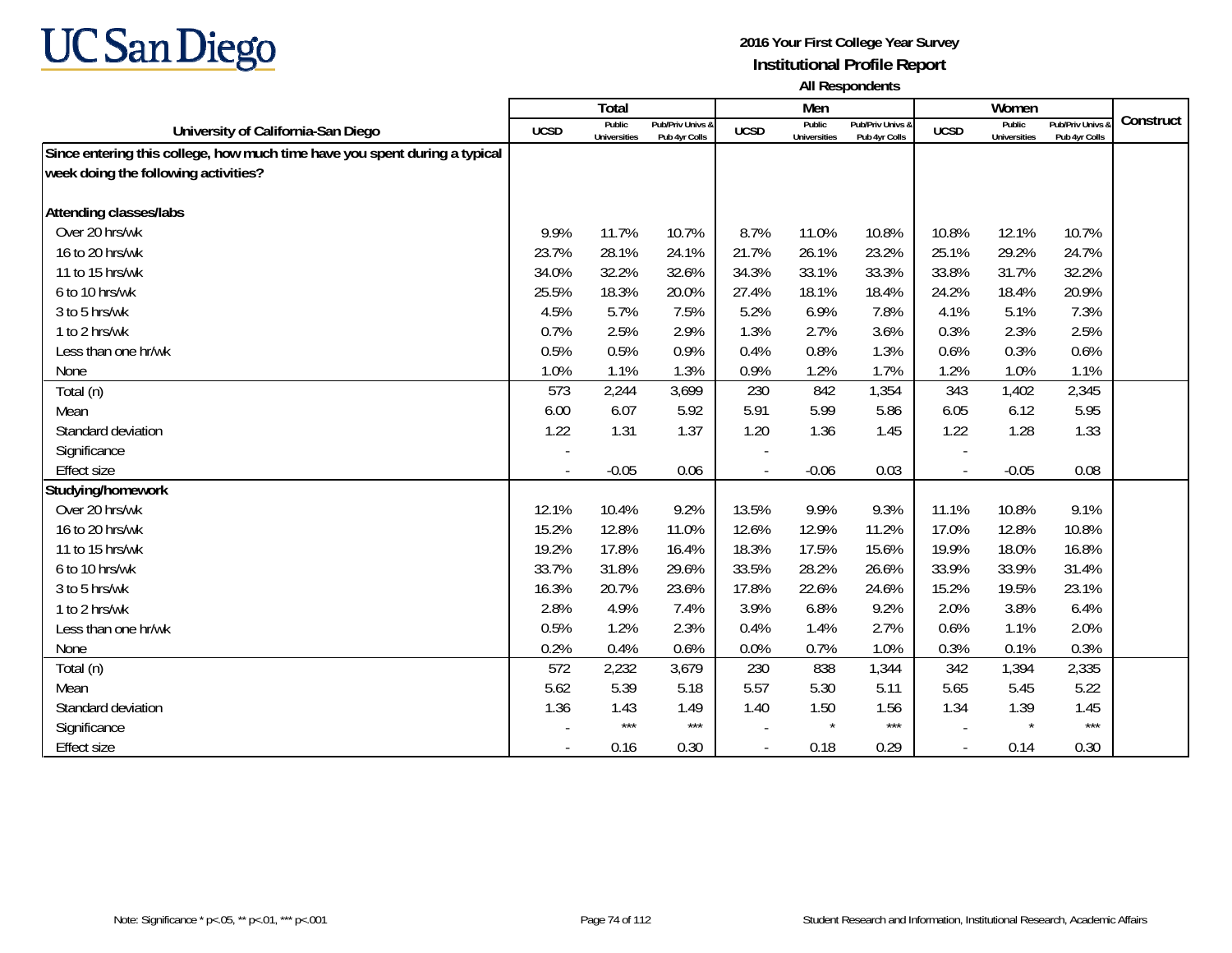**2016 Your First College Year Survey**
**Institutional Profile Report**
**All Respondents**

| University of California-San Diego | Total | | | Men | | | Women | | | Construct |
|---|---|---|---|---|---|---|---|---|---|---|
| | UCSD | Public Universities | Pub/Priv Univs & Pub 4yr Colls | UCSD | Public Universities | Pub/Priv Univs & Pub 4yr Colls | UCSD | Public Universities | Pub/Priv Univs & Pub 4yr Colls | |
| **Since entering this college, how much time have you spent during a typical week doing the following activities?** | | | | | | | | | | |
| **Attending classes/labs** | | | | | | | | | | |
| Over 20 hrs/wk | 9.9% | 11.7% | 10.7% | 8.7% | 11.0% | 10.8% | 10.8% | 12.1% | 10.7% | |
| 16 to 20 hrs/wk | 23.7% | 28.1% | 24.1% | 21.7% | 26.1% | 23.2% | 25.1% | 29.2% | 24.7% | |
| 11 to 15 hrs/wk | 34.0% | 32.2% | 32.6% | 34.3% | 33.1% | 33.3% | 33.8% | 31.7% | 32.2% | |
| 6 to 10 hrs/wk | 25.5% | 18.3% | 20.0% | 27.4% | 18.1% | 18.4% | 24.2% | 18.4% | 20.9% | |
| 3 to 5 hrs/wk | 4.5% | 5.7% | 7.5% | 5.2% | 6.9% | 7.8% | 4.1% | 5.1% | 7.3% | |
| 1 to 2 hrs/wk | 0.7% | 2.5% | 2.9% | 1.3% | 2.7% | 3.6% | 0.3% | 2.3% | 2.5% | |
| Less than one hr/wk | 0.5% | 0.5% | 0.9% | 0.4% | 0.8% | 1.3% | 0.6% | 0.3% | 0.6% | |
| None | 1.0% | 1.1% | 1.3% | 0.9% | 1.2% | 1.7% | 1.2% | 1.0% | 1.1% | |
| Total (n) | 573 | 2,244 | 3,699 | 230 | 842 | 1,354 | 343 | 1,402 | 2,345 | |
| Mean | 6.00 | 6.07 | 5.92 | 5.91 | 5.99 | 5.86 | 6.05 | 6.12 | 5.95 | |
| Standard deviation | 1.22 | 1.31 | 1.37 | 1.20 | 1.36 | 1.45 | 1.22 | 1.28 | 1.33 | |
| Significance | - | | | - | | | - | | | |
| Effect size | - | -0.05 | 0.06 | - | -0.06 | 0.03 | - | -0.05 | 0.08 | |
| **Studying/homework** | | | | | | | | | | |
| Over 20 hrs/wk | 12.1% | 10.4% | 9.2% | 13.5% | 9.9% | 9.3% | 11.1% | 10.8% | 9.1% | |
| 16 to 20 hrs/wk | 15.2% | 12.8% | 11.0% | 12.6% | 12.9% | 11.2% | 17.0% | 12.8% | 10.8% | |
| 11 to 15 hrs/wk | 19.2% | 17.8% | 16.4% | 18.3% | 17.5% | 15.6% | 19.9% | 18.0% | 16.8% | |
| 6 to 10 hrs/wk | 33.7% | 31.8% | 29.6% | 33.5% | 28.2% | 26.6% | 33.9% | 33.9% | 31.4% | |
| 3 to 5 hrs/wk | 16.3% | 20.7% | 23.6% | 17.8% | 22.6% | 24.6% | 15.2% | 19.5% | 23.1% | |
| 1 to 2 hrs/wk | 2.8% | 4.9% | 7.4% | 3.9% | 6.8% | 9.2% | 2.0% | 3.8% | 6.4% | |
| Less than one hr/wk | 0.5% | 1.2% | 2.3% | 0.4% | 1.4% | 2.7% | 0.6% | 1.1% | 2.0% | |
| None | 0.2% | 0.4% | 0.6% | 0.0% | 0.7% | 1.0% | 0.3% | 0.1% | 0.3% | |
| Total (n) | 572 | 2,232 | 3,679 | 230 | 838 | 1,344 | 342 | 1,394 | 2,335 | |
| Mean | 5.62 | 5.39 | 5.18 | 5.57 | 5.30 | 5.11 | 5.65 | 5.45 | 5.22 | |
| Standard deviation | 1.36 | 1.43 | 1.49 | 1.40 | 1.50 | 1.56 | 1.34 | 1.39 | 1.45 | |
| Significance | - | *** | *** | - | * | *** | - | * | *** | |
| Effect size | - | 0.16 | 0.30 | - | 0.18 | 0.29 | - | 0.14 | 0.30 | |

Note: Significance * p<.05, ** p<.01, *** p<.001

Student Research and Information, Institutional Research, Academic Affairs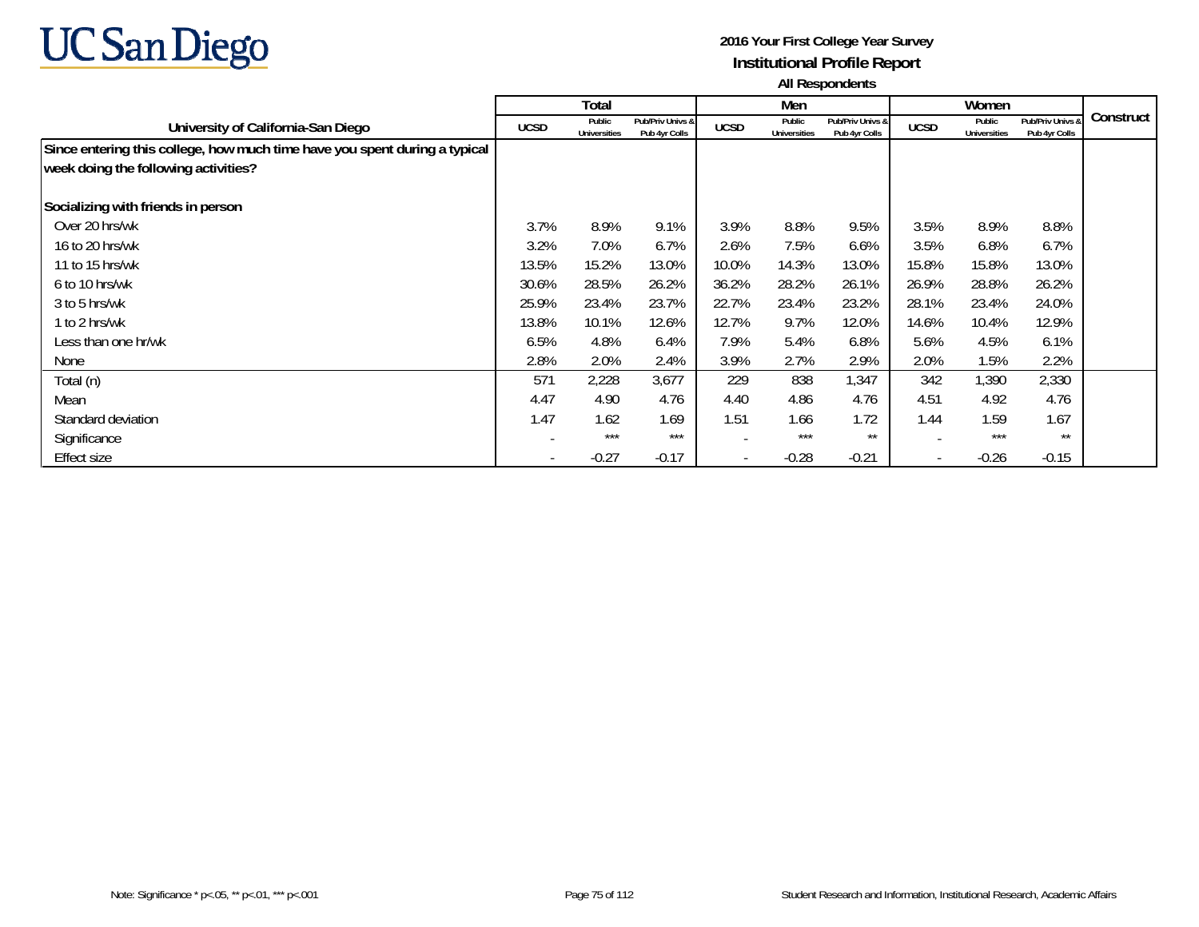2016 Your First College Year Survey

**Institutional Profile Report**

**All Respondents**

| University of California-San Diego | Total | | | Men | | | Women | | | Construct |
|---|---|---|---|---|---|---|---|---|---|---|
| | UCSD | Public Universities | Pub/Priv Univs & Pub 4yr Colls | UCSD | Public Universities | Pub/Priv Univs & Pub 4yr Colls | UCSD | Public Universities | Pub/Priv Univs & Pub 4yr Colls | |
| **Since entering this college, how much time have you spent during a typical week doing the following activities?** | | | | | | | | | | |
| **Socializing with friends in person** | | | | | | | | | | |
| Over 20 hrs/wk | 3.7% | 8.9% | 9.1% | 3.9% | 8.8% | 9.5% | 3.5% | 8.9% | 8.8% | |
| 16 to 20 hrs/wk | 3.2% | 7.0% | 6.7% | 2.6% | 7.5% | 6.6% | 3.5% | 6.8% | 6.7% | |
| 11 to 15 hrs/wk | 13.5% | 15.2% | 13.0% | 10.0% | 14.3% | 13.0% | 15.8% | 15.8% | 13.0% | |
| 6 to 10 hrs/wk | 30.6% | 28.5% | 26.2% | 36.2% | 28.2% | 26.1% | 26.9% | 28.8% | 26.2% | |
| 3 to 5 hrs/wk | 25.9% | 23.4% | 23.7% | 22.7% | 23.4% | 23.2% | 28.1% | 23.4% | 24.0% | |
| 1 to 2 hrs/wk | 13.8% | 10.1% | 12.6% | 12.7% | 9.7% | 12.0% | 14.6% | 10.4% | 12.9% | |
| Less than one hr/wk | 6.5% | 4.8% | 6.4% | 7.9% | 5.4% | 6.8% | 5.6% | 4.5% | 6.1% | |
| None | 2.8% | 2.0% | 2.4% | 3.9% | 2.7% | 2.9% | 2.0% | 1.5% | 2.2% | |
| Total (n) | 571 | 2,228 | 3,677 | 229 | 838 | 1,347 | 342 | 1,390 | 2,330 | |
| Mean | 4.47 | 4.90 | 4.76 | 4.40 | 4.86 | 4.76 | 4.51 | 4.92 | 4.76 | |
| Standard deviation | 1.47 | 1.62 | 1.69 | 1.51 | 1.66 | 1.72 | 1.44 | 1.59 | 1.67 | |
| Significance | - | *** | *** | - | *** | ** | - | *** | ** | |
| Effect size | - | -0.27 | -0.17 | - | -0.28 | -0.21 | - | -0.26 | -0.15 | |

Note: Significance * p<.05, ** p<.01, *** p<.001

Student Research and Information, Institutional Research, Academic Affairs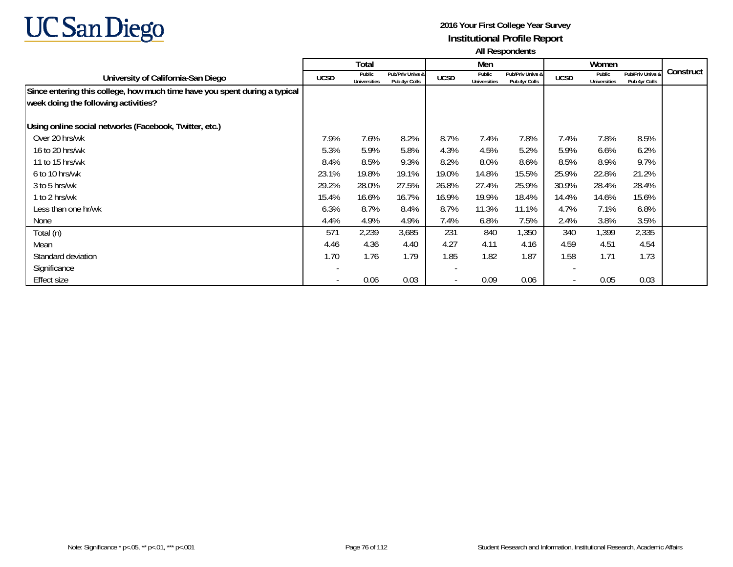UC San Diego

**2016 Your First College Year Survey**
**Institutional Profile Report**
**All Respondents**

| University of California-San Diego | Total | | | Men | | | Women | | | Construct |
|---|---|---|---|---|---|---|---|---|---|---|
| | UCSD | Public Universities | Pub/Priv Univs & Pub 4yr Colls | UCSD | Public Universities | Pub/Priv Univs & Pub 4yr Colls | UCSD | Public Universities | Pub/Priv Univs & Pub 4yr Colls | |
| **Since entering this college, how much time have you spent during a typical week doing the following activities?** | | | | | | | | | | |
| **Using online social networks (Facebook, Twitter, etc.)** | | | | | | | | | | |
| Over 20 hrs/wk | 7.9% | 7.6% | 8.2% | 8.7% | 7.4% | 7.8% | 7.4% | 7.8% | 8.5% | |
| 16 to 20 hrs/wk | 5.3% | 5.9% | 5.8% | 4.3% | 4.5% | 5.2% | 5.9% | 6.6% | 6.2% | |
| 11 to 15 hrs/wk | 8.4% | 8.5% | 9.3% | 8.2% | 8.0% | 8.6% | 8.5% | 8.9% | 9.7% | |
| 6 to 10 hrs/wk | 23.1% | 19.8% | 19.1% | 19.0% | 14.8% | 15.5% | 25.9% | 22.8% | 21.2% | |
| 3 to 5 hrs/wk | 29.2% | 28.0% | 27.5% | 26.8% | 27.4% | 25.9% | 30.9% | 28.4% | 28.4% | |
| 1 to 2 hrs/wk | 15.4% | 16.6% | 16.7% | 16.9% | 19.9% | 18.4% | 14.4% | 14.6% | 15.6% | |
| Less than one hr/wk | 6.3% | 8.7% | 8.4% | 8.7% | 11.3% | 11.1% | 4.7% | 7.1% | 6.8% | |
| None | 4.4% | 4.9% | 4.9% | 7.4% | 6.8% | 7.5% | 2.4% | 3.8% | 3.5% | |
| Total (n) | 571 | 2,239 | 3,685 | 231 | 840 | 1,350 | 340 | 1,399 | 2,335 | |
| Mean | 4.46 | 4.36 | 4.40 | 4.27 | 4.11 | 4.16 | 4.59 | 4.51 | 4.54 | |
| Standard deviation | 1.70 | 1.76 | 1.79 | 1.85 | 1.82 | 1.87 | 1.58 | 1.71 | 1.73 | |
| Significance | - | | | - | | | - | | | |
| Effect size | - | 0.06 | 0.03 | - | 0.09 | 0.06 | - | 0.05 | 0.03 | |

Note: Significance * p<.05, ** p<.01, *** p<.001

Student Research and Information, Institutional Research, Academic Affairs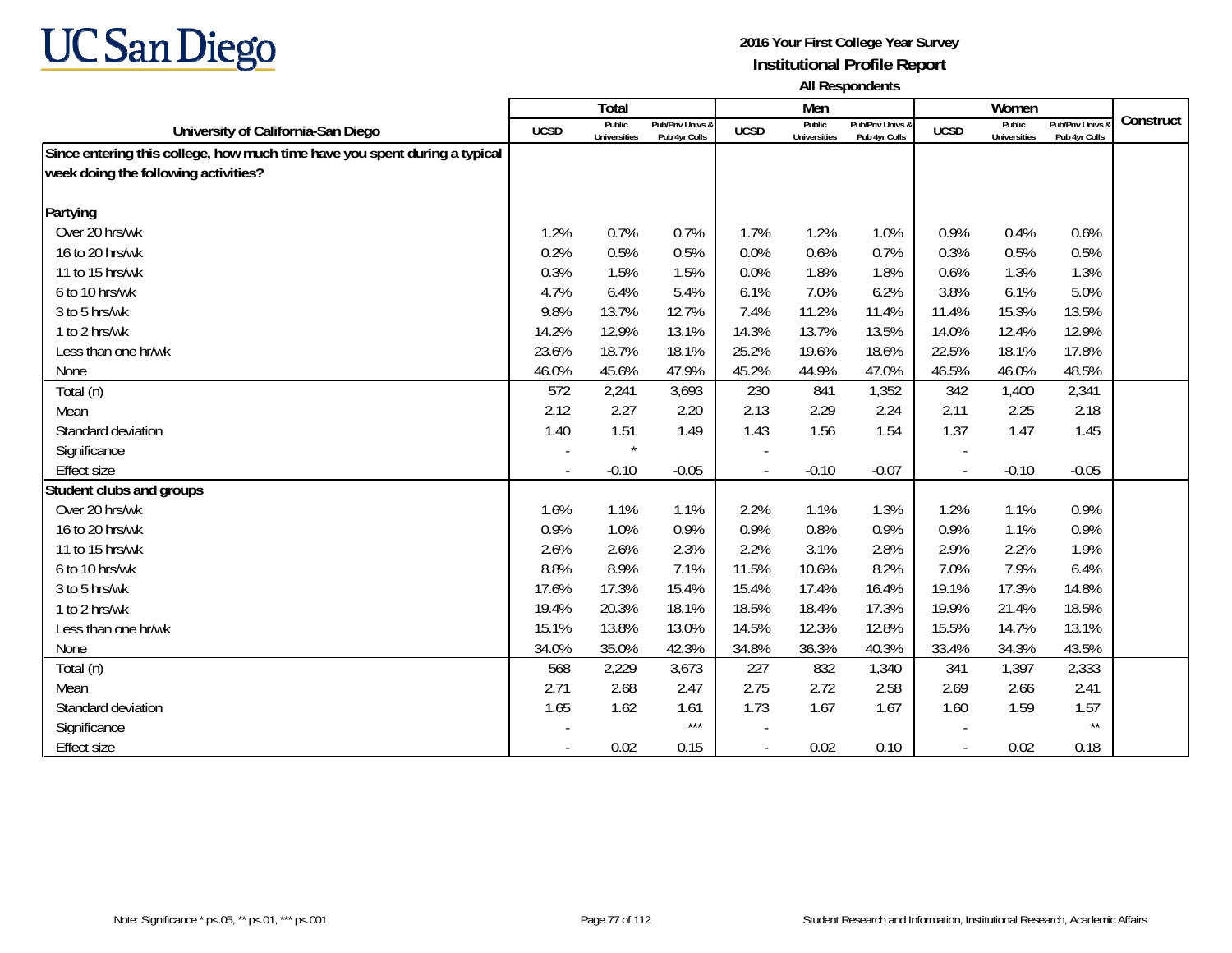UC San Diego

**2016 Your First College Year Survey**
**Institutional Profile Report**
**All Respondents**

| University of California-San Diego | Total | | | Men | | | Women | | | Construct |
|---|---|---|---|---|---|---|---|---|---|---|
| | UCSD | Public Universities | Pub/Priv Univs & Pub 4yr Colls | UCSD | Public Universities | Pub/Priv Univs & Pub 4yr Colls | UCSD | Public Universities | Pub/Priv Univs & Pub 4yr Colls | |
| **Since entering this college, how much time have you spent during a typical week doing the following activities?** | | | | | | | | | | |
| **Partying** | | | | | | | | | | |
| Over 20 hrs/wk | 1.2% | 0.7% | 0.7% | 1.7% | 1.2% | 1.0% | 0.9% | 0.4% | 0.6% | |
| 16 to 20 hrs/wk | 0.2% | 0.5% | 0.5% | 0.0% | 0.6% | 0.7% | 0.3% | 0.5% | 0.5% | |
| 11 to 15 hrs/wk | 0.3% | 1.5% | 1.5% | 0.0% | 1.8% | 1.8% | 0.6% | 1.3% | 1.3% | |
| 6 to 10 hrs/wk | 4.7% | 6.4% | 5.4% | 6.1% | 7.0% | 6.2% | 3.8% | 6.1% | 5.0% | |
| 3 to 5 hrs/wk | 9.8% | 13.7% | 12.7% | 7.4% | 11.2% | 11.4% | 11.4% | 15.3% | 13.5% | |
| 1 to 2 hrs/wk | 14.2% | 12.9% | 13.1% | 14.3% | 13.7% | 13.5% | 14.0% | 12.4% | 12.9% | |
| Less than one hr/wk | 23.6% | 18.7% | 18.1% | 25.2% | 19.6% | 18.6% | 22.5% | 18.1% | 17.8% | |
| None | 46.0% | 45.6% | 47.9% | 45.2% | 44.9% | 47.0% | 46.5% | 46.0% | 48.5% | |
| Total (n) | 572 | 2,241 | 3,693 | 230 | 841 | 1,352 | 342 | 1,400 | 2,341 | |
| Mean | 2.12 | 2.27 | 2.20 | 2.13 | 2.29 | 2.24 | 2.11 | 2.25 | 2.18 | |
| Standard deviation | 1.40 | 1.51 | 1.49 | 1.43 | 1.56 | 1.54 | 1.37 | 1.47 | 1.45 | |
| Significance | - | * | | - | | | - | | | |
| Effect size | - | -0.10 | -0.05 | - | -0.10 | -0.07 | - | -0.10 | -0.05 | |
| **Student clubs and groups** | | | | | | | | | | |
| Over 20 hrs/wk | 1.6% | 1.1% | 1.1% | 2.2% | 1.1% | 1.3% | 1.2% | 1.1% | 0.9% | |
| 16 to 20 hrs/wk | 0.9% | 1.0% | 0.9% | 0.9% | 0.8% | 0.9% | 0.9% | 1.1% | 0.9% | |
| 11 to 15 hrs/wk | 2.6% | 2.6% | 2.3% | 2.2% | 3.1% | 2.8% | 2.9% | 2.2% | 1.9% | |
| 6 to 10 hrs/wk | 8.8% | 8.9% | 7.1% | 11.5% | 10.6% | 8.2% | 7.0% | 7.9% | 6.4% | |
| 3 to 5 hrs/wk | 17.6% | 17.3% | 15.4% | 15.4% | 17.4% | 16.4% | 19.1% | 17.3% | 14.8% | |
| 1 to 2 hrs/wk | 19.4% | 20.3% | 18.1% | 18.5% | 18.4% | 17.3% | 19.9% | 21.4% | 18.5% | |
| Less than one hr/wk | 15.1% | 13.8% | 13.0% | 14.5% | 12.3% | 12.8% | 15.5% | 14.7% | 13.1% | |
| None | 34.0% | 35.0% | 42.3% | 34.8% | 36.3% | 40.3% | 33.4% | 34.3% | 43.5% | |
| Total (n) | 568 | 2,229 | 3,673 | 227 | 832 | 1,340 | 341 | 1,397 | 2,333 | |
| Mean | 2.71 | 2.68 | 2.47 | 2.75 | 2.72 | 2.58 | 2.69 | 2.66 | 2.41 | |
| Standard deviation | 1.65 | 1.62 | 1.61 | 1.73 | 1.67 | 1.67 | 1.60 | 1.59 | 1.57 | |
| Significance | - | | *** | - | | | - | | ** | |
| Effect size | - | 0.02 | 0.15 | - | 0.02 | 0.10 | - | 0.02 | 0.18 | |

Note: Significance * p<.05, ** p<.01, *** p<.001

Student Research and Information, Institutional Research, Academic Affairs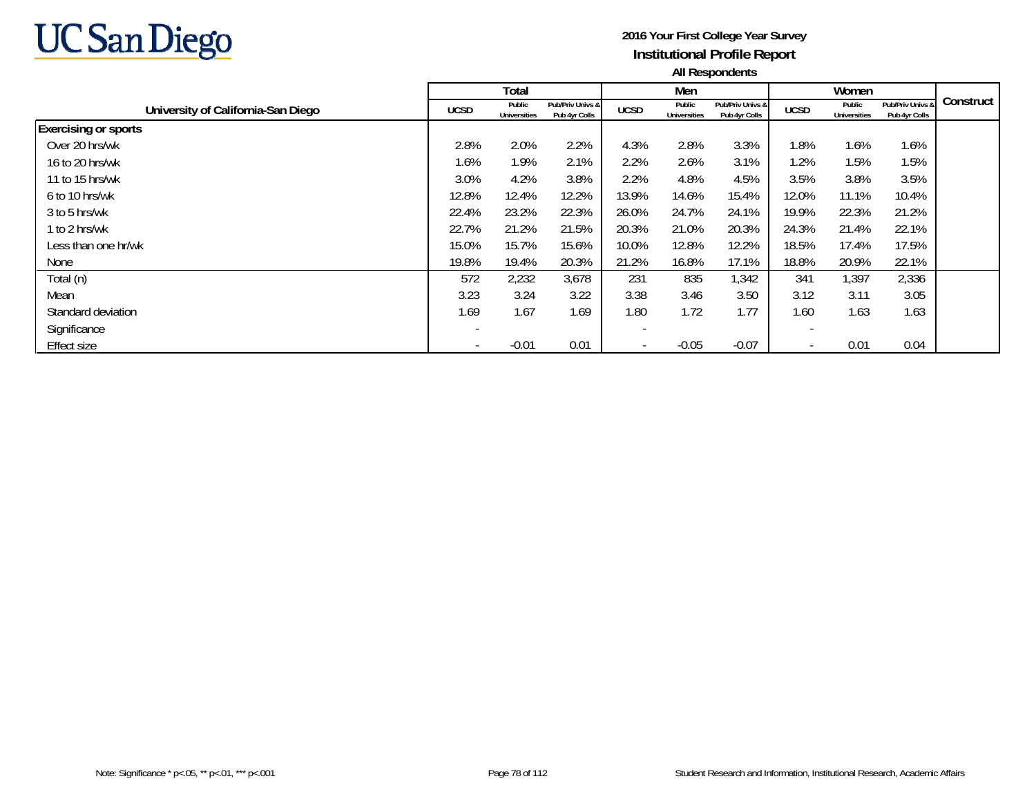# UC San Diego

**2016 Your First College Year Survey**
**Institutional Profile Report**
**All Respondents**

| University of California-San Diego | Total | | | Men | | | Women | | | Construct |
|---|---|---|---|---|---|---|---|---|---|---|
| | UCSD | Public Universities | Pub/Priv Univs & Pub 4yr Colls | UCSD | Public Universities | Pub/Priv Univs & Pub 4yr Colls | UCSD | Public Universities | Pub/Priv Univs & Pub 4yr Colls | |
| **Exercising or sports** | | | | | | | | | | |
| Over 20 hrs/wk | 2.8% | 2.0% | 2.2% | 4.3% | 2.8% | 3.3% | 1.8% | 1.6% | 1.6% | |
| 16 to 20 hrs/wk | 1.6% | 1.9% | 2.1% | 2.2% | 2.6% | 3.1% | 1.2% | 1.5% | 1.5% | |
| 11 to 15 hrs/wk | 3.0% | 4.2% | 3.8% | 2.2% | 4.8% | 4.5% | 3.5% | 3.8% | 3.5% | |
| 6 to 10 hrs/wk | 12.8% | 12.4% | 12.2% | 13.9% | 14.6% | 15.4% | 12.0% | 11.1% | 10.4% | |
| 3 to 5 hrs/wk | 22.4% | 23.2% | 22.3% | 26.0% | 24.7% | 24.1% | 19.9% | 22.3% | 21.2% | |
| 1 to 2 hrs/wk | 22.7% | 21.2% | 21.5% | 20.3% | 21.0% | 20.3% | 24.3% | 21.4% | 22.1% | |
| Less than one hr/wk | 15.0% | 15.7% | 15.6% | 10.0% | 12.8% | 12.2% | 18.5% | 17.4% | 17.5% | |
| None | 19.8% | 19.4% | 20.3% | 21.2% | 16.8% | 17.1% | 18.8% | 20.9% | 22.1% | |
| Total (n) | 572 | 2,232 | 3,678 | 231 | 835 | 1,342 | 341 | 1,397 | 2,336 | |
| Mean | 3.23 | 3.24 | 3.22 | 3.38 | 3.46 | 3.50 | 3.12 | 3.11 | 3.05 | |
| Standard deviation | 1.69 | 1.67 | 1.69 | 1.80 | 1.72 | 1.77 | 1.60 | 1.63 | 1.63 | |
| Significance | - | | | - | | | - | | | |
| Effect size | - | -0.01 | 0.01 | - | -0.05 | -0.07 | - | 0.01 | 0.04 | |

Note: Significance * p<.05, ** p<.01, *** p<.001

Student Research and Information, Institutional Research, Academic Affairs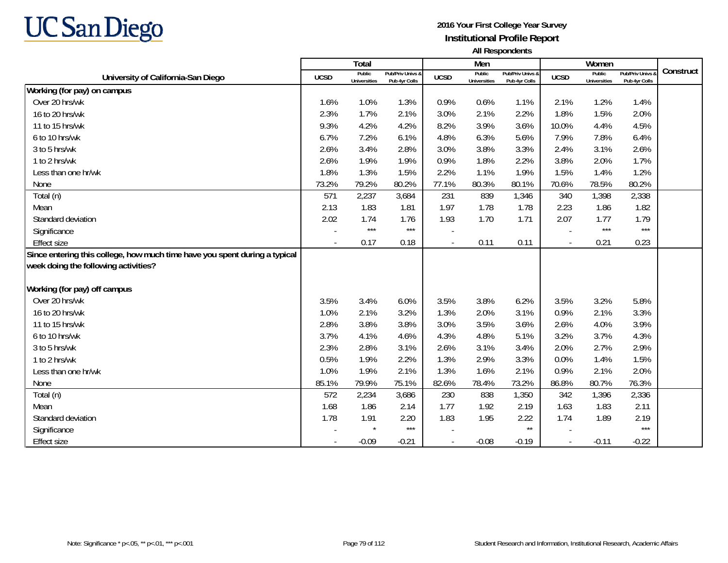**UC San Diego**

**2016 Your First College Year Survey**
**Institutional Profile Report**
**All Respondents**

| University of California-San Diego | Total | | | Men | | | Women | | | Construct |
|---|---|---|---|---|---|---|---|---|---|---|
| | UCSD | Public Universities | Pub/Priv Univs & Pub 4yr Colls | UCSD | Public Universities | Pub/Priv Univs & Pub 4yr Colls | UCSD | Public Universities | Pub/Priv Univs & Pub 4yr Colls | |
| **Working (for pay) on campus** | | | | | | | | | | |
| Over 20 hrs/wk | 1.6% | 1.0% | 1.3% | 0.9% | 0.6% | 1.1% | 2.1% | 1.2% | 1.4% | |
| 16 to 20 hrs/wk | 2.3% | 1.7% | 2.1% | 3.0% | 2.1% | 2.2% | 1.8% | 1.5% | 2.0% | |
| 11 to 15 hrs/wk | 9.3% | 4.2% | 4.2% | 8.2% | 3.9% | 3.6% | 10.0% | 4.4% | 4.5% | |
| 6 to 10 hrs/wk | 6.7% | 7.2% | 6.1% | 4.8% | 6.3% | 5.6% | 7.9% | 7.8% | 6.4% | |
| 3 to 5 hrs/wk | 2.6% | 3.4% | 2.8% | 3.0% | 3.8% | 3.3% | 2.4% | 3.1% | 2.6% | |
| 1 to 2 hrs/wk | 2.6% | 1.9% | 1.9% | 0.9% | 1.8% | 2.2% | 3.8% | 2.0% | 1.7% | |
| Less than one hr/wk | 1.8% | 1.3% | 1.5% | 2.2% | 1.1% | 1.9% | 1.5% | 1.4% | 1.2% | |
| None | 73.2% | 79.2% | 80.2% | 77.1% | 80.3% | 80.1% | 70.6% | 78.5% | 80.2% | |
| Total (n) | 571 | 2,237 | 3,684 | 231 | 839 | 1,346 | 340 | 1,398 | 2,338 | |
| Mean | 2.13 | 1.83 | 1.81 | 1.97 | 1.78 | 1.78 | 2.23 | 1.86 | 1.82 | |
| Standard deviation | 2.02 | 1.74 | 1.76 | 1.93 | 1.70 | 1.71 | 2.07 | 1.77 | 1.79 | |
| Significance | - | *** | *** | - | | | - | *** | *** | |
| Effect size | - | 0.17 | 0.18 | - | 0.11 | 0.11 | - | 0.21 | 0.23 | |
| **Since entering this college, how much time have you spent during a typical week doing the following activities?** | | | | | | | | | | |
| **Working (for pay) off campus** | | | | | | | | | | |
| Over 20 hrs/wk | 3.5% | 3.4% | 6.0% | 3.5% | 3.8% | 6.2% | 3.5% | 3.2% | 5.8% | |
| 16 to 20 hrs/wk | 1.0% | 2.1% | 3.2% | 1.3% | 2.0% | 3.1% | 0.9% | 2.1% | 3.3% | |
| 11 to 15 hrs/wk | 2.8% | 3.8% | 3.8% | 3.0% | 3.5% | 3.6% | 2.6% | 4.0% | 3.9% | |
| 6 to 10 hrs/wk | 3.7% | 4.1% | 4.6% | 4.3% | 4.8% | 5.1% | 3.2% | 3.7% | 4.3% | |
| 3 to 5 hrs/wk | 2.3% | 2.8% | 3.1% | 2.6% | 3.1% | 3.4% | 2.0% | 2.7% | 2.9% | |
| 1 to 2 hrs/wk | 0.5% | 1.9% | 2.2% | 1.3% | 2.9% | 3.3% | 0.0% | 1.4% | 1.5% | |
| Less than one hr/wk | 1.0% | 1.9% | 2.1% | 1.3% | 1.6% | 2.1% | 0.9% | 2.1% | 2.0% | |
| None | 85.1% | 79.9% | 75.1% | 82.6% | 78.4% | 73.2% | 86.8% | 80.7% | 76.3% | |
| Total (n) | 572 | 2,234 | 3,686 | 230 | 838 | 1,350 | 342 | 1,396 | 2,336 | |
| Mean | 1.68 | 1.86 | 2.14 | 1.77 | 1.92 | 2.19 | 1.63 | 1.83 | 2.11 | |
| Standard deviation | 1.78 | 1.91 | 2.20 | 1.83 | 1.95 | 2.22 | 1.74 | 1.89 | 2.19 | |
| Significance | - | * | *** | - | | ** | - | | *** | |
| Effect size | - | -0.09 | -0.21 | - | -0.08 | -0.19 | - | -0.11 | -0.22 | |

Note: Significance * p<.05, ** p<.01, *** p<.001

Student Research and Information, Institutional Research, Academic Affairs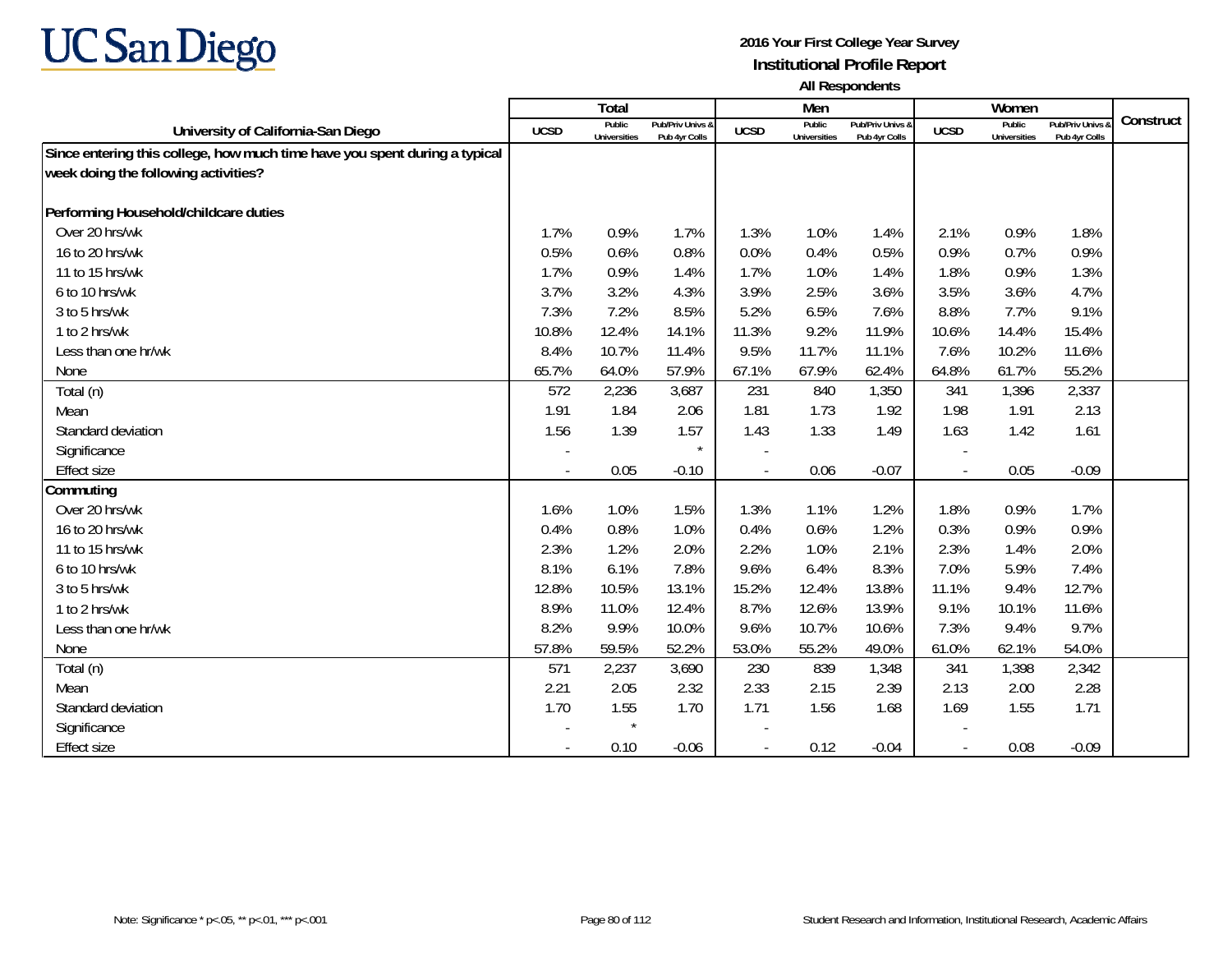UC San Diego

**2016 Your First College Year Survey**
**Institutional Profile Report**
**All Respondents**

| University of California-San Diego | Total | | | Men | | | Women | | | Construct |
|---|---|---|---|---|---|---|---|---|---|---|
| | UCSD | Public Universities | Pub/Priv Univs & Pub 4yr Colls | UCSD | Public Universities | Pub/Priv Univs & Pub 4yr Colls | UCSD | Public Universities | Pub/Priv Univs & Pub 4yr Colls | |
| **Since entering this college, how much time have you spent during a typical week doing the following activities?** | | | | | | | | | | |
| **Performing Household/childcare duties** | | | | | | | | | | |
| Over 20 hrs/wk | 1.7% | 0.9% | 1.7% | 1.3% | 1.0% | 1.4% | 2.1% | 0.9% | 1.8% | |
| 16 to 20 hrs/wk | 0.5% | 0.6% | 0.8% | 0.0% | 0.4% | 0.5% | 0.9% | 0.7% | 0.9% | |
| 11 to 15 hrs/wk | 1.7% | 0.9% | 1.4% | 1.7% | 1.0% | 1.4% | 1.8% | 0.9% | 1.3% | |
| 6 to 10 hrs/wk | 3.7% | 3.2% | 4.3% | 3.9% | 2.5% | 3.6% | 3.5% | 3.6% | 4.7% | |
| 3 to 5 hrs/wk | 7.3% | 7.2% | 8.5% | 5.2% | 6.5% | 7.6% | 8.8% | 7.7% | 9.1% | |
| 1 to 2 hrs/wk | 10.8% | 12.4% | 14.1% | 11.3% | 9.2% | 11.9% | 10.6% | 14.4% | 15.4% | |
| Less than one hr/wk | 8.4% | 10.7% | 11.4% | 9.5% | 11.7% | 11.1% | 7.6% | 10.2% | 11.6% | |
| None | 65.7% | 64.0% | 57.9% | 67.1% | 67.9% | 62.4% | 64.8% | 61.7% | 55.2% | |
| Total (n) | 572 | 2,236 | 3,687 | 231 | 840 | 1,350 | 341 | 1,396 | 2,337 | |
| Mean | 1.91 | 1.84 | 2.06 | 1.81 | 1.73 | 1.92 | 1.98 | 1.91 | 2.13 | |
| Standard deviation | 1.56 | 1.39 | 1.57 | 1.43 | 1.33 | 1.49 | 1.63 | 1.42 | 1.61 | |
| Significance | - | | * | - | | | - | | | |
| Effect size | - | 0.05 | -0.10 | - | 0.06 | -0.07 | - | 0.05 | -0.09 | |
| **Commuting** | | | | | | | | | | |
| Over 20 hrs/wk | 1.6% | 1.0% | 1.5% | 1.3% | 1.1% | 1.2% | 1.8% | 0.9% | 1.7% | |
| 16 to 20 hrs/wk | 0.4% | 0.8% | 1.0% | 0.4% | 0.6% | 1.2% | 0.3% | 0.9% | 0.9% | |
| 11 to 15 hrs/wk | 2.3% | 1.2% | 2.0% | 2.2% | 1.0% | 2.1% | 2.3% | 1.4% | 2.0% | |
| 6 to 10 hrs/wk | 8.1% | 6.1% | 7.8% | 9.6% | 6.4% | 8.3% | 7.0% | 5.9% | 7.4% | |
| 3 to 5 hrs/wk | 12.8% | 10.5% | 13.1% | 15.2% | 12.4% | 13.8% | 11.1% | 9.4% | 12.7% | |
| 1 to 2 hrs/wk | 8.9% | 11.0% | 12.4% | 8.7% | 12.6% | 13.9% | 9.1% | 10.1% | 11.6% | |
| Less than one hr/wk | 8.2% | 9.9% | 10.0% | 9.6% | 10.7% | 10.6% | 7.3% | 9.4% | 9.7% | |
| None | 57.8% | 59.5% | 52.2% | 53.0% | 55.2% | 49.0% | 61.0% | 62.1% | 54.0% | |
| Total (n) | 571 | 2,237 | 3,690 | 230 | 839 | 1,348 | 341 | 1,398 | 2,342 | |
| Mean | 2.21 | 2.05 | 2.32 | 2.33 | 2.15 | 2.39 | 2.13 | 2.00 | 2.28 | |
| Standard deviation | 1.70 | 1.55 | 1.70 | 1.71 | 1.56 | 1.68 | 1.69 | 1.55 | 1.71 | |
| Significance | - | * | | - | | | - | | | |
| Effect size | - | 0.10 | -0.06 | - | 0.12 | -0.04 | - | 0.08 | -0.09 | |

Note: Significance * p<.05, ** p<.01, *** p<.001

Student Research and Information, Institutional Research, Academic Affairs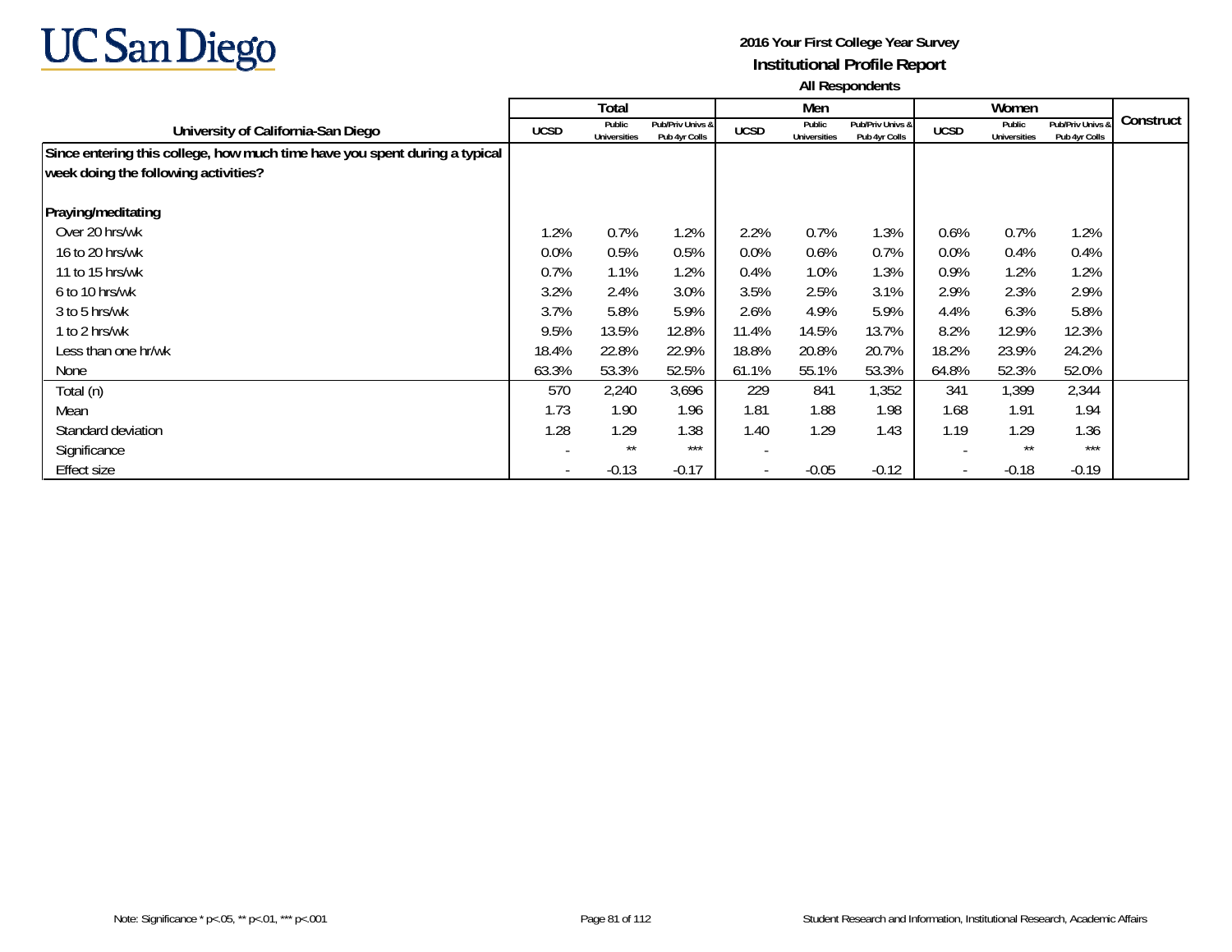# UC San Diego

**2016 Your First College Year Survey**
**Institutional Profile Report**
**All Respondents**

| University of California-San Diego | Total | | | Men | | | Women | | | Construct |
|---|---|---|---|---|---|---|---|---|---|---|
| | UCSD | Public Universities | Pub/Priv Univs & Pub 4yr Colls | UCSD | Public Universities | Pub/Priv Univs & Pub 4yr Colls | UCSD | Public Universities | Pub/Priv Univs & Pub 4yr Colls | |
| **Since entering this college, how much time have you spent during a typical week doing the following activities?** | | | | | | | | | | |
| **Praying/meditating** | | | | | | | | | | |
| Over 20 hrs/wk | 1.2% | 0.7% | 1.2% | 2.2% | 0.7% | 1.3% | 0.6% | 0.7% | 1.2% | |
| 16 to 20 hrs/wk | 0.0% | 0.5% | 0.5% | 0.0% | 0.6% | 0.7% | 0.0% | 0.4% | 0.4% | |
| 11 to 15 hrs/wk | 0.7% | 1.1% | 1.2% | 0.4% | 1.0% | 1.3% | 0.9% | 1.2% | 1.2% | |
| 6 to 10 hrs/wk | 3.2% | 2.4% | 3.0% | 3.5% | 2.5% | 3.1% | 2.9% | 2.3% | 2.9% | |
| 3 to 5 hrs/wk | 3.7% | 5.8% | 5.9% | 2.6% | 4.9% | 5.9% | 4.4% | 6.3% | 5.8% | |
| 1 to 2 hrs/wk | 9.5% | 13.5% | 12.8% | 11.4% | 14.5% | 13.7% | 8.2% | 12.9% | 12.3% | |
| Less than one hr/wk | 18.4% | 22.8% | 22.9% | 18.8% | 20.8% | 20.7% | 18.2% | 23.9% | 24.2% | |
| None | 63.3% | 53.3% | 52.5% | 61.1% | 55.1% | 53.3% | 64.8% | 52.3% | 52.0% | |
| Total (n) | 570 | 2,240 | 3,696 | 229 | 841 | 1,352 | 341 | 1,399 | 2,344 | |
| Mean | 1.73 | 1.90 | 1.96 | 1.81 | 1.88 | 1.98 | 1.68 | 1.91 | 1.94 | |
| Standard deviation | 1.28 | 1.29 | 1.38 | 1.40 | 1.29 | 1.43 | 1.19 | 1.29 | 1.36 | |
| Significance | - | ** | *** | - | | | - | ** | *** | |
| Effect size | - | -0.13 | -0.17 | - | -0.05 | -0.12 | - | -0.18 | -0.19 | |

Note: Significance * p<.05, ** p<.01, *** p<.001

Student Research and Information, Institutional Research, Academic Affairs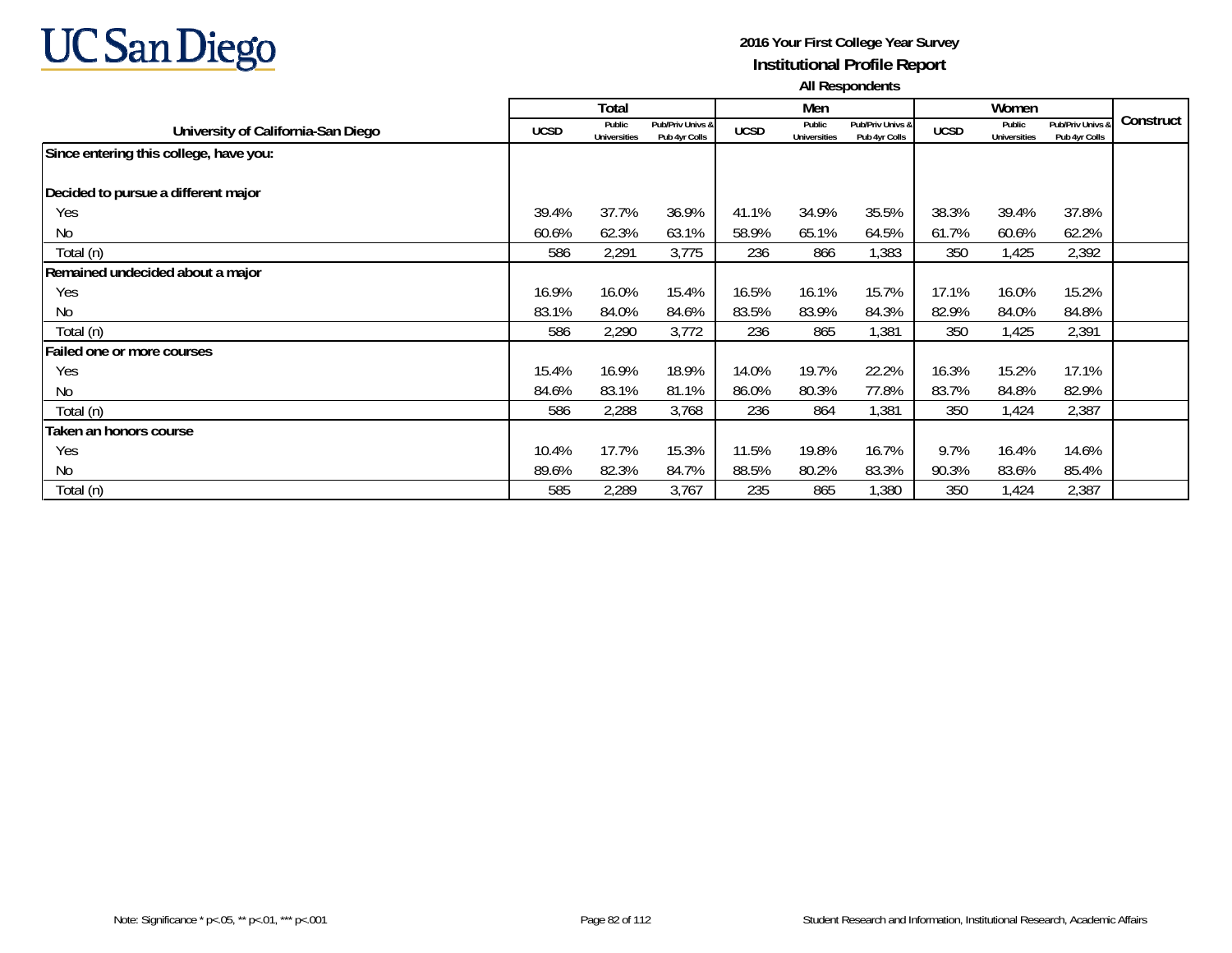UC San Diego

**2016 Your First College Year Survey**
**Institutional Profile Report**
**All Respondents**

| University of California-San Diego | Total | | | Men | | | Women | | | Construct |
|---|---|---|---|---|---|---|---|---|---|---|
| | UCSD | Public Universities | Pub/Priv Univs & Pub 4yr Colls | UCSD | Public Universities | Pub/Priv Univs & Pub 4yr Colls | UCSD | Public Universities | Pub/Priv Univs & Pub 4yr Colls | |
| **Since entering this college, have you:** | | | | | | | | | | |
| **Decided to pursue a different major** | | | | | | | | | | |
| Yes | 39.4% | 37.7% | 36.9% | 41.1% | 34.9% | 35.5% | 38.3% | 39.4% | 37.8% | |
| No | 60.6% | 62.3% | 63.1% | 58.9% | 65.1% | 64.5% | 61.7% | 60.6% | 62.2% | |
| Total (n) | 586 | 2,291 | 3,775 | 236 | 866 | 1,383 | 350 | 1,425 | 2,392 | |
| **Remained undecided about a major** | | | | | | | | | | |
| Yes | 16.9% | 16.0% | 15.4% | 16.5% | 16.1% | 15.7% | 17.1% | 16.0% | 15.2% | |
| No | 83.1% | 84.0% | 84.6% | 83.5% | 83.9% | 84.3% | 82.9% | 84.0% | 84.8% | |
| Total (n) | 586 | 2,290 | 3,772 | 236 | 865 | 1,381 | 350 | 1,425 | 2,391 | |
| **Failed one or more courses** | | | | | | | | | | |
| Yes | 15.4% | 16.9% | 18.9% | 14.0% | 19.7% | 22.2% | 16.3% | 15.2% | 17.1% | |
| No | 84.6% | 83.1% | 81.1% | 86.0% | 80.3% | 77.8% | 83.7% | 84.8% | 82.9% | |
| Total (n) | 586 | 2,288 | 3,768 | 236 | 864 | 1,381 | 350 | 1,424 | 2,387 | |
| **Taken an honors course** | | | | | | | | | | |
| Yes | 10.4% | 17.7% | 15.3% | 11.5% | 19.8% | 16.7% | 9.7% | 16.4% | 14.6% | |
| No | 89.6% | 82.3% | 84.7% | 88.5% | 80.2% | 83.3% | 90.3% | 83.6% | 85.4% | |
| Total (n) | 585 | 2,289 | 3,767 | 235 | 865 | 1,380 | 350 | 1,424 | 2,387 | |

Note: Significance * p<.05, ** p<.01, *** p<.001

Student Research and Information, Institutional Research, Academic Affairs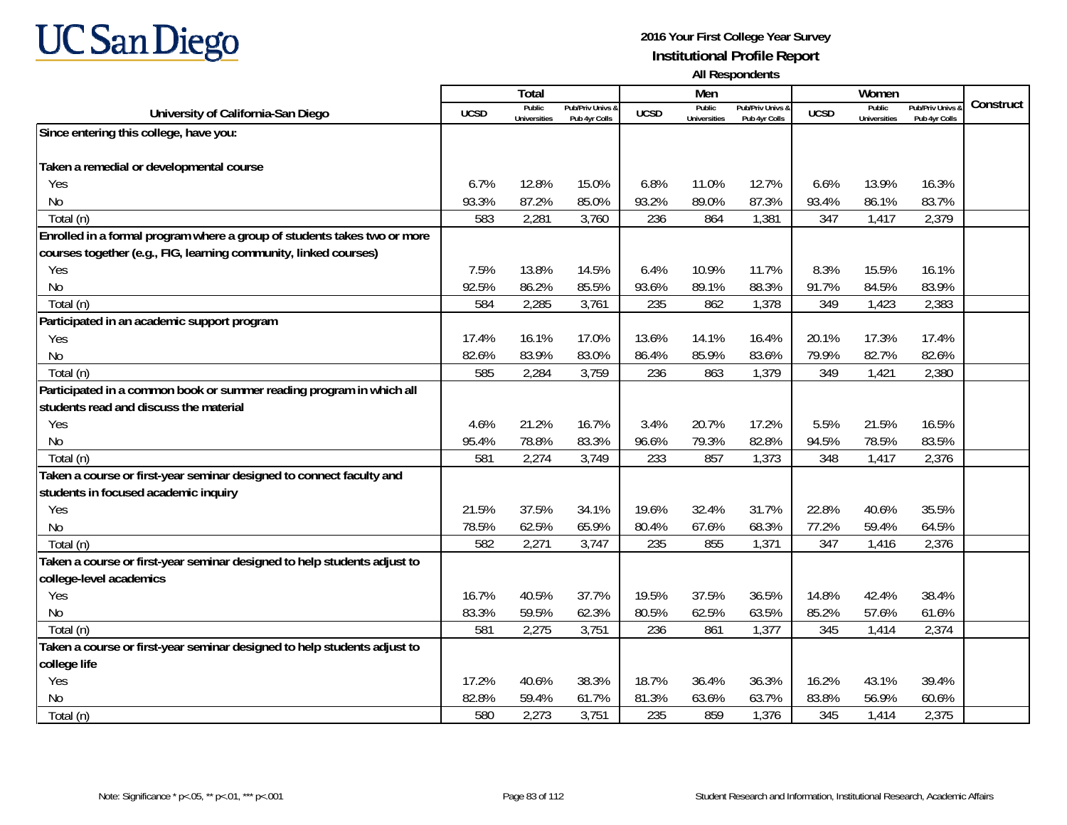# UC San Diego

**2016 Your First College Year Survey**

**Institutional Profile Report**

**All Respondents**

| University of California-San Diego | Total | | | Men | | | Women | | | Construct |
|---|---|---|---|---|---|---|---|---|---|---|
| | UCSD | Public Universities | Pub/Priv Univs & Pub 4yr Colls | UCSD | Public Universities | Pub/Priv Univs & Pub 4yr Colls | UCSD | Public Universities | Pub/Priv Univs & Pub 4yr Colls | |
| **Since entering this college, have you:** | | | | | | | | | | |
| **Taken a remedial or developmental course** | | | | | | | | | | |
| Yes | 6.7% | 12.8% | 15.0% | 6.8% | 11.0% | 12.7% | 6.6% | 13.9% | 16.3% | |
| No | 93.3% | 87.2% | 85.0% | 93.2% | 89.0% | 87.3% | 93.4% | 86.1% | 83.7% | |
| Total (n) | 583 | 2,281 | 3,760 | 236 | 864 | 1,381 | 347 | 1,417 | 2,379 | |
| **Enrolled in a formal program where a group of students takes two or more courses together (e.g., FIG, learning community, linked courses)** | | | | | | | | | | |
| Yes | 7.5% | 13.8% | 14.5% | 6.4% | 10.9% | 11.7% | 8.3% | 15.5% | 16.1% | |
| No | 92.5% | 86.2% | 85.5% | 93.6% | 89.1% | 88.3% | 91.7% | 84.5% | 83.9% | |
| Total (n) | 584 | 2,285 | 3,761 | 235 | 862 | 1,378 | 349 | 1,423 | 2,383 | |
| **Participated in an academic support program** | | | | | | | | | | |
| Yes | 17.4% | 16.1% | 17.0% | 13.6% | 14.1% | 16.4% | 20.1% | 17.3% | 17.4% | |
| No | 82.6% | 83.9% | 83.0% | 86.4% | 85.9% | 83.6% | 79.9% | 82.7% | 82.6% | |
| Total (n) | 585 | 2,284 | 3,759 | 236 | 863 | 1,379 | 349 | 1,421 | 2,380 | |
| **Participated in a common book or summer reading program in which all students read and discuss the material** | | | | | | | | | | |
| Yes | 4.6% | 21.2% | 16.7% | 3.4% | 20.7% | 17.2% | 5.5% | 21.5% | 16.5% | |
| No | 95.4% | 78.8% | 83.3% | 96.6% | 79.3% | 82.8% | 94.5% | 78.5% | 83.5% | |
| Total (n) | 581 | 2,274 | 3,749 | 233 | 857 | 1,373 | 348 | 1,417 | 2,376 | |
| **Taken a course or first-year seminar designed to connect faculty and students in focused academic inquiry** | | | | | | | | | | |
| Yes | 21.5% | 37.5% | 34.1% | 19.6% | 32.4% | 31.7% | 22.8% | 40.6% | 35.5% | |
| No | 78.5% | 62.5% | 65.9% | 80.4% | 67.6% | 68.3% | 77.2% | 59.4% | 64.5% | |
| Total (n) | 582 | 2,271 | 3,747 | 235 | 855 | 1,371 | 347 | 1,416 | 2,376 | |
| **Taken a course or first-year seminar designed to help students adjust to college-level academics** | | | | | | | | | | |
| Yes | 16.7% | 40.5% | 37.7% | 19.5% | 37.5% | 36.5% | 14.8% | 42.4% | 38.4% | |
| No | 83.3% | 59.5% | 62.3% | 80.5% | 62.5% | 63.5% | 85.2% | 57.6% | 61.6% | |
| Total (n) | 581 | 2,275 | 3,751 | 236 | 861 | 1,377 | 345 | 1,414 | 2,374 | |
| **Taken a course or first-year seminar designed to help students adjust to college life** | | | | | | | | | | |
| Yes | 17.2% | 40.6% | 38.3% | 18.7% | 36.4% | 36.3% | 16.2% | 43.1% | 39.4% | |
| No | 82.8% | 59.4% | 61.7% | 81.3% | 63.6% | 63.7% | 83.8% | 56.9% | 60.6% | |
| Total (n) | 580 | 2,273 | 3,751 | 235 | 859 | 1,376 | 345 | 1,414 | 2,375 | |

Note: Significance * p<.05, ** p<.01, *** p<.001

Student Research and Information, Institutional Research, Academic Affairs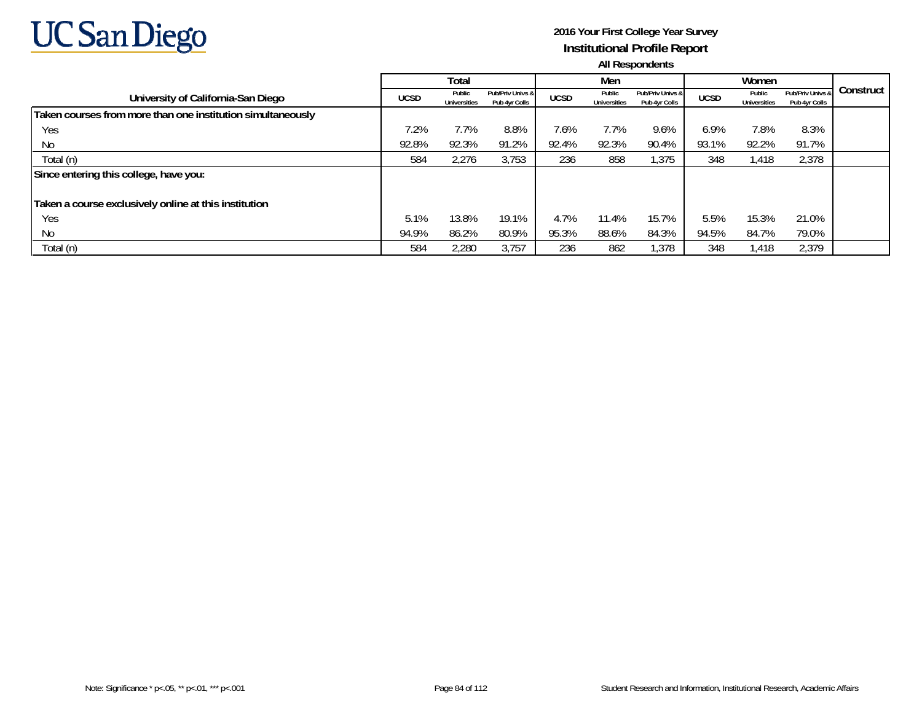UC San Diego

**2016 Your First College Year Survey**
**Institutional Profile Report**
**All Respondents**

| University of California-San Diego | Total | | | Men | | | Women | | | Construct |
|---|---|---|---|---|---|---|---|---|---|---|
| | UCSD | Public Universities | Pub/Priv Univs & Pub 4yr Colls | UCSD | Public Universities | Pub/Priv Univs & Pub 4yr Colls | UCSD | Public Universities | Pub/Priv Univs & Pub 4yr Colls | |
| **Taken courses from more than one institution simultaneously** | | | | | | | | | | |
| Yes | 7.2% | 7.7% | 8.8% | 7.6% | 7.7% | 9.6% | 6.9% | 7.8% | 8.3% | |
| No | 92.8% | 92.3% | 91.2% | 92.4% | 92.3% | 90.4% | 93.1% | 92.2% | 91.7% | |
| Total (n) | 584 | 2,276 | 3,753 | 236 | 858 | 1,375 | 348 | 1,418 | 2,378 | |
| **Since entering this college, have you:** | | | | | | | | | | |
| **Taken a course exclusively online at this institution** | | | | | | | | | | |
| Yes | 5.1% | 13.8% | 19.1% | 4.7% | 11.4% | 15.7% | 5.5% | 15.3% | 21.0% | |
| No | 94.9% | 86.2% | 80.9% | 95.3% | 88.6% | 84.3% | 94.5% | 84.7% | 79.0% | |
| Total (n) | 584 | 2,280 | 3,757 | 236 | 862 | 1,378 | 348 | 1,418 | 2,379 | |

Note: Significance * p<.05, ** p<.01, *** p<.001

Student Research and Information, Institutional Research, Academic Affairs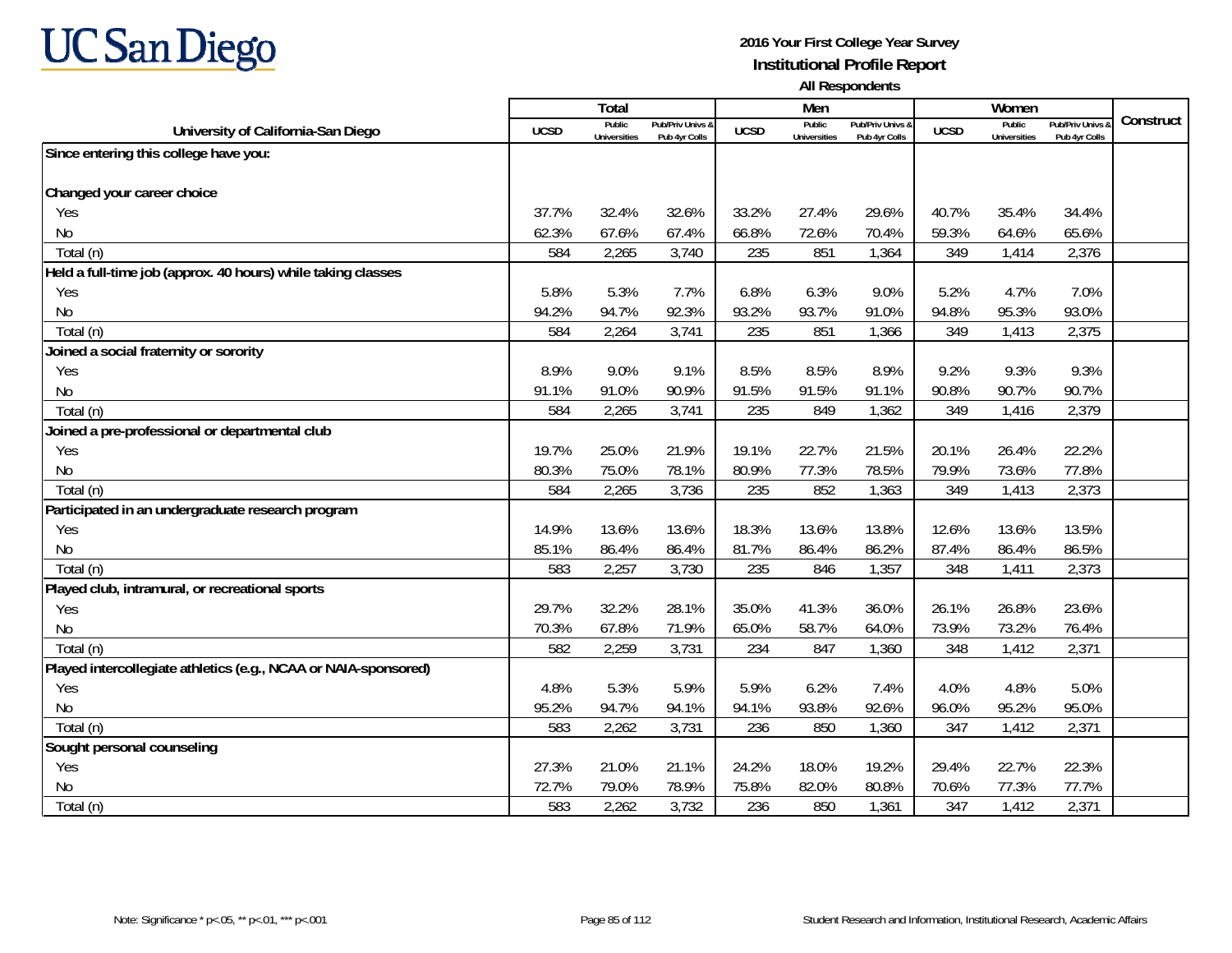# 2016 Your First College Year Survey

## Institutional Profile Report

### All Respondents

| University of California-San Diego | Total | | | Men | | | Women | | | Construct |
|---|---|---|---|---|---|---|---|---|---|---|
| | UCSD | Public Universities | Pub/Priv Univs & Pub 4yr Colls | UCSD | Public Universities | Pub/Priv Univs & Pub 4yr Colls | UCSD | Public Universities | Pub/Priv Univs & Pub 4yr Colls | |
| **Since entering this college have you:** | | | | | | | | | | |
| **Changed your career choice** | | | | | | | | | | |
| Yes | 37.7% | 32.4% | 32.6% | 33.2% | 27.4% | 29.6% | 40.7% | 35.4% | 34.4% | |
| No | 62.3% | 67.6% | 67.4% | 66.8% | 72.6% | 70.4% | 59.3% | 64.6% | 65.6% | |
| Total (n) | 584 | 2,265 | 3,740 | 235 | 851 | 1,364 | 349 | 1,414 | 2,376 | |
| **Held a full-time job (approx. 40 hours) while taking classes** | | | | | | | | | | |
| Yes | 5.8% | 5.3% | 7.7% | 6.8% | 6.3% | 9.0% | 5.2% | 4.7% | 7.0% | |
| No | 94.2% | 94.7% | 92.3% | 93.2% | 93.7% | 91.0% | 94.8% | 95.3% | 93.0% | |
| Total (n) | 584 | 2,264 | 3,741 | 235 | 851 | 1,366 | 349 | 1,413 | 2,375 | |
| **Joined a social fraternity or sorority** | | | | | | | | | | |
| Yes | 8.9% | 9.0% | 9.1% | 8.5% | 8.5% | 8.9% | 9.2% | 9.3% | 9.3% | |
| No | 91.1% | 91.0% | 90.9% | 91.5% | 91.5% | 91.1% | 90.8% | 90.7% | 90.7% | |
| Total (n) | 584 | 2,265 | 3,741 | 235 | 849 | 1,362 | 349 | 1,416 | 2,379 | |
| **Joined a pre-professional or departmental club** | | | | | | | | | | |
| Yes | 19.7% | 25.0% | 21.9% | 19.1% | 22.7% | 21.5% | 20.1% | 26.4% | 22.2% | |
| No | 80.3% | 75.0% | 78.1% | 80.9% | 77.3% | 78.5% | 79.9% | 73.6% | 77.8% | |
| Total (n) | 584 | 2,265 | 3,736 | 235 | 852 | 1,363 | 349 | 1,413 | 2,373 | |
| **Participated in an undergraduate research program** | | | | | | | | | | |
| Yes | 14.9% | 13.6% | 13.6% | 18.3% | 13.6% | 13.8% | 12.6% | 13.6% | 13.5% | |
| No | 85.1% | 86.4% | 86.4% | 81.7% | 86.4% | 86.2% | 87.4% | 86.4% | 86.5% | |
| Total (n) | 583 | 2,257 | 3,730 | 235 | 846 | 1,357 | 348 | 1,411 | 2,373 | |
| **Played club, intramural, or recreational sports** | | | | | | | | | | |
| Yes | 29.7% | 32.2% | 28.1% | 35.0% | 41.3% | 36.0% | 26.1% | 26.8% | 23.6% | |
| No | 70.3% | 67.8% | 71.9% | 65.0% | 58.7% | 64.0% | 73.9% | 73.2% | 76.4% | |
| Total (n) | 582 | 2,259 | 3,731 | 234 | 847 | 1,360 | 348 | 1,412 | 2,371 | |
| **Played intercollegiate athletics (e.g., NCAA or NAIA-sponsored)** | | | | | | | | | | |
| Yes | 4.8% | 5.3% | 5.9% | 5.9% | 6.2% | 7.4% | 4.0% | 4.8% | 5.0% | |
| No | 95.2% | 94.7% | 94.1% | 94.1% | 93.8% | 92.6% | 96.0% | 95.2% | 95.0% | |
| Total (n) | 583 | 2,262 | 3,731 | 236 | 850 | 1,360 | 347 | 1,412 | 2,371 | |
| **Sought personal counseling** | | | | | | | | | | |
| Yes | 27.3% | 21.0% | 21.1% | 24.2% | 18.0% | 19.2% | 29.4% | 22.7% | 22.3% | |
| No | 72.7% | 79.0% | 78.9% | 75.8% | 82.0% | 80.8% | 70.6% | 77.3% | 77.7% | |
| Total (n) | 583 | 2,262 | 3,732 | 236 | 850 | 1,361 | 347 | 1,412 | 2,371 | |

Note: Significance * p<.05, ** p<.01, *** p<.001

Student Research and Information, Institutional Research, Academic Affairs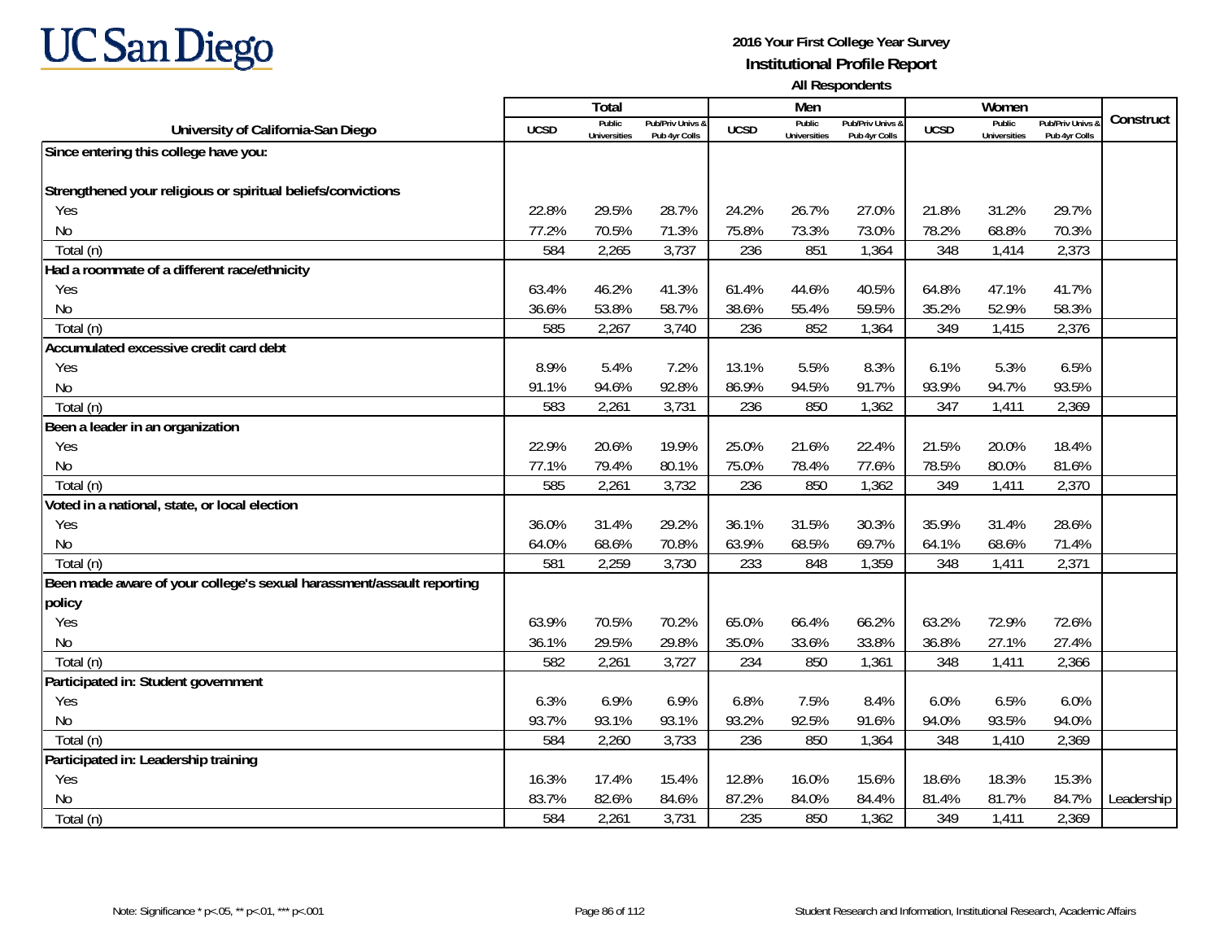# UC San Diego

**2016 Your First College Year Survey**

**Institutional Profile Report**

**All Respondents**

| University of California-San Diego | Total | | | Men | | | Women | | | Construct |
|---|---|---|---|---|---|---|---|---|---|---|
| | UCSD | Public Universities | Pub/Priv Univs & Pub 4yr Colls | UCSD | Public Universities | Pub/Priv Univs & Pub 4yr Colls | UCSD | Public Universities | Pub/Priv Univs & Pub 4yr Colls | |
| **Since entering this college have you:** | | | | | | | | | | |
| **Strengthened your religious or spiritual beliefs/convictions** | | | | | | | | | | |
| Yes | 22.8% | 29.5% | 28.7% | 24.2% | 26.7% | 27.0% | 21.8% | 31.2% | 29.7% | |
| No | 77.2% | 70.5% | 71.3% | 75.8% | 73.3% | 73.0% | 78.2% | 68.8% | 70.3% | |
| Total (n) | 584 | 2,265 | 3,737 | 236 | 851 | 1,364 | 348 | 1,414 | 2,373 | |
| **Had a roommate of a different race/ethnicity** | | | | | | | | | | |
| Yes | 63.4% | 46.2% | 41.3% | 61.4% | 44.6% | 40.5% | 64.8% | 47.1% | 41.7% | |
| No | 36.6% | 53.8% | 58.7% | 38.6% | 55.4% | 59.5% | 35.2% | 52.9% | 58.3% | |
| Total (n) | 585 | 2,267 | 3,740 | 236 | 852 | 1,364 | 349 | 1,415 | 2,376 | |
| **Accumulated excessive credit card debt** | | | | | | | | | | |
| Yes | 8.9% | 5.4% | 7.2% | 13.1% | 5.5% | 8.3% | 6.1% | 5.3% | 6.5% | |
| No | 91.1% | 94.6% | 92.8% | 86.9% | 94.5% | 91.7% | 93.9% | 94.7% | 93.5% | |
| Total (n) | 583 | 2,261 | 3,731 | 236 | 850 | 1,362 | 347 | 1,411 | 2,369 | |
| **Been a leader in an organization** | | | | | | | | | | |
| Yes | 22.9% | 20.6% | 19.9% | 25.0% | 21.6% | 22.4% | 21.5% | 20.0% | 18.4% | |
| No | 77.1% | 79.4% | 80.1% | 75.0% | 78.4% | 77.6% | 78.5% | 80.0% | 81.6% | |
| Total (n) | 585 | 2,261 | 3,732 | 236 | 850 | 1,362 | 349 | 1,411 | 2,370 | |
| **Voted in a national, state, or local election** | | | | | | | | | | |
| Yes | 36.0% | 31.4% | 29.2% | 36.1% | 31.5% | 30.3% | 35.9% | 31.4% | 28.6% | |
| No | 64.0% | 68.6% | 70.8% | 63.9% | 68.5% | 69.7% | 64.1% | 68.6% | 71.4% | |
| Total (n) | 581 | 2,259 | 3,730 | 233 | 848 | 1,359 | 348 | 1,411 | 2,371 | |
| **Been made aware of your college's sexual harassment/assault reporting policy** | | | | | | | | | | |
| Yes | 63.9% | 70.5% | 70.2% | 65.0% | 66.4% | 66.2% | 63.2% | 72.9% | 72.6% | |
| No | 36.1% | 29.5% | 29.8% | 35.0% | 33.6% | 33.8% | 36.8% | 27.1% | 27.4% | |
| Total (n) | 582 | 2,261 | 3,727 | 234 | 850 | 1,361 | 348 | 1,411 | 2,366 | |
| **Participated in: Student government** | | | | | | | | | | |
| Yes | 6.3% | 6.9% | 6.9% | 6.8% | 7.5% | 8.4% | 6.0% | 6.5% | 6.0% | |
| No | 93.7% | 93.1% | 93.1% | 93.2% | 92.5% | 91.6% | 94.0% | 93.5% | 94.0% | |
| Total (n) | 584 | 2,260 | 3,733 | 236 | 850 | 1,364 | 348 | 1,410 | 2,369 | |
| **Participated in: Leadership training** | | | | | | | | | | |
| Yes | 16.3% | 17.4% | 15.4% | 12.8% | 16.0% | 15.6% | 18.6% | 18.3% | 15.3% | |
| No | 83.7% | 82.6% | 84.6% | 87.2% | 84.0% | 84.4% | 81.4% | 81.7% | 84.7% | Leadership |
| Total (n) | 584 | 2,261 | 3,731 | 235 | 850 | 1,362 | 349 | 1,411 | 2,369 | |

Note: Significance * p<.05, ** p<.01, *** p<.001

Student Research and Information, Institutional Research, Academic Affairs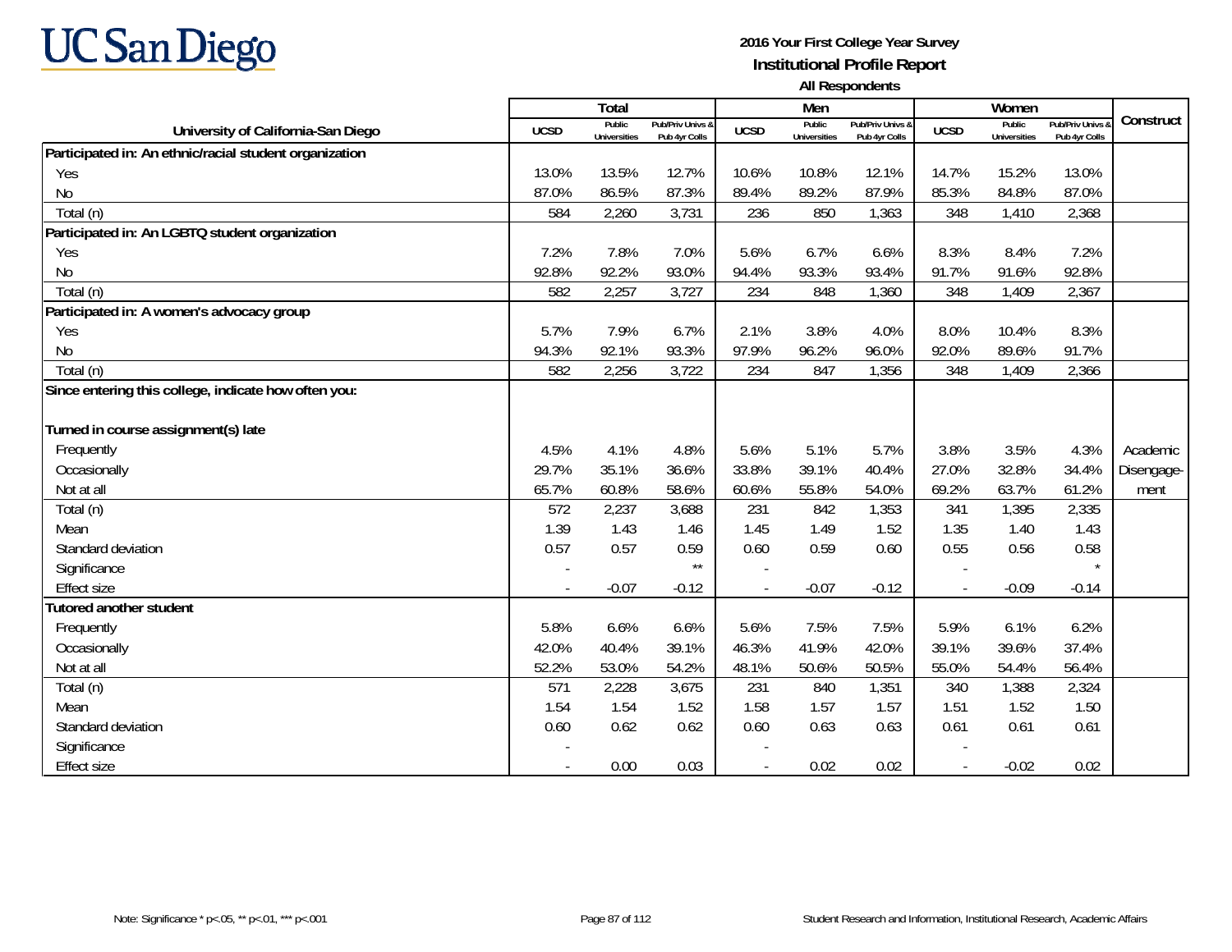UC San Diego

**2016 Your First College Year Survey**
**Institutional Profile Report**
**All Respondents**

| University of California-San Diego | Total | | | Men | | | Women | | | Construct |
|---|---|---|---|---|---|---|---|---|---|---|
| | UCSD | Public Universities | Pub/Priv Univs & Pub 4yr Colls | UCSD | Public Universities | Pub/Priv Univs & Pub 4yr Colls | UCSD | Public Universities | Pub/Priv Univs & Pub 4yr Colls | |
| **Participated in: An ethnic/racial student organization** | | | | | | | | | | |
| Yes | 13.0% | 13.5% | 12.7% | 10.6% | 10.8% | 12.1% | 14.7% | 15.2% | 13.0% | |
| No | 87.0% | 86.5% | 87.3% | 89.4% | 89.2% | 87.9% | 85.3% | 84.8% | 87.0% | |
| Total (n) | 584 | 2,260 | 3,731 | 236 | 850 | 1,363 | 348 | 1,410 | 2,368 | |
| **Participated in: An LGBTQ student organization** | | | | | | | | | | |
| Yes | 7.2% | 7.8% | 7.0% | 5.6% | 6.7% | 6.6% | 8.3% | 8.4% | 7.2% | |
| No | 92.8% | 92.2% | 93.0% | 94.4% | 93.3% | 93.4% | 91.7% | 91.6% | 92.8% | |
| Total (n) | 582 | 2,257 | 3,727 | 234 | 848 | 1,360 | 348 | 1,409 | 2,367 | |
| **Participated in: A women's advocacy group** | | | | | | | | | | |
| Yes | 5.7% | 7.9% | 6.7% | 2.1% | 3.8% | 4.0% | 8.0% | 10.4% | 8.3% | |
| No | 94.3% | 92.1% | 93.3% | 97.9% | 96.2% | 96.0% | 92.0% | 89.6% | 91.7% | |
| Total (n) | 582 | 2,256 | 3,722 | 234 | 847 | 1,356 | 348 | 1,409 | 2,366 | |
| **Since entering this college, indicate how often you:** | | | | | | | | | | |
| **Turned in course assignment(s) late** | | | | | | | | | | |
| Frequently | 4.5% | 4.1% | 4.8% | 5.6% | 5.1% | 5.7% | 3.8% | 3.5% | 4.3% | Academic Disengagement |
| Occasionally | 29.7% | 35.1% | 36.6% | 33.8% | 39.1% | 40.4% | 27.0% | 32.8% | 34.4% | |
| Not at all | 65.7% | 60.8% | 58.6% | 60.6% | 55.8% | 54.0% | 69.2% | 63.7% | 61.2% | |
| Total (n) | 572 | 2,237 | 3,688 | 231 | 842 | 1,353 | 341 | 1,395 | 2,335 | |
| Mean | 1.39 | 1.43 | 1.46 | 1.45 | 1.49 | 1.52 | 1.35 | 1.40 | 1.43 | |
| Standard deviation | 0.57 | 0.57 | 0.59 | 0.60 | 0.59 | 0.60 | 0.55 | 0.56 | 0.58 | |
| Significance | - | | ** | - | | | - | | * | |
| Effect size | - | -0.07 | -0.12 | - | -0.07 | -0.12 | - | -0.09 | -0.14 | |
| **Tutored another student** | | | | | | | | | | |
| Frequently | 5.8% | 6.6% | 6.6% | 5.6% | 7.5% | 7.5% | 5.9% | 6.1% | 6.2% | |
| Occasionally | 42.0% | 40.4% | 39.1% | 46.3% | 41.9% | 42.0% | 39.1% | 39.6% | 37.4% | |
| Not at all | 52.2% | 53.0% | 54.2% | 48.1% | 50.6% | 50.5% | 55.0% | 54.4% | 56.4% | |
| Total (n) | 571 | 2,228 | 3,675 | 231 | 840 | 1,351 | 340 | 1,388 | 2,324 | |
| Mean | 1.54 | 1.54 | 1.52 | 1.58 | 1.57 | 1.57 | 1.51 | 1.52 | 1.50 | |
| Standard deviation | 0.60 | 0.62 | 0.62 | 0.60 | 0.63 | 0.63 | 0.61 | 0.61 | 0.61 | |
| Significance | - | | | - | | | - | | | |
| Effect size | - | 0.00 | 0.03 | - | 0.02 | 0.02 | - | -0.02 | 0.02 | |

Note: Significance * p<.05, ** p<.01, *** p<.001

Student Research and Information, Institutional Research, Academic Affairs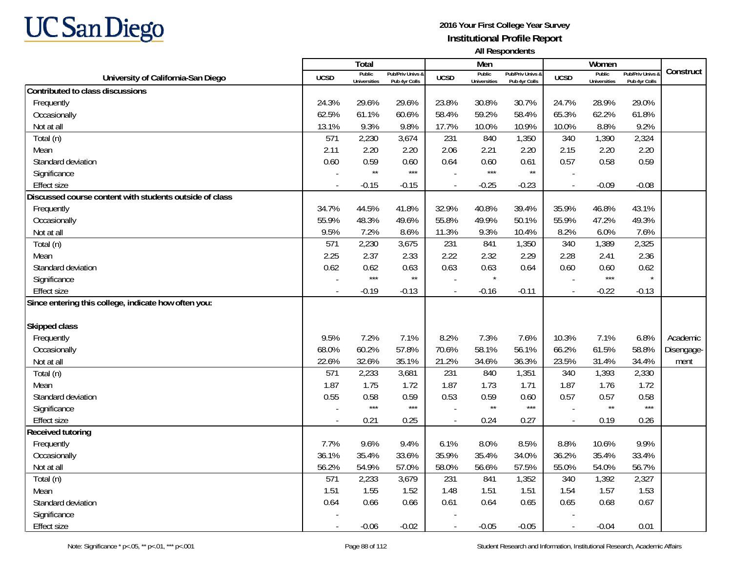# UC San Diego

**2016 Your First College Year Survey**
**Institutional Profile Report**
**All Respondents**

| University of California-San Diego | Total | | | Men | | | Women | | | Construct |
|---|---|---|---|---|---|---|---|---|---|---|
| | UCSD | Public Universities | Pub/Priv Univs & Pub 4yr Colls | UCSD | Public Universities | Pub/Priv Univs & Pub 4yr Colls | UCSD | Public Universities | Pub/Priv Univs & Pub 4yr Colls | |
| **Contributed to class discussions** | | | | | | | | | | |
| Frequently | 24.3% | 29.6% | 29.6% | 23.8% | 30.8% | 30.7% | 24.7% | 28.9% | 29.0% | |
| Occasionally | 62.5% | 61.1% | 60.6% | 58.4% | 59.2% | 58.4% | 65.3% | 62.2% | 61.8% | |
| Not at all | 13.1% | 9.3% | 9.8% | 17.7% | 10.0% | 10.9% | 10.0% | 8.8% | 9.2% | |
| Total (n) | 571 | 2,230 | 3,674 | 231 | 840 | 1,350 | 340 | 1,390 | 2,324 | |
| Mean | 2.11 | 2.20 | 2.20 | 2.06 | 2.21 | 2.20 | 2.15 | 2.20 | 2.20 | |
| Standard deviation | 0.60 | 0.59 | 0.60 | 0.64 | 0.60 | 0.61 | 0.57 | 0.58 | 0.59 | |
| Significance | - | ** | *** | - | *** | ** | - | | | |
| Effect size | - | -0.15 | -0.15 | - | -0.25 | -0.23 | - | -0.09 | -0.08 | |
| **Discussed course content with students outside of class** | | | | | | | | | | |
| Frequently | 34.7% | 44.5% | 41.8% | 32.9% | 40.8% | 39.4% | 35.9% | 46.8% | 43.1% | |
| Occasionally | 55.9% | 48.3% | 49.6% | 55.8% | 49.9% | 50.1% | 55.9% | 47.2% | 49.3% | |
| Not at all | 9.5% | 7.2% | 8.6% | 11.3% | 9.3% | 10.4% | 8.2% | 6.0% | 7.6% | |
| Total (n) | 571 | 2,230 | 3,675 | 231 | 841 | 1,350 | 340 | 1,389 | 2,325 | |
| Mean | 2.25 | 2.37 | 2.33 | 2.22 | 2.32 | 2.29 | 2.28 | 2.41 | 2.36 | |
| Standard deviation | 0.62 | 0.62 | 0.63 | 0.63 | 0.63 | 0.64 | 0.60 | 0.60 | 0.62 | |
| Significance | - | *** | ** | - | * | | - | *** | * | |
| Effect size | - | -0.19 | -0.13 | - | -0.16 | -0.11 | - | -0.22 | -0.13 | |
| **Since entering this college, indicate how often you:** | | | | | | | | | | |
| **Skipped class** | | | | | | | | | | |
| Frequently | 9.5% | 7.2% | 7.1% | 8.2% | 7.3% | 7.6% | 10.3% | 7.1% | 6.8% | Academic Disengagement |
| Occasionally | 68.0% | 60.2% | 57.8% | 70.6% | 58.1% | 56.1% | 66.2% | 61.5% | 58.8% | |
| Not at all | 22.6% | 32.6% | 35.1% | 21.2% | 34.6% | 36.3% | 23.5% | 31.4% | 34.4% | |
| Total (n) | 571 | 2,233 | 3,681 | 231 | 840 | 1,351 | 340 | 1,393 | 2,330 | |
| Mean | 1.87 | 1.75 | 1.72 | 1.87 | 1.73 | 1.71 | 1.87 | 1.76 | 1.72 | |
| Standard deviation | 0.55 | 0.58 | 0.59 | 0.53 | 0.59 | 0.60 | 0.57 | 0.57 | 0.58 | |
| Significance | - | *** | *** | - | ** | *** | - | ** | *** | |
| Effect size | - | 0.21 | 0.25 | - | 0.24 | 0.27 | - | 0.19 | 0.26 | |
| **Received tutoring** | | | | | | | | | | |
| Frequently | 7.7% | 9.6% | 9.4% | 6.1% | 8.0% | 8.5% | 8.8% | 10.6% | 9.9% | |
| Occasionally | 36.1% | 35.4% | 33.6% | 35.9% | 35.4% | 34.0% | 36.2% | 35.4% | 33.4% | |
| Not at all | 56.2% | 54.9% | 57.0% | 58.0% | 56.6% | 57.5% | 55.0% | 54.0% | 56.7% | |
| Total (n) | 571 | 2,233 | 3,679 | 231 | 841 | 1,352 | 340 | 1,392 | 2,327 | |
| Mean | 1.51 | 1.55 | 1.52 | 1.48 | 1.51 | 1.51 | 1.54 | 1.57 | 1.53 | |
| Standard deviation | 0.64 | 0.66 | 0.66 | 0.61 | 0.64 | 0.65 | 0.65 | 0.68 | 0.67 | |
| Significance | - | | | - | | | - | | | |
| Effect size | - | -0.06 | -0.02 | - | -0.05 | -0.05 | - | -0.04 | 0.01 | |

Note: Significance * p<.05, ** p<.01, *** p<.001

Student Research and Information, Institutional Research, Academic Affairs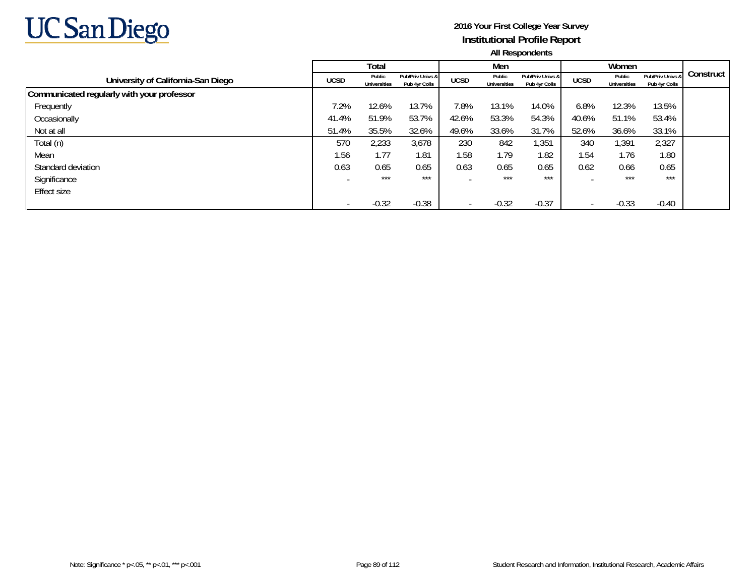**2016 Your First College Year Survey**
**Institutional Profile Report**
**All Respondents**

| University of California-San Diego | Total | | | Men | | | Women | | | Construct |
|---|---|---|---|---|---|---|---|---|---|---|
| | UCSD | Public Universities | Pub/Priv Univs & Pub 4yr Colls | UCSD | Public Universities | Pub/Priv Univs & Pub 4yr Colls | UCSD | Public Universities | Pub/Priv Univs & Pub 4yr Colls | |
| **Communicated regularly with your professor** | | | | | | | | | | |
| Frequently | 7.2% | 12.6% | 13.7% | 7.8% | 13.1% | 14.0% | 6.8% | 12.3% | 13.5% | |
| Occasionally | 41.4% | 51.9% | 53.7% | 42.6% | 53.3% | 54.3% | 40.6% | 51.1% | 53.4% | |
| Not at all | 51.4% | 35.5% | 32.6% | 49.6% | 33.6% | 31.7% | 52.6% | 36.6% | 33.1% | |
| Total (n) | 570 | 2,233 | 3,678 | 230 | 842 | 1,351 | 340 | 1,391 | 2,327 | |
| Mean | 1.56 | 1.77 | 1.81 | 1.58 | 1.79 | 1.82 | 1.54 | 1.76 | 1.80 | |
| Standard deviation | 0.63 | 0.65 | 0.65 | 0.63 | 0.65 | 0.65 | 0.62 | 0.66 | 0.65 | |
| Significance | - | *** | *** | - | *** | *** | - | *** | *** | |
| Effect size | - | -0.32 | -0.38 | - | -0.32 | -0.37 | - | -0.33 | -0.40 | |

Note: Significance * p<.05, ** p<.01, *** p<.001

Student Research and Information, Institutional Research, Academic Affairs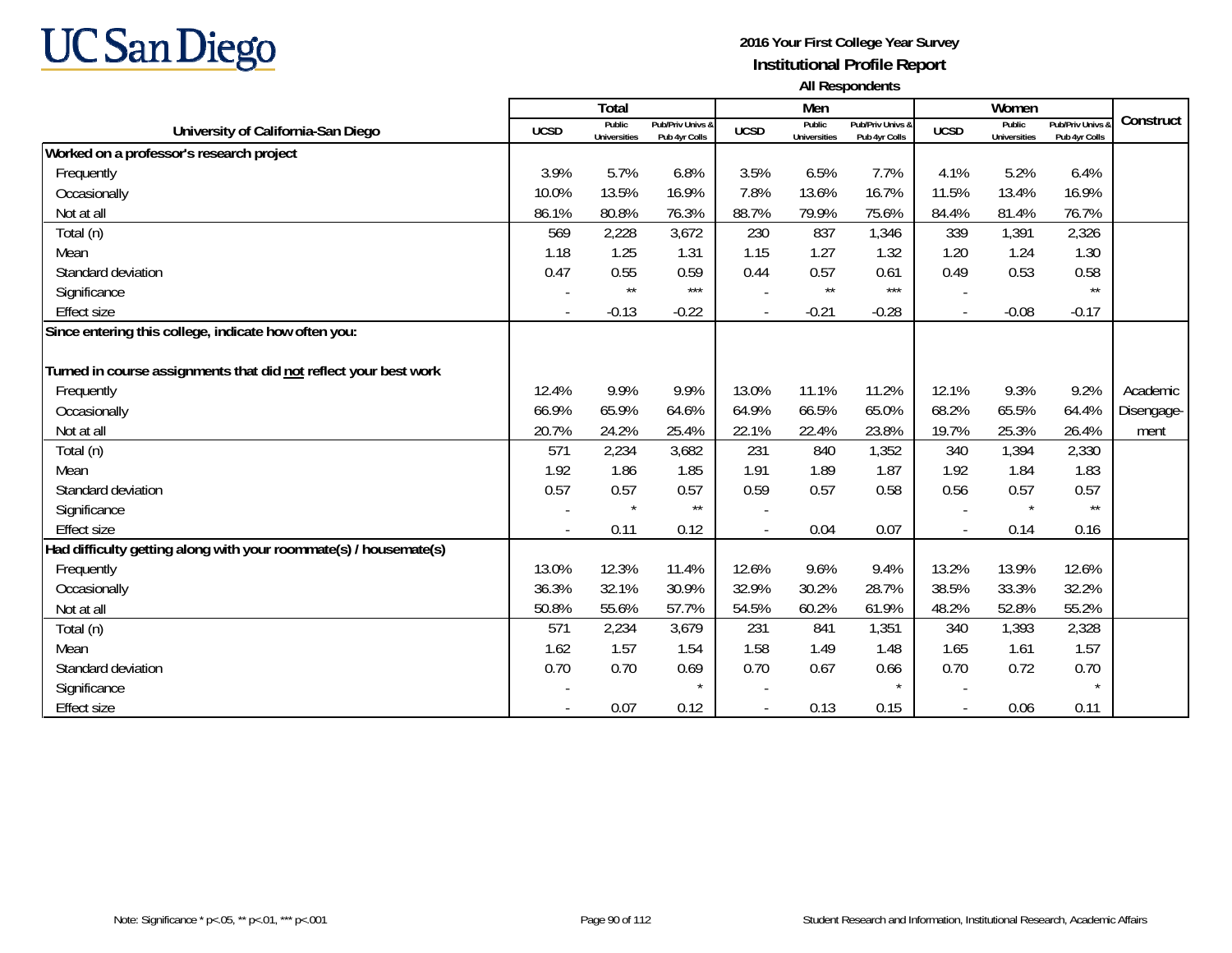**UC San Diego**

**2016 Your First College Year Survey**
**Institutional Profile Report**
**All Respondents**

| University of California-San Diego | Total | | | Men | | | Women | | | Construct |
|---|---|---|---|---|---|---|---|---|---|---|
| | UCSD | Public Universities | Pub/Priv Univs & Pub 4yr Colls | UCSD | Public Universities | Pub/Priv Univs & Pub 4yr Colls | UCSD | Public Universities | Pub/Priv Univs & Pub 4yr Colls | |
| **Worked on a professor's research project** | | | | | | | | | | |
| Frequently | 3.9% | 5.7% | 6.8% | 3.5% | 6.5% | 7.7% | 4.1% | 5.2% | 6.4% | |
| Occasionally | 10.0% | 13.5% | 16.9% | 7.8% | 13.6% | 16.7% | 11.5% | 13.4% | 16.9% | |
| Not at all | 86.1% | 80.8% | 76.3% | 88.7% | 79.9% | 75.6% | 84.4% | 81.4% | 76.7% | |
| Total (n) | 569 | 2,228 | 3,672 | 230 | 837 | 1,346 | 339 | 1,391 | 2,326 | |
| Mean | 1.18 | 1.25 | 1.31 | 1.15 | 1.27 | 1.32 | 1.20 | 1.24 | 1.30 | |
| Standard deviation | 0.47 | 0.55 | 0.59 | 0.44 | 0.57 | 0.61 | 0.49 | 0.53 | 0.58 | |
| Significance | - | ** | *** | - | ** | *** | - | | ** | |
| Effect size | - | -0.13 | -0.22 | - | -0.21 | -0.28 | - | -0.08 | -0.17 | |
| **Since entering this college, indicate how often you:** | | | | | | | | | | |
| **Turned in course assignments that did not reflect your best work** | | | | | | | | | | |
| Frequently | 12.4% | 9.9% | 9.9% | 13.0% | 11.1% | 11.2% | 12.1% | 9.3% | 9.2% | Academic Disengagement |
| Occasionally | 66.9% | 65.9% | 64.6% | 64.9% | 66.5% | 65.0% | 68.2% | 65.5% | 64.4% | |
| Not at all | 20.7% | 24.2% | 25.4% | 22.1% | 22.4% | 23.8% | 19.7% | 25.3% | 26.4% | |
| Total (n) | 571 | 2,234 | 3,682 | 231 | 840 | 1,352 | 340 | 1,394 | 2,330 | |
| Mean | 1.92 | 1.86 | 1.85 | 1.91 | 1.89 | 1.87 | 1.92 | 1.84 | 1.83 | |
| Standard deviation | 0.57 | 0.57 | 0.57 | 0.59 | 0.57 | 0.58 | 0.56 | 0.57 | 0.57 | |
| Significance | - | * | ** | - | | | - | * | ** | |
| Effect size | - | 0.11 | 0.12 | - | 0.04 | 0.07 | - | 0.14 | 0.16 | |
| **Had difficulty getting along with your roommate(s) / housemate(s)** | | | | | | | | | | |
| Frequently | 13.0% | 12.3% | 11.4% | 12.6% | 9.6% | 9.4% | 13.2% | 13.9% | 12.6% | |
| Occasionally | 36.3% | 32.1% | 30.9% | 32.9% | 30.2% | 28.7% | 38.5% | 33.3% | 32.2% | |
| Not at all | 50.8% | 55.6% | 57.7% | 54.5% | 60.2% | 61.9% | 48.2% | 52.8% | 55.2% | |
| Total (n) | 571 | 2,234 | 3,679 | 231 | 841 | 1,351 | 340 | 1,393 | 2,328 | |
| Mean | 1.62 | 1.57 | 1.54 | 1.58 | 1.49 | 1.48 | 1.65 | 1.61 | 1.57 | |
| Standard deviation | 0.70 | 0.70 | 0.69 | 0.70 | 0.67 | 0.66 | 0.70 | 0.72 | 0.70 | |
| Significance | - | | * | - | | * | - | | * | |
| Effect size | - | 0.07 | 0.12 | - | 0.13 | 0.15 | - | 0.06 | 0.11 | |

Note: Significance * p<.05, ** p<.01, *** p<.001

Student Research and Information, Institutional Research, Academic Affairs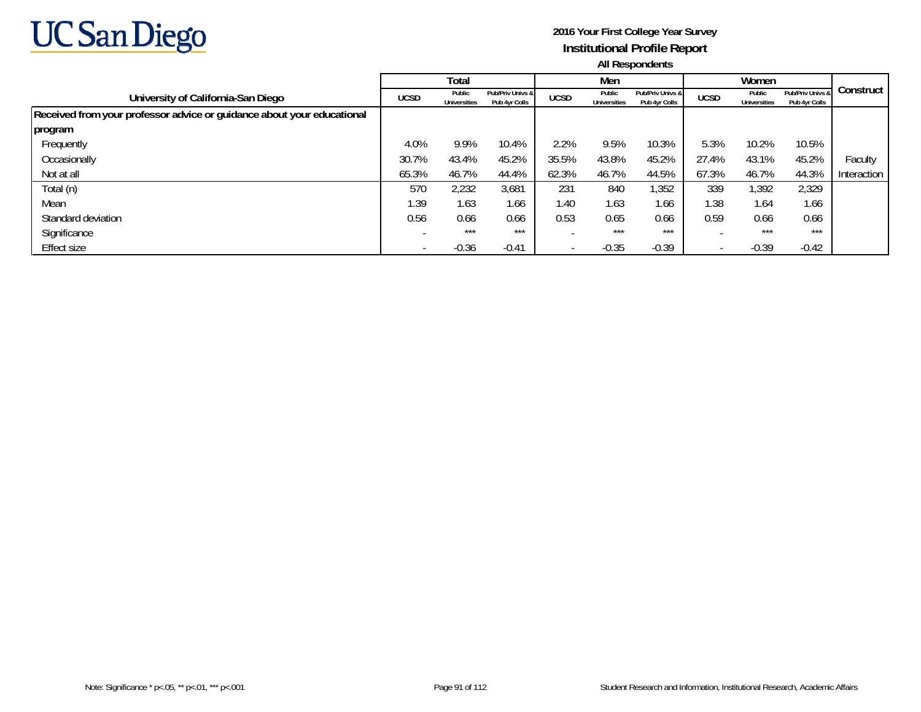**2016 Your First College Year Survey**

**Institutional Profile Report**

**All Respondents**

| University of California-San Diego | Total | | | Men | | | Women | | | Construct |
|---|---|---|---|---|---|---|---|---|---|---|
| | UCSD | Public Universities | Pub/Priv Univs & Pub 4yr Colls | UCSD | Public Universities | Pub/Priv Univs & Pub 4yr Colls | UCSD | Public Universities | Pub/Priv Univs & Pub 4yr Colls | |
| **Received from your professor advice or guidance about your educational program** | | | | | | | | | | |
| Frequently | 4.0% | 9.9% | 10.4% | 2.2% | 9.5% | 10.3% | 5.3% | 10.2% | 10.5% | |
| Occasionally | 30.7% | 43.4% | 45.2% | 35.5% | 43.8% | 45.2% | 27.4% | 43.1% | 45.2% | Faculty |
| Not at all | 65.3% | 46.7% | 44.4% | 62.3% | 46.7% | 44.5% | 67.3% | 46.7% | 44.3% | Interaction |
| Total (n) | 570 | 2,232 | 3,681 | 231 | 840 | 1,352 | 339 | 1,392 | 2,329 | |
| Mean | 1.39 | 1.63 | 1.66 | 1.40 | 1.63 | 1.66 | 1.38 | 1.64 | 1.66 | |
| Standard deviation | 0.56 | 0.66 | 0.66 | 0.53 | 0.65 | 0.66 | 0.59 | 0.66 | 0.66 | |
| Significance | - | *** | *** | - | *** | *** | - | *** | *** | |
| Effect size | - | -0.36 | -0.41 | - | -0.35 | -0.39 | - | -0.39 | -0.42 | |

Note: Significance * p<.05, ** p<.01, *** p<.001

Student Research and Information, Institutional Research, Academic Affairs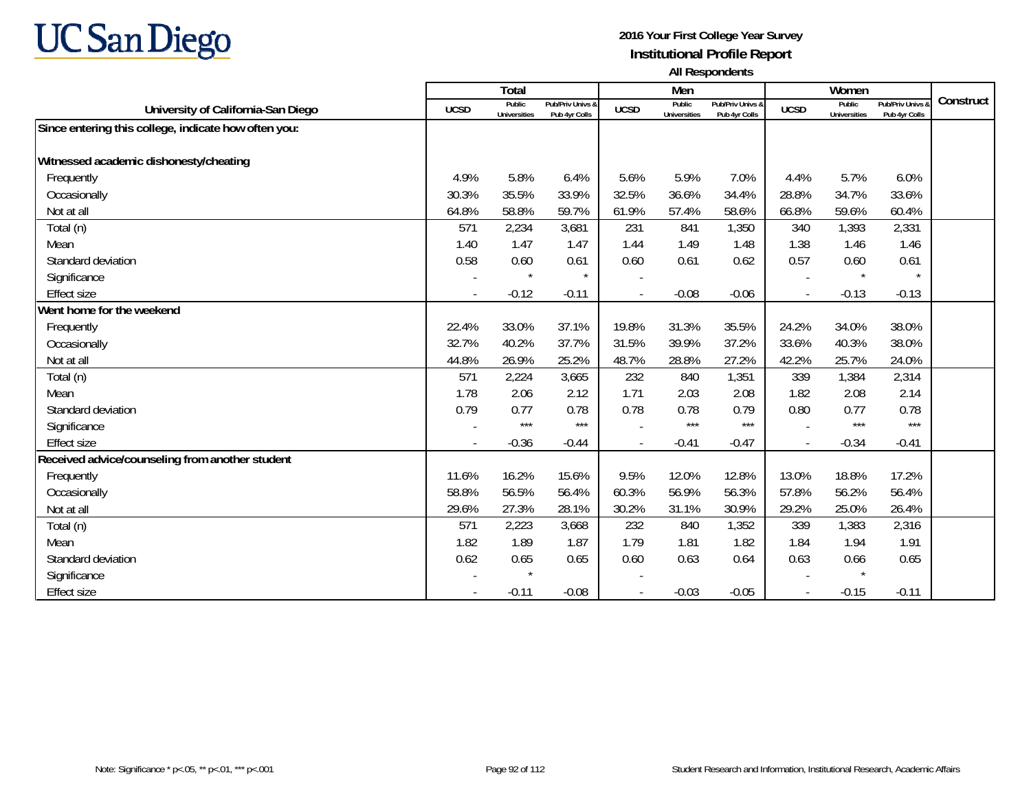UC San Diego

**2016 Your First College Year Survey**
**Institutional Profile Report**
**All Respondents**

| University of California-San Diego | Total | | | Men | | | Women | | | Construct |
|---|---|---|---|---|---|---|---|---|---|---|
| | UCSD | Public Universities | Pub/Priv Univs & Pub 4yr Colls | UCSD | Public Universities | Pub/Priv Univs & Pub 4yr Colls | UCSD | Public Universities | Pub/Priv Univs & Pub 4yr Colls | |
| **Since entering this college, indicate how often you:** | | | | | | | | | | |
| **Witnessed academic dishonesty/cheating** | | | | | | | | | | |
| Frequently | 4.9% | 5.8% | 6.4% | 5.6% | 5.9% | 7.0% | 4.4% | 5.7% | 6.0% | |
| Occasionally | 30.3% | 35.5% | 33.9% | 32.5% | 36.6% | 34.4% | 28.8% | 34.7% | 33.6% | |
| Not at all | 64.8% | 58.8% | 59.7% | 61.9% | 57.4% | 58.6% | 66.8% | 59.6% | 60.4% | |
| Total (n) | 571 | 2,234 | 3,681 | 231 | 841 | 1,350 | 340 | 1,393 | 2,331 | |
| Mean | 1.40 | 1.47 | 1.47 | 1.44 | 1.49 | 1.48 | 1.38 | 1.46 | 1.46 | |
| Standard deviation | 0.58 | 0.60 | 0.61 | 0.60 | 0.61 | 0.62 | 0.57 | 0.60 | 0.61 | |
| Significance | - | * | * | - | | | - | * | * | |
| Effect size | - | -0.12 | -0.11 | - | -0.08 | -0.06 | - | -0.13 | -0.13 | |
| **Went home for the weekend** | | | | | | | | | | |
| Frequently | 22.4% | 33.0% | 37.1% | 19.8% | 31.3% | 35.5% | 24.2% | 34.0% | 38.0% | |
| Occasionally | 32.7% | 40.2% | 37.7% | 31.5% | 39.9% | 37.2% | 33.6% | 40.3% | 38.0% | |
| Not at all | 44.8% | 26.9% | 25.2% | 48.7% | 28.8% | 27.2% | 42.2% | 25.7% | 24.0% | |
| Total (n) | 571 | 2,224 | 3,665 | 232 | 840 | 1,351 | 339 | 1,384 | 2,314 | |
| Mean | 1.78 | 2.06 | 2.12 | 1.71 | 2.03 | 2.08 | 1.82 | 2.08 | 2.14 | |
| Standard deviation | 0.79 | 0.77 | 0.78 | 0.78 | 0.78 | 0.79 | 0.80 | 0.77 | 0.78 | |
| Significance | - | *** | *** | - | *** | *** | - | *** | *** | |
| Effect size | - | -0.36 | -0.44 | - | -0.41 | -0.47 | - | -0.34 | -0.41 | |
| **Received advice/counseling from another student** | | | | | | | | | | |
| Frequently | 11.6% | 16.2% | 15.6% | 9.5% | 12.0% | 12.8% | 13.0% | 18.8% | 17.2% | |
| Occasionally | 58.8% | 56.5% | 56.4% | 60.3% | 56.9% | 56.3% | 57.8% | 56.2% | 56.4% | |
| Not at all | 29.6% | 27.3% | 28.1% | 30.2% | 31.1% | 30.9% | 29.2% | 25.0% | 26.4% | |
| Total (n) | 571 | 2,223 | 3,668 | 232 | 840 | 1,352 | 339 | 1,383 | 2,316 | |
| Mean | 1.82 | 1.89 | 1.87 | 1.79 | 1.81 | 1.82 | 1.84 | 1.94 | 1.91 | |
| Standard deviation | 0.62 | 0.65 | 0.65 | 0.60 | 0.63 | 0.64 | 0.63 | 0.66 | 0.65 | |
| Significance | - | * | | - | | | - | * | | |
| Effect size | - | -0.11 | -0.08 | - | -0.03 | -0.05 | - | -0.15 | -0.11 | |

Note: Significance * p<.05, ** p<.01, *** p<.001

Student Research and Information, Institutional Research, Academic Affairs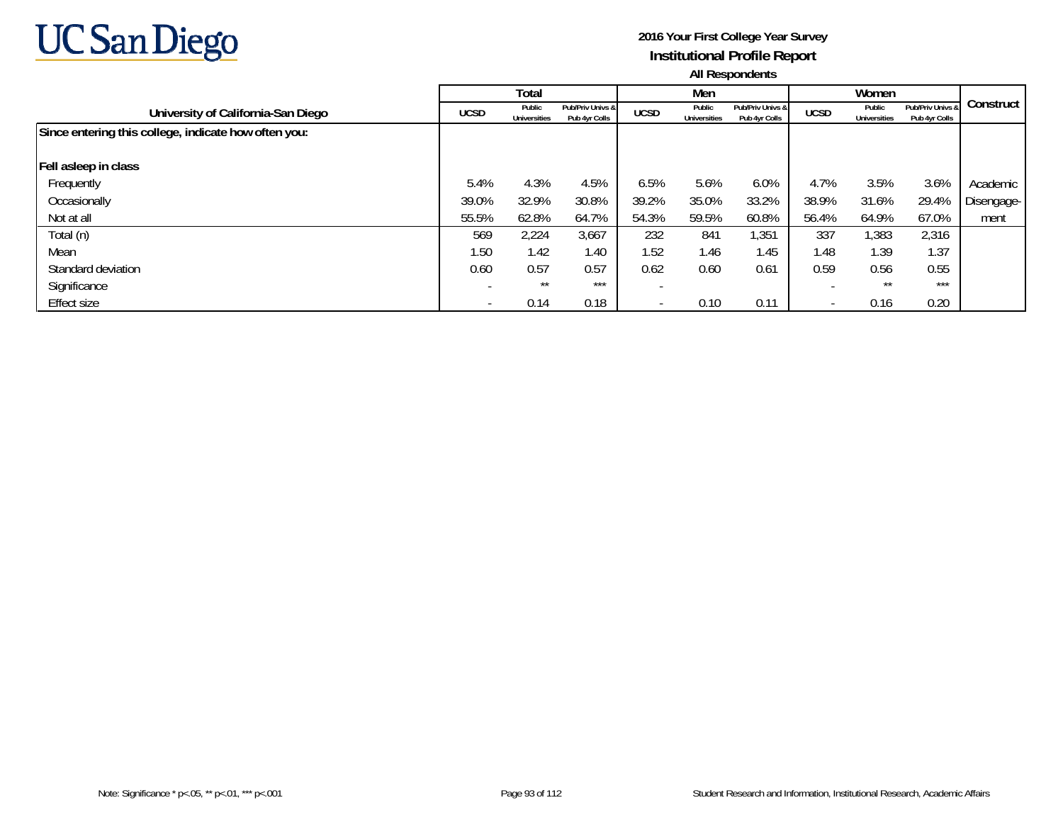**2016 Your First College Year Survey**
**Institutional Profile Report**
**All Respondents**

| University of California-San Diego | Total | | | Men | | | Women | | | Construct |
|---|---|---|---|---|---|---|---|---|---|---|
| | UCSD | Public Universities | Pub/Priv Univs & Pub 4yr Colls | UCSD | Public Universities | Pub/Priv Univs & Pub 4yr Colls | UCSD | Public Universities | Pub/Priv Univs & Pub 4yr Colls | |
| **Since entering this college, indicate how often you:** | | | | | | | | | | |
| **Fell asleep in class** | | | | | | | | | | |
| Frequently | 5.4% | 4.3% | 4.5% | 6.5% | 5.6% | 6.0% | 4.7% | 3.5% | 3.6% | Academic Disengage-ment |
| Occasionally | 39.0% | 32.9% | 30.8% | 39.2% | 35.0% | 33.2% | 38.9% | 31.6% | 29.4% | |
| Not at all | 55.5% | 62.8% | 64.7% | 54.3% | 59.5% | 60.8% | 56.4% | 64.9% | 67.0% | |
| Total (n) | 569 | 2,224 | 3,667 | 232 | 841 | 1,351 | 337 | 1,383 | 2,316 | |
| Mean | 1.50 | 1.42 | 1.40 | 1.52 | 1.46 | 1.45 | 1.48 | 1.39 | 1.37 | |
| Standard deviation | 0.60 | 0.57 | 0.57 | 0.62 | 0.60 | 0.61 | 0.59 | 0.56 | 0.55 | |
| Significance | - | ** | *** | - | | | - | ** | *** | |
| Effect size | - | 0.14 | 0.18 | - | 0.10 | 0.11 | - | 0.16 | 0.20 | |

Note: Significance * p<.05, ** p<.01, *** p<.001

Student Research and Information, Institutional Research, Academic Affairs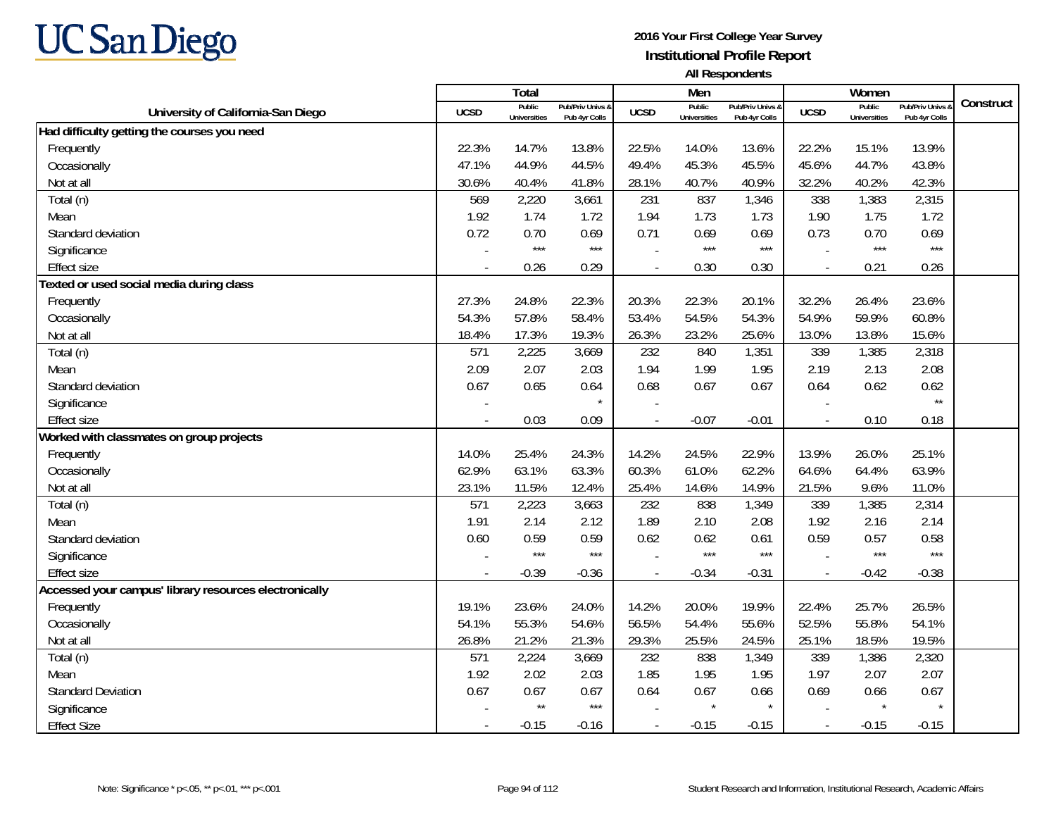# UC San Diego

**2016 Your First College Year Survey**
**Institutional Profile Report**
**All Respondents**

| University of California-San Diego | Total | | | Men | | | Women | | | Construct |
|---|---|---|---|---|---|---|---|---|---|---|
| | UCSD | Public Universities | Pub/Priv Univs & Pub 4yr Colls | UCSD | Public Universities | Pub/Priv Univs & Pub 4yr Colls | UCSD | Public Universities | Pub/Priv Univs & Pub 4yr Colls | |
| **Had difficulty getting the courses you need** | | | | | | | | | | |
| Frequently | 22.3% | 14.7% | 13.8% | 22.5% | 14.0% | 13.6% | 22.2% | 15.1% | 13.9% | |
| Occasionally | 47.1% | 44.9% | 44.5% | 49.4% | 45.3% | 45.5% | 45.6% | 44.7% | 43.8% | |
| Not at all | 30.6% | 40.4% | 41.8% | 28.1% | 40.7% | 40.9% | 32.2% | 40.2% | 42.3% | |
| Total (n) | 569 | 2,220 | 3,661 | 231 | 837 | 1,346 | 338 | 1,383 | 2,315 | |
| Mean | 1.92 | 1.74 | 1.72 | 1.94 | 1.73 | 1.73 | 1.90 | 1.75 | 1.72 | |
| Standard deviation | 0.72 | 0.70 | 0.69 | 0.71 | 0.69 | 0.69 | 0.73 | 0.70 | 0.69 | |
| Significance | - | *** | *** | - | *** | *** | - | *** | *** | |
| Effect size | - | 0.26 | 0.29 | - | 0.30 | 0.30 | - | 0.21 | 0.26 | |
| **Texted or used social media during class** | | | | | | | | | | |
| Frequently | 27.3% | 24.8% | 22.3% | 20.3% | 22.3% | 20.1% | 32.2% | 26.4% | 23.6% | |
| Occasionally | 54.3% | 57.8% | 58.4% | 53.4% | 54.5% | 54.3% | 54.9% | 59.9% | 60.8% | |
| Not at all | 18.4% | 17.3% | 19.3% | 26.3% | 23.2% | 25.6% | 13.0% | 13.8% | 15.6% | |
| Total (n) | 571 | 2,225 | 3,669 | 232 | 840 | 1,351 | 339 | 1,385 | 2,318 | |
| Mean | 2.09 | 2.07 | 2.03 | 1.94 | 1.99 | 1.95 | 2.19 | 2.13 | 2.08 | |
| Standard deviation | 0.67 | 0.65 | 0.64 | 0.68 | 0.67 | 0.67 | 0.64 | 0.62 | 0.62 | |
| Significance | - | | * | - | | | - | | ** | |
| Effect size | - | 0.03 | 0.09 | - | -0.07 | -0.01 | - | 0.10 | 0.18 | |
| **Worked with classmates on group projects** | | | | | | | | | | |
| Frequently | 14.0% | 25.4% | 24.3% | 14.2% | 24.5% | 22.9% | 13.9% | 26.0% | 25.1% | |
| Occasionally | 62.9% | 63.1% | 63.3% | 60.3% | 61.0% | 62.2% | 64.6% | 64.4% | 63.9% | |
| Not at all | 23.1% | 11.5% | 12.4% | 25.4% | 14.6% | 14.9% | 21.5% | 9.6% | 11.0% | |
| Total (n) | 571 | 2,223 | 3,663 | 232 | 838 | 1,349 | 339 | 1,385 | 2,314 | |
| Mean | 1.91 | 2.14 | 2.12 | 1.89 | 2.10 | 2.08 | 1.92 | 2.16 | 2.14 | |
| Standard deviation | 0.60 | 0.59 | 0.59 | 0.62 | 0.62 | 0.61 | 0.59 | 0.57 | 0.58 | |
| Significance | - | *** | *** | - | *** | *** | - | *** | *** | |
| Effect size | - | -0.39 | -0.36 | - | -0.34 | -0.31 | - | -0.42 | -0.38 | |
| **Accessed your campus' library resources electronically** | | | | | | | | | | |
| Frequently | 19.1% | 23.6% | 24.0% | 14.2% | 20.0% | 19.9% | 22.4% | 25.7% | 26.5% | |
| Occasionally | 54.1% | 55.3% | 54.6% | 56.5% | 54.4% | 55.6% | 52.5% | 55.8% | 54.1% | |
| Not at all | 26.8% | 21.2% | 21.3% | 29.3% | 25.5% | 24.5% | 25.1% | 18.5% | 19.5% | |
| Total (n) | 571 | 2,224 | 3,669 | 232 | 838 | 1,349 | 339 | 1,386 | 2,320 | |
| Mean | 1.92 | 2.02 | 2.03 | 1.85 | 1.95 | 1.95 | 1.97 | 2.07 | 2.07 | |
| Standard Deviation | 0.67 | 0.67 | 0.67 | 0.64 | 0.67 | 0.66 | 0.69 | 0.66 | 0.67 | |
| Significance | - | ** | *** | - | * | * | - | * | * | |
| Effect Size | - | -0.15 | -0.16 | - | -0.15 | -0.15 | - | -0.15 | -0.15 | |

Note: Significance * p<.05, ** p<.01, *** p<.001

Student Research and Information, Institutional Research, Academic Affairs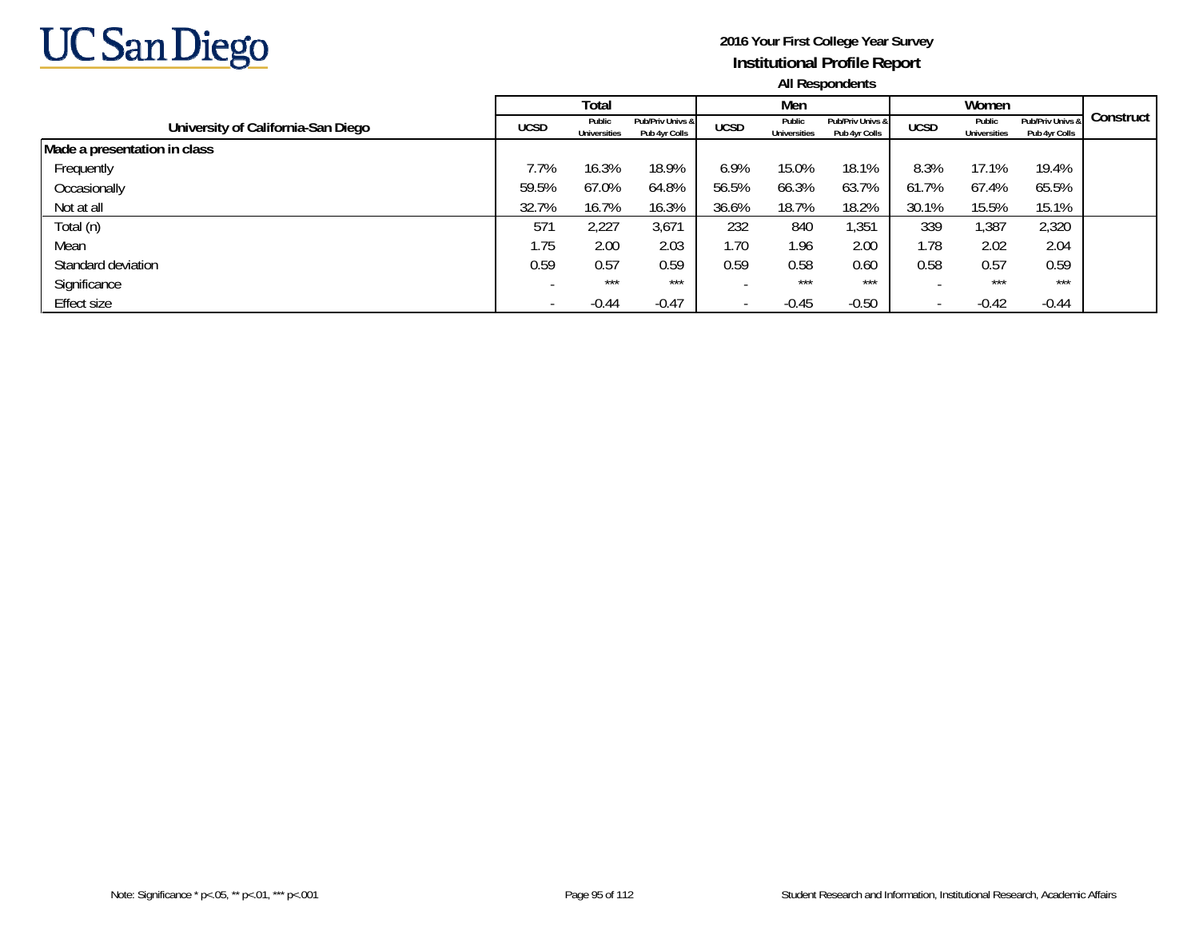# 2016 Your First College Year Survey

## Institutional Profile Report

### All Respondents

| University of California-San Diego | Total | | | Men | | | Women | | | Construct |
|---|---|---|---|---|---|---|---|---|---|---|
| | UCSD | Public Universities | Pub/Priv Univs & Pub 4yr Colls | UCSD | Public Universities | Pub/Priv Univs & Pub 4yr Colls | UCSD | Public Universities | Pub/Priv Univs & Pub 4yr Colls | |
| **Made a presentation in class** | | | | | | | | | | |
| Frequently | 7.7% | 16.3% | 18.9% | 6.9% | 15.0% | 18.1% | 8.3% | 17.1% | 19.4% | |
| Occasionally | 59.5% | 67.0% | 64.8% | 56.5% | 66.3% | 63.7% | 61.7% | 67.4% | 65.5% | |
| Not at all | 32.7% | 16.7% | 16.3% | 36.6% | 18.7% | 18.2% | 30.1% | 15.5% | 15.1% | |
| Total (n) | 571 | 2,227 | 3,671 | 232 | 840 | 1,351 | 339 | 1,387 | 2,320 | |
| Mean | 1.75 | 2.00 | 2.03 | 1.70 | 1.96 | 2.00 | 1.78 | 2.02 | 2.04 | |
| Standard deviation | 0.59 | 0.57 | 0.59 | 0.59 | 0.58 | 0.60 | 0.58 | 0.57 | 0.59 | |
| Significance | - | *** | *** | - | *** | *** | - | *** | *** | |
| Effect size | - | -0.44 | -0.47 | - | -0.45 | -0.50 | - | -0.42 | -0.44 | |

Note: Significance * p<.05, ** p<.01, *** p<.001

Student Research and Information, Institutional Research, Academic Affairs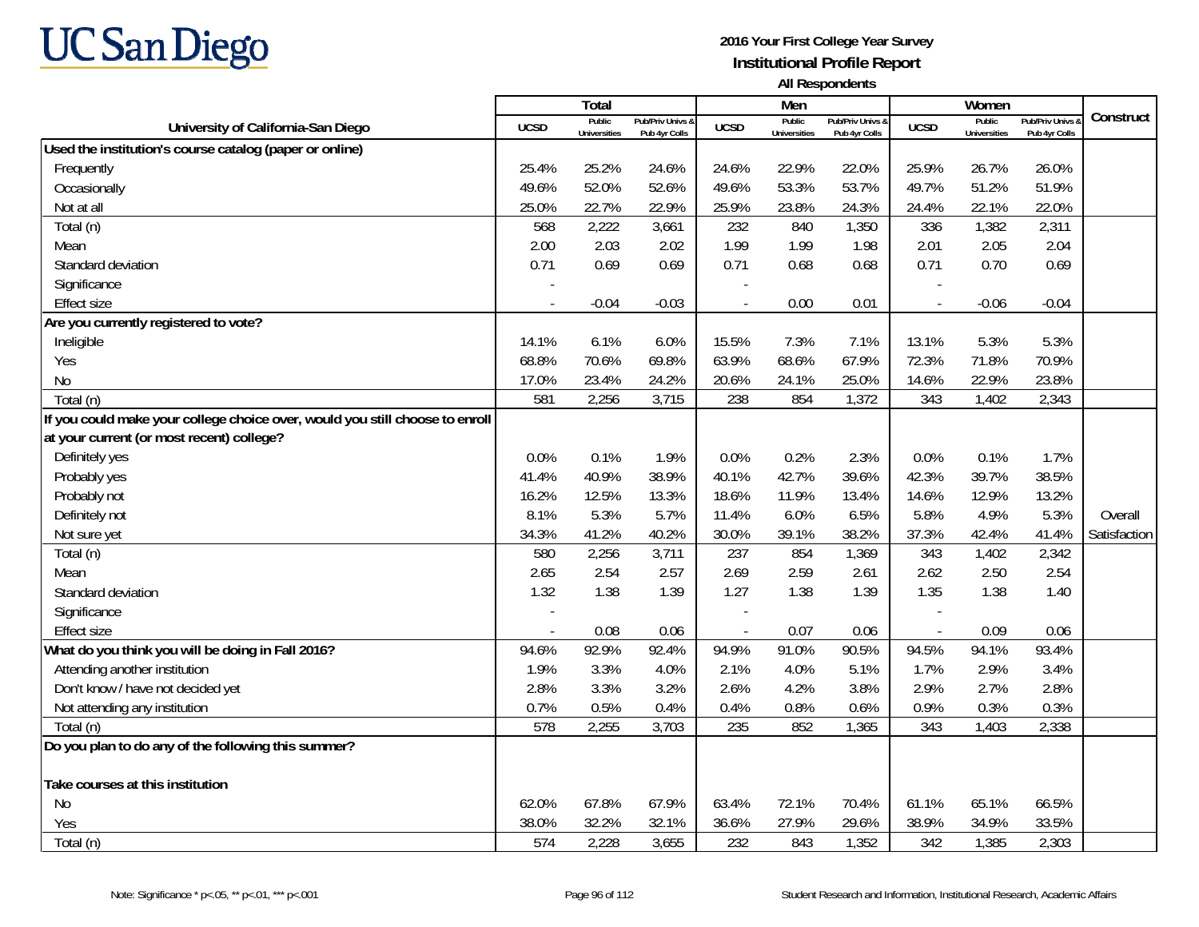# UC San Diego

**2016 Your First College Year Survey**
**Institutional Profile Report**
**All Respondents**

| University of California-San Diego | Total | | | Men | | | Women | | | Construct |
|---|---|---|---|---|---|---|---|---|---|---|
| | UCSD | Public Universities | Pub/Priv Univs & Pub 4yr Colls | UCSD | Public Universities | Pub/Priv Univs & Pub 4yr Colls | UCSD | Public Universities | Pub/Priv Univs & Pub 4yr Colls | |
| **Used the institution's course catalog (paper or online)** | | | | | | | | | | |
| Frequently | 25.4% | 25.2% | 24.6% | 24.6% | 22.9% | 22.0% | 25.9% | 26.7% | 26.0% | |
| Occasionally | 49.6% | 52.0% | 52.6% | 49.6% | 53.3% | 53.7% | 49.7% | 51.2% | 51.9% | |
| Not at all | 25.0% | 22.7% | 22.9% | 25.9% | 23.8% | 24.3% | 24.4% | 22.1% | 22.0% | |
| Total (n) | 568 | 2,222 | 3,661 | 232 | 840 | 1,350 | 336 | 1,382 | 2,311 | |
| Mean | 2.00 | 2.03 | 2.02 | 1.99 | 1.99 | 1.98 | 2.01 | 2.05 | 2.04 | |
| Standard deviation | 0.71 | 0.69 | 0.69 | 0.71 | 0.68 | 0.68 | 0.71 | 0.70 | 0.69 | |
| Significance | - | | | - | | | - | | | |
| Effect size | - | -0.04 | -0.03 | - | 0.00 | 0.01 | - | -0.06 | -0.04 | |
| **Are you currently registered to vote?** | | | | | | | | | | |
| Ineligible | 14.1% | 6.1% | 6.0% | 15.5% | 7.3% | 7.1% | 13.1% | 5.3% | 5.3% | |
| Yes | 68.8% | 70.6% | 69.8% | 63.9% | 68.6% | 67.9% | 72.3% | 71.8% | 70.9% | |
| No | 17.0% | 23.4% | 24.2% | 20.6% | 24.1% | 25.0% | 14.6% | 22.9% | 23.8% | |
| Total (n) | 581 | 2,256 | 3,715 | 238 | 854 | 1,372 | 343 | 1,402 | 2,343 | |
| **If you could make your college choice over, would you still choose to enroll at your current (or most recent) college?** | | | | | | | | | | |
| Definitely yes | 0.0% | 0.1% | 1.9% | 0.0% | 0.2% | 2.3% | 0.0% | 0.1% | 1.7% | |
| Probably yes | 41.4% | 40.9% | 38.9% | 40.1% | 42.7% | 39.6% | 42.3% | 39.7% | 38.5% | |
| Probably not | 16.2% | 12.5% | 13.3% | 18.6% | 11.9% | 13.4% | 14.6% | 12.9% | 13.2% | |
| Definitely not | 8.1% | 5.3% | 5.7% | 11.4% | 6.0% | 6.5% | 5.8% | 4.9% | 5.3% | Overall |
| Not sure yet | 34.3% | 41.2% | 40.2% | 30.0% | 39.1% | 38.2% | 37.3% | 42.4% | 41.4% | Satisfaction |
| Total (n) | 580 | 2,256 | 3,711 | 237 | 854 | 1,369 | 343 | 1,402 | 2,342 | |
| Mean | 2.65 | 2.54 | 2.57 | 2.69 | 2.59 | 2.61 | 2.62 | 2.50 | 2.54 | |
| Standard deviation | 1.32 | 1.38 | 1.39 | 1.27 | 1.38 | 1.39 | 1.35 | 1.38 | 1.40 | |
| Significance | - | | | - | | | - | | | |
| Effect size | - | 0.08 | 0.06 | - | 0.07 | 0.06 | - | 0.09 | 0.06 | |
| **What do you think you will be doing in Fall 2016?** | 94.6% | 92.9% | 92.4% | 94.9% | 91.0% | 90.5% | 94.5% | 94.1% | 93.4% | |
| Attending another institution | 1.9% | 3.3% | 4.0% | 2.1% | 4.0% | 5.1% | 1.7% | 2.9% | 3.4% | |
| Don't know / have not decided yet | 2.8% | 3.3% | 3.2% | 2.6% | 4.2% | 3.8% | 2.9% | 2.7% | 2.8% | |
| Not attending any institution | 0.7% | 0.5% | 0.4% | 0.4% | 0.8% | 0.6% | 0.9% | 0.3% | 0.3% | |
| Total (n) | 578 | 2,255 | 3,703 | 235 | 852 | 1,365 | 343 | 1,403 | 2,338 | |
| **Do you plan to do any of the following this summer?** | | | | | | | | | | |
| **Take courses at this institution** | | | | | | | | | | |
| No | 62.0% | 67.8% | 67.9% | 63.4% | 72.1% | 70.4% | 61.1% | 65.1% | 66.5% | |
| Yes | 38.0% | 32.2% | 32.1% | 36.6% | 27.9% | 29.6% | 38.9% | 34.9% | 33.5% | |
| Total (n) | 574 | 2,228 | 3,655 | 232 | 843 | 1,352 | 342 | 1,385 | 2,303 | |

Note: Significance * p<.05, ** p<.01, *** p<.001

Student Research and Information, Institutional Research, Academic Affairs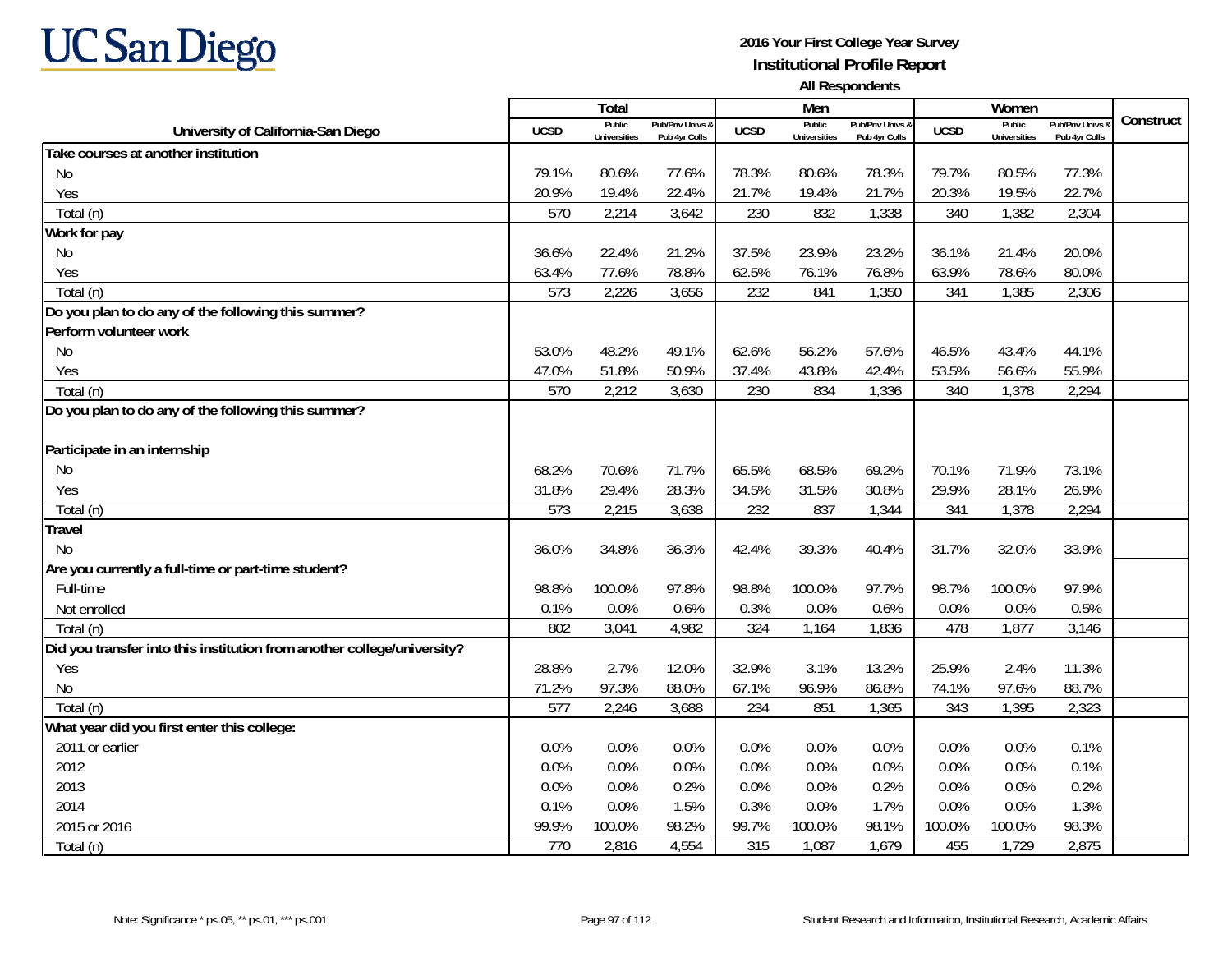# UC San Diego

**2016 Your First College Year Survey**
**Institutional Profile Report**
**All Respondents**

| University of California-San Diego | Total | | | Men | | | Women | | | Construct |
|---|---|---|---|---|---|---|---|---|---|---|
| | UCSD | Public Universities | Pub/Priv Univs & Pub 4yr Colls | UCSD | Public Universities | Pub/Priv Univs & Pub 4yr Colls | UCSD | Public Universities | Pub/Priv Univs & Pub 4yr Colls | |
| **Take courses at another institution** | | | | | | | | | | |
| No | 79.1% | 80.6% | 77.6% | 78.3% | 80.6% | 78.3% | 79.7% | 80.5% | 77.3% | |
| Yes | 20.9% | 19.4% | 22.4% | 21.7% | 19.4% | 21.7% | 20.3% | 19.5% | 22.7% | |
| Total (n) | 570 | 2,214 | 3,642 | 230 | 832 | 1,338 | 340 | 1,382 | 2,304 | |
| **Work for pay** | | | | | | | | | | |
| No | 36.6% | 22.4% | 21.2% | 37.5% | 23.9% | 23.2% | 36.1% | 21.4% | 20.0% | |
| Yes | 63.4% | 77.6% | 78.8% | 62.5% | 76.1% | 76.8% | 63.9% | 78.6% | 80.0% | |
| Total (n) | 573 | 2,226 | 3,656 | 232 | 841 | 1,350 | 341 | 1,385 | 2,306 | |
| **Do you plan to do any of the following this summer?** | | | | | | | | | | |
| **Perform volunteer work** | | | | | | | | | | |
| No | 53.0% | 48.2% | 49.1% | 62.6% | 56.2% | 57.6% | 46.5% | 43.4% | 44.1% | |
| Yes | 47.0% | 51.8% | 50.9% | 37.4% | 43.8% | 42.4% | 53.5% | 56.6% | 55.9% | |
| Total (n) | 570 | 2,212 | 3,630 | 230 | 834 | 1,336 | 340 | 1,378 | 2,294 | |
| **Do you plan to do any of the following this summer?** | | | | | | | | | | |
| **Participate in an internship** | | | | | | | | | | |
| No | 68.2% | 70.6% | 71.7% | 65.5% | 68.5% | 69.2% | 70.1% | 71.9% | 73.1% | |
| Yes | 31.8% | 29.4% | 28.3% | 34.5% | 31.5% | 30.8% | 29.9% | 28.1% | 26.9% | |
| Total (n) | 573 | 2,215 | 3,638 | 232 | 837 | 1,344 | 341 | 1,378 | 2,294 | |
| **Travel** | | | | | | | | | | |
| No | 36.0% | 34.8% | 36.3% | 42.4% | 39.3% | 40.4% | 31.7% | 32.0% | 33.9% | |
| **Are you currently a full-time or part-time student?** | | | | | | | | | | |
| Full-time | 98.8% | 100.0% | 97.8% | 98.8% | 100.0% | 97.7% | 98.7% | 100.0% | 97.9% | |
| Not enrolled | 0.1% | 0.0% | 0.6% | 0.3% | 0.0% | 0.6% | 0.0% | 0.0% | 0.5% | |
| Total (n) | 802 | 3,041 | 4,982 | 324 | 1,164 | 1,836 | 478 | 1,877 | 3,146 | |
| **Did you transfer into this institution from another college/university?** | | | | | | | | | | |
| Yes | 28.8% | 2.7% | 12.0% | 32.9% | 3.1% | 13.2% | 25.9% | 2.4% | 11.3% | |
| No | 71.2% | 97.3% | 88.0% | 67.1% | 96.9% | 86.8% | 74.1% | 97.6% | 88.7% | |
| Total (n) | 577 | 2,246 | 3,688 | 234 | 851 | 1,365 | 343 | 1,395 | 2,323 | |
| **What year did you first enter this college:** | | | | | | | | | | |
| 2011 or earlier | 0.0% | 0.0% | 0.0% | 0.0% | 0.0% | 0.0% | 0.0% | 0.0% | 0.1% | |
| 2012 | 0.0% | 0.0% | 0.0% | 0.0% | 0.0% | 0.0% | 0.0% | 0.0% | 0.1% | |
| 2013 | 0.0% | 0.0% | 0.2% | 0.0% | 0.0% | 0.2% | 0.0% | 0.0% | 0.2% | |
| 2014 | 0.1% | 0.0% | 1.5% | 0.3% | 0.0% | 1.7% | 0.0% | 0.0% | 1.3% | |
| 2015 or 2016 | 99.9% | 100.0% | 98.2% | 99.7% | 100.0% | 98.1% | 100.0% | 100.0% | 98.3% | |
| Total (n) | 770 | 2,816 | 4,554 | 315 | 1,087 | 1,679 | 455 | 1,729 | 2,875 | |

Note: Significance * p<.05, ** p<.01, *** p<.001

Student Research and Information, Institutional Research, Academic Affairs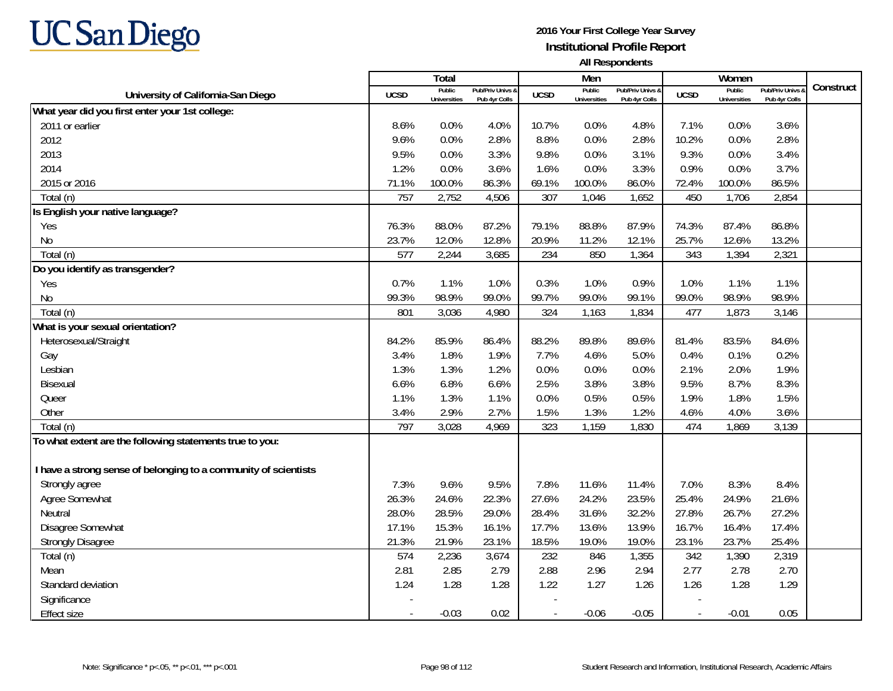# UC San Diego

**2016 Your First College Year Survey**
**Institutional Profile Report**
**All Respondents**

| University of California-San Diego | Total | | | Men | | | Women | | | Construct |
|---|---|---|---|---|---|---|---|---|---|---|
| | UCSD | Public Universities | Pub/Priv Univs & Pub 4yr Colls | UCSD | Public Universities | Pub/Priv Univs & Pub 4yr Colls | UCSD | Public Universities | Pub/Priv Univs & Pub 4yr Colls | |
| **What year did you first enter your 1st college:** | | | | | | | | | | |
| 2011 or earlier | 8.6% | 0.0% | 4.0% | 10.7% | 0.0% | 4.8% | 7.1% | 0.0% | 3.6% | |
| 2012 | 9.6% | 0.0% | 2.8% | 8.8% | 0.0% | 2.8% | 10.2% | 0.0% | 2.8% | |
| 2013 | 9.5% | 0.0% | 3.3% | 9.8% | 0.0% | 3.1% | 9.3% | 0.0% | 3.4% | |
| 2014 | 1.2% | 0.0% | 3.6% | 1.6% | 0.0% | 3.3% | 0.9% | 0.0% | 3.7% | |
| 2015 or 2016 | 71.1% | 100.0% | 86.3% | 69.1% | 100.0% | 86.0% | 72.4% | 100.0% | 86.5% | |
| Total (n) | 757 | 2,752 | 4,506 | 307 | 1,046 | 1,652 | 450 | 1,706 | 2,854 | |
| **Is English your native language?** | | | | | | | | | | |
| Yes | 76.3% | 88.0% | 87.2% | 79.1% | 88.8% | 87.9% | 74.3% | 87.4% | 86.8% | |
| No | 23.7% | 12.0% | 12.8% | 20.9% | 11.2% | 12.1% | 25.7% | 12.6% | 13.2% | |
| Total (n) | 577 | 2,244 | 3,685 | 234 | 850 | 1,364 | 343 | 1,394 | 2,321 | |
| **Do you identify as transgender?** | | | | | | | | | | |
| Yes | 0.7% | 1.1% | 1.0% | 0.3% | 1.0% | 0.9% | 1.0% | 1.1% | 1.1% | |
| No | 99.3% | 98.9% | 99.0% | 99.7% | 99.0% | 99.1% | 99.0% | 98.9% | 98.9% | |
| Total (n) | 801 | 3,036 | 4,980 | 324 | 1,163 | 1,834 | 477 | 1,873 | 3,146 | |
| **What is your sexual orientation?** | | | | | | | | | | |
| Heterosexual/Straight | 84.2% | 85.9% | 86.4% | 88.2% | 89.8% | 89.6% | 81.4% | 83.5% | 84.6% | |
| Gay | 3.4% | 1.8% | 1.9% | 7.7% | 4.6% | 5.0% | 0.4% | 0.1% | 0.2% | |
| Lesbian | 1.3% | 1.3% | 1.2% | 0.0% | 0.0% | 0.0% | 2.1% | 2.0% | 1.9% | |
| Bisexual | 6.6% | 6.8% | 6.6% | 2.5% | 3.8% | 3.8% | 9.5% | 8.7% | 8.3% | |
| Queer | 1.1% | 1.3% | 1.1% | 0.0% | 0.5% | 0.5% | 1.9% | 1.8% | 1.5% | |
| Other | 3.4% | 2.9% | 2.7% | 1.5% | 1.3% | 1.2% | 4.6% | 4.0% | 3.6% | |
| Total (n) | 797 | 3,028 | 4,969 | 323 | 1,159 | 1,830 | 474 | 1,869 | 3,139 | |
| **To what extent are the following statements true to you:** | | | | | | | | | | |
| **I have a strong sense of belonging to a community of scientists** | | | | | | | | | | |
| Strongly agree | 7.3% | 9.6% | 9.5% | 7.8% | 11.6% | 11.4% | 7.0% | 8.3% | 8.4% | |
| Agree Somewhat | 26.3% | 24.6% | 22.3% | 27.6% | 24.2% | 23.5% | 25.4% | 24.9% | 21.6% | |
| Neutral | 28.0% | 28.5% | 29.0% | 28.4% | 31.6% | 32.2% | 27.8% | 26.7% | 27.2% | |
| Disagree Somewhat | 17.1% | 15.3% | 16.1% | 17.7% | 13.6% | 13.9% | 16.7% | 16.4% | 17.4% | |
| Strongly Disagree | 21.3% | 21.9% | 23.1% | 18.5% | 19.0% | 19.0% | 23.1% | 23.7% | 25.4% | |
| Total (n) | 574 | 2,236 | 3,674 | 232 | 846 | 1,355 | 342 | 1,390 | 2,319 | |
| Mean | 2.81 | 2.85 | 2.79 | 2.88 | 2.96 | 2.94 | 2.77 | 2.78 | 2.70 | |
| Standard deviation | 1.24 | 1.28 | 1.28 | 1.22 | 1.27 | 1.26 | 1.26 | 1.28 | 1.29 | |
| Significance | - | | | - | | | - | | | |
| Effect size | - | -0.03 | 0.02 | - | -0.06 | -0.05 | - | -0.01 | 0.05 | |

Note: Significance * p<.05, ** p<.01, *** p<.001

Student Research and Information, Institutional Research, Academic Affairs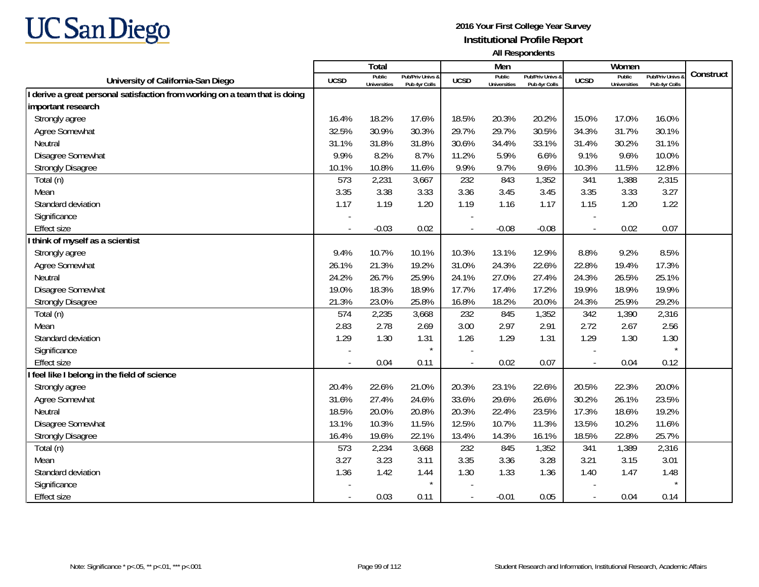UC San Diego

**2016 Your First College Year Survey**
**Institutional Profile Report**
**All Respondents**

| University of California-San Diego | Total | | | Men | | | Women | | | Construct |
|---|---|---|---|---|---|---|---|---|---|---|
| | UCSD | Public Universities | Pub/Priv Univs & Pub 4yr Colls | UCSD | Public Universities | Pub/Priv Univs & Pub 4yr Colls | UCSD | Public Universities | Pub/Priv Univs & Pub 4yr Colls | |
| **I derive a great personal satisfaction from working on a team that is doing important research** | | | | | | | | | | |
| Strongly agree | 16.4% | 18.2% | 17.6% | 18.5% | 20.3% | 20.2% | 15.0% | 17.0% | 16.0% | |
| Agree Somewhat | 32.5% | 30.9% | 30.3% | 29.7% | 29.7% | 30.5% | 34.3% | 31.7% | 30.1% | |
| Neutral | 31.1% | 31.8% | 31.8% | 30.6% | 34.4% | 33.1% | 31.4% | 30.2% | 31.1% | |
| Disagree Somewhat | 9.9% | 8.2% | 8.7% | 11.2% | 5.9% | 6.6% | 9.1% | 9.6% | 10.0% | |
| Strongly Disagree | 10.1% | 10.8% | 11.6% | 9.9% | 9.7% | 9.6% | 10.3% | 11.5% | 12.8% | |
| Total (n) | 573 | 2,231 | 3,667 | 232 | 843 | 1,352 | 341 | 1,388 | 2,315 | |
| Mean | 3.35 | 3.38 | 3.33 | 3.36 | 3.45 | 3.45 | 3.35 | 3.33 | 3.27 | |
| Standard deviation | 1.17 | 1.19 | 1.20 | 1.19 | 1.16 | 1.17 | 1.15 | 1.20 | 1.22 | |
| Significance | - | | | - | | | - | | | |
| Effect size | - | -0.03 | 0.02 | - | -0.08 | -0.08 | - | 0.02 | 0.07 | |
| **I think of myself as a scientist** | | | | | | | | | | |
| Strongly agree | 9.4% | 10.7% | 10.1% | 10.3% | 13.1% | 12.9% | 8.8% | 9.2% | 8.5% | |
| Agree Somewhat | 26.1% | 21.3% | 19.2% | 31.0% | 24.3% | 22.6% | 22.8% | 19.4% | 17.3% | |
| Neutral | 24.2% | 26.7% | 25.9% | 24.1% | 27.0% | 27.4% | 24.3% | 26.5% | 25.1% | |
| Disagree Somewhat | 19.0% | 18.3% | 18.9% | 17.7% | 17.4% | 17.2% | 19.9% | 18.9% | 19.9% | |
| Strongly Disagree | 21.3% | 23.0% | 25.8% | 16.8% | 18.2% | 20.0% | 24.3% | 25.9% | 29.2% | |
| Total (n) | 574 | 2,235 | 3,668 | 232 | 845 | 1,352 | 342 | 1,390 | 2,316 | |
| Mean | 2.83 | 2.78 | 2.69 | 3.00 | 2.97 | 2.91 | 2.72 | 2.67 | 2.56 | |
| Standard deviation | 1.29 | 1.30 | 1.31 | 1.26 | 1.29 | 1.31 | 1.29 | 1.30 | 1.30 | |
| Significance | - | | * | - | | | - | | * | |
| Effect size | - | 0.04 | 0.11 | - | 0.02 | 0.07 | - | 0.04 | 0.12 | |
| **I feel like I belong in the field of science** | | | | | | | | | | |
| Strongly agree | 20.4% | 22.6% | 21.0% | 20.3% | 23.1% | 22.6% | 20.5% | 22.3% | 20.0% | |
| Agree Somewhat | 31.6% | 27.4% | 24.6% | 33.6% | 29.6% | 26.6% | 30.2% | 26.1% | 23.5% | |
| Neutral | 18.5% | 20.0% | 20.8% | 20.3% | 22.4% | 23.5% | 17.3% | 18.6% | 19.2% | |
| Disagree Somewhat | 13.1% | 10.3% | 11.5% | 12.5% | 10.7% | 11.3% | 13.5% | 10.2% | 11.6% | |
| Strongly Disagree | 16.4% | 19.6% | 22.1% | 13.4% | 14.3% | 16.1% | 18.5% | 22.8% | 25.7% | |
| Total (n) | 573 | 2,234 | 3,668 | 232 | 845 | 1,352 | 341 | 1,389 | 2,316 | |
| Mean | 3.27 | 3.23 | 3.11 | 3.35 | 3.36 | 3.28 | 3.21 | 3.15 | 3.01 | |
| Standard deviation | 1.36 | 1.42 | 1.44 | 1.30 | 1.33 | 1.36 | 1.40 | 1.47 | 1.48 | |
| Significance | - | | * | - | | | - | | * | |
| Effect size | - | 0.03 | 0.11 | - | -0.01 | 0.05 | - | 0.04 | 0.14 | |

Note: Significance * p<.05, ** p<.01, *** p<.001

Student Research and Information, Institutional Research, Academic Affairs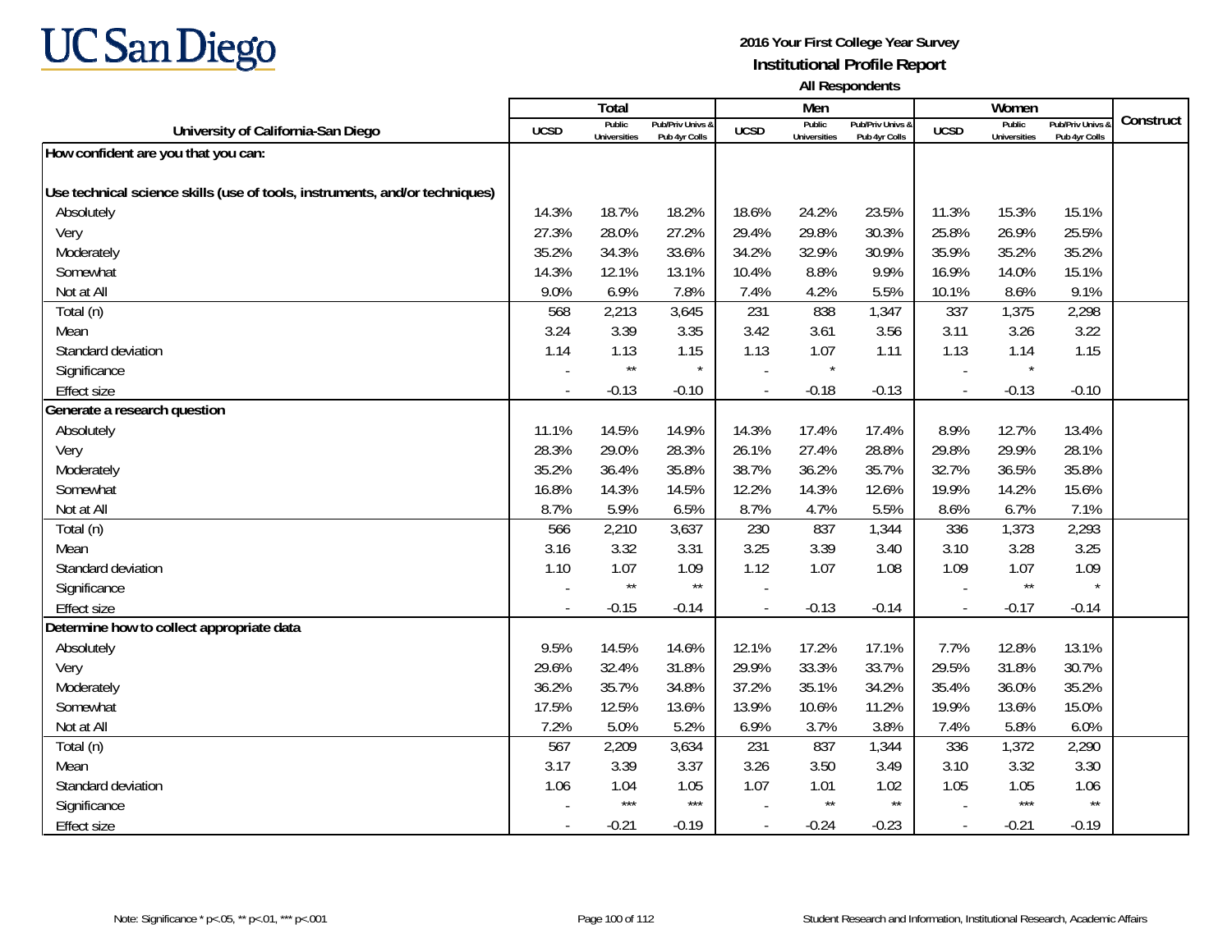UC San Diego

**2016 Your First College Year Survey**
**Institutional Profile Report**
**All Respondents**

| University of California-San Diego | Total | | | Men | | | Women | | | Construct |
|---|---|---|---|---|---|---|---|---|---|---|
| | UCSD | Public Universities | Pub/Priv Univs & Pub 4yr Colls | UCSD | Public Universities | Pub/Priv Univs & Pub 4yr Colls | UCSD | Public Universities | Pub/Priv Univs & Pub 4yr Colls | |
| **How confident are you that you can:** | | | | | | | | | | |
| **Use technical science skills (use of tools, instruments, and/or techniques)** | | | | | | | | | | |
| Absolutely | 14.3% | 18.7% | 18.2% | 18.6% | 24.2% | 23.5% | 11.3% | 15.3% | 15.1% | |
| Very | 27.3% | 28.0% | 27.2% | 29.4% | 29.8% | 30.3% | 25.8% | 26.9% | 25.5% | |
| Moderately | 35.2% | 34.3% | 33.6% | 34.2% | 32.9% | 30.9% | 35.9% | 35.2% | 35.2% | |
| Somewhat | 14.3% | 12.1% | 13.1% | 10.4% | 8.8% | 9.9% | 16.9% | 14.0% | 15.1% | |
| Not at All | 9.0% | 6.9% | 7.8% | 7.4% | 4.2% | 5.5% | 10.1% | 8.6% | 9.1% | |
| Total (n) | 568 | 2,213 | 3,645 | 231 | 838 | 1,347 | 337 | 1,375 | 2,298 | |
| Mean | 3.24 | 3.39 | 3.35 | 3.42 | 3.61 | 3.56 | 3.11 | 3.26 | 3.22 | |
| Standard deviation | 1.14 | 1.13 | 1.15 | 1.13 | 1.07 | 1.11 | 1.13 | 1.14 | 1.15 | |
| Significance | - | ** | * | - | * | | - | * | | |
| Effect size | - | -0.13 | -0.10 | - | -0.18 | -0.13 | - | -0.13 | -0.10 | |
| **Generate a research question** | | | | | | | | | | |
| Absolutely | 11.1% | 14.5% | 14.9% | 14.3% | 17.4% | 17.4% | 8.9% | 12.7% | 13.4% | |
| Very | 28.3% | 29.0% | 28.3% | 26.1% | 27.4% | 28.8% | 29.8% | 29.9% | 28.1% | |
| Moderately | 35.2% | 36.4% | 35.8% | 38.7% | 36.2% | 35.7% | 32.7% | 36.5% | 35.8% | |
| Somewhat | 16.8% | 14.3% | 14.5% | 12.2% | 14.3% | 12.6% | 19.9% | 14.2% | 15.6% | |
| Not at All | 8.7% | 5.9% | 6.5% | 8.7% | 4.7% | 5.5% | 8.6% | 6.7% | 7.1% | |
| Total (n) | 566 | 2,210 | 3,637 | 230 | 837 | 1,344 | 336 | 1,373 | 2,293 | |
| Mean | 3.16 | 3.32 | 3.31 | 3.25 | 3.39 | 3.40 | 3.10 | 3.28 | 3.25 | |
| Standard deviation | 1.10 | 1.07 | 1.09 | 1.12 | 1.07 | 1.08 | 1.09 | 1.07 | 1.09 | |
| Significance | - | ** | ** | - | | | - | ** | * | |
| Effect size | - | -0.15 | -0.14 | - | -0.13 | -0.14 | - | -0.17 | -0.14 | |
| **Determine how to collect appropriate data** | | | | | | | | | | |
| Absolutely | 9.5% | 14.5% | 14.6% | 12.1% | 17.2% | 17.1% | 7.7% | 12.8% | 13.1% | |
| Very | 29.6% | 32.4% | 31.8% | 29.9% | 33.3% | 33.7% | 29.5% | 31.8% | 30.7% | |
| Moderately | 36.2% | 35.7% | 34.8% | 37.2% | 35.1% | 34.2% | 35.4% | 36.0% | 35.2% | |
| Somewhat | 17.5% | 12.5% | 13.6% | 13.9% | 10.6% | 11.2% | 19.9% | 13.6% | 15.0% | |
| Not at All | 7.2% | 5.0% | 5.2% | 6.9% | 3.7% | 3.8% | 7.4% | 5.8% | 6.0% | |
| Total (n) | 567 | 2,209 | 3,634 | 231 | 837 | 1,344 | 336 | 1,372 | 2,290 | |
| Mean | 3.17 | 3.39 | 3.37 | 3.26 | 3.50 | 3.49 | 3.10 | 3.32 | 3.30 | |
| Standard deviation | 1.06 | 1.04 | 1.05 | 1.07 | 1.01 | 1.02 | 1.05 | 1.05 | 1.06 | |
| Significance | - | *** | *** | - | ** | ** | - | *** | ** | |
| Effect size | - | -0.21 | -0.19 | - | -0.24 | -0.23 | - | -0.21 | -0.19 | |

Note: Significance * p<.05, ** p<.01, *** p<.001

Student Research and Information, Institutional Research, Academic Affairs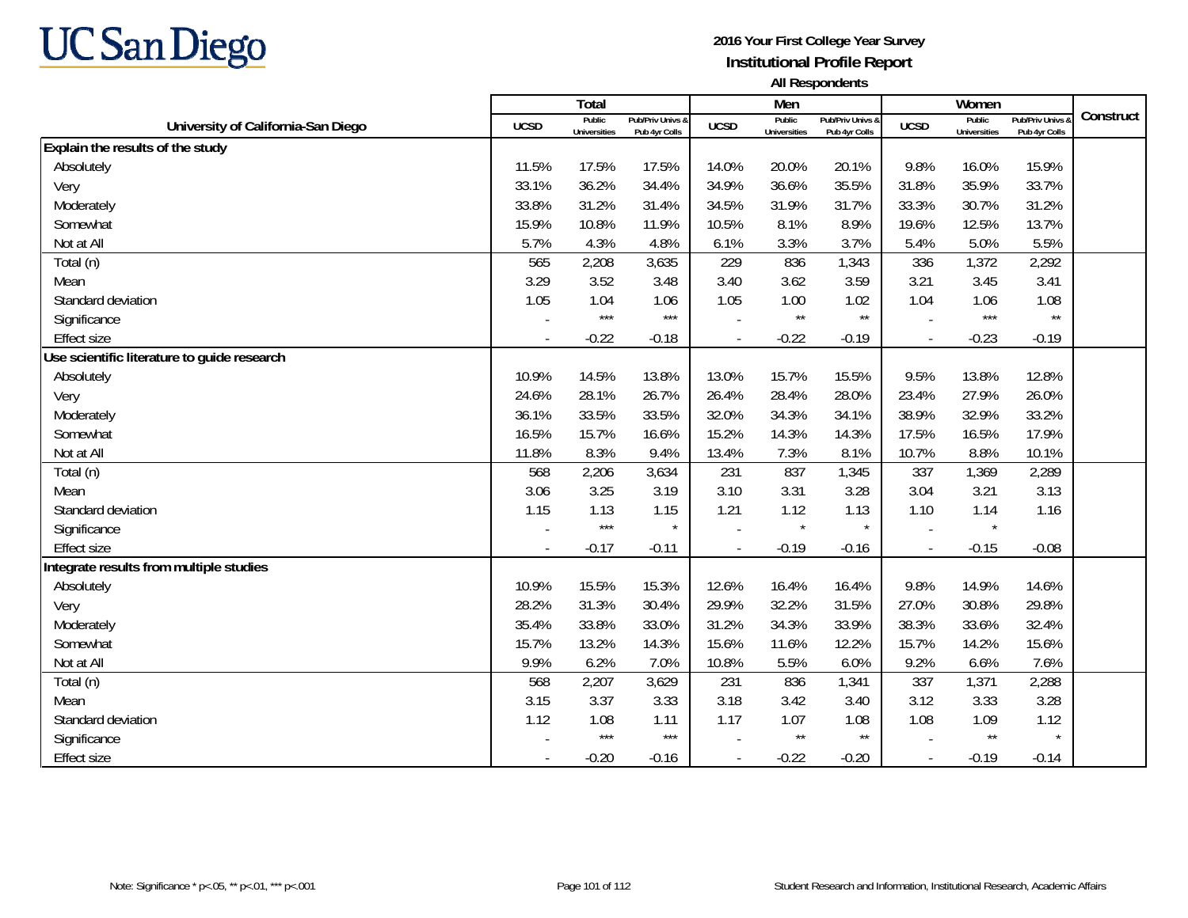UC San Diego

**2016 Your First College Year Survey**
**Institutional Profile Report**
**All Respondents**

| University of California-San Diego | Total | | | Men | | | Women | | | Construct |
|---|---|---|---|---|---|---|---|---|---|---|
| | UCSD | Public Universities | Pub/Priv Univs & Pub 4yr Colls | UCSD | Public Universities | Pub/Priv Univs & Pub 4yr Colls | UCSD | Public Universities | Pub/Priv Univs & Pub 4yr Colls | |
| **Explain the results of the study** | | | | | | | | | | |
| Absolutely | 11.5% | 17.5% | 17.5% | 14.0% | 20.0% | 20.1% | 9.8% | 16.0% | 15.9% | |
| Very | 33.1% | 36.2% | 34.4% | 34.9% | 36.6% | 35.5% | 31.8% | 35.9% | 33.7% | |
| Moderately | 33.8% | 31.2% | 31.4% | 34.5% | 31.9% | 31.7% | 33.3% | 30.7% | 31.2% | |
| Somewhat | 15.9% | 10.8% | 11.9% | 10.5% | 8.1% | 8.9% | 19.6% | 12.5% | 13.7% | |
| Not at All | 5.7% | 4.3% | 4.8% | 6.1% | 3.3% | 3.7% | 5.4% | 5.0% | 5.5% | |
| Total (n) | 565 | 2,208 | 3,635 | 229 | 836 | 1,343 | 336 | 1,372 | 2,292 | |
| Mean | 3.29 | 3.52 | 3.48 | 3.40 | 3.62 | 3.59 | 3.21 | 3.45 | 3.41 | |
| Standard deviation | 1.05 | 1.04 | 1.06 | 1.05 | 1.00 | 1.02 | 1.04 | 1.06 | 1.08 | |
| Significance | - | *** | *** | - | ** | ** | - | *** | ** | |
| Effect size | - | -0.22 | -0.18 | - | -0.22 | -0.19 | - | -0.23 | -0.19 | |
| **Use scientific literature to guide research** | | | | | | | | | | |
| Absolutely | 10.9% | 14.5% | 13.8% | 13.0% | 15.7% | 15.5% | 9.5% | 13.8% | 12.8% | |
| Very | 24.6% | 28.1% | 26.7% | 26.4% | 28.4% | 28.0% | 23.4% | 27.9% | 26.0% | |
| Moderately | 36.1% | 33.5% | 33.5% | 32.0% | 34.3% | 34.1% | 38.9% | 32.9% | 33.2% | |
| Somewhat | 16.5% | 15.7% | 16.6% | 15.2% | 14.3% | 14.3% | 17.5% | 16.5% | 17.9% | |
| Not at All | 11.8% | 8.3% | 9.4% | 13.4% | 7.3% | 8.1% | 10.7% | 8.8% | 10.1% | |
| Total (n) | 568 | 2,206 | 3,634 | 231 | 837 | 1,345 | 337 | 1,369 | 2,289 | |
| Mean | 3.06 | 3.25 | 3.19 | 3.10 | 3.31 | 3.28 | 3.04 | 3.21 | 3.13 | |
| Standard deviation | 1.15 | 1.13 | 1.15 | 1.21 | 1.12 | 1.13 | 1.10 | 1.14 | 1.16 | |
| Significance | - | *** | * | - | * | * | - | * | | |
| Effect size | - | -0.17 | -0.11 | - | -0.19 | -0.16 | - | -0.15 | -0.08 | |
| **Integrate results from multiple studies** | | | | | | | | | | |
| Absolutely | 10.9% | 15.5% | 15.3% | 12.6% | 16.4% | 16.4% | 9.8% | 14.9% | 14.6% | |
| Very | 28.2% | 31.3% | 30.4% | 29.9% | 32.2% | 31.5% | 27.0% | 30.8% | 29.8% | |
| Moderately | 35.4% | 33.8% | 33.0% | 31.2% | 34.3% | 33.9% | 38.3% | 33.6% | 32.4% | |
| Somewhat | 15.7% | 13.2% | 14.3% | 15.6% | 11.6% | 12.2% | 15.7% | 14.2% | 15.6% | |
| Not at All | 9.9% | 6.2% | 7.0% | 10.8% | 5.5% | 6.0% | 9.2% | 6.6% | 7.6% | |
| Total (n) | 568 | 2,207 | 3,629 | 231 | 836 | 1,341 | 337 | 1,371 | 2,288 | |
| Mean | 3.15 | 3.37 | 3.33 | 3.18 | 3.42 | 3.40 | 3.12 | 3.33 | 3.28 | |
| Standard deviation | 1.12 | 1.08 | 1.11 | 1.17 | 1.07 | 1.08 | 1.08 | 1.09 | 1.12 | |
| Significance | - | *** | *** | - | ** | ** | - | ** | * | |
| Effect size | - | -0.20 | -0.16 | - | -0.22 | -0.20 | - | -0.19 | -0.14 | |

Note: Significance * p<.05, ** p<.01, *** p<.001

Student Research and Information, Institutional Research, Academic Affairs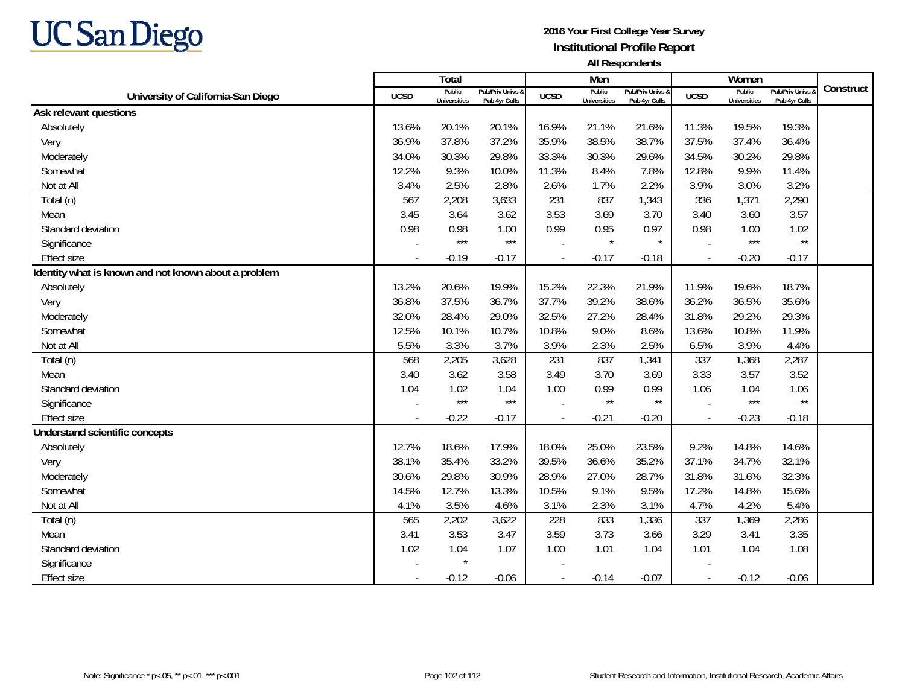UC San Diego

**2016 Your First College Year Survey**
**Institutional Profile Report**
**All Respondents**

| University of California-San Diego | Total | | | Men | | | Women | | | Construct |
|---|---|---|---|---|---|---|---|---|---|---|
| | UCSD | Public Universities | Pub/Priv Univs & Pub 4yr Colls | UCSD | Public Universities | Pub/Priv Univs & Pub 4yr Colls | UCSD | Public Universities | Pub/Priv Univs & Pub 4yr Colls | |
| **Ask relevant questions** | | | | | | | | | | |
| Absolutely | 13.6% | 20.1% | 20.1% | 16.9% | 21.1% | 21.6% | 11.3% | 19.5% | 19.3% | |
| Very | 36.9% | 37.8% | 37.2% | 35.9% | 38.5% | 38.7% | 37.5% | 37.4% | 36.4% | |
| Moderately | 34.0% | 30.3% | 29.8% | 33.3% | 30.3% | 29.6% | 34.5% | 30.2% | 29.8% | |
| Somewhat | 12.2% | 9.3% | 10.0% | 11.3% | 8.4% | 7.8% | 12.8% | 9.9% | 11.4% | |
| Not at All | 3.4% | 2.5% | 2.8% | 2.6% | 1.7% | 2.2% | 3.9% | 3.0% | 3.2% | |
| Total (n) | 567 | 2,208 | 3,633 | 231 | 837 | 1,343 | 336 | 1,371 | 2,290 | |
| Mean | 3.45 | 3.64 | 3.62 | 3.53 | 3.69 | 3.70 | 3.40 | 3.60 | 3.57 | |
| Standard deviation | 0.98 | 0.98 | 1.00 | 0.99 | 0.95 | 0.97 | 0.98 | 1.00 | 1.02 | |
| Significance | - | *** | *** | - | * | * | - | *** | ** | |
| Effect size | - | -0.19 | -0.17 | - | -0.17 | -0.18 | - | -0.20 | -0.17 | |
| **Identity what is known and not known about a problem** | | | | | | | | | | |
| Absolutely | 13.2% | 20.6% | 19.9% | 15.2% | 22.3% | 21.9% | 11.9% | 19.6% | 18.7% | |
| Very | 36.8% | 37.5% | 36.7% | 37.7% | 39.2% | 38.6% | 36.2% | 36.5% | 35.6% | |
| Moderately | 32.0% | 28.4% | 29.0% | 32.5% | 27.2% | 28.4% | 31.8% | 29.2% | 29.3% | |
| Somewhat | 12.5% | 10.1% | 10.7% | 10.8% | 9.0% | 8.6% | 13.6% | 10.8% | 11.9% | |
| Not at All | 5.5% | 3.3% | 3.7% | 3.9% | 2.3% | 2.5% | 6.5% | 3.9% | 4.4% | |
| Total (n) | 568 | 2,205 | 3,628 | 231 | 837 | 1,341 | 337 | 1,368 | 2,287 | |
| Mean | 3.40 | 3.62 | 3.58 | 3.49 | 3.70 | 3.69 | 3.33 | 3.57 | 3.52 | |
| Standard deviation | 1.04 | 1.02 | 1.04 | 1.00 | 0.99 | 0.99 | 1.06 | 1.04 | 1.06 | |
| Significance | - | *** | *** | - | ** | ** | - | *** | ** | |
| Effect size | - | -0.22 | -0.17 | - | -0.21 | -0.20 | - | -0.23 | -0.18 | |
| **Understand scientific concepts** | | | | | | | | | | |
| Absolutely | 12.7% | 18.6% | 17.9% | 18.0% | 25.0% | 23.5% | 9.2% | 14.8% | 14.6% | |
| Very | 38.1% | 35.4% | 33.2% | 39.5% | 36.6% | 35.2% | 37.1% | 34.7% | 32.1% | |
| Moderately | 30.6% | 29.8% | 30.9% | 28.9% | 27.0% | 28.7% | 31.8% | 31.6% | 32.3% | |
| Somewhat | 14.5% | 12.7% | 13.3% | 10.5% | 9.1% | 9.5% | 17.2% | 14.8% | 15.6% | |
| Not at All | 4.1% | 3.5% | 4.6% | 3.1% | 2.3% | 3.1% | 4.7% | 4.2% | 5.4% | |
| Total (n) | 565 | 2,202 | 3,622 | 228 | 833 | 1,336 | 337 | 1,369 | 2,286 | |
| Mean | 3.41 | 3.53 | 3.47 | 3.59 | 3.73 | 3.66 | 3.29 | 3.41 | 3.35 | |
| Standard deviation | 1.02 | 1.04 | 1.07 | 1.00 | 1.01 | 1.04 | 1.01 | 1.04 | 1.08 | |
| Significance | - | * | | - | | | - | | | |
| Effect size | - | -0.12 | -0.06 | - | -0.14 | -0.07 | - | -0.12 | -0.06 | |

Note: Significance * p<.05, ** p<.01, *** p<.001

Student Research and Information, Institutional Research, Academic Affairs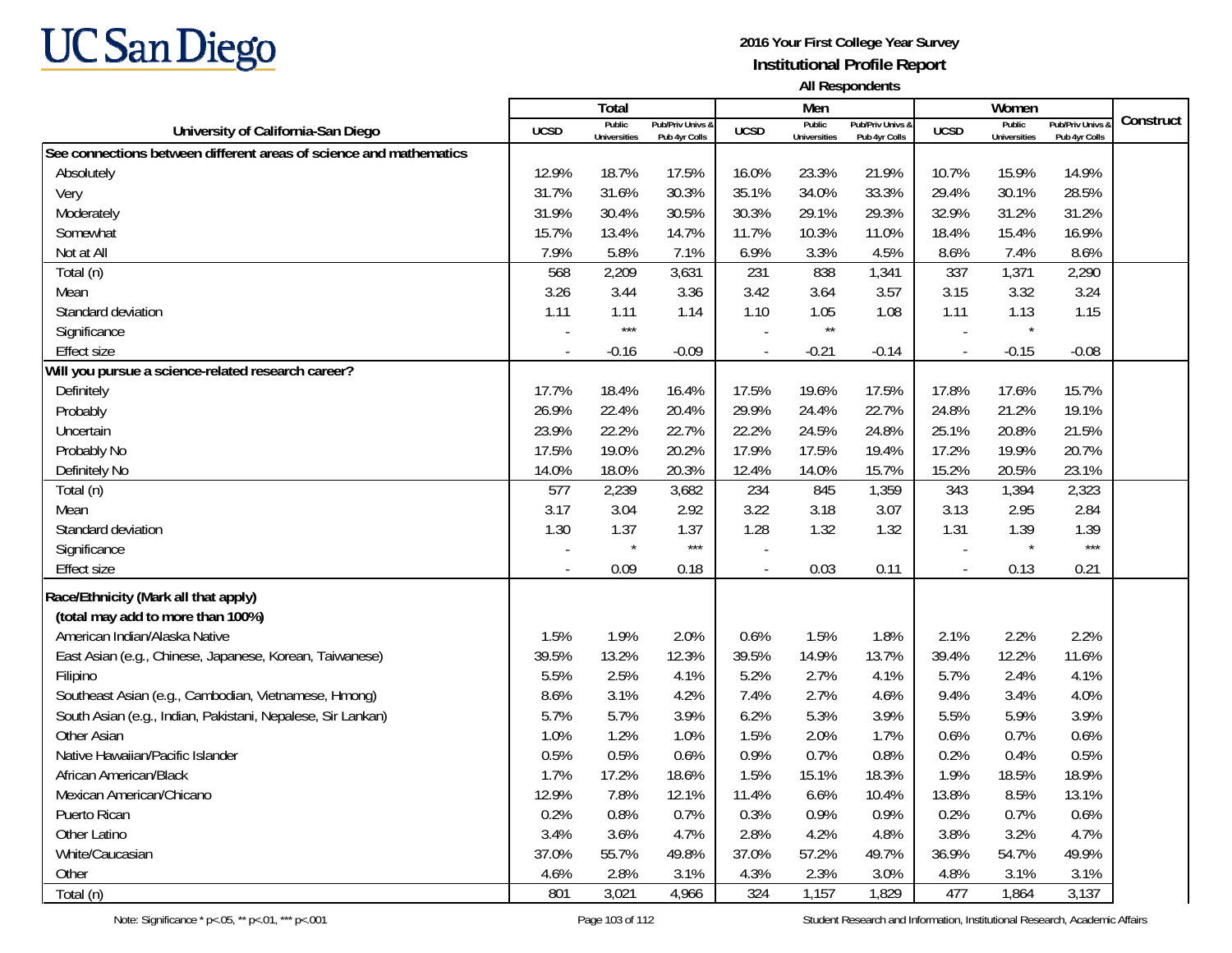UC San Diego

**2016 Your First College Year Survey**
**Institutional Profile Report**
**All Respondents**

| University of California-San Diego | Total | | | Men | | | Women | | | Construct |
|---|---|---|---|---|---|---|---|---|---|---|
| | UCSD | Public Universities | Pub/Priv Univs & Pub 4yr Colls | UCSD | Public Universities | Pub/Priv Univs & Pub 4yr Colls | UCSD | Public Universities | Pub/Priv Univs & Pub 4yr Colls | |
| **See connections between different areas of science and mathematics** | | | | | | | | | | |
| Absolutely | 12.9% | 18.7% | 17.5% | 16.0% | 23.3% | 21.9% | 10.7% | 15.9% | 14.9% | |
| Very | 31.7% | 31.6% | 30.3% | 35.1% | 34.0% | 33.3% | 29.4% | 30.1% | 28.5% | |
| Moderately | 31.9% | 30.4% | 30.5% | 30.3% | 29.1% | 29.3% | 32.9% | 31.2% | 31.2% | |
| Somewhat | 15.7% | 13.4% | 14.7% | 11.7% | 10.3% | 11.0% | 18.4% | 15.4% | 16.9% | |
| Not at All | 7.9% | 5.8% | 7.1% | 6.9% | 3.3% | 4.5% | 8.6% | 7.4% | 8.6% | |
| Total (n) | 568 | 2,209 | 3,631 | 231 | 838 | 1,341 | 337 | 1,371 | 2,290 | |
| Mean | 3.26 | 3.44 | 3.36 | 3.42 | 3.64 | 3.57 | 3.15 | 3.32 | 3.24 | |
| Standard deviation | 1.11 | 1.11 | 1.14 | 1.10 | 1.05 | 1.08 | 1.11 | 1.13 | 1.15 | |
| Significance | - | *** | | - | ** | | - | * | | |
| Effect size | - | -0.16 | -0.09 | - | -0.21 | -0.14 | - | -0.15 | -0.08 | |
| **Will you pursue a science-related research career?** | | | | | | | | | | |
| Definitely | 17.7% | 18.4% | 16.4% | 17.5% | 19.6% | 17.5% | 17.8% | 17.6% | 15.7% | |
| Probably | 26.9% | 22.4% | 20.4% | 29.9% | 24.4% | 22.7% | 24.8% | 21.2% | 19.1% | |
| Uncertain | 23.9% | 22.2% | 22.7% | 22.2% | 24.5% | 24.8% | 25.1% | 20.8% | 21.5% | |
| Probably No | 17.5% | 19.0% | 20.2% | 17.9% | 17.5% | 19.4% | 17.2% | 19.9% | 20.7% | |
| Definitely No | 14.0% | 18.0% | 20.3% | 12.4% | 14.0% | 15.7% | 15.2% | 20.5% | 23.1% | |
| Total (n) | 577 | 2,239 | 3,682 | 234 | 845 | 1,359 | 343 | 1,394 | 2,323 | |
| Mean | 3.17 | 3.04 | 2.92 | 3.22 | 3.18 | 3.07 | 3.13 | 2.95 | 2.84 | |
| Standard deviation | 1.30 | 1.37 | 1.37 | 1.28 | 1.32 | 1.32 | 1.31 | 1.39 | 1.39 | |
| Significance | - | * | *** | - | | | - | * | *** | |
| Effect size | - | 0.09 | 0.18 | - | 0.03 | 0.11 | - | 0.13 | 0.21 | |
| **Race/Ethnicity (Mark all that apply)** | | | | | | | | | | |
| **(total may add to more than 100%)** | | | | | | | | | | |
| American Indian/Alaska Native | 1.5% | 1.9% | 2.0% | 0.6% | 1.5% | 1.8% | 2.1% | 2.2% | 2.2% | |
| East Asian (e.g., Chinese, Japanese, Korean, Taiwanese) | 39.5% | 13.2% | 12.3% | 39.5% | 14.9% | 13.7% | 39.4% | 12.2% | 11.6% | |
| Filipino | 5.5% | 2.5% | 4.1% | 5.2% | 2.7% | 4.1% | 5.7% | 2.4% | 4.1% | |
| Southeast Asian (e.g., Cambodian, Vietnamese, Hmong) | 8.6% | 3.1% | 4.2% | 7.4% | 2.7% | 4.6% | 9.4% | 3.4% | 4.0% | |
| South Asian (e.g., Indian, Pakistani, Nepalese, Sir Lankan) | 5.7% | 5.7% | 3.9% | 6.2% | 5.3% | 3.9% | 5.5% | 5.9% | 3.9% | |
| Other Asian | 1.0% | 1.2% | 1.0% | 1.5% | 2.0% | 1.7% | 0.6% | 0.7% | 0.6% | |
| Native Hawaiian/Pacific Islander | 0.5% | 0.5% | 0.6% | 0.9% | 0.7% | 0.8% | 0.2% | 0.4% | 0.5% | |
| African American/Black | 1.7% | 17.2% | 18.6% | 1.5% | 15.1% | 18.3% | 1.9% | 18.5% | 18.9% | |
| Mexican American/Chicano | 12.9% | 7.8% | 12.1% | 11.4% | 6.6% | 10.4% | 13.8% | 8.5% | 13.1% | |
| Puerto Rican | 0.2% | 0.8% | 0.7% | 0.3% | 0.9% | 0.9% | 0.2% | 0.7% | 0.6% | |
| Other Latino | 3.4% | 3.6% | 4.7% | 2.8% | 4.2% | 4.8% | 3.8% | 3.2% | 4.7% | |
| White/Caucasian | 37.0% | 55.7% | 49.8% | 37.0% | 57.2% | 49.7% | 36.9% | 54.7% | 49.9% | |
| Other | 4.6% | 2.8% | 3.1% | 4.3% | 2.3% | 3.0% | 4.8% | 3.1% | 3.1% | |
| Total (n) | 801 | 3,021 | 4,966 | 324 | 1,157 | 1,829 | 477 | 1,864 | 3,137 | |

Note: Significance * p<.05, ** p<.01, *** p<.001

Student Research and Information, Institutional Research, Academic Affairs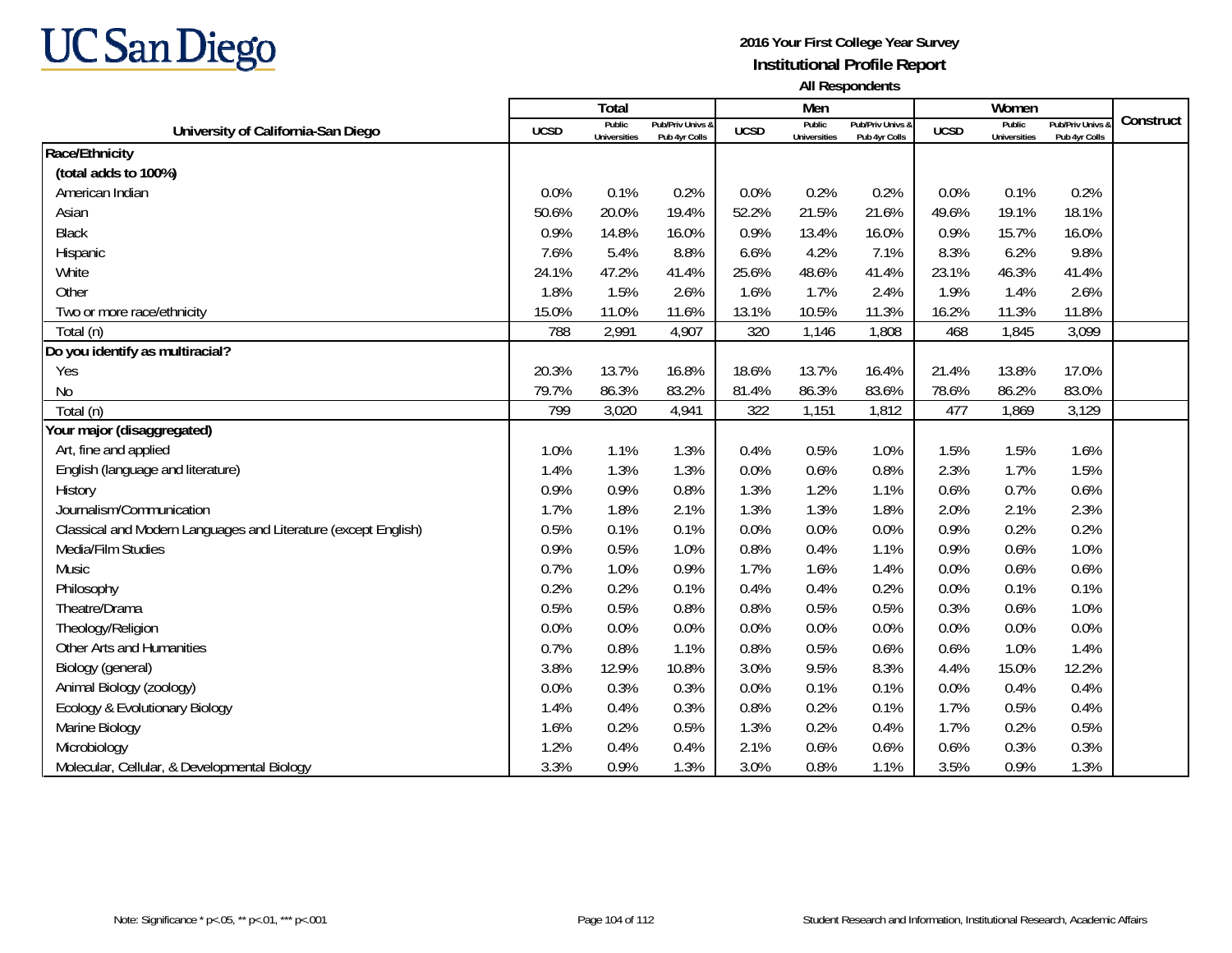UC San Diego

**2016 Your First College Year Survey**
**Institutional Profile Report**
**All Respondents**

| University of California-San Diego | Total | | | Men | | | Women | | | Construct |
|---|---|---|---|---|---|---|---|---|---|---|
| | UCSD | Public Universities | Pub/Priv Univs & Pub 4yr Colls | UCSD | Public Universities | Pub/Priv Univs & Pub 4yr Colls | UCSD | Public Universities | Pub/Priv Univs & Pub 4yr Colls | |
| **Race/Ethnicity** | | | | | | | | | | |
| **(total adds to 100%)** | | | | | | | | | | |
| American Indian | 0.0% | 0.1% | 0.2% | 0.0% | 0.2% | 0.2% | 0.0% | 0.1% | 0.2% | |
| Asian | 50.6% | 20.0% | 19.4% | 52.2% | 21.5% | 21.6% | 49.6% | 19.1% | 18.1% | |
| Black | 0.9% | 14.8% | 16.0% | 0.9% | 13.4% | 16.0% | 0.9% | 15.7% | 16.0% | |
| Hispanic | 7.6% | 5.4% | 8.8% | 6.6% | 4.2% | 7.1% | 8.3% | 6.2% | 9.8% | |
| White | 24.1% | 47.2% | 41.4% | 25.6% | 48.6% | 41.4% | 23.1% | 46.3% | 41.4% | |
| Other | 1.8% | 1.5% | 2.6% | 1.6% | 1.7% | 2.4% | 1.9% | 1.4% | 2.6% | |
| Two or more race/ethnicity | 15.0% | 11.0% | 11.6% | 13.1% | 10.5% | 11.3% | 16.2% | 11.3% | 11.8% | |
| Total (n) | 788 | 2,991 | 4,907 | 320 | 1,146 | 1,808 | 468 | 1,845 | 3,099 | |
| **Do you identify as multiracial?** | | | | | | | | | | |
| Yes | 20.3% | 13.7% | 16.8% | 18.6% | 13.7% | 16.4% | 21.4% | 13.8% | 17.0% | |
| No | 79.7% | 86.3% | 83.2% | 81.4% | 86.3% | 83.6% | 78.6% | 86.2% | 83.0% | |
| Total (n) | 799 | 3,020 | 4,941 | 322 | 1,151 | 1,812 | 477 | 1,869 | 3,129 | |
| **Your major (disaggregated)** | | | | | | | | | | |
| Art, fine and applied | 1.0% | 1.1% | 1.3% | 0.4% | 0.5% | 1.0% | 1.5% | 1.5% | 1.6% | |
| English (language and literature) | 1.4% | 1.3% | 1.3% | 0.0% | 0.6% | 0.8% | 2.3% | 1.7% | 1.5% | |
| History | 0.9% | 0.9% | 0.8% | 1.3% | 1.2% | 1.1% | 0.6% | 0.7% | 0.6% | |
| Journalism/Communication | 1.7% | 1.8% | 2.1% | 1.3% | 1.3% | 1.8% | 2.0% | 2.1% | 2.3% | |
| Classical and Modern Languages and Literature (except English) | 0.5% | 0.1% | 0.1% | 0.0% | 0.0% | 0.0% | 0.9% | 0.2% | 0.2% | |
| Media/Film Studies | 0.9% | 0.5% | 1.0% | 0.8% | 0.4% | 1.1% | 0.9% | 0.6% | 1.0% | |
| Music | 0.7% | 1.0% | 0.9% | 1.7% | 1.6% | 1.4% | 0.0% | 0.6% | 0.6% | |
| Philosophy | 0.2% | 0.2% | 0.1% | 0.4% | 0.4% | 0.2% | 0.0% | 0.1% | 0.1% | |
| Theatre/Drama | 0.5% | 0.5% | 0.8% | 0.8% | 0.5% | 0.5% | 0.3% | 0.6% | 1.0% | |
| Theology/Religion | 0.0% | 0.0% | 0.0% | 0.0% | 0.0% | 0.0% | 0.0% | 0.0% | 0.0% | |
| Other Arts and Humanities | 0.7% | 0.8% | 1.1% | 0.8% | 0.5% | 0.6% | 0.6% | 1.0% | 1.4% | |
| Biology (general) | 3.8% | 12.9% | 10.8% | 3.0% | 9.5% | 8.3% | 4.4% | 15.0% | 12.2% | |
| Animal Biology (zoology) | 0.0% | 0.3% | 0.3% | 0.0% | 0.1% | 0.1% | 0.0% | 0.4% | 0.4% | |
| Ecology & Evolutionary Biology | 1.4% | 0.4% | 0.3% | 0.8% | 0.2% | 0.1% | 1.7% | 0.5% | 0.4% | |
| Marine Biology | 1.6% | 0.2% | 0.5% | 1.3% | 0.2% | 0.4% | 1.7% | 0.2% | 0.5% | |
| Microbiology | 1.2% | 0.4% | 0.4% | 2.1% | 0.6% | 0.6% | 0.6% | 0.3% | 0.3% | |
| Molecular, Cellular, & Developmental Biology | 3.3% | 0.9% | 1.3% | 3.0% | 0.8% | 1.1% | 3.5% | 0.9% | 1.3% | |

Note: Significance * p<.05, ** p<.01, *** p<.001

Student Research and Information, Institutional Research, Academic Affairs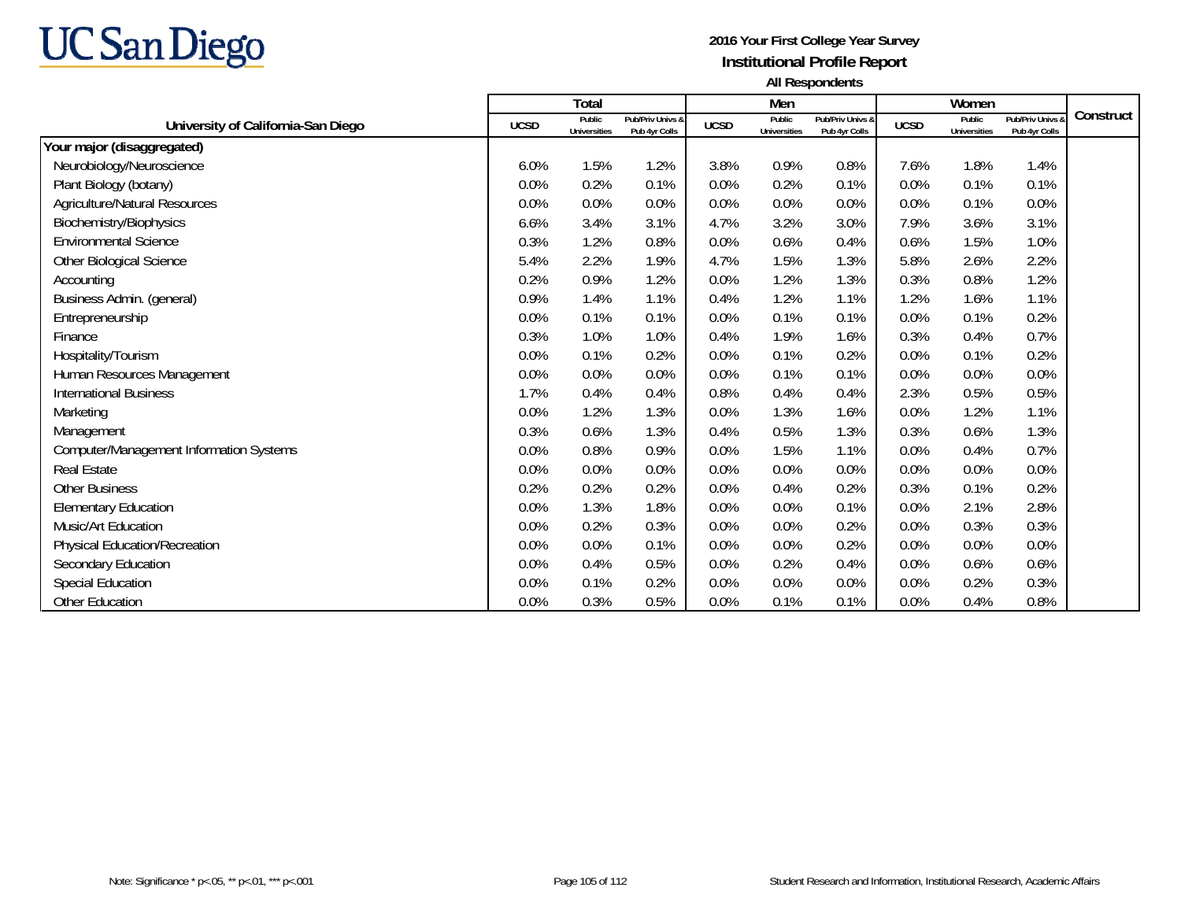UC San Diego

**2016 Your First College Year Survey**
**Institutional Profile Report**
**All Respondents**

| University of California-San Diego | Total | | | Men | | | Women | | | Construct |
|---|---|---|---|---|---|---|---|---|---|---|
| | UCSD | Public Universities | Pub/Priv Univs & Pub 4yr Colls | UCSD | Public Universities | Pub/Priv Univs & Pub 4yr Colls | UCSD | Public Universities | Pub/Priv Univs & Pub 4yr Colls | |
| **Your major (disaggregated)** | | | | | | | | | | |
| Neurobiology/Neuroscience | 6.0% | 1.5% | 1.2% | 3.8% | 0.9% | 0.8% | 7.6% | 1.8% | 1.4% | |
| Plant Biology (botany) | 0.0% | 0.2% | 0.1% | 0.0% | 0.2% | 0.1% | 0.0% | 0.1% | 0.1% | |
| Agriculture/Natural Resources | 0.0% | 0.0% | 0.0% | 0.0% | 0.0% | 0.0% | 0.0% | 0.1% | 0.0% | |
| Biochemistry/Biophysics | 6.6% | 3.4% | 3.1% | 4.7% | 3.2% | 3.0% | 7.9% | 3.6% | 3.1% | |
| Environmental Science | 0.3% | 1.2% | 0.8% | 0.0% | 0.6% | 0.4% | 0.6% | 1.5% | 1.0% | |
| Other Biological Science | 5.4% | 2.2% | 1.9% | 4.7% | 1.5% | 1.3% | 5.8% | 2.6% | 2.2% | |
| Accounting | 0.2% | 0.9% | 1.2% | 0.0% | 1.2% | 1.3% | 0.3% | 0.8% | 1.2% | |
| Business Admin. (general) | 0.9% | 1.4% | 1.1% | 0.4% | 1.2% | 1.1% | 1.2% | 1.6% | 1.1% | |
| Entrepreneurship | 0.0% | 0.1% | 0.1% | 0.0% | 0.1% | 0.1% | 0.0% | 0.1% | 0.2% | |
| Finance | 0.3% | 1.0% | 1.0% | 0.4% | 1.9% | 1.6% | 0.3% | 0.4% | 0.7% | |
| Hospitality/Tourism | 0.0% | 0.1% | 0.2% | 0.0% | 0.1% | 0.2% | 0.0% | 0.1% | 0.2% | |
| Human Resources Management | 0.0% | 0.0% | 0.0% | 0.0% | 0.1% | 0.1% | 0.0% | 0.0% | 0.0% | |
| International Business | 1.7% | 0.4% | 0.4% | 0.8% | 0.4% | 0.4% | 2.3% | 0.5% | 0.5% | |
| Marketing | 0.0% | 1.2% | 1.3% | 0.0% | 1.3% | 1.6% | 0.0% | 1.2% | 1.1% | |
| Management | 0.3% | 0.6% | 1.3% | 0.4% | 0.5% | 1.3% | 0.3% | 0.6% | 1.3% | |
| Computer/Management Information Systems | 0.0% | 0.8% | 0.9% | 0.0% | 1.5% | 1.1% | 0.0% | 0.4% | 0.7% | |
| Real Estate | 0.0% | 0.0% | 0.0% | 0.0% | 0.0% | 0.0% | 0.0% | 0.0% | 0.0% | |
| Other Business | 0.2% | 0.2% | 0.2% | 0.0% | 0.4% | 0.2% | 0.3% | 0.1% | 0.2% | |
| Elementary Education | 0.0% | 1.3% | 1.8% | 0.0% | 0.0% | 0.1% | 0.0% | 2.1% | 2.8% | |
| Music/Art Education | 0.0% | 0.2% | 0.3% | 0.0% | 0.0% | 0.2% | 0.0% | 0.3% | 0.3% | |
| Physical Education/Recreation | 0.0% | 0.0% | 0.1% | 0.0% | 0.0% | 0.2% | 0.0% | 0.0% | 0.0% | |
| Secondary Education | 0.0% | 0.4% | 0.5% | 0.0% | 0.2% | 0.4% | 0.0% | 0.6% | 0.6% | |
| Special Education | 0.0% | 0.1% | 0.2% | 0.0% | 0.0% | 0.0% | 0.0% | 0.2% | 0.3% | |
| Other Education | 0.0% | 0.3% | 0.5% | 0.0% | 0.1% | 0.1% | 0.0% | 0.4% | 0.8% | |

Note: Significance * p<.05, ** p<.01, *** p<.001

Student Research and Information, Institutional Research, Academic Affairs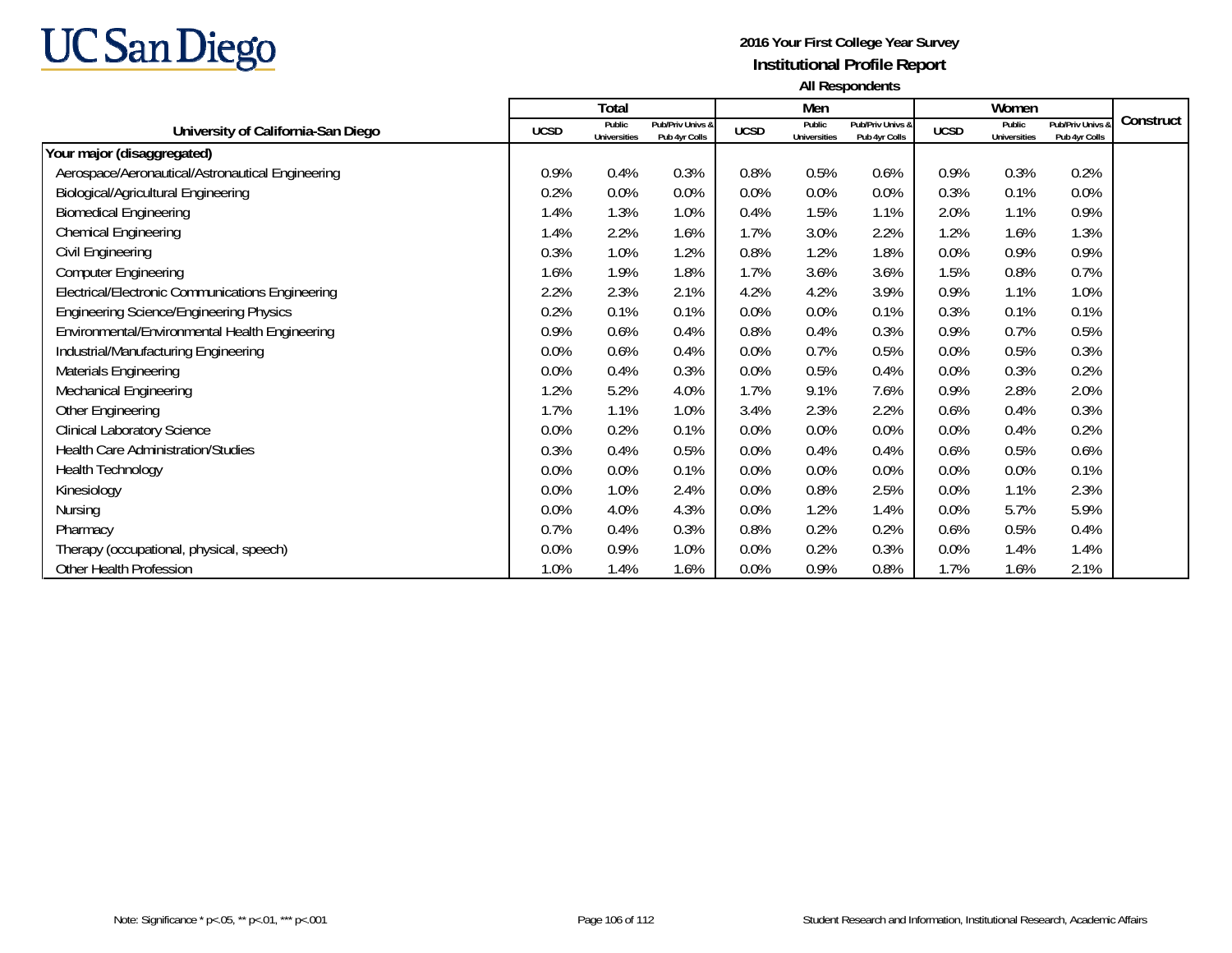UC San Diego

**2016 Your First College Year Survey**
**Institutional Profile Report**
**All Respondents**

| University of California-San Diego | Total | | | Men | | | Women | | | Construct |
|---|---|---|---|---|---|---|---|---|---|---|
| | UCSD | Public Universities | Pub/Priv Univs & Pub 4yr Colls | UCSD | Public Universities | Pub/Priv Univs & Pub 4yr Colls | UCSD | Public Universities | Pub/Priv Univs & Pub 4yr Colls | |
| **Your major (disaggregated)** | | | | | | | | | | |
| Aerospace/Aeronautical/Astronautical Engineering | 0.9% | 0.4% | 0.3% | 0.8% | 0.5% | 0.6% | 0.9% | 0.3% | 0.2% | |
| Biological/Agricultural Engineering | 0.2% | 0.0% | 0.0% | 0.0% | 0.0% | 0.0% | 0.3% | 0.1% | 0.0% | |
| Biomedical Engineering | 1.4% | 1.3% | 1.0% | 0.4% | 1.5% | 1.1% | 2.0% | 1.1% | 0.9% | |
| Chemical Engineering | 1.4% | 2.2% | 1.6% | 1.7% | 3.0% | 2.2% | 1.2% | 1.6% | 1.3% | |
| Civil Engineering | 0.3% | 1.0% | 1.2% | 0.8% | 1.2% | 1.8% | 0.0% | 0.9% | 0.9% | |
| Computer Engineering | 1.6% | 1.9% | 1.8% | 1.7% | 3.6% | 3.6% | 1.5% | 0.8% | 0.7% | |
| Electrical/Electronic Communications Engineering | 2.2% | 2.3% | 2.1% | 4.2% | 4.2% | 3.9% | 0.9% | 1.1% | 1.0% | |
| Engineering Science/Engineering Physics | 0.2% | 0.1% | 0.1% | 0.0% | 0.0% | 0.1% | 0.3% | 0.1% | 0.1% | |
| Environmental/Environmental Health Engineering | 0.9% | 0.6% | 0.4% | 0.8% | 0.4% | 0.3% | 0.9% | 0.7% | 0.5% | |
| Industrial/Manufacturing Engineering | 0.0% | 0.6% | 0.4% | 0.0% | 0.7% | 0.5% | 0.0% | 0.5% | 0.3% | |
| Materials Engineering | 0.0% | 0.4% | 0.3% | 0.0% | 0.5% | 0.4% | 0.0% | 0.3% | 0.2% | |
| Mechanical Engineering | 1.2% | 5.2% | 4.0% | 1.7% | 9.1% | 7.6% | 0.9% | 2.8% | 2.0% | |
| Other Engineering | 1.7% | 1.1% | 1.0% | 3.4% | 2.3% | 2.2% | 0.6% | 0.4% | 0.3% | |
| Clinical Laboratory Science | 0.0% | 0.2% | 0.1% | 0.0% | 0.0% | 0.0% | 0.0% | 0.4% | 0.2% | |
| Health Care Administration/Studies | 0.3% | 0.4% | 0.5% | 0.0% | 0.4% | 0.4% | 0.6% | 0.5% | 0.6% | |
| Health Technology | 0.0% | 0.0% | 0.1% | 0.0% | 0.0% | 0.0% | 0.0% | 0.0% | 0.1% | |
| Kinesiology | 0.0% | 1.0% | 2.4% | 0.0% | 0.8% | 2.5% | 0.0% | 1.1% | 2.3% | |
| Nursing | 0.0% | 4.0% | 4.3% | 0.0% | 1.2% | 1.4% | 0.0% | 5.7% | 5.9% | |
| Pharmacy | 0.7% | 0.4% | 0.3% | 0.8% | 0.2% | 0.2% | 0.6% | 0.5% | 0.4% | |
| Therapy (occupational, physical, speech) | 0.0% | 0.9% | 1.0% | 0.0% | 0.2% | 0.3% | 0.0% | 1.4% | 1.4% | |
| Other Health Profession | 1.0% | 1.4% | 1.6% | 0.0% | 0.9% | 0.8% | 1.7% | 1.6% | 2.1% | |

Note: Significance * p<.05, ** p<.01, *** p<.001

Student Research and Information, Institutional Research, Academic Affairs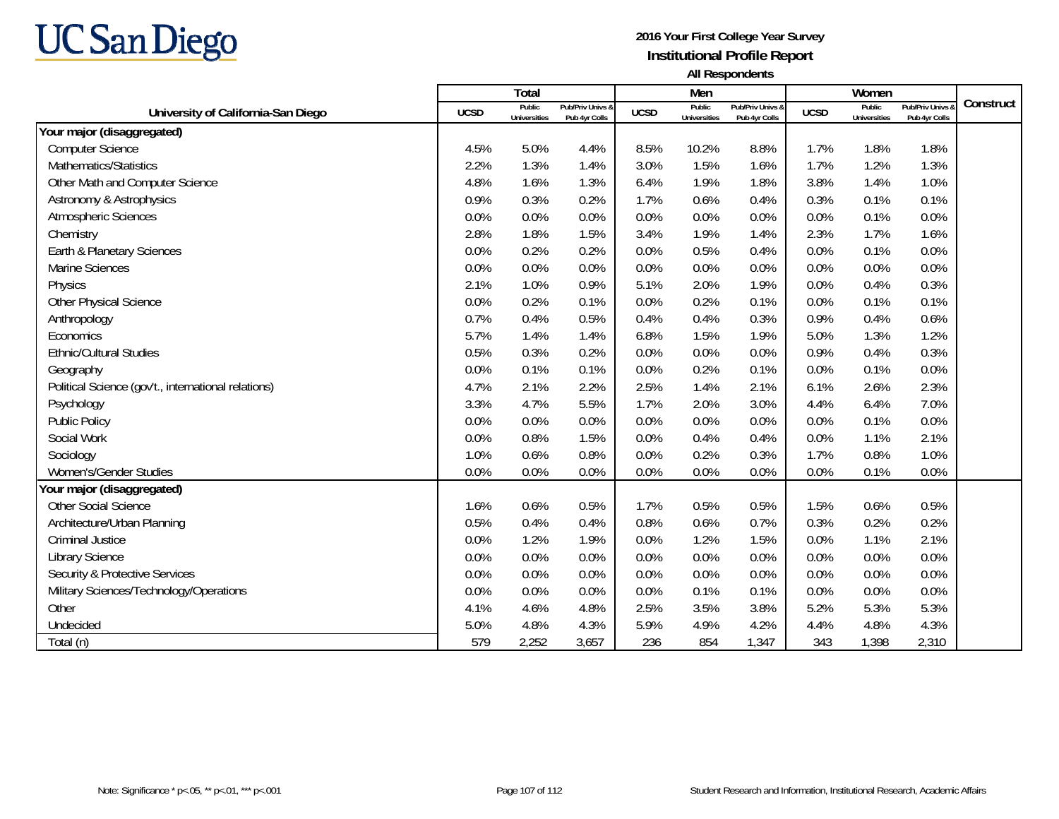UC San Diego

**2016 Your First College Year Survey**
**Institutional Profile Report**
**All Respondents**

| University of California-San Diego | Total | | | Men | | | Women | | | Construct |
|---|---|---|---|---|---|---|---|---|---|---|
| | UCSD | Public Universities | Pub/Priv Univs & Pub 4yr Colls | UCSD | Public Universities | Pub/Priv Univs & Pub 4yr Colls | UCSD | Public Universities | Pub/Priv Univs & Pub 4yr Colls | |
| **Your major (disaggregated)** | | | | | | | | | | |
| Computer Science | 4.5% | 5.0% | 4.4% | 8.5% | 10.2% | 8.8% | 1.7% | 1.8% | 1.8% | |
| Mathematics/Statistics | 2.2% | 1.3% | 1.4% | 3.0% | 1.5% | 1.6% | 1.7% | 1.2% | 1.3% | |
| Other Math and Computer Science | 4.8% | 1.6% | 1.3% | 6.4% | 1.9% | 1.8% | 3.8% | 1.4% | 1.0% | |
| Astronomy & Astrophysics | 0.9% | 0.3% | 0.2% | 1.7% | 0.6% | 0.4% | 0.3% | 0.1% | 0.1% | |
| Atmospheric Sciences | 0.0% | 0.0% | 0.0% | 0.0% | 0.0% | 0.0% | 0.0% | 0.1% | 0.0% | |
| Chemistry | 2.8% | 1.8% | 1.5% | 3.4% | 1.9% | 1.4% | 2.3% | 1.7% | 1.6% | |
| Earth & Planetary Sciences | 0.0% | 0.2% | 0.2% | 0.0% | 0.5% | 0.4% | 0.0% | 0.1% | 0.0% | |
| Marine Sciences | 0.0% | 0.0% | 0.0% | 0.0% | 0.0% | 0.0% | 0.0% | 0.0% | 0.0% | |
| Physics | 2.1% | 1.0% | 0.9% | 5.1% | 2.0% | 1.9% | 0.0% | 0.4% | 0.3% | |
| Other Physical Science | 0.0% | 0.2% | 0.1% | 0.0% | 0.2% | 0.1% | 0.0% | 0.1% | 0.1% | |
| Anthropology | 0.7% | 0.4% | 0.5% | 0.4% | 0.4% | 0.3% | 0.9% | 0.4% | 0.6% | |
| Economics | 5.7% | 1.4% | 1.4% | 6.8% | 1.5% | 1.9% | 5.0% | 1.3% | 1.2% | |
| Ethnic/Cultural Studies | 0.5% | 0.3% | 0.2% | 0.0% | 0.0% | 0.0% | 0.9% | 0.4% | 0.3% | |
| Geography | 0.0% | 0.1% | 0.1% | 0.0% | 0.2% | 0.1% | 0.0% | 0.1% | 0.0% | |
| Political Science (gov't., international relations) | 4.7% | 2.1% | 2.2% | 2.5% | 1.4% | 2.1% | 6.1% | 2.6% | 2.3% | |
| Psychology | 3.3% | 4.7% | 5.5% | 1.7% | 2.0% | 3.0% | 4.4% | 6.4% | 7.0% | |
| Public Policy | 0.0% | 0.0% | 0.0% | 0.0% | 0.0% | 0.0% | 0.0% | 0.1% | 0.0% | |
| Social Work | 0.0% | 0.8% | 1.5% | 0.0% | 0.4% | 0.4% | 0.0% | 1.1% | 2.1% | |
| Sociology | 1.0% | 0.6% | 0.8% | 0.0% | 0.2% | 0.3% | 1.7% | 0.8% | 1.0% | |
| Women's/Gender Studies | 0.0% | 0.0% | 0.0% | 0.0% | 0.0% | 0.0% | 0.0% | 0.1% | 0.0% | |
| **Your major (disaggregated)** | | | | | | | | | | |
| Other Social Science | 1.6% | 0.6% | 0.5% | 1.7% | 0.5% | 0.5% | 1.5% | 0.6% | 0.5% | |
| Architecture/Urban Planning | 0.5% | 0.4% | 0.4% | 0.8% | 0.6% | 0.7% | 0.3% | 0.2% | 0.2% | |
| Criminal Justice | 0.0% | 1.2% | 1.9% | 0.0% | 1.2% | 1.5% | 0.0% | 1.1% | 2.1% | |
| Library Science | 0.0% | 0.0% | 0.0% | 0.0% | 0.0% | 0.0% | 0.0% | 0.0% | 0.0% | |
| Security & Protective Services | 0.0% | 0.0% | 0.0% | 0.0% | 0.0% | 0.0% | 0.0% | 0.0% | 0.0% | |
| Military Sciences/Technology/Operations | 0.0% | 0.0% | 0.0% | 0.0% | 0.1% | 0.1% | 0.0% | 0.0% | 0.0% | |
| Other | 4.1% | 4.6% | 4.8% | 2.5% | 3.5% | 3.8% | 5.2% | 5.3% | 5.3% | |
| Undecided | 5.0% | 4.8% | 4.3% | 5.9% | 4.9% | 4.2% | 4.4% | 4.8% | 4.3% | |
| Total (n) | 579 | 2,252 | 3,657 | 236 | 854 | 1,347 | 343 | 1,398 | 2,310 | |

Note: Significance * p<.05, ** p<.01, *** p<.001

Student Research and Information, Institutional Research, Academic Affairs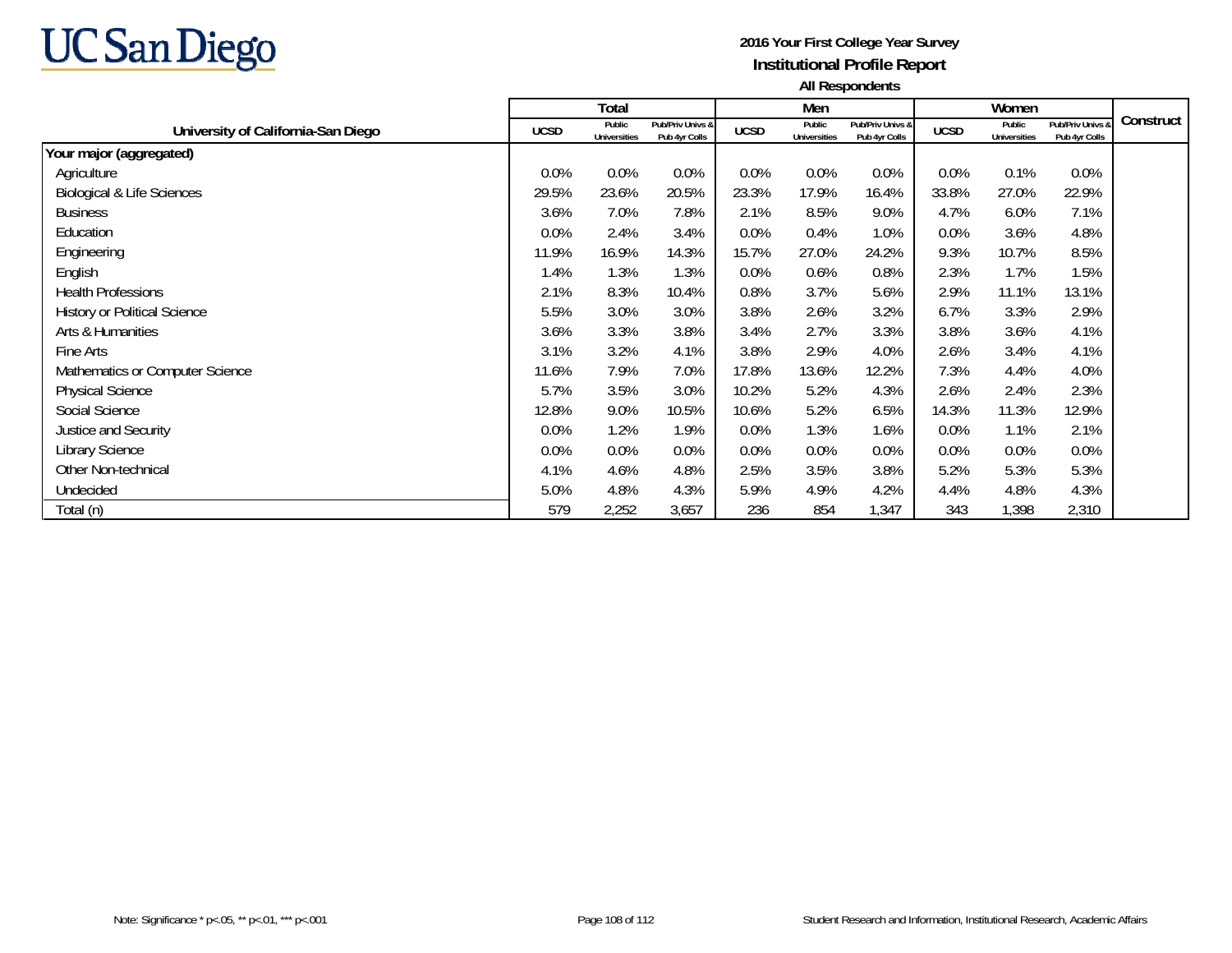**2016 Your First College Year Survey**
**Institutional Profile Report**
**All Respondents**

| University of California-San Diego | Total | | | Men | | | Women | | | Construct |
|---|---|---|---|---|---|---|---|---|---|---|
| | UCSD | Public Universities | Pub/Priv Univs & Pub 4yr Colls | UCSD | Public Universities | Pub/Priv Univs & Pub 4yr Colls | UCSD | Public Universities | Pub/Priv Univs & Pub 4yr Colls | |
| **Your major (aggregated)** | | | | | | | | | | |
| Agriculture | 0.0% | 0.0% | 0.0% | 0.0% | 0.0% | 0.0% | 0.0% | 0.1% | 0.0% | |
| Biological & Life Sciences | 29.5% | 23.6% | 20.5% | 23.3% | 17.9% | 16.4% | 33.8% | 27.0% | 22.9% | |
| Business | 3.6% | 7.0% | 7.8% | 2.1% | 8.5% | 9.0% | 4.7% | 6.0% | 7.1% | |
| Education | 0.0% | 2.4% | 3.4% | 0.0% | 0.4% | 1.0% | 0.0% | 3.6% | 4.8% | |
| Engineering | 11.9% | 16.9% | 14.3% | 15.7% | 27.0% | 24.2% | 9.3% | 10.7% | 8.5% | |
| English | 1.4% | 1.3% | 1.3% | 0.0% | 0.6% | 0.8% | 2.3% | 1.7% | 1.5% | |
| Health Professions | 2.1% | 8.3% | 10.4% | 0.8% | 3.7% | 5.6% | 2.9% | 11.1% | 13.1% | |
| History or Political Science | 5.5% | 3.0% | 3.0% | 3.8% | 2.6% | 3.2% | 6.7% | 3.3% | 2.9% | |
| Arts & Humanities | 3.6% | 3.3% | 3.8% | 3.4% | 2.7% | 3.3% | 3.8% | 3.6% | 4.1% | |
| Fine Arts | 3.1% | 3.2% | 4.1% | 3.8% | 2.9% | 4.0% | 2.6% | 3.4% | 4.1% | |
| Mathematics or Computer Science | 11.6% | 7.9% | 7.0% | 17.8% | 13.6% | 12.2% | 7.3% | 4.4% | 4.0% | |
| Physical Science | 5.7% | 3.5% | 3.0% | 10.2% | 5.2% | 4.3% | 2.6% | 2.4% | 2.3% | |
| Social Science | 12.8% | 9.0% | 10.5% | 10.6% | 5.2% | 6.5% | 14.3% | 11.3% | 12.9% | |
| Justice and Security | 0.0% | 1.2% | 1.9% | 0.0% | 1.3% | 1.6% | 0.0% | 1.1% | 2.1% | |
| Library Science | 0.0% | 0.0% | 0.0% | 0.0% | 0.0% | 0.0% | 0.0% | 0.0% | 0.0% | |
| Other Non-technical | 4.1% | 4.6% | 4.8% | 2.5% | 3.5% | 3.8% | 5.2% | 5.3% | 5.3% | |
| Undecided | 5.0% | 4.8% | 4.3% | 5.9% | 4.9% | 4.2% | 4.4% | 4.8% | 4.3% | |
| Total (n) | 579 | 2,252 | 3,657 | 236 | 854 | 1,347 | 343 | 1,398 | 2,310 | |

Note: Significance * p<.05, ** p<.01, *** p<.001

Student Research and Information, Institutional Research, Academic Affairs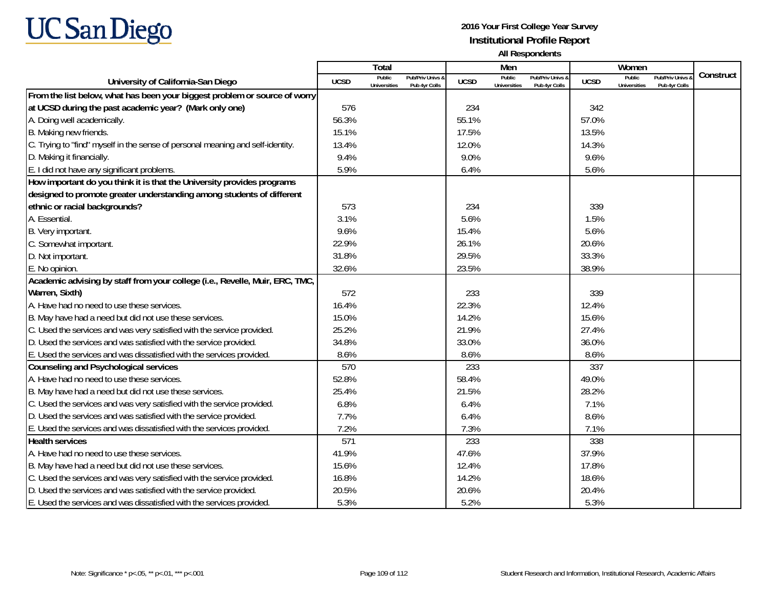UC San Diego

**2016 Your First College Year Survey**
**Institutional Profile Report**
**All Respondents**

| University of California-San Diego | Total | | | Men | | | Women | | | Construct |
|---|---|---|---|---|---|---|---|---|---|---|
| | UCSD | Public Universities | Pub/Priv Univs & Pub 4yr Colls | UCSD | Public Universities | Pub/Priv Univs & Pub 4yr Colls | UCSD | Public Universities | Pub/Priv Univs & Pub 4yr Colls | |
| **From the list below, what has been your biggest problem or source of worry at UCSD during the past academic year? (Mark only one)** | 576 | | | 234 | | | 342 | | | |
| A. Doing well academically. | 56.3% | | | 55.1% | | | 57.0% | | | |
| B. Making new friends. | 15.1% | | | 17.5% | | | 13.5% | | | |
| C. Trying to "find" myself in the sense of personal meaning and self-identity. | 13.4% | | | 12.0% | | | 14.3% | | | |
| D. Making it financially. | 9.4% | | | 9.0% | | | 9.6% | | | |
| E. I did not have any significant problems. | 5.9% | | | 6.4% | | | 5.6% | | | |
| **How important do you think it is that the University provides programs designed to promote greater understanding among students of different ethnic or racial backgrounds?** | 573 | | | 234 | | | 339 | | | |
| A. Essential. | 3.1% | | | 5.6% | | | 1.5% | | | |
| B. Very important. | 9.6% | | | 15.4% | | | 5.6% | | | |
| C. Somewhat important. | 22.9% | | | 26.1% | | | 20.6% | | | |
| D. Not important. | 31.8% | | | 29.5% | | | 33.3% | | | |
| E. No opinion. | 32.6% | | | 23.5% | | | 38.9% | | | |
| **Academic advising by staff from your college (i.e., Revelle, Muir, ERC, TMC, Warren, Sixth)** | 572 | | | 233 | | | 339 | | | |
| A. Have had no need to use these services. | 16.4% | | | 22.3% | | | 12.4% | | | |
| B. May have had a need but did not use these services. | 15.0% | | | 14.2% | | | 15.6% | | | |
| C. Used the services and was very satisfied with the service provided. | 25.2% | | | 21.9% | | | 27.4% | | | |
| D. Used the services and was satisfied with the service provided. | 34.8% | | | 33.0% | | | 36.0% | | | |
| E. Used the services and was dissatisfied with the services provided. | 8.6% | | | 8.6% | | | 8.6% | | | |
| **Counseling and Psychological services** | 570 | | | 233 | | | 337 | | | |
| A. Have had no need to use these services. | 52.8% | | | 58.4% | | | 49.0% | | | |
| B. May have had a need but did not use these services. | 25.4% | | | 21.5% | | | 28.2% | | | |
| C. Used the services and was very satisfied with the service provided. | 6.8% | | | 6.4% | | | 7.1% | | | |
| D. Used the services and was satisfied with the service provided. | 7.7% | | | 6.4% | | | 8.6% | | | |
| E. Used the services and was dissatisfied with the services provided. | 7.2% | | | 7.3% | | | 7.1% | | | |
| **Health services** | 571 | | | 233 | | | 338 | | | |
| A. Have had no need to use these services. | 41.9% | | | 47.6% | | | 37.9% | | | |
| B. May have had a need but did not use these services. | 15.6% | | | 12.4% | | | 17.8% | | | |
| C. Used the services and was very satisfied with the service provided. | 16.8% | | | 14.2% | | | 18.6% | | | |
| D. Used the services and was satisfied with the service provided. | 20.5% | | | 20.6% | | | 20.4% | | | |
| E. Used the services and was dissatisfied with the services provided. | 5.3% | | | 5.2% | | | 5.3% | | | |

Note: Significance * p<.05, ** p<.01, *** p<.001

Student Research and Information, Institutional Research, Academic Affairs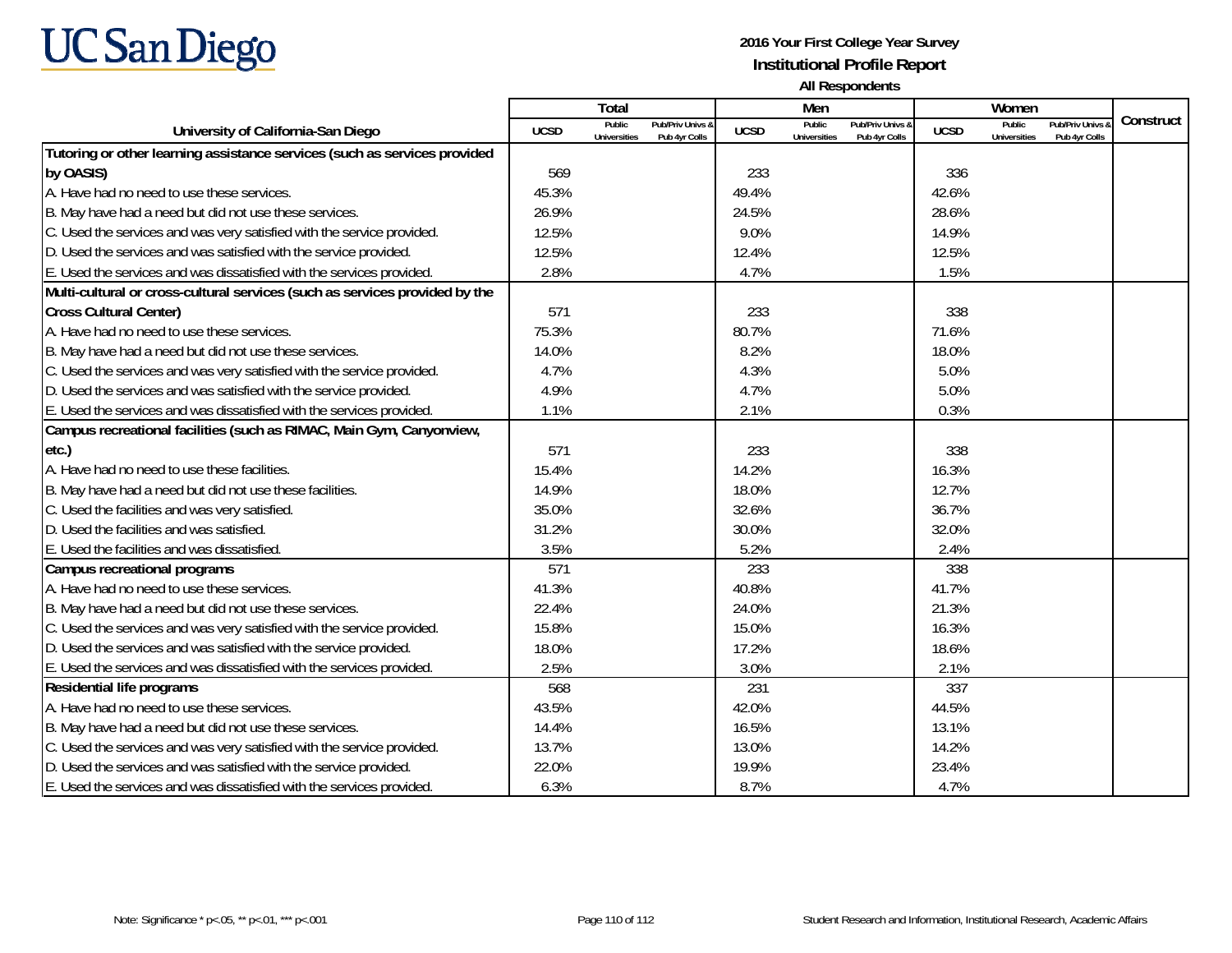**2016 Your First College Year Survey**
**Institutional Profile Report**
**All Respondents**

| University of California-San Diego | Total | | | Men | | | Women | | | Construct |
|---|---|---|---|---|---|---|---|---|---|---|
| | UCSD | Public Universities | Pub/Priv Univs & Pub 4yr Colls | UCSD | Public Universities | Pub/Priv Univs & Pub 4yr Colls | UCSD | Public Universities | Pub/Priv Univs & Pub 4yr Colls | |
| **Tutoring or other learning assistance services (such as services provided by OASIS)** | 569 | | | 233 | | | 336 | | | |
| A. Have had no need to use these services. | 45.3% | | | 49.4% | | | 42.6% | | | |
| B. May have had a need but did not use these services. | 26.9% | | | 24.5% | | | 28.6% | | | |
| C. Used the services and was very satisfied with the service provided. | 12.5% | | | 9.0% | | | 14.9% | | | |
| D. Used the services and was satisfied with the service provided. | 12.5% | | | 12.4% | | | 12.5% | | | |
| E. Used the services and was dissatisfied with the services provided. | 2.8% | | | 4.7% | | | 1.5% | | | |
| **Multi-cultural or cross-cultural services (such as services provided by the Cross Cultural Center)** | 571 | | | 233 | | | 338 | | | |
| A. Have had no need to use these services. | 75.3% | | | 80.7% | | | 71.6% | | | |
| B. May have had a need but did not use these services. | 14.0% | | | 8.2% | | | 18.0% | | | |
| C. Used the services and was very satisfied with the service provided. | 4.7% | | | 4.3% | | | 5.0% | | | |
| D. Used the services and was satisfied with the service provided. | 4.9% | | | 4.7% | | | 5.0% | | | |
| E. Used the services and was dissatisfied with the services provided. | 1.1% | | | 2.1% | | | 0.3% | | | |
| **Campus recreational facilities (such as RIMAC, Main Gym, Canyonview, etc.)** | 571 | | | 233 | | | 338 | | | |
| A. Have had no need to use these facilities. | 15.4% | | | 14.2% | | | 16.3% | | | |
| B. May have had a need but did not use these facilities. | 14.9% | | | 18.0% | | | 12.7% | | | |
| C. Used the facilities and was very satisfied. | 35.0% | | | 32.6% | | | 36.7% | | | |
| D. Used the facilities and was satisfied. | 31.2% | | | 30.0% | | | 32.0% | | | |
| E. Used the facilities and was dissatisfied. | 3.5% | | | 5.2% | | | 2.4% | | | |
| **Campus recreational programs** | 571 | | | 233 | | | 338 | | | |
| A. Have had no need to use these services. | 41.3% | | | 40.8% | | | 41.7% | | | |
| B. May have had a need but did not use these services. | 22.4% | | | 24.0% | | | 21.3% | | | |
| C. Used the services and was very satisfied with the service provided. | 15.8% | | | 15.0% | | | 16.3% | | | |
| D. Used the services and was satisfied with the service provided. | 18.0% | | | 17.2% | | | 18.6% | | | |
| E. Used the services and was dissatisfied with the services provided. | 2.5% | | | 3.0% | | | 2.1% | | | |
| **Residential life programs** | 568 | | | 231 | | | 337 | | | |
| A. Have had no need to use these services. | 43.5% | | | 42.0% | | | 44.5% | | | |
| B. May have had a need but did not use these services. | 14.4% | | | 16.5% | | | 13.1% | | | |
| C. Used the services and was very satisfied with the service provided. | 13.7% | | | 13.0% | | | 14.2% | | | |
| D. Used the services and was satisfied with the service provided. | 22.0% | | | 19.9% | | | 23.4% | | | |
| E. Used the services and was dissatisfied with the services provided. | 6.3% | | | 8.7% | | | 4.7% | | | |

Note: Significance * p<.05, ** p<.01, *** p<.001

Student Research and Information, Institutional Research, Academic Affairs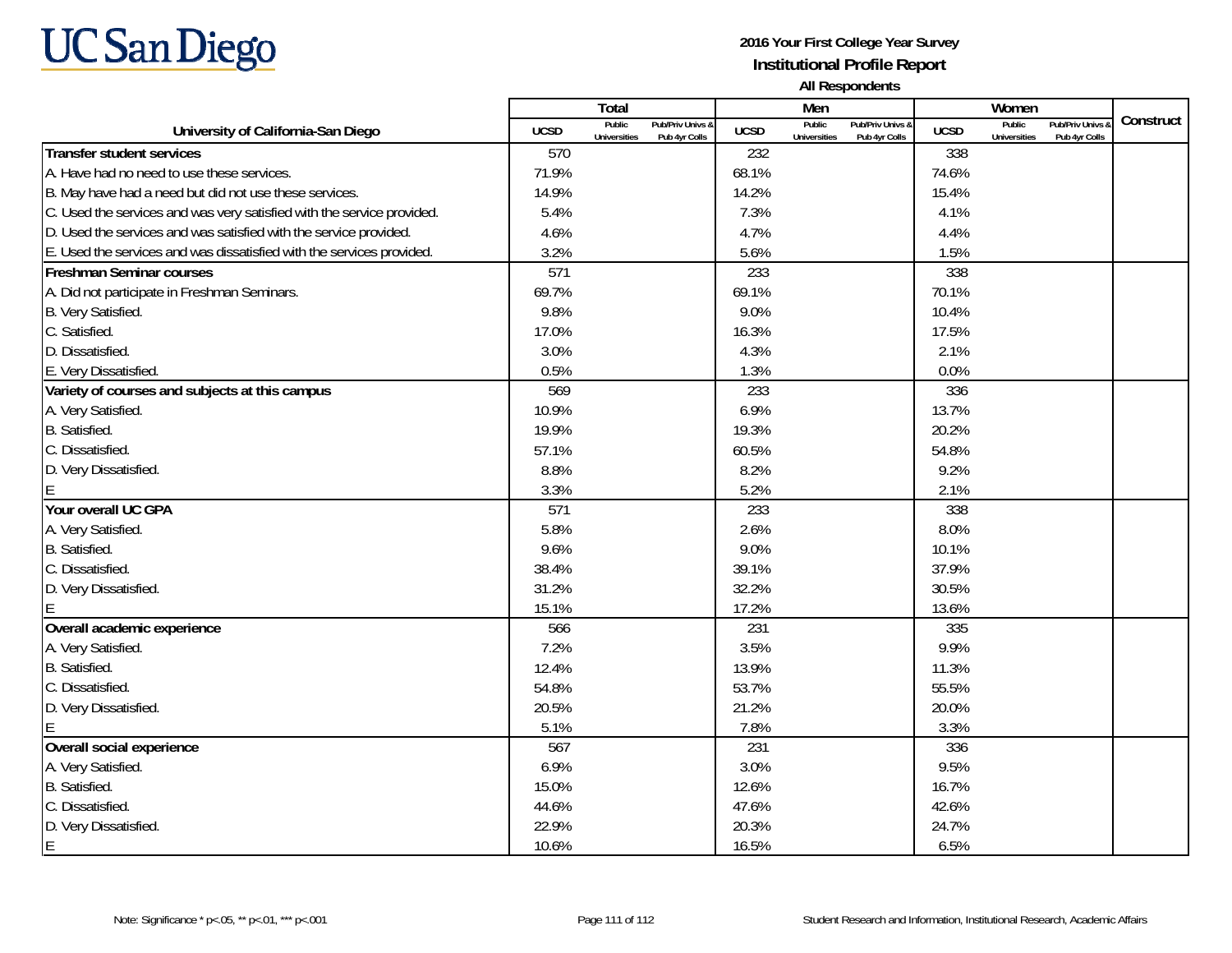UC San Diego

**2016 Your First College Year Survey**

**Institutional Profile Report**

**All Respondents**

| University of California-San Diego | Total | | | Men | | | Women | | | Construct |
|---|---|---|---|---|---|---|---|---|---|---|
| | UCSD | Public Universities | Pub/Priv Univs & Pub 4yr Colls | UCSD | Public Universities | Pub/Priv Univs & Pub 4yr Colls | UCSD | Public Universities | Pub/Priv Univs & Pub 4yr Colls | |
| **Transfer student services** | 570 | | | 232 | | | 338 | | | |
| A. Have had no need to use these services. | 71.9% | | | 68.1% | | | 74.6% | | | |
| B. May have had a need but did not use these services. | 14.9% | | | 14.2% | | | 15.4% | | | |
| C. Used the services and was very satisfied with the service provided. | 5.4% | | | 7.3% | | | 4.1% | | | |
| D. Used the services and was satisfied with the service provided. | 4.6% | | | 4.7% | | | 4.4% | | | |
| E. Used the services and was dissatisfied with the services provided. | 3.2% | | | 5.6% | | | 1.5% | | | |
| **Freshman Seminar courses** | 571 | | | 233 | | | 338 | | | |
| A. Did not participate in Freshman Seminars. | 69.7% | | | 69.1% | | | 70.1% | | | |
| B. Very Satisfied. | 9.8% | | | 9.0% | | | 10.4% | | | |
| C. Satisfied. | 17.0% | | | 16.3% | | | 17.5% | | | |
| D. Dissatisfied. | 3.0% | | | 4.3% | | | 2.1% | | | |
| E. Very Dissatisfied. | 0.5% | | | 1.3% | | | 0.0% | | | |
| **Variety of courses and subjects at this campus** | 569 | | | 233 | | | 336 | | | |
| A. Very Satisfied. | 10.9% | | | 6.9% | | | 13.7% | | | |
| B. Satisfied. | 19.9% | | | 19.3% | | | 20.2% | | | |
| C. Dissatisfied. | 57.1% | | | 60.5% | | | 54.8% | | | |
| D. Very Dissatisfied. | 8.8% | | | 8.2% | | | 9.2% | | | |
| E | 3.3% | | | 5.2% | | | 2.1% | | | |
| **Your overall UC GPA** | 571 | | | 233 | | | 338 | | | |
| A. Very Satisfied. | 5.8% | | | 2.6% | | | 8.0% | | | |
| B. Satisfied. | 9.6% | | | 9.0% | | | 10.1% | | | |
| C. Dissatisfied. | 38.4% | | | 39.1% | | | 37.9% | | | |
| D. Very Dissatisfied. | 31.2% | | | 32.2% | | | 30.5% | | | |
| E | 15.1% | | | 17.2% | | | 13.6% | | | |
| **Overall academic experience** | 566 | | | 231 | | | 335 | | | |
| A. Very Satisfied. | 7.2% | | | 3.5% | | | 9.9% | | | |
| B. Satisfied. | 12.4% | | | 13.9% | | | 11.3% | | | |
| C. Dissatisfied. | 54.8% | | | 53.7% | | | 55.5% | | | |
| D. Very Dissatisfied. | 20.5% | | | 21.2% | | | 20.0% | | | |
| E | 5.1% | | | 7.8% | | | 3.3% | | | |
| **Overall social experience** | 567 | | | 231 | | | 336 | | | |
| A. Very Satisfied. | 6.9% | | | 3.0% | | | 9.5% | | | |
| B. Satisfied. | 15.0% | | | 12.6% | | | 16.7% | | | |
| C. Dissatisfied. | 44.6% | | | 47.6% | | | 42.6% | | | |
| D. Very Dissatisfied. | 22.9% | | | 20.3% | | | 24.7% | | | |
| E | 10.6% | | | 16.5% | | | 6.5% | | | |

Note: Significance * p<.05, ** p<.01, *** p<.001

Student Research and Information, Institutional Research, Academic Affairs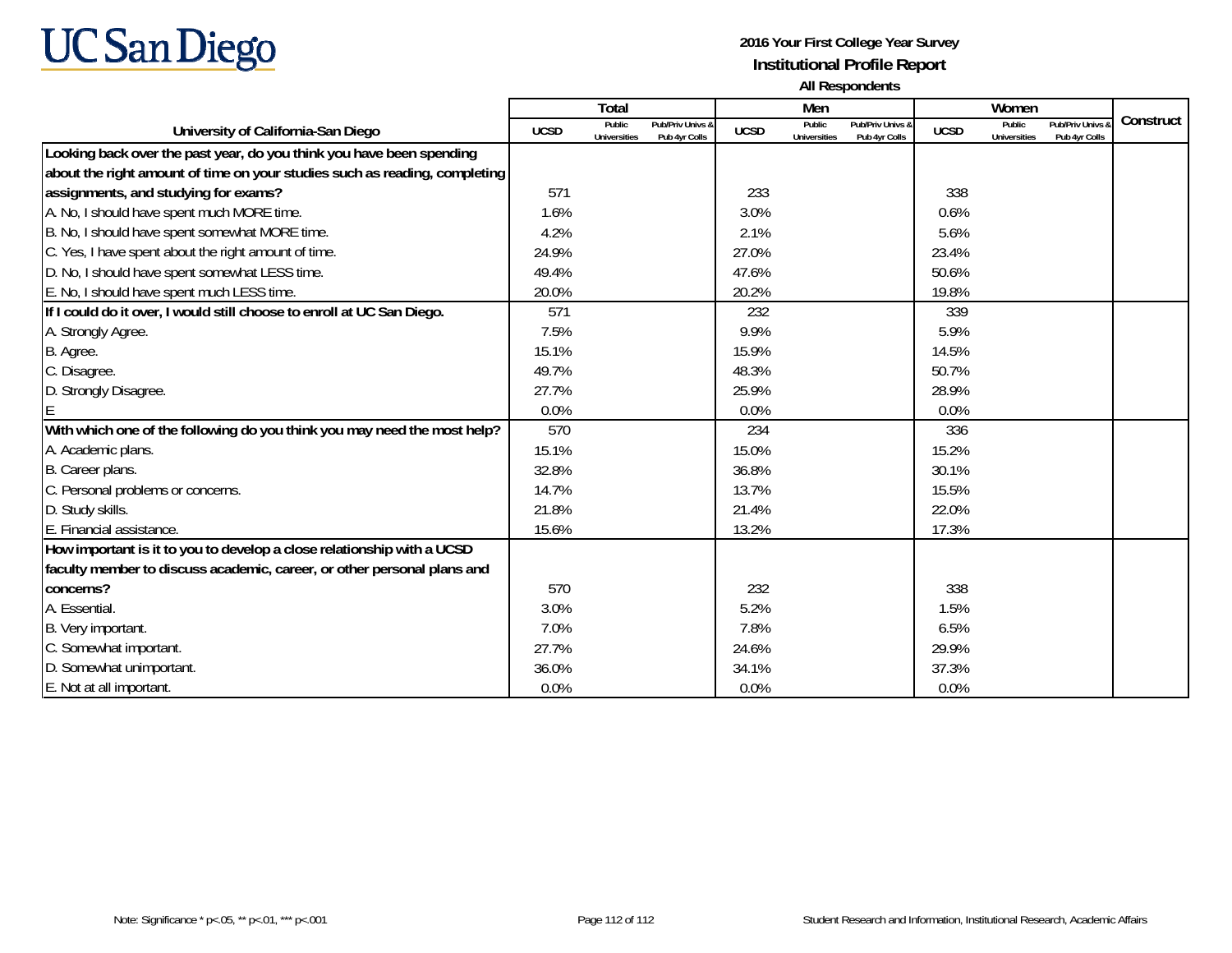**2016 Your First College Year Survey**

**Institutional Profile Report**

**All Respondents**

| University of California-San Diego | Total | | | Men | | | Women | | | Construct |
|---|---|---|---|---|---|---|---|---|---|---|
| | UCSD | Public Universities | Pub/Priv Univs & Pub 4yr Colls | UCSD | Public Universities | Pub/Priv Univs & Pub 4yr Colls | UCSD | Public Universities | Pub/Priv Univs & Pub 4yr Colls | |
| **Looking back over the past year, do you think you have been spending about the right amount of time on your studies such as reading, completing assignments, and studying for exams?** | 571 | | | 233 | | | 338 | | | |
| A. No, I should have spent much MORE time. | 1.6% | | | 3.0% | | | 0.6% | | | |
| B. No, I should have spent somewhat MORE time. | 4.2% | | | 2.1% | | | 5.6% | | | |
| C. Yes, I have spent about the right amount of time. | 24.9% | | | 27.0% | | | 23.4% | | | |
| D. No, I should have spent somewhat LESS time. | 49.4% | | | 47.6% | | | 50.6% | | | |
| E. No, I should have spent much LESS time. | 20.0% | | | 20.2% | | | 19.8% | | | |
| **If I could do it over, I would still choose to enroll at UC San Diego.** | 571 | | | 232 | | | 339 | | | |
| A. Strongly Agree. | 7.5% | | | 9.9% | | | 5.9% | | | |
| B. Agree. | 15.1% | | | 15.9% | | | 14.5% | | | |
| C. Disagree. | 49.7% | | | 48.3% | | | 50.7% | | | |
| D. Strongly Disagree. | 27.7% | | | 25.9% | | | 28.9% | | | |
| E. | 0.0% | | | 0.0% | | | 0.0% | | | |
| **With which one of the following do you think you may need the most help?** | 570 | | | 234 | | | 336 | | | |
| A. Academic plans. | 15.1% | | | 15.0% | | | 15.2% | | | |
| B. Career plans. | 32.8% | | | 36.8% | | | 30.1% | | | |
| C. Personal problems or concerns. | 14.7% | | | 13.7% | | | 15.5% | | | |
| D. Study skills. | 21.8% | | | 21.4% | | | 22.0% | | | |
| E. Financial assistance. | 15.6% | | | 13.2% | | | 17.3% | | | |
| **How important is it to you to develop a close relationship with a UCSD faculty member to discuss academic, career, or other personal plans and concerns?** | 570 | | | 232 | | | 338 | | | |
| A. Essential. | 3.0% | | | 5.2% | | | 1.5% | | | |
| B. Very important. | 7.0% | | | 7.8% | | | 6.5% | | | |
| C. Somewhat important. | 27.7% | | | 24.6% | | | 29.9% | | | |
| D. Somewhat unimportant. | 36.0% | | | 34.1% | | | 37.3% | | | |
| E. Not at all important. | 0.0% | | | 0.0% | | | 0.0% | | | |

Note: Significance * p<.05, ** p<.01, *** p<.001

Student Research and Information, Institutional Research, Academic Affairs